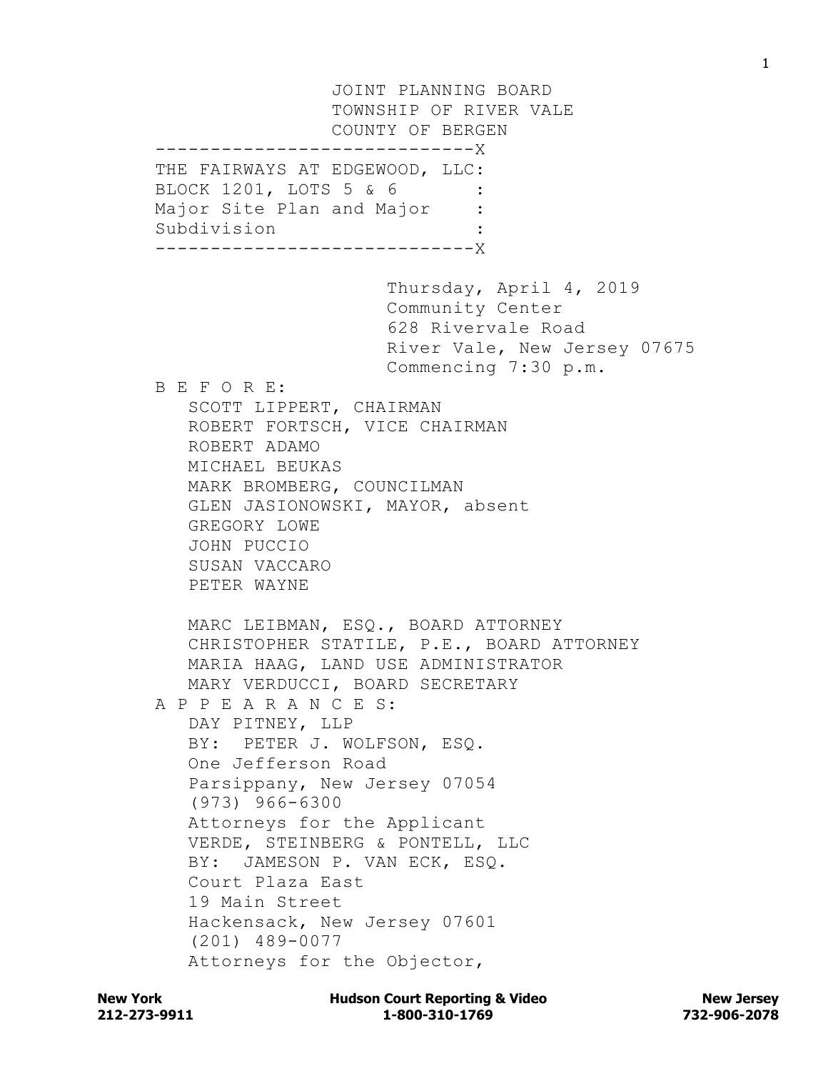JOINT PLANNING BOARD
TOWNSHIP OF RIVER VALE
COUNTY OF BERGEN

```
-----------------------------X
THE FAIRWAYS AT EDGEWOOD, LLC:
BLOCK 1201, LOTS 5 & 6       :
Major Site Plan and Major    :
Subdivision                  :
-----------------------------X
```

Thursday, April 4, 2019
Community Center
628 Rivervale Road
River Vale, New Jersey 07675
Commencing 7:30 p.m.

B E F O R E:

SCOTT LIPPERT, CHAIRMAN
ROBERT FORTSCH, VICE CHAIRMAN
ROBERT ADAMO
MICHAEL BEUKAS
MARK BROMBERG, COUNCILMAN
GLEN JASIONOWSKI, MAYOR, absent
GREGORY LOWE
JOHN PUCCIO
SUSAN VACCARO
PETER WAYNE

MARC LEIBMAN, ESQ., BOARD ATTORNEY
CHRISTOPHER STATILE, P.E., BOARD ATTORNEY
MARIA HAAG, LAND USE ADMINISTRATOR
MARY VERDUCCI, BOARD SECRETARY

A P P E A R A N C E S:

DAY PITNEY, LLP
BY: PETER J. WOLFSON, ESQ.
One Jefferson Road
Parsippany, New Jersey 07054
(973) 966-6300
Attorneys for the Applicant

VERDE, STEINBERG & PONTELL, LLC
BY: JAMESON P. VAN ECK, ESQ.
Court Plaza East
19 Main Street
Hackensack, New Jersey 07601
(201) 489-0077
Attorneys for the Objector,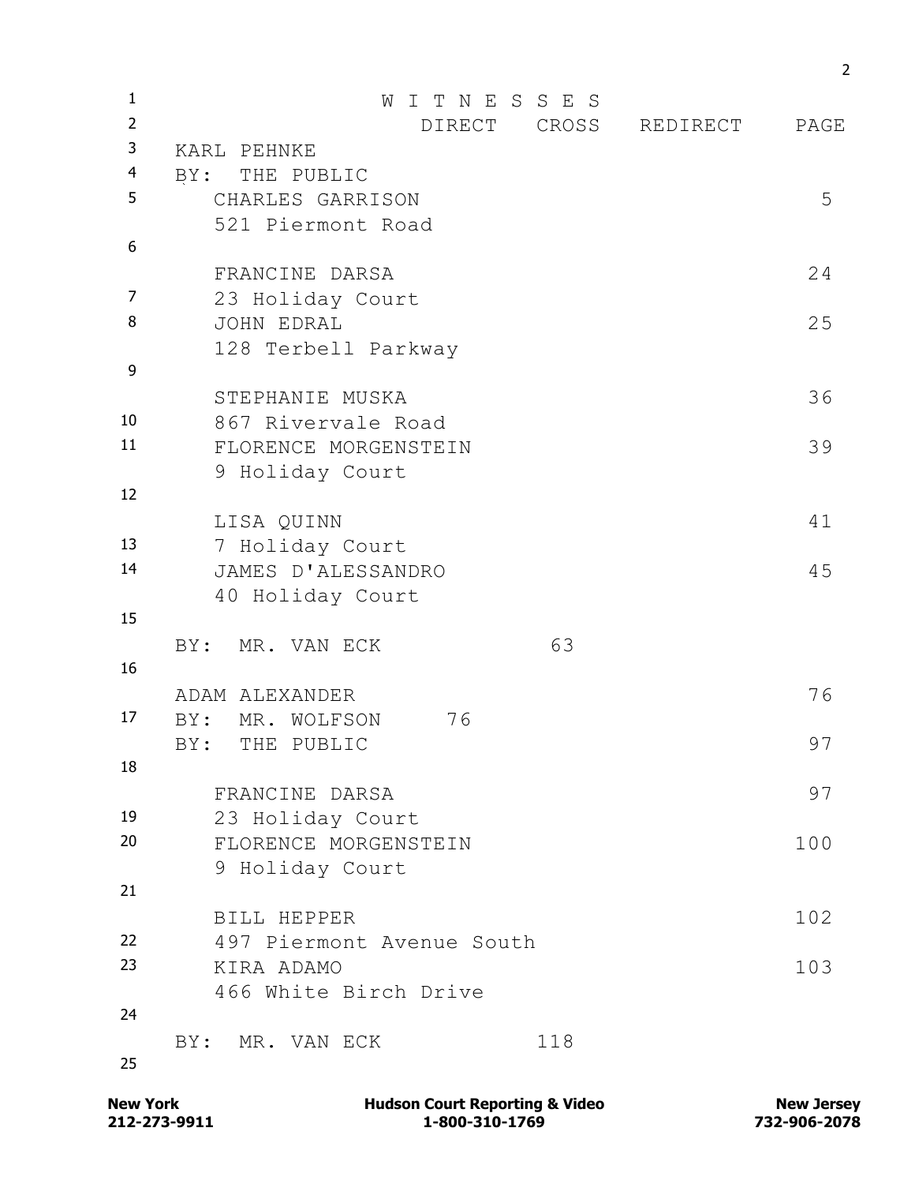# W I T N E S S E S

| | DIRECT | CROSS | REDIRECT | PAGE |
|---|---|---|---|---|
| KARL PEHNKE | | | | |
| BY: THE PUBLIC | | | | |
| CHARLES GARRISON, 521 Piermont Road | | | | 5 |
| FRANCINE DARSA, 23 Holiday Court | | | | 24 |
| JOHN EDRAL, 128 Terbell Parkway | | | | 25 |
| STEPHANIE MUSKA, 867 Rivervale Road | | | | 36 |
| FLORENCE MORGENSTEIN, 9 Holiday Court | | | | 39 |
| LISA QUINN, 7 Holiday Court | | | | 41 |
| JAMES D'ALESSANDRO, 40 Holiday Court | | | | 45 |
| BY: MR. VAN ECK | | 63 | | |
| ADAM ALEXANDER | | | | 76 |
| BY: MR. WOLFSON | 76 | | | |
| BY: THE PUBLIC | | | | 97 |
| FRANCINE DARSA, 23 Holiday Court | | | | 97 |
| FLORENCE MORGENSTEIN, 9 Holiday Court | | | | 100 |
| BILL HEPPER, 497 Piermont Avenue South | | | | 102 |
| KIRA ADAMO, 466 White Birch Drive | | | | 103 |
| BY: MR. VAN ECK | | 118 | | |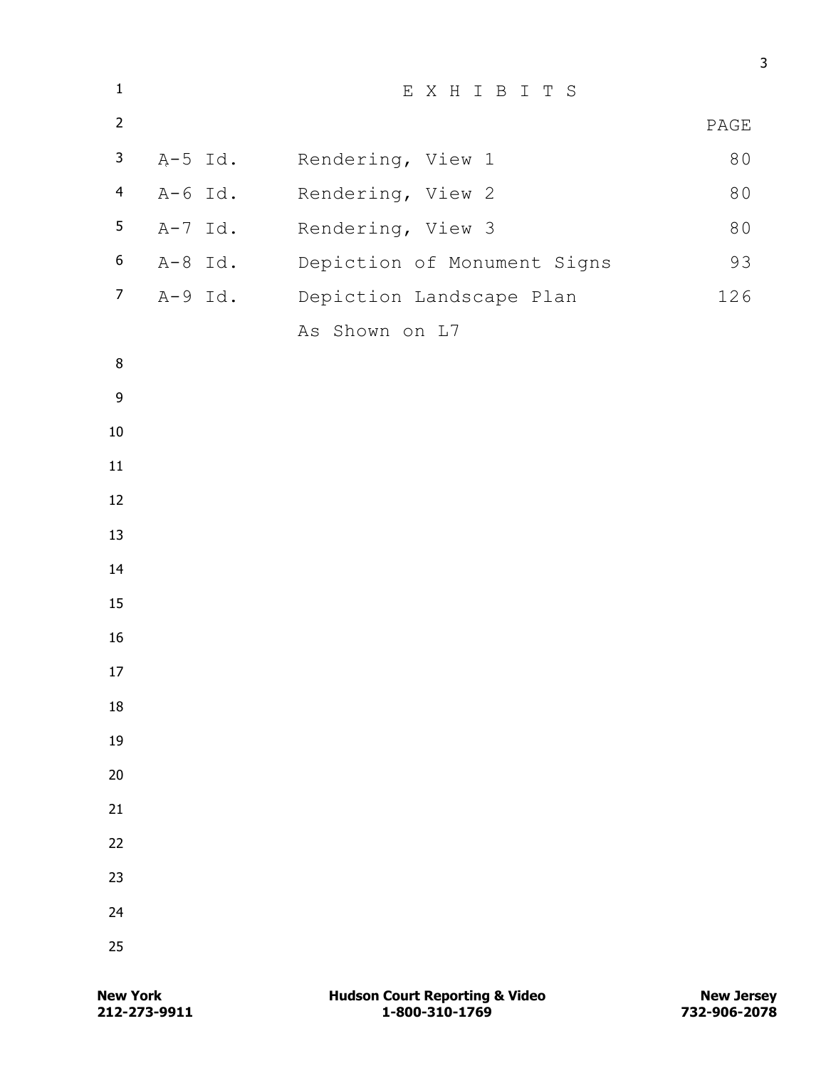E X H I B I T S

| | | PAGE |
|---|---|---|
| A-5 Id. | Rendering, View 1 | 80 |
| A-6 Id. | Rendering, View 2 | 80 |
| A-7 Id. | Rendering, View 3 | 80 |
| A-8 Id. | Depiction of Monument Signs | 93 |
| A-9 Id. | Depiction Landscape Plan As Shown on L7 | 126 |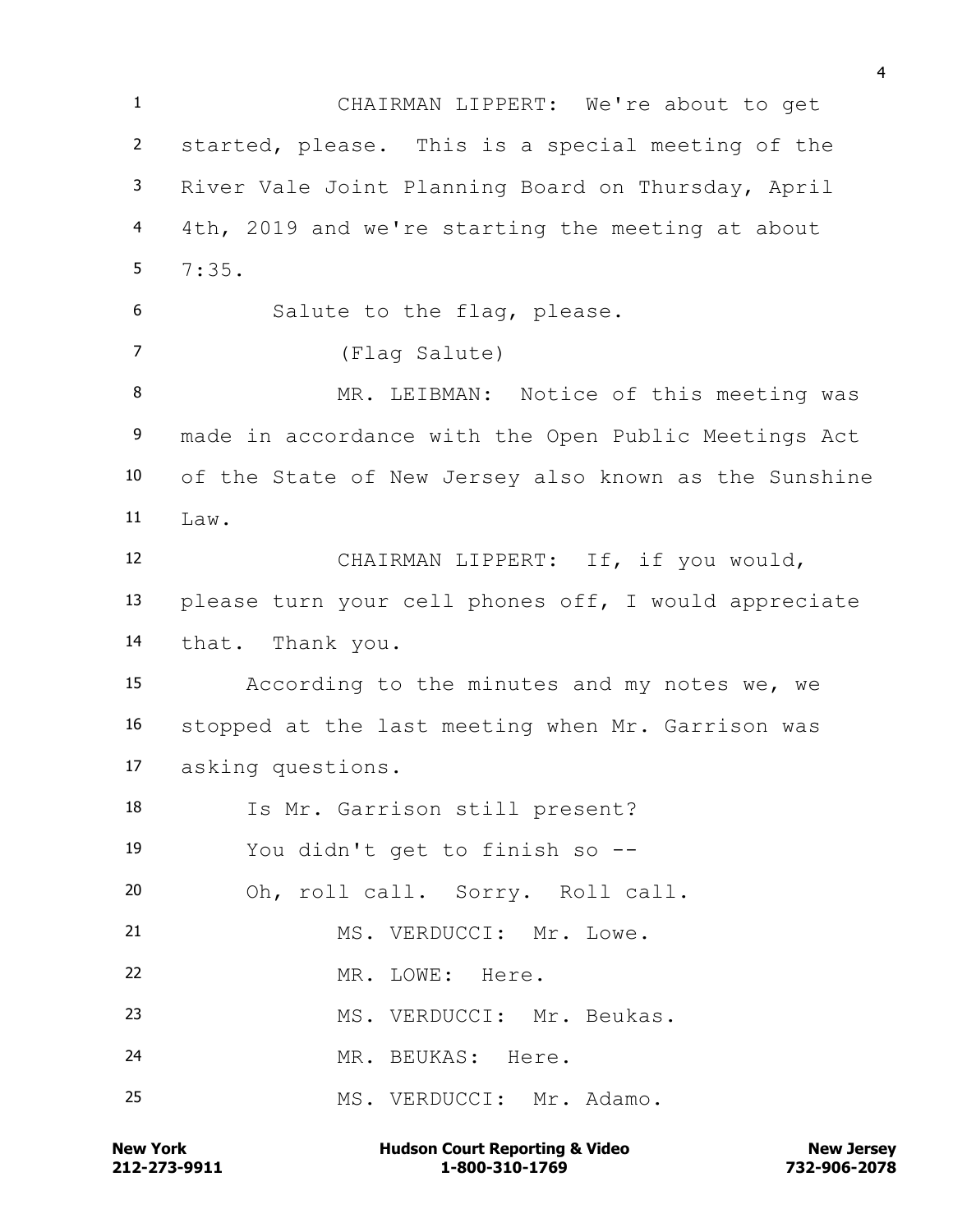CHAIRMAN LIPPERT: We're about to get started, please. This is a special meeting of the River Vale Joint Planning Board on Thursday, April 4th, 2019 and we're starting the meeting at about 7:35.

Salute to the flag, please.

(Flag Salute)

MR. LEIBMAN: Notice of this meeting was made in accordance with the Open Public Meetings Act of the State of New Jersey also known as the Sunshine Law.

CHAIRMAN LIPPERT: If, if you would, please turn your cell phones off, I would appreciate that. Thank you.

According to the minutes and my notes we, we stopped at the last meeting when Mr. Garrison was asking questions.

Is Mr. Garrison still present?

You didn't get to finish so --

Oh, roll call. Sorry. Roll call.

MS. VERDUCCI: Mr. Lowe.

MR. LOWE: Here.

MS. VERDUCCI: Mr. Beukas.

MR. BEUKAS: Here.

MS. VERDUCCI: Mr. Adamo.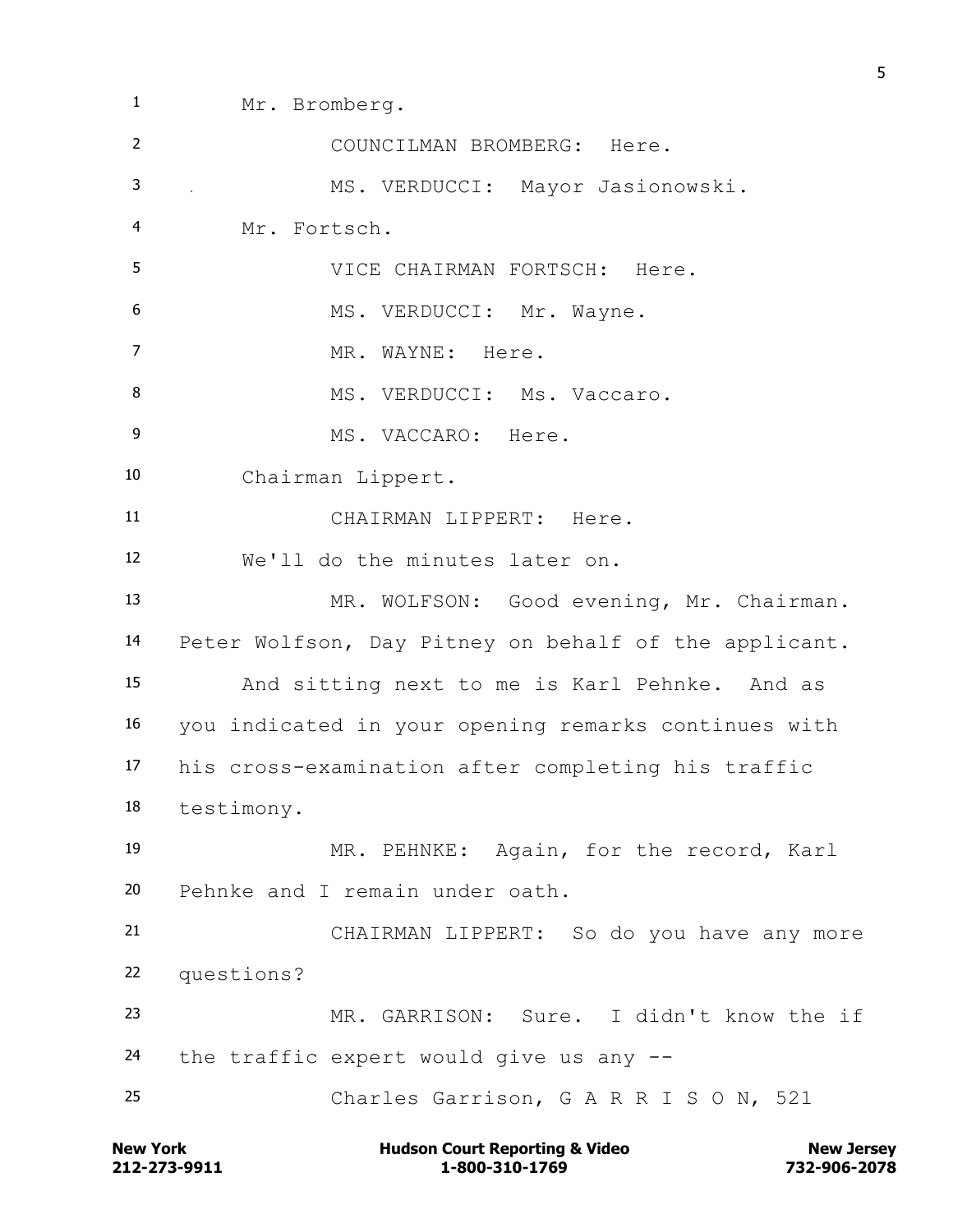1 Mr. Bromberg.

2 COUNCILMAN BROMBERG: Here.

3 MS. VERDUCCI: Mayor Jasionowski.

4 Mr. Fortsch.

5 VICE CHAIRMAN FORTSCH: Here.

6 MS. VERDUCCI: Mr. Wayne.

7 MR. WAYNE: Here.

8 MS. VERDUCCI: Ms. Vaccaro.

9 MS. VACCARO: Here.

10 Chairman Lippert.

11 CHAIRMAN LIPPERT: Here.

12 We'll do the minutes later on.

13 MR. WOLFSON: Good evening, Mr. Chairman.

14 Peter Wolfson, Day Pitney on behalf of the applicant.

15 And sitting next to me is Karl Pehnke. And as

16 you indicated in your opening remarks continues with

17 his cross-examination after completing his traffic

18 testimony.

19 MR. PEHNKE: Again, for the record, Karl

20 Pehnke and I remain under oath.

21 CHAIRMAN LIPPERT: So do you have any more

22 questions?

23 MR. GARRISON: Sure. I didn't know the if

24 the traffic expert would give us any --

25 Charles Garrison, G A R R I S O N, 521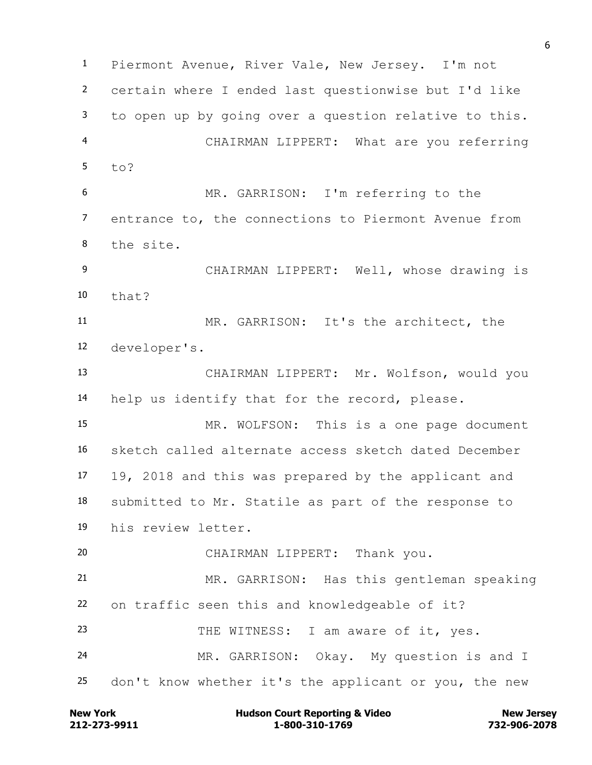Piermont Avenue, River Vale, New Jersey. I'm not certain where I ended last questionwise but I'd like to open up by going over a question relative to this.

CHAIRMAN LIPPERT: What are you referring to?

MR. GARRISON: I'm referring to the entrance to, the connections to Piermont Avenue from the site.

CHAIRMAN LIPPERT: Well, whose drawing is that?

MR. GARRISON: It's the architect, the developer's.

CHAIRMAN LIPPERT: Mr. Wolfson, would you help us identify that for the record, please.

MR. WOLFSON: This is a one page document sketch called alternate access sketch dated December 19, 2018 and this was prepared by the applicant and submitted to Mr. Statile as part of the response to his review letter.

CHAIRMAN LIPPERT: Thank you.

MR. GARRISON: Has this gentleman speaking on traffic seen this and knowledgeable of it?

THE WITNESS: I am aware of it, yes.

MR. GARRISON: Okay. My question is and I don't know whether it's the applicant or you, the new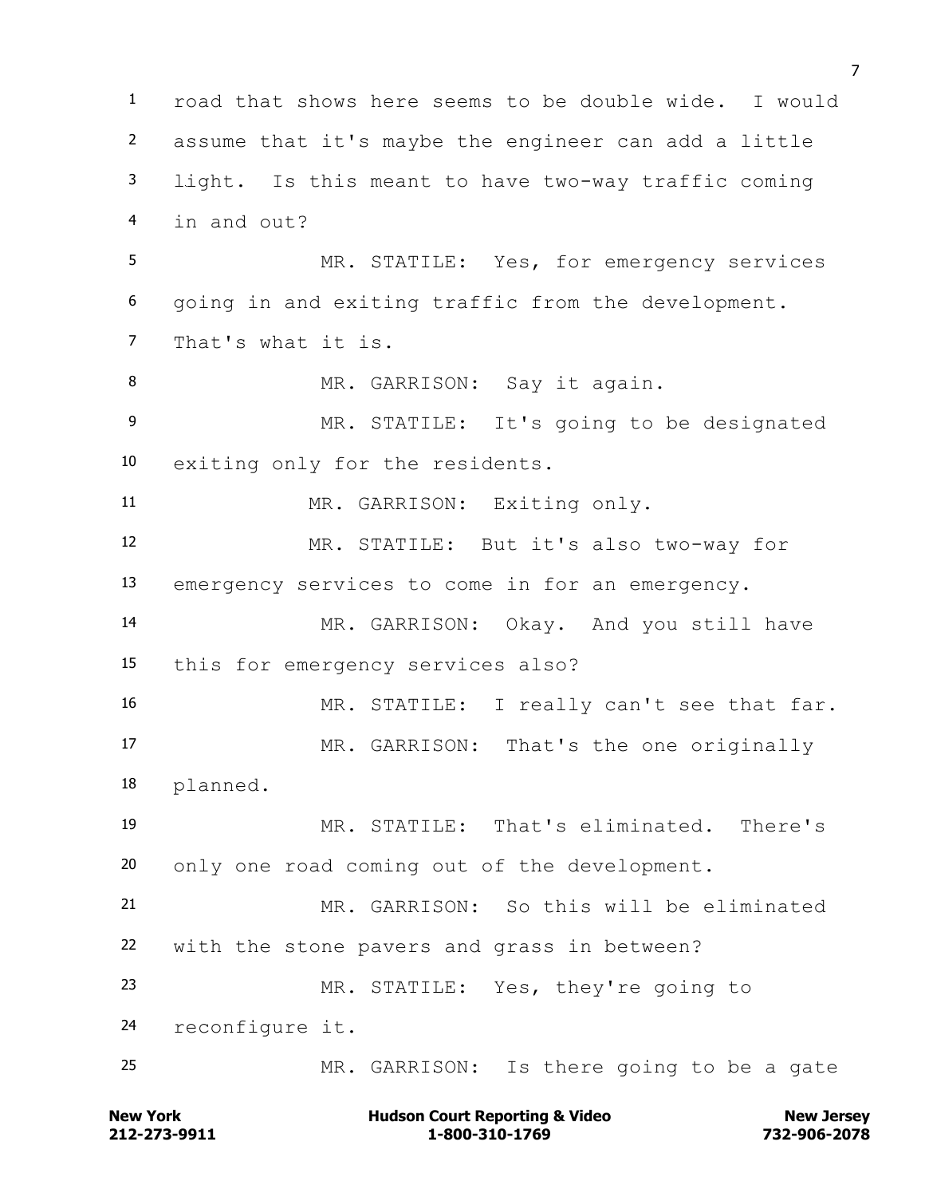road that shows here seems to be double wide. I would assume that it's maybe the engineer can add a little light. Is this meant to have two-way traffic coming in and out?

MR. STATILE: Yes, for emergency services going in and exiting traffic from the development. That's what it is.

MR. GARRISON: Say it again.

MR. STATILE: It's going to be designated exiting only for the residents.

MR. GARRISON: Exiting only.

MR. STATILE: But it's also two-way for emergency services to come in for an emergency.

MR. GARRISON: Okay. And you still have this for emergency services also?

MR. STATILE: I really can't see that far.

MR. GARRISON: That's the one originally planned.

MR. STATILE: That's eliminated. There's only one road coming out of the development.

MR. GARRISON: So this will be eliminated with the stone pavers and grass in between?

MR. STATILE: Yes, they're going to reconfigure it.

MR. GARRISON: Is there going to be a gate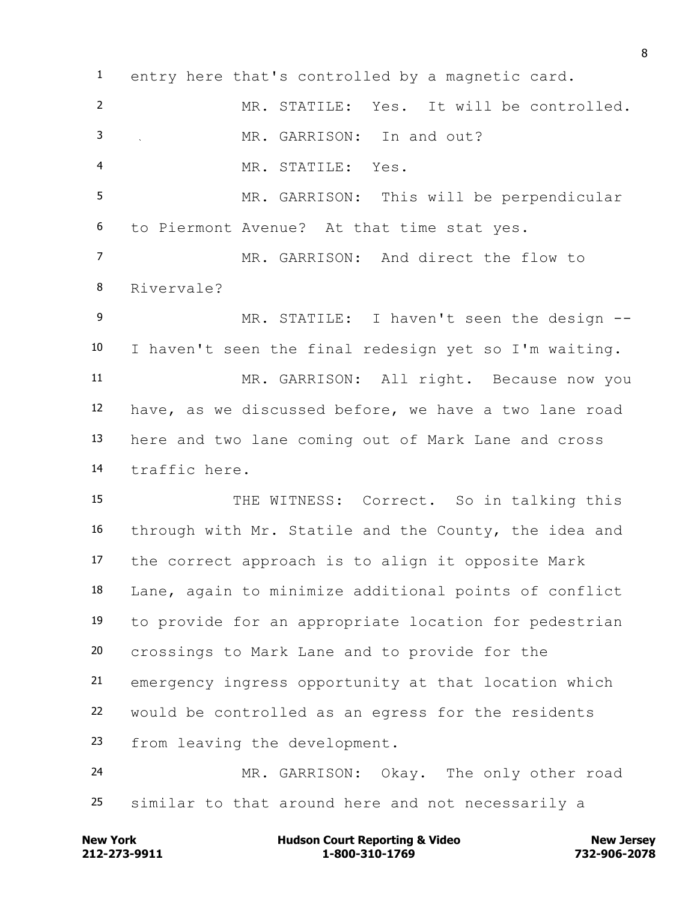1 entry here that's controlled by a magnetic card.

2 MR. STATILE: Yes. It will be controlled.

3 MR. GARRISON: In and out?

4 MR. STATILE: Yes.

5 MR. GARRISON: This will be perpendicular

6 to Piermont Avenue? At that time stat yes.

7 MR. GARRISON: And direct the flow to

8 Rivervale?

9 MR. STATILE: I haven't seen the design --

10 I haven't seen the final redesign yet so I'm waiting.

11 MR. GARRISON: All right. Because now you

12 have, as we discussed before, we have a two lane road

13 here and two lane coming out of Mark Lane and cross

14 traffic here.

15 THE WITNESS: Correct. So in talking this

16 through with Mr. Statile and the County, the idea and

17 the correct approach is to align it opposite Mark

18 Lane, again to minimize additional points of conflict

19 to provide for an appropriate location for pedestrian

20 crossings to Mark Lane and to provide for the

21 emergency ingress opportunity at that location which

22 would be controlled as an egress for the residents

23 from leaving the development.

24 MR. GARRISON: Okay. The only other road

25 similar to that around here and not necessarily a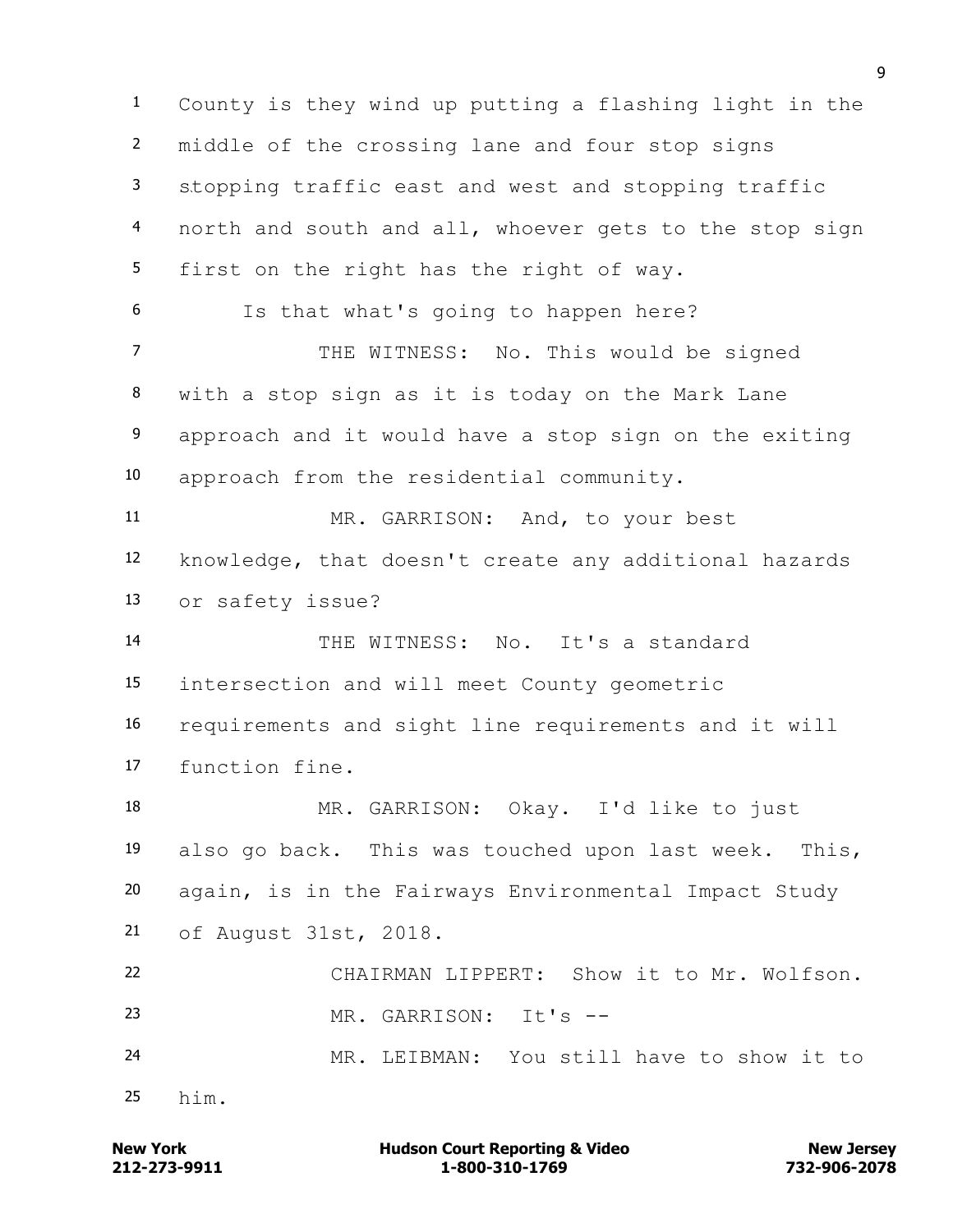County is they wind up putting a flashing light in the middle of the crossing lane and four stop signs stopping traffic east and west and stopping traffic north and south and all, whoever gets to the stop sign first on the right has the right of way.

Is that what's going to happen here?

THE WITNESS: No. This would be signed with a stop sign as it is today on the Mark Lane approach and it would have a stop sign on the exiting approach from the residential community.

MR. GARRISON: And, to your best knowledge, that doesn't create any additional hazards or safety issue?

THE WITNESS: No. It's a standard intersection and will meet County geometric requirements and sight line requirements and it will function fine.

MR. GARRISON: Okay. I'd like to just also go back. This was touched upon last week. This, again, is in the Fairways Environmental Impact Study of August 31st, 2018.

CHAIRMAN LIPPERT: Show it to Mr. Wolfson.

MR. GARRISON: It's --

MR. LEIBMAN: You still have to show it to him.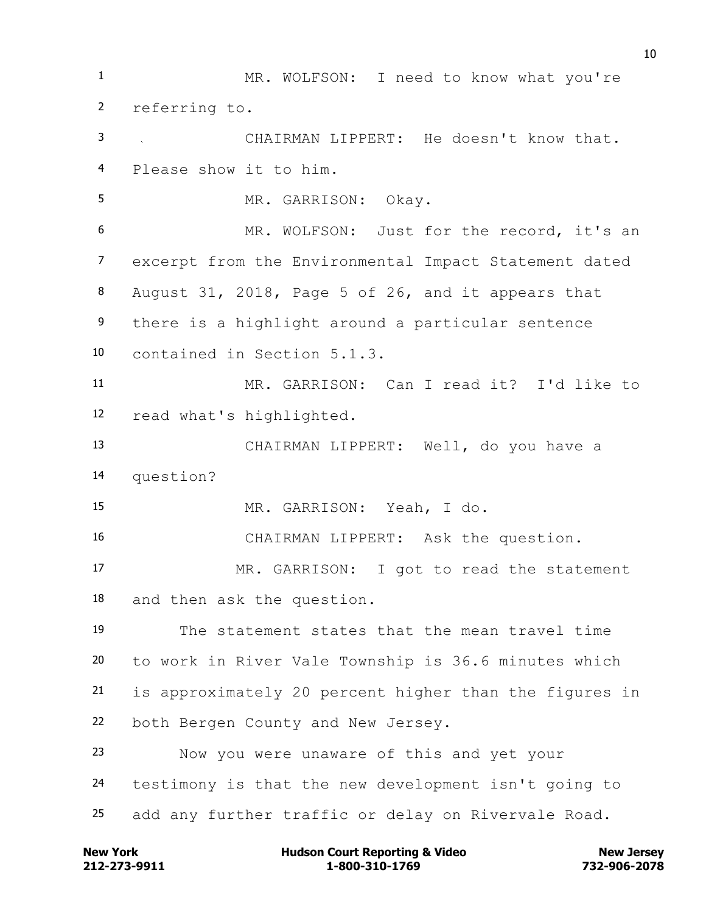MR. WOLFSON: I need to know what you're referring to.

CHAIRMAN LIPPERT: He doesn't know that. Please show it to him.

MR. GARRISON: Okay.

MR. WOLFSON: Just for the record, it's an excerpt from the Environmental Impact Statement dated August 31, 2018, Page 5 of 26, and it appears that there is a highlight around a particular sentence contained in Section 5.1.3.

MR. GARRISON: Can I read it? I'd like to read what's highlighted.

CHAIRMAN LIPPERT: Well, do you have a question?

MR. GARRISON: Yeah, I do.

CHAIRMAN LIPPERT: Ask the question.

MR. GARRISON: I got to read the statement and then ask the question.

The statement states that the mean travel time to work in River Vale Township is 36.6 minutes which is approximately 20 percent higher than the figures in both Bergen County and New Jersey.

Now you were unaware of this and yet your testimony is that the new development isn't going to add any further traffic or delay on Rivervale Road.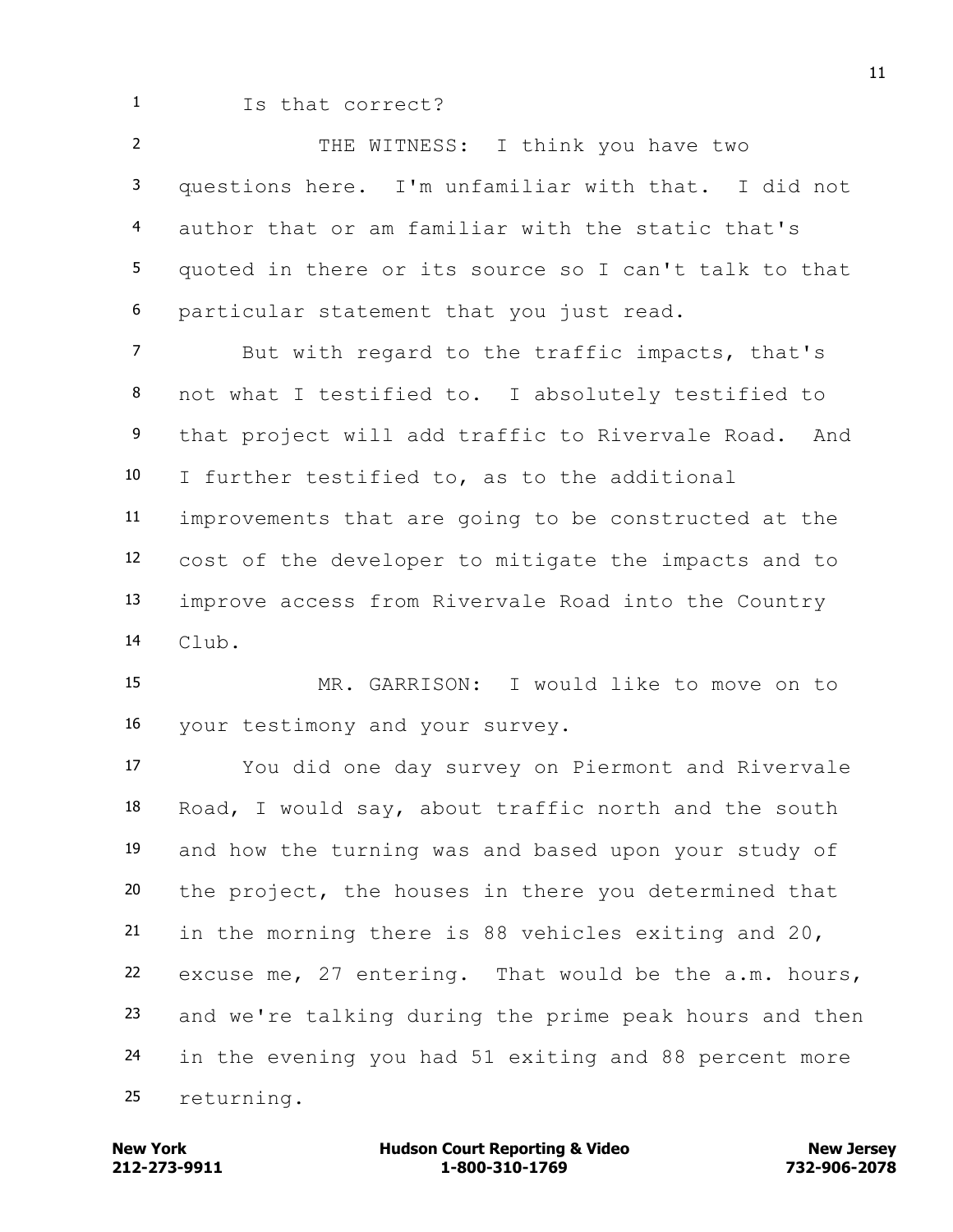Is that correct?

THE WITNESS: I think you have two questions here. I'm unfamiliar with that. I did not author that or am familiar with the static that's quoted in there or its source so I can't talk to that particular statement that you just read.

But with regard to the traffic impacts, that's not what I testified to. I absolutely testified to that project will add traffic to Rivervale Road. And I further testified to, as to the additional improvements that are going to be constructed at the cost of the developer to mitigate the impacts and to improve access from Rivervale Road into the Country Club.

MR. GARRISON: I would like to move on to your testimony and your survey.

You did one day survey on Piermont and Rivervale Road, I would say, about traffic north and the south and how the turning was and based upon your study of the project, the houses in there you determined that in the morning there is 88 vehicles exiting and 20, excuse me, 27 entering. That would be the a.m. hours, and we're talking during the prime peak hours and then in the evening you had 51 exiting and 88 percent more returning.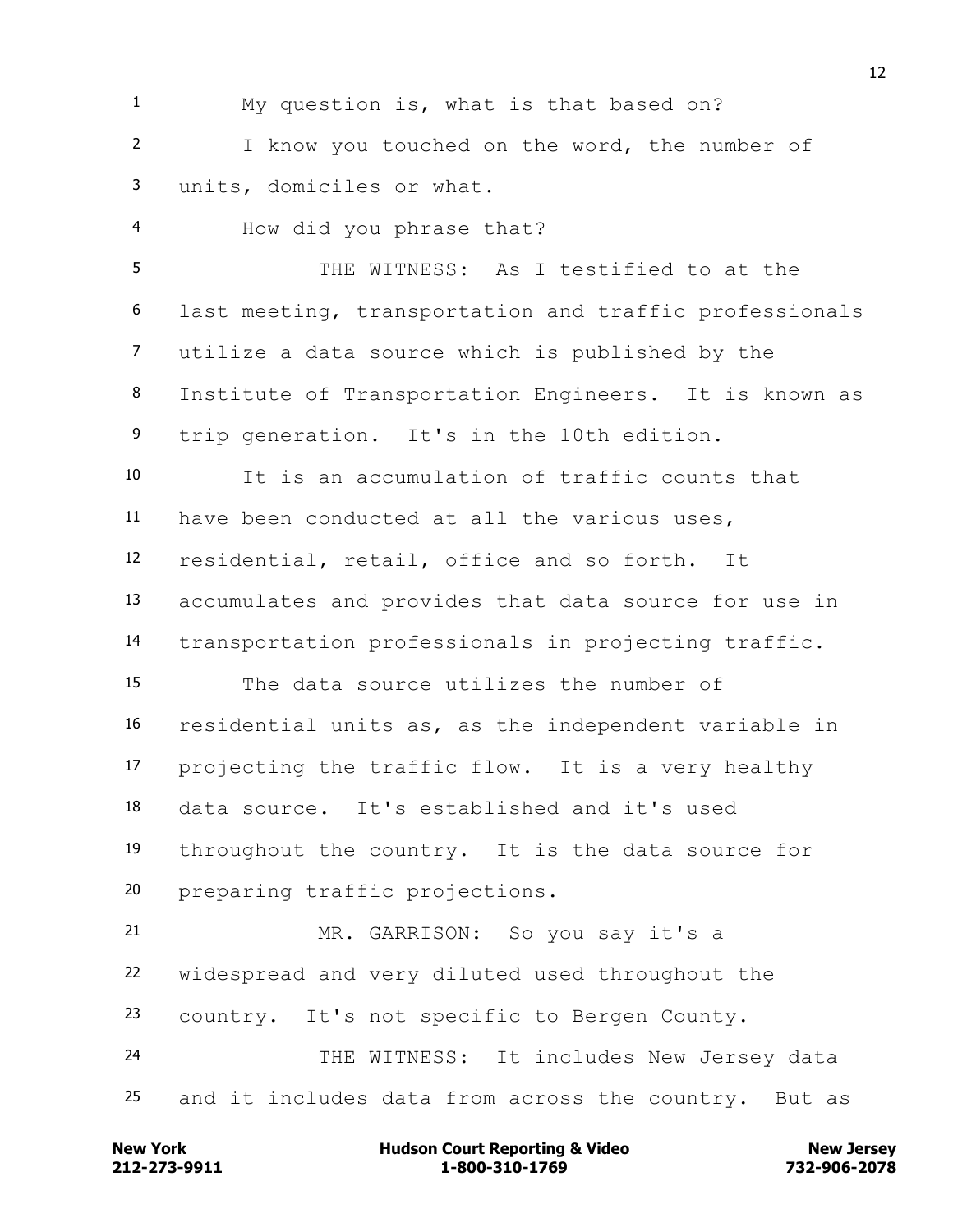My question is, what is that based on?

I know you touched on the word, the number of units, domiciles or what.

How did you phrase that?

THE WITNESS: As I testified to at the last meeting, transportation and traffic professionals utilize a data source which is published by the Institute of Transportation Engineers. It is known as trip generation. It's in the 10th edition.

It is an accumulation of traffic counts that have been conducted at all the various uses, residential, retail, office and so forth. It accumulates and provides that data source for use in transportation professionals in projecting traffic.

The data source utilizes the number of residential units as, as the independent variable in projecting the traffic flow. It is a very healthy data source. It's established and it's used throughout the country. It is the data source for preparing traffic projections.

MR. GARRISON: So you say it's a widespread and very diluted used throughout the country. It's not specific to Bergen County.

THE WITNESS: It includes New Jersey data and it includes data from across the country. But as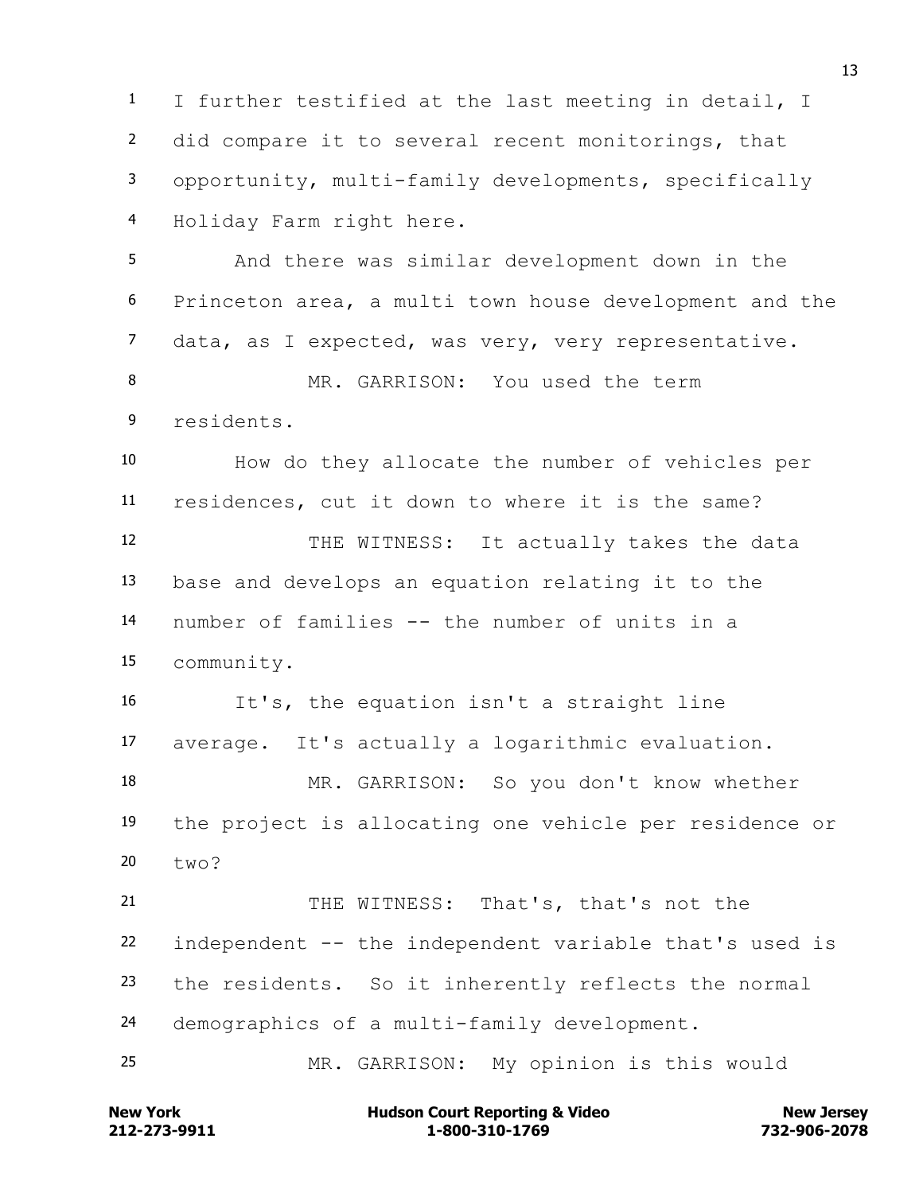I further testified at the last meeting in detail, I did compare it to several recent monitorings, that opportunity, multi-family developments, specifically Holiday Farm right here.

And there was similar development down in the Princeton area, a multi town house development and the data, as I expected, was very, very representative.

MR. GARRISON: You used the term residents.

How do they allocate the number of vehicles per residences, cut it down to where it is the same?

THE WITNESS: It actually takes the data base and develops an equation relating it to the number of families -- the number of units in a community.

It's, the equation isn't a straight line average. It's actually a logarithmic evaluation.

MR. GARRISON: So you don't know whether the project is allocating one vehicle per residence or two?

THE WITNESS: That's, that's not the independent -- the independent variable that's used is the residents. So it inherently reflects the normal demographics of a multi-family development.

MR. GARRISON: My opinion is this would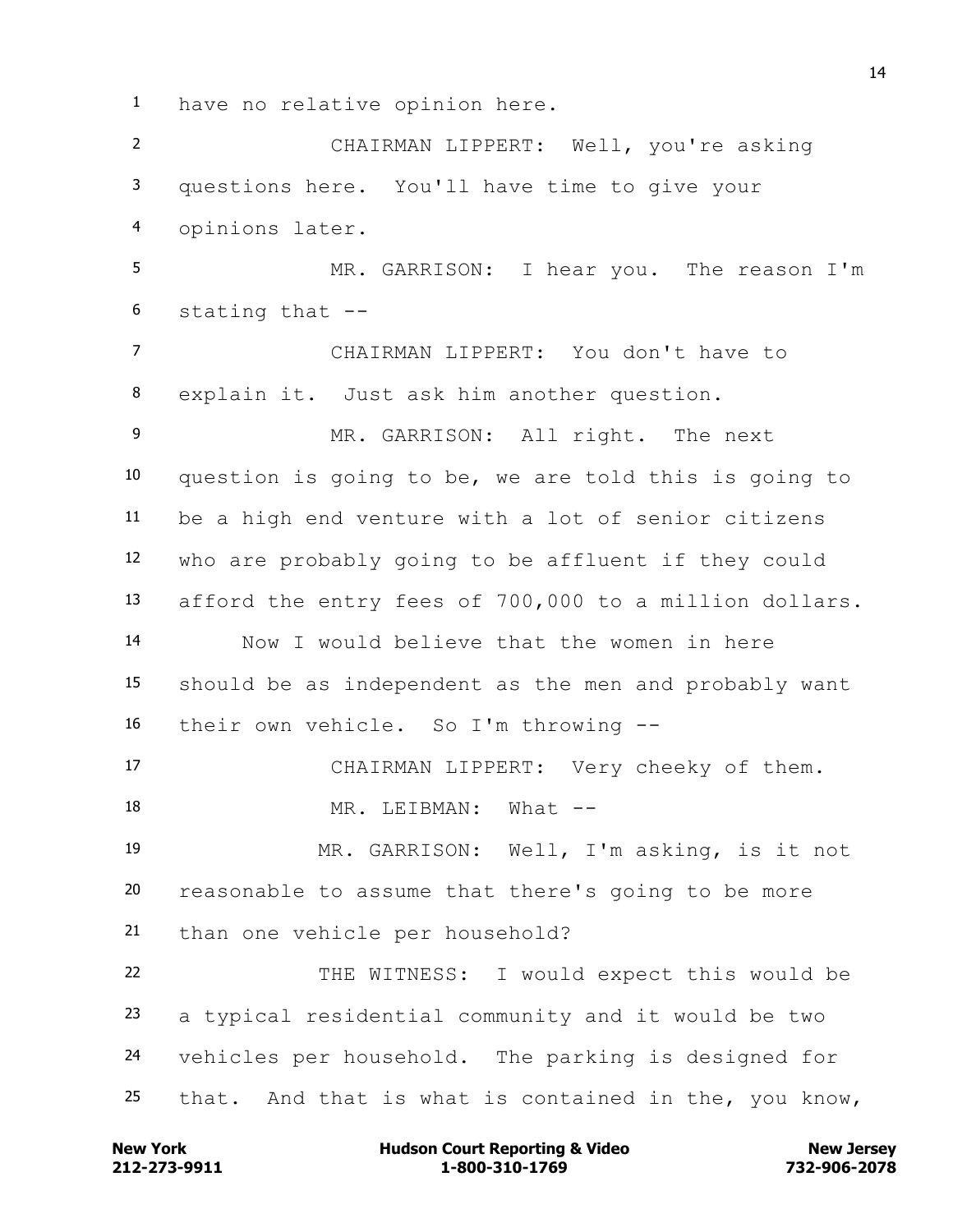have no relative opinion here.

CHAIRMAN LIPPERT: Well, you're asking questions here. You'll have time to give your opinions later.

MR. GARRISON: I hear you. The reason I'm stating that --

CHAIRMAN LIPPERT: You don't have to explain it. Just ask him another question.

MR. GARRISON: All right. The next question is going to be, we are told this is going to be a high end venture with a lot of senior citizens who are probably going to be affluent if they could afford the entry fees of 700,000 to a million dollars.

Now I would believe that the women in here should be as independent as the men and probably want their own vehicle. So I'm throwing --

CHAIRMAN LIPPERT: Very cheeky of them.

MR. LEIBMAN: What --

MR. GARRISON: Well, I'm asking, is it not reasonable to assume that there's going to be more than one vehicle per household?

THE WITNESS: I would expect this would be a typical residential community and it would be two vehicles per household. The parking is designed for that. And that is what is contained in the, you know,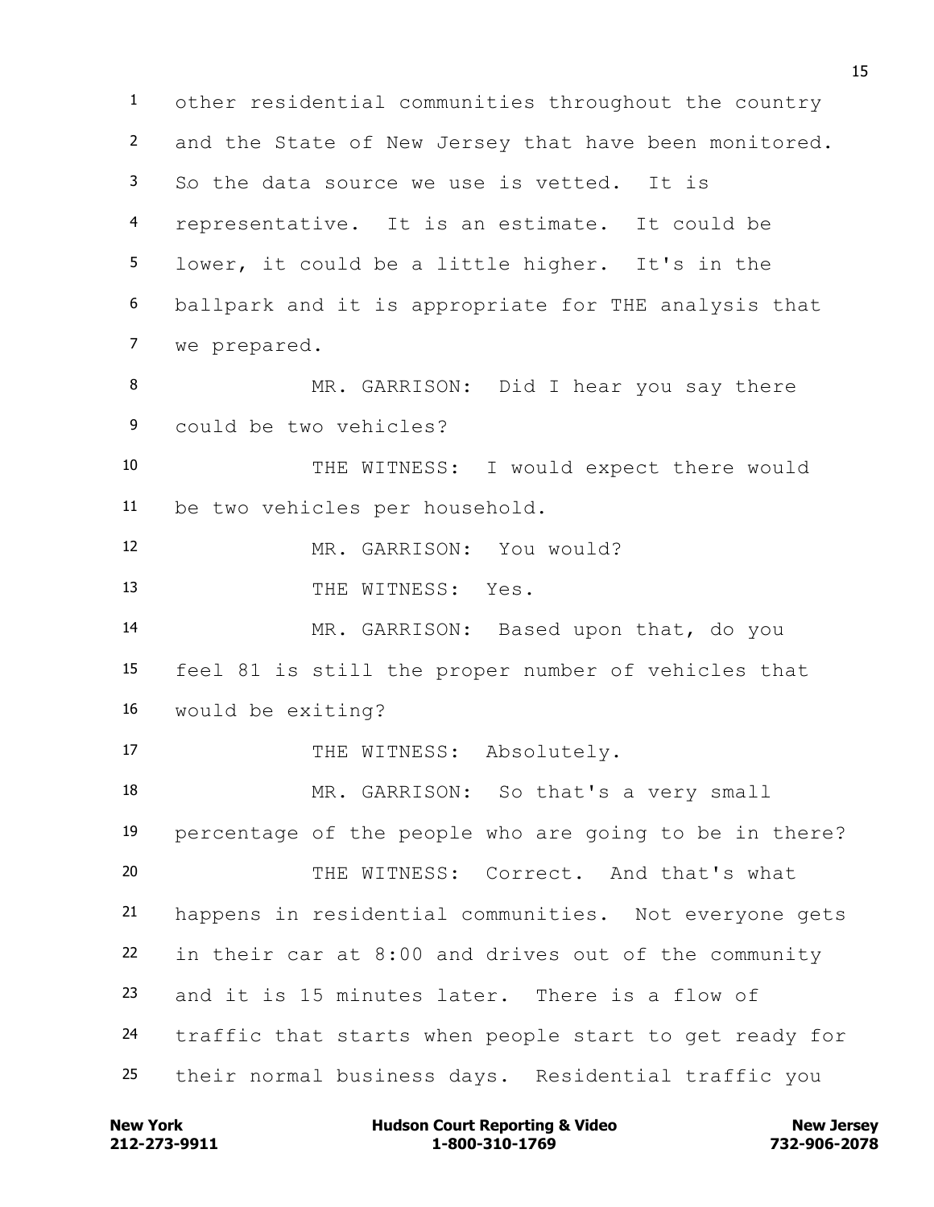other residential communities throughout the country and the State of New Jersey that have been monitored. So the data source we use is vetted. It is representative. It is an estimate. It could be lower, it could be a little higher. It's in the ballpark and it is appropriate for THE analysis that we prepared.

MR. GARRISON: Did I hear you say there could be two vehicles?

THE WITNESS: I would expect there would be two vehicles per household.

MR. GARRISON: You would?

THE WITNESS: Yes.

MR. GARRISON: Based upon that, do you feel 81 is still the proper number of vehicles that would be exiting?

THE WITNESS: Absolutely.

MR. GARRISON: So that's a very small percentage of the people who are going to be in there?

THE WITNESS: Correct. And that's what happens in residential communities. Not everyone gets in their car at 8:00 and drives out of the community and it is 15 minutes later. There is a flow of traffic that starts when people start to get ready for their normal business days. Residential traffic you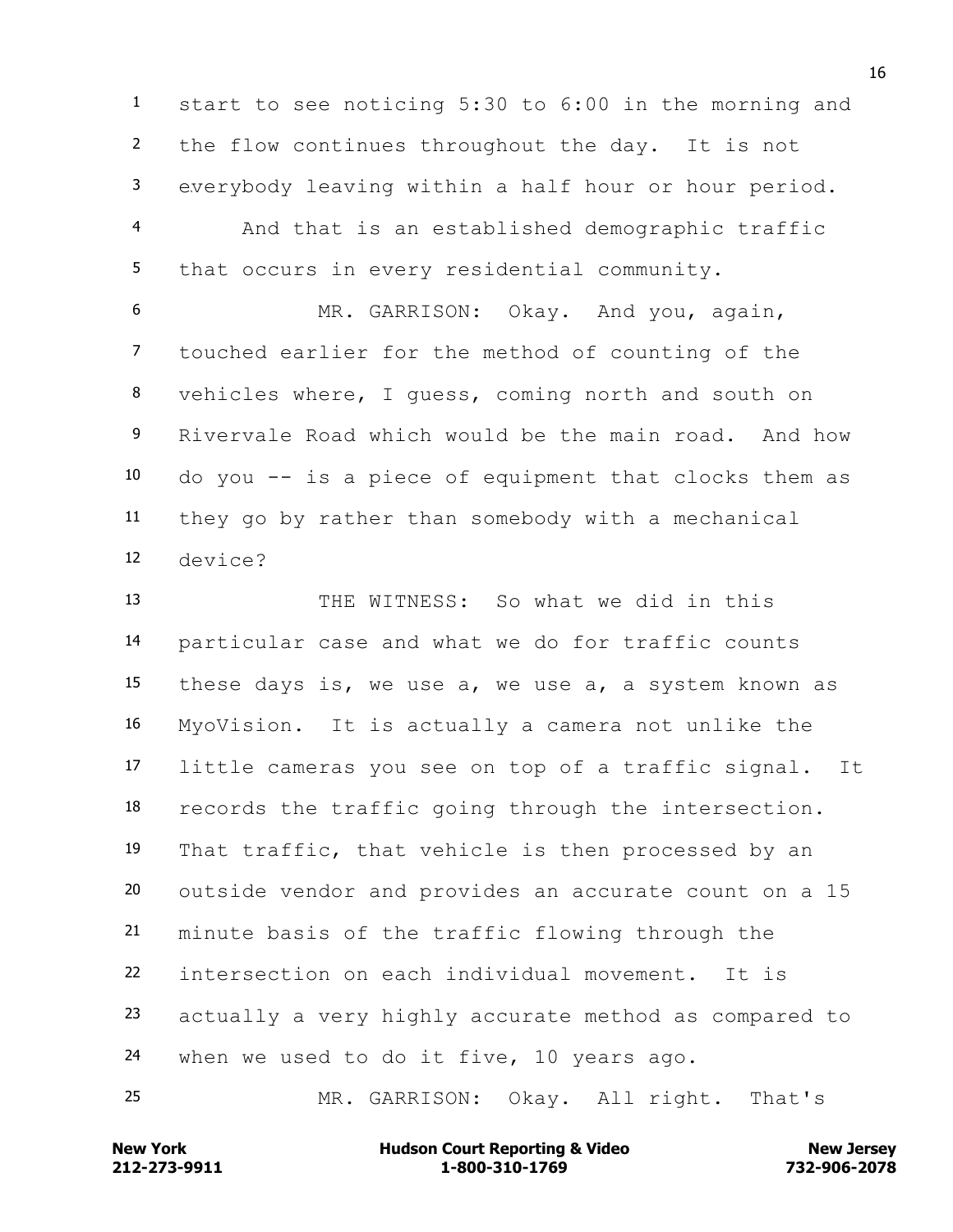start to see noticing 5:30 to 6:00 in the morning and the flow continues throughout the day. It is not everybody leaving within a half hour or hour period.

And that is an established demographic traffic that occurs in every residential community.

MR. GARRISON: Okay. And you, again, touched earlier for the method of counting of the vehicles where, I guess, coming north and south on Rivervale Road which would be the main road. And how do you -- is a piece of equipment that clocks them as they go by rather than somebody with a mechanical device?

THE WITNESS: So what we did in this particular case and what we do for traffic counts these days is, we use a, we use a, a system known as MyoVision. It is actually a camera not unlike the little cameras you see on top of a traffic signal. It records the traffic going through the intersection. That traffic, that vehicle is then processed by an outside vendor and provides an accurate count on a 15 minute basis of the traffic flowing through the intersection on each individual movement. It is actually a very highly accurate method as compared to when we used to do it five, 10 years ago.

MR. GARRISON: Okay. All right. That's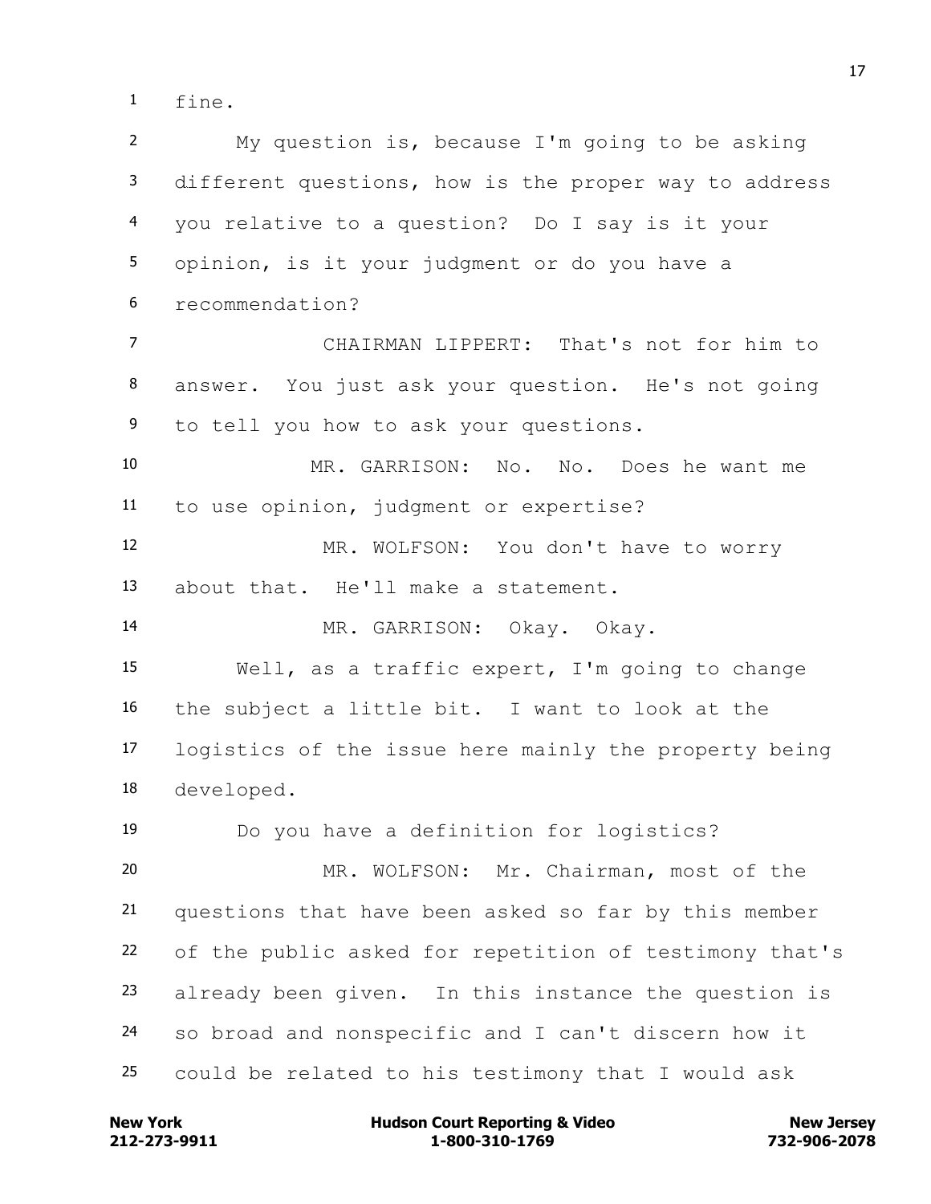1 fine.

2 My question is, because I'm going to be asking

3 different questions, how is the proper way to address

4 you relative to a question? Do I say is it your

5 opinion, is it your judgment or do you have a

6 recommendation?

7 CHAIRMAN LIPPERT: That's not for him to

8 answer. You just ask your question. He's not going

9 to tell you how to ask your questions.

10 MR. GARRISON: No. No. Does he want me

11 to use opinion, judgment or expertise?

12 MR. WOLFSON: You don't have to worry

13 about that. He'll make a statement.

14 MR. GARRISON: Okay. Okay.

15 Well, as a traffic expert, I'm going to change

16 the subject a little bit. I want to look at the

17 logistics of the issue here mainly the property being

18 developed.

19 Do you have a definition for logistics?

20 MR. WOLFSON: Mr. Chairman, most of the

21 questions that have been asked so far by this member

22 of the public asked for repetition of testimony that's

23 already been given. In this instance the question is

24 so broad and nonspecific and I can't discern how it

25 could be related to his testimony that I would ask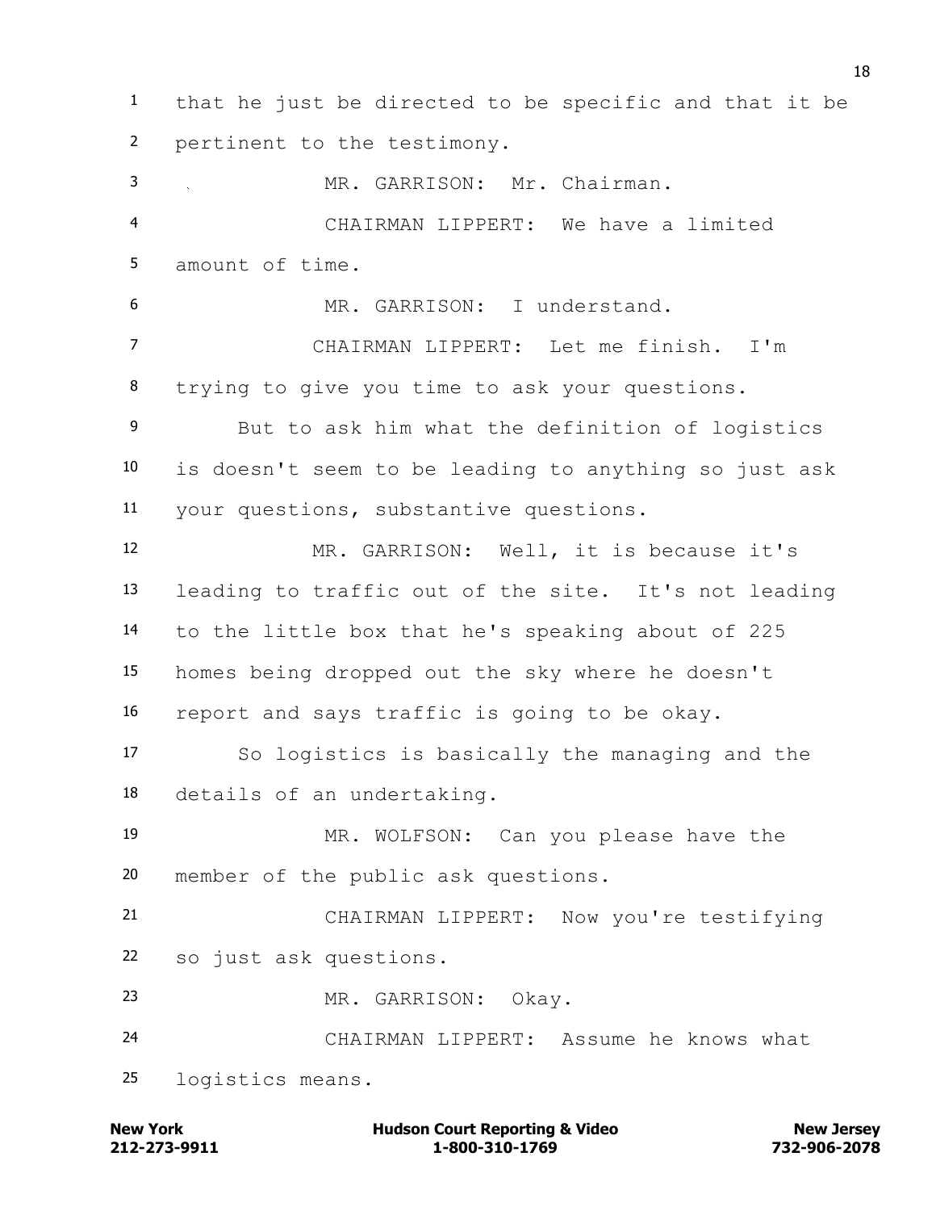1 that he just be directed to be specific and that it be
2 pertinent to the testimony.
3 MR. GARRISON: Mr. Chairman.
4 CHAIRMAN LIPPERT: We have a limited
5 amount of time.
6 MR. GARRISON: I understand.
7 CHAIRMAN LIPPERT: Let me finish. I'm
8 trying to give you time to ask your questions.
9 But to ask him what the definition of logistics
10 is doesn't seem to be leading to anything so just ask
11 your questions, substantive questions.
12 MR. GARRISON: Well, it is because it's
13 leading to traffic out of the site. It's not leading
14 to the little box that he's speaking about of 225
15 homes being dropped out the sky where he doesn't
16 report and says traffic is going to be okay.
17 So logistics is basically the managing and the
18 details of an undertaking.
19 MR. WOLFSON: Can you please have the
20 member of the public ask questions.
21 CHAIRMAN LIPPERT: Now you're testifying
22 so just ask questions.
23 MR. GARRISON: Okay.
24 CHAIRMAN LIPPERT: Assume he knows what
25 logistics means.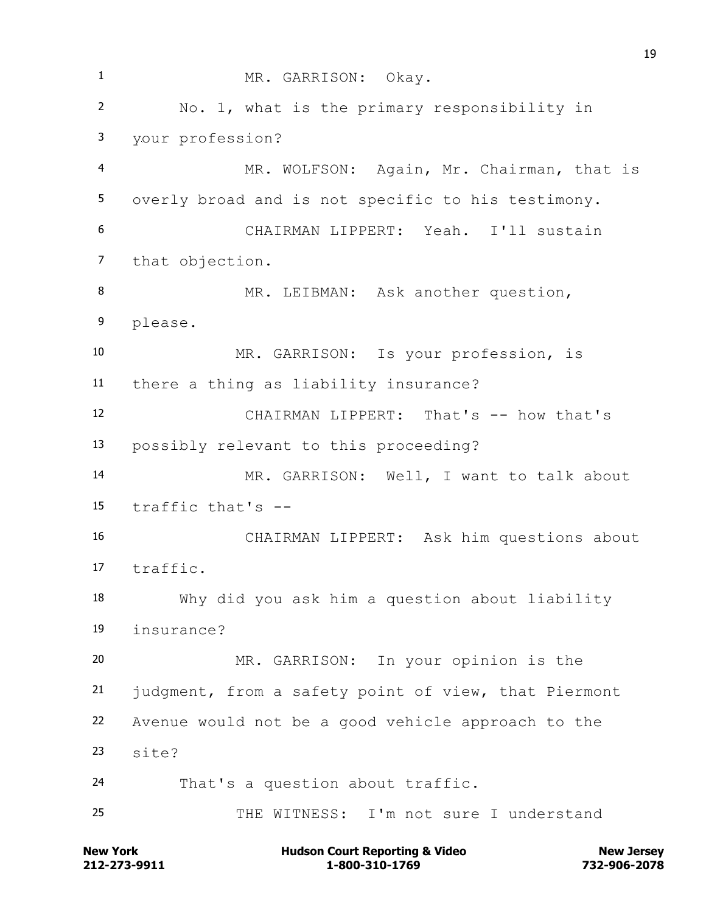MR. GARRISON: Okay.

No. 1, what is the primary responsibility in your profession?

MR. WOLFSON: Again, Mr. Chairman, that is overly broad and is not specific to his testimony.

CHAIRMAN LIPPERT: Yeah. I'll sustain that objection.

MR. LEIBMAN: Ask another question, please.

MR. GARRISON: Is your profession, is there a thing as liability insurance?

CHAIRMAN LIPPERT: That's -- how that's possibly relevant to this proceeding?

MR. GARRISON: Well, I want to talk about traffic that's --

CHAIRMAN LIPPERT: Ask him questions about traffic.

Why did you ask him a question about liability insurance?

MR. GARRISON: In your opinion is the judgment, from a safety point of view, that Piermont Avenue would not be a good vehicle approach to the site?

That's a question about traffic.

THE WITNESS: I'm not sure I understand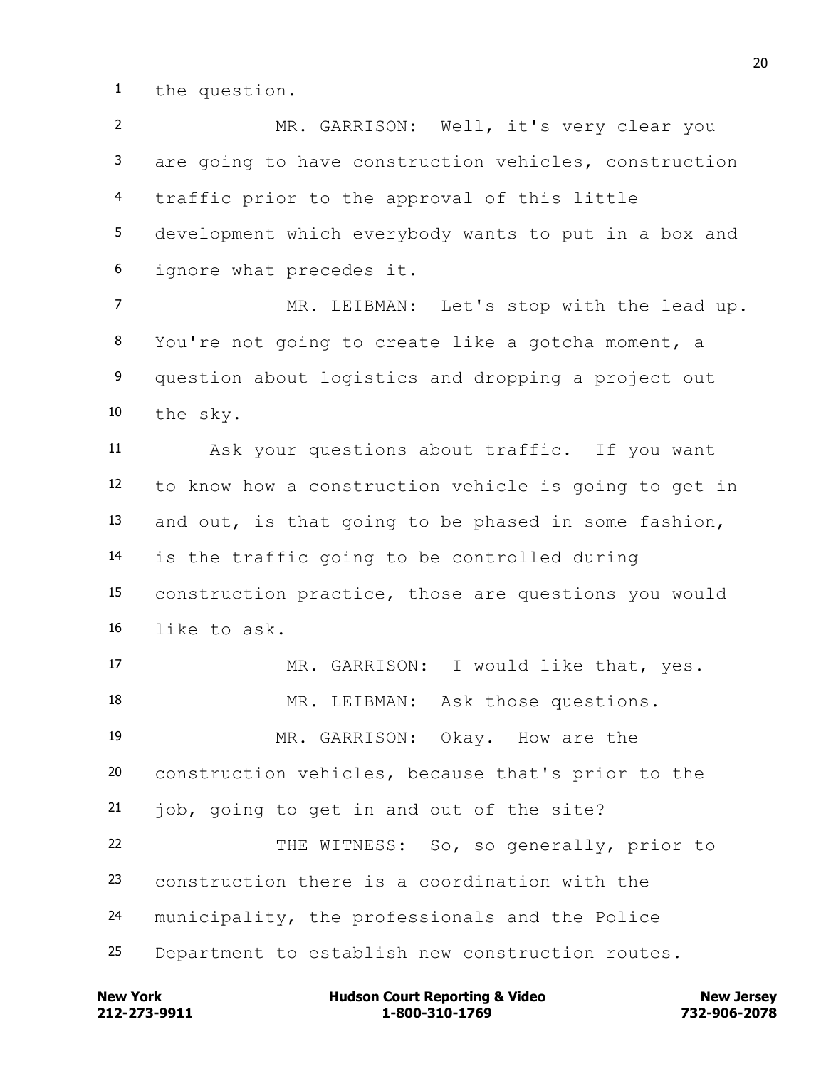1 the question.

2 MR. GARRISON: Well, it's very clear you
3 are going to have construction vehicles, construction
4 traffic prior to the approval of this little
5 development which everybody wants to put in a box and
6 ignore what precedes it.

7 MR. LEIBMAN: Let's stop with the lead up.
8 You're not going to create like a gotcha moment, a
9 question about logistics and dropping a project out
10 the sky.

11 Ask your questions about traffic. If you want
12 to know how a construction vehicle is going to get in
13 and out, is that going to be phased in some fashion,
14 is the traffic going to be controlled during
15 construction practice, those are questions you would
16 like to ask.

17 MR. GARRISON: I would like that, yes.

18 MR. LEIBMAN: Ask those questions.

19 MR. GARRISON: Okay. How are the
20 construction vehicles, because that's prior to the
21 job, going to get in and out of the site?

22 THE WITNESS: So, so generally, prior to
23 construction there is a coordination with the
24 municipality, the professionals and the Police
25 Department to establish new construction routes.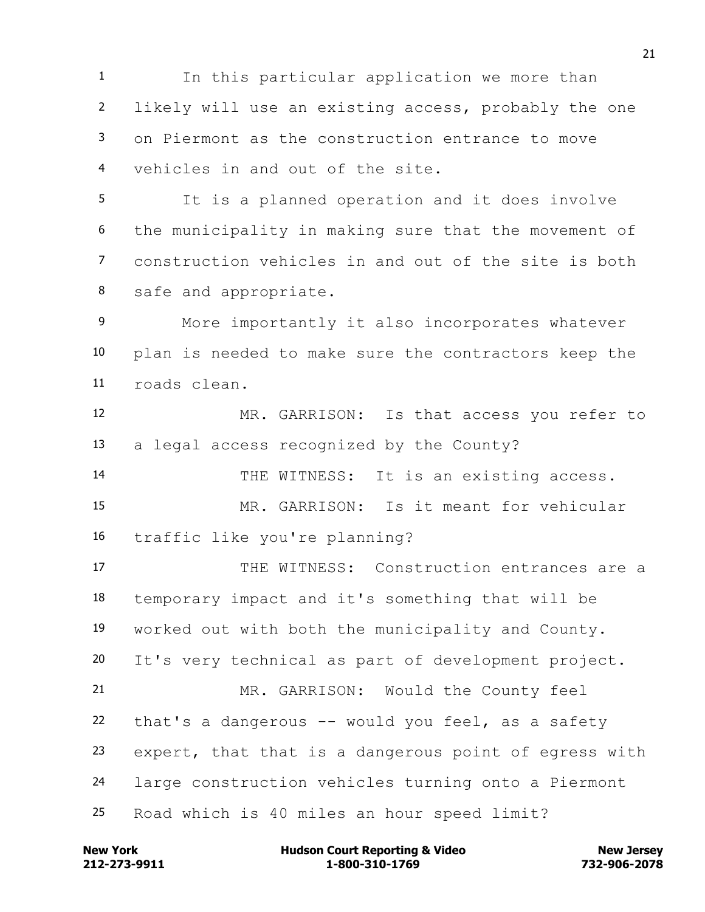In this particular application we more than likely will use an existing access, probably the one on Piermont as the construction entrance to move vehicles in and out of the site.

It is a planned operation and it does involve the municipality in making sure that the movement of construction vehicles in and out of the site is both safe and appropriate.

More importantly it also incorporates whatever plan is needed to make sure the contractors keep the roads clean.

MR. GARRISON: Is that access you refer to a legal access recognized by the County?

THE WITNESS: It is an existing access.

MR. GARRISON: Is it meant for vehicular traffic like you're planning?

THE WITNESS: Construction entrances are a temporary impact and it's something that will be worked out with both the municipality and County. It's very technical as part of development project.

MR. GARRISON: Would the County feel that's a dangerous -- would you feel, as a safety expert, that that is a dangerous point of egress with large construction vehicles turning onto a Piermont Road which is 40 miles an hour speed limit?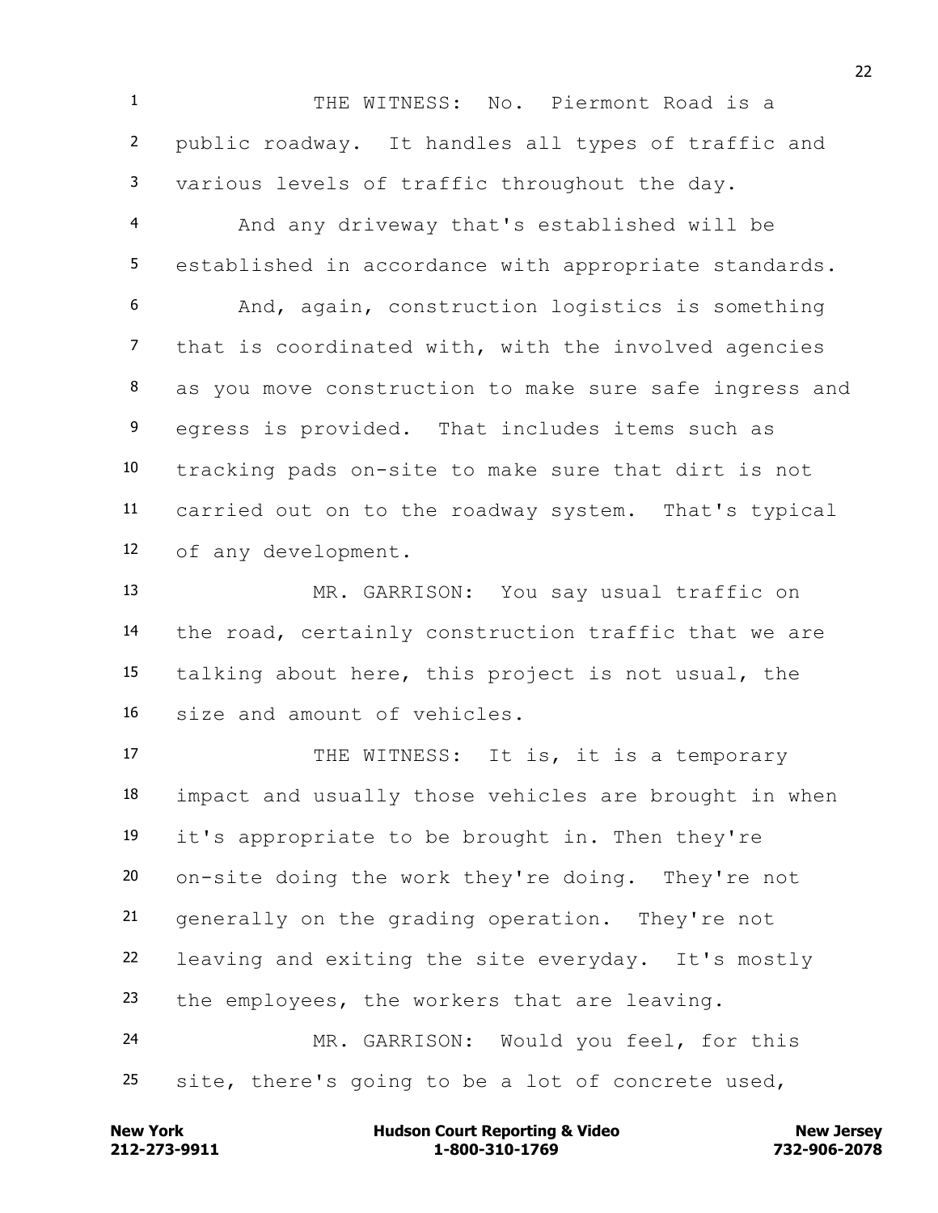THE WITNESS: No. Piermont Road is a public roadway. It handles all types of traffic and various levels of traffic throughout the day.

And any driveway that's established will be established in accordance with appropriate standards.

And, again, construction logistics is something that is coordinated with, with the involved agencies as you move construction to make sure safe ingress and egress is provided. That includes items such as tracking pads on-site to make sure that dirt is not carried out on to the roadway system. That's typical of any development.

MR. GARRISON: You say usual traffic on the road, certainly construction traffic that we are talking about here, this project is not usual, the size and amount of vehicles.

THE WITNESS: It is, it is a temporary impact and usually those vehicles are brought in when it's appropriate to be brought in. Then they're on-site doing the work they're doing. They're not generally on the grading operation. They're not leaving and exiting the site everyday. It's mostly the employees, the workers that are leaving.

MR. GARRISON: Would you feel, for this site, there's going to be a lot of concrete used,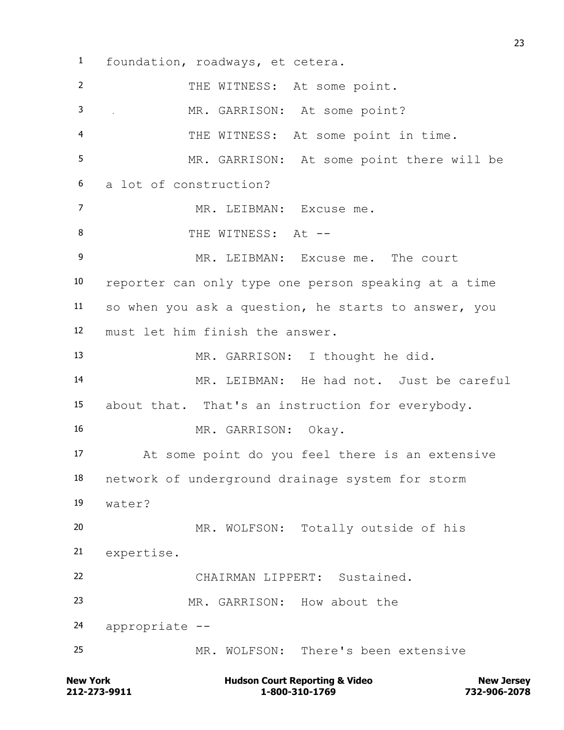foundation, roadways, et cetera.

THE WITNESS: At some point.

MR. GARRISON: At some point?

THE WITNESS: At some point in time.

MR. GARRISON: At some point there will be a lot of construction?

MR. LEIBMAN: Excuse me.

THE WITNESS: At --

MR. LEIBMAN: Excuse me. The court reporter can only type one person speaking at a time so when you ask a question, he starts to answer, you must let him finish the answer.

MR. GARRISON: I thought he did.

MR. LEIBMAN: He had not. Just be careful about that. That's an instruction for everybody.

MR. GARRISON: Okay.

At some point do you feel there is an extensive network of underground drainage system for storm water?

MR. WOLFSON: Totally outside of his expertise.

CHAIRMAN LIPPERT: Sustained.

MR. GARRISON: How about the appropriate --

MR. WOLFSON: There's been extensive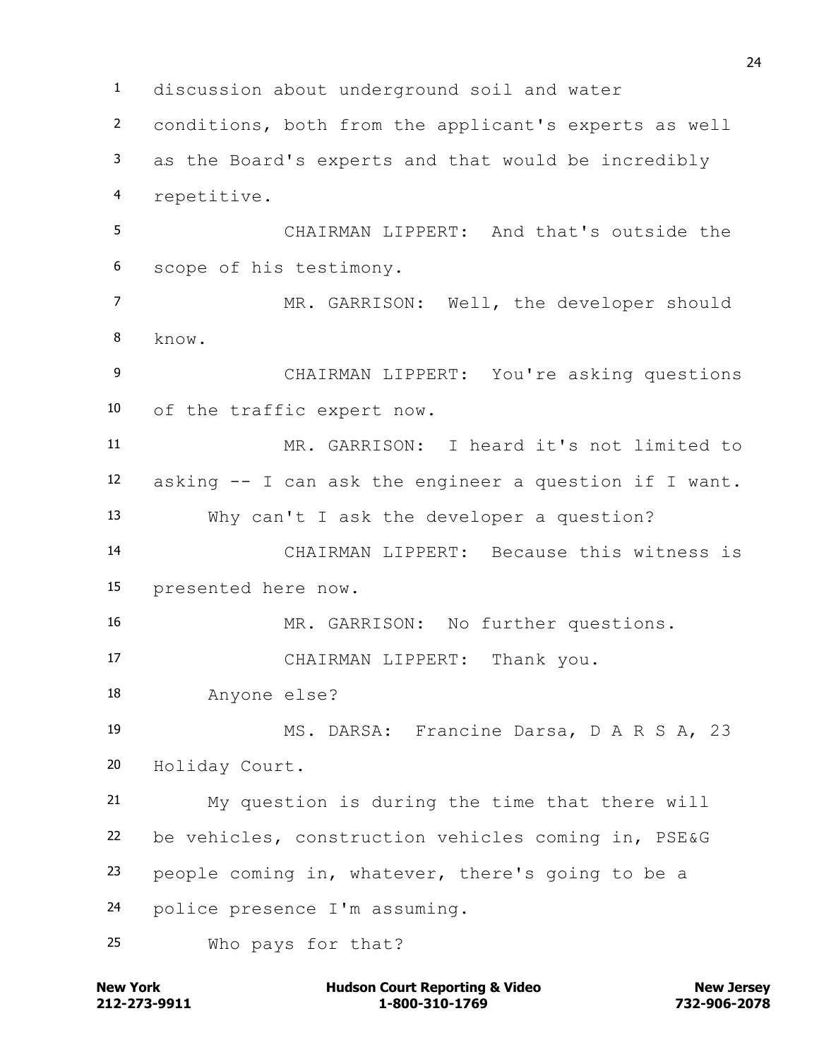discussion about underground soil and water conditions, both from the applicant's experts as well as the Board's experts and that would be incredibly repetitive.

CHAIRMAN LIPPERT: And that's outside the scope of his testimony.

MR. GARRISON: Well, the developer should know.

CHAIRMAN LIPPERT: You're asking questions of the traffic expert now.

MR. GARRISON: I heard it's not limited to asking -- I can ask the engineer a question if I want. Why can't I ask the developer a question?

CHAIRMAN LIPPERT: Because this witness is presented here now.

MR. GARRISON: No further questions.

CHAIRMAN LIPPERT: Thank you.

Anyone else?

MS. DARSA: Francine Darsa, D A R S A, 23 Holiday Court.

My question is during the time that there will be vehicles, construction vehicles coming in, PSE&G people coming in, whatever, there's going to be a police presence I'm assuming.

Who pays for that?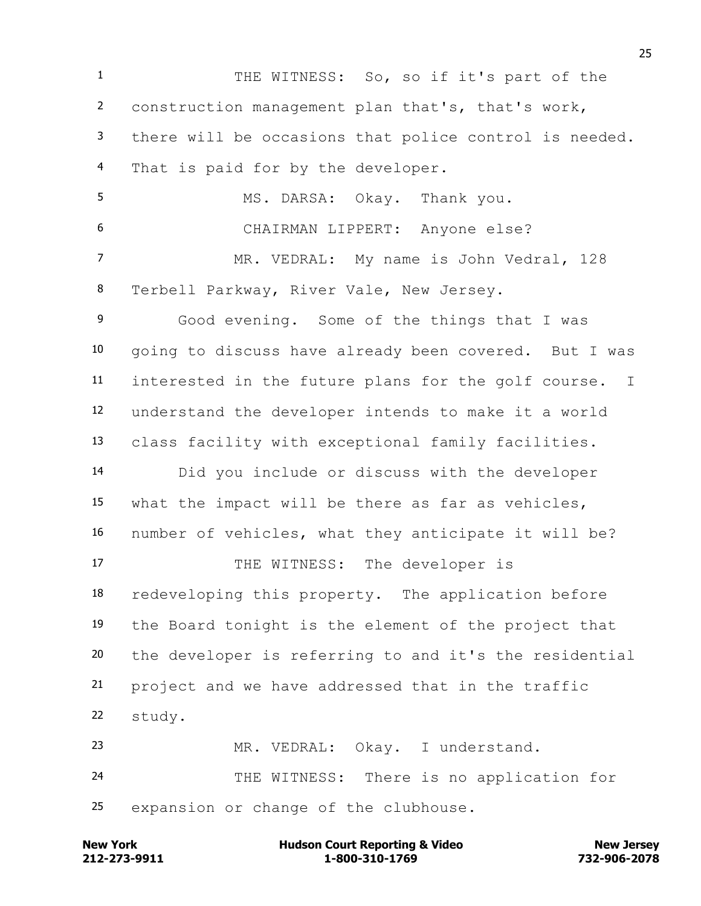THE WITNESS: So, so if it's part of the construction management plan that's, that's work, there will be occasions that police control is needed. That is paid for by the developer.

MS. DARSA: Okay. Thank you.

CHAIRMAN LIPPERT: Anyone else?

MR. VEDRAL: My name is John Vedral, 128 Terbell Parkway, River Vale, New Jersey.

Good evening. Some of the things that I was going to discuss have already been covered. But I was interested in the future plans for the golf course. I understand the developer intends to make it a world class facility with exceptional family facilities.

Did you include or discuss with the developer what the impact will be there as far as vehicles, number of vehicles, what they anticipate it will be?

THE WITNESS: The developer is redeveloping this property. The application before the Board tonight is the element of the project that the developer is referring to and it's the residential project and we have addressed that in the traffic study.

MR. VEDRAL: Okay. I understand.

THE WITNESS: There is no application for expansion or change of the clubhouse.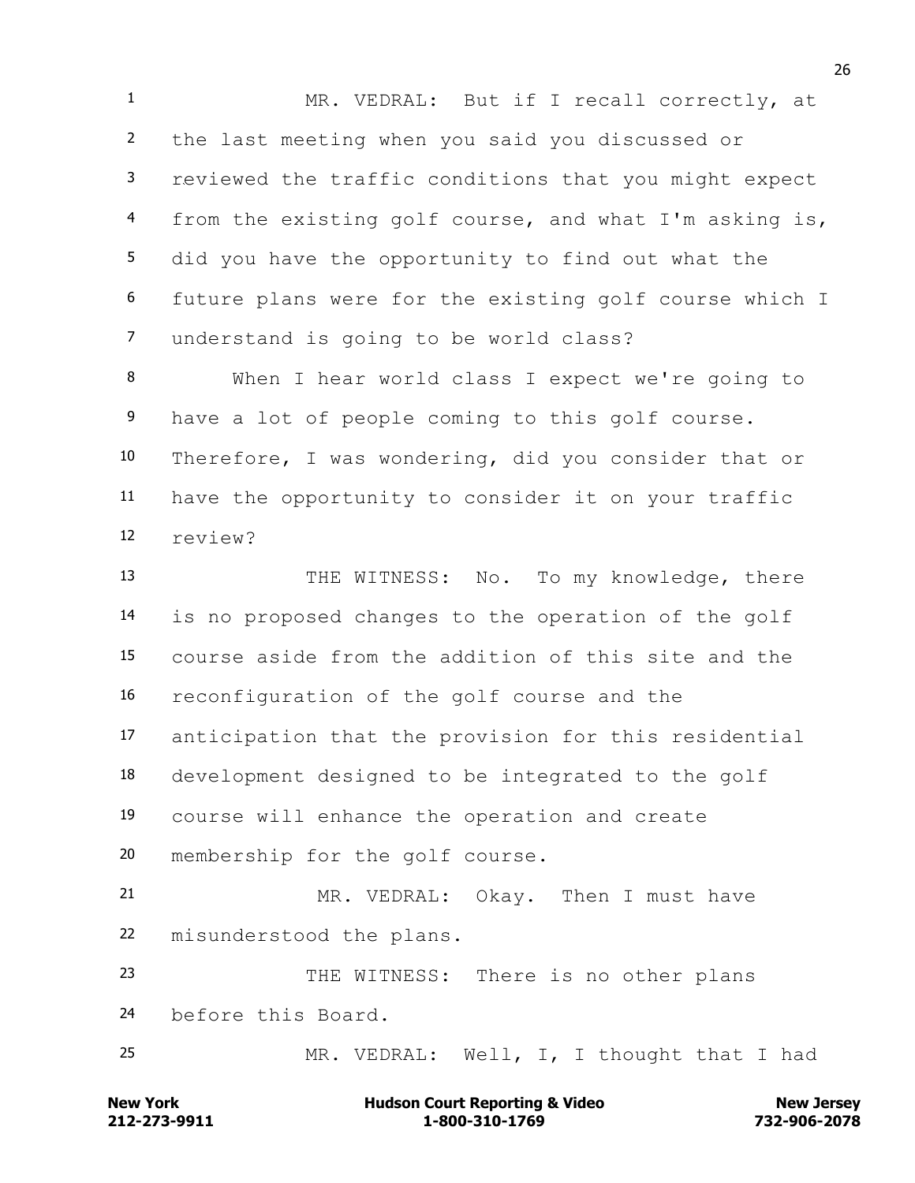MR. VEDRAL: But if I recall correctly, at the last meeting when you said you discussed or reviewed the traffic conditions that you might expect from the existing golf course, and what I'm asking is, did you have the opportunity to find out what the future plans were for the existing golf course which I understand is going to be world class?

When I hear world class I expect we're going to have a lot of people coming to this golf course. Therefore, I was wondering, did you consider that or have the opportunity to consider it on your traffic review?

THE WITNESS: No. To my knowledge, there is no proposed changes to the operation of the golf course aside from the addition of this site and the reconfiguration of the golf course and the anticipation that the provision for this residential development designed to be integrated to the golf course will enhance the operation and create membership for the golf course.

MR. VEDRAL: Okay. Then I must have misunderstood the plans.

THE WITNESS: There is no other plans before this Board.

MR. VEDRAL: Well, I, I thought that I had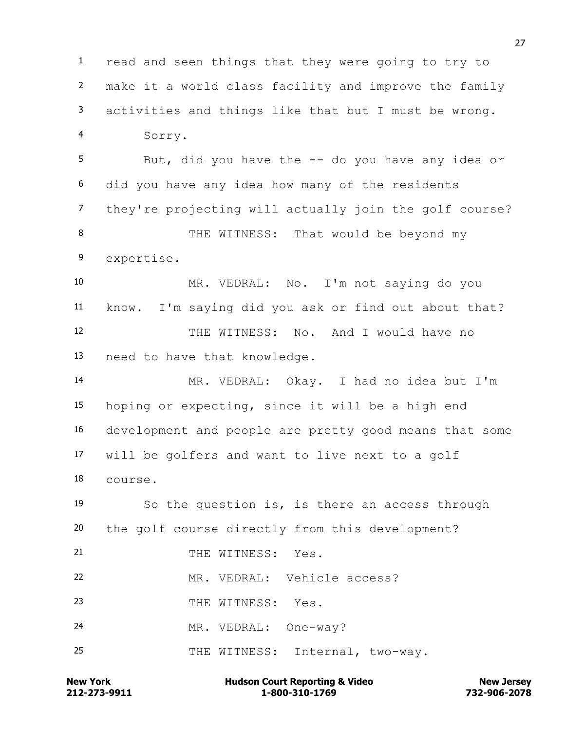1 read and seen things that they were going to try to
2 make it a world class facility and improve the family
3 activities and things like that but I must be wrong.
4 Sorry.
5 But, did you have the -- do you have any idea or
6 did you have any idea how many of the residents
7 they're projecting will actually join the golf course?
8 THE WITNESS: That would be beyond my
9 expertise.
10 MR. VEDRAL: No. I'm not saying do you
11 know. I'm saying did you ask or find out about that?
12 THE WITNESS: No. And I would have no
13 need to have that knowledge.
14 MR. VEDRAL: Okay. I had no idea but I'm
15 hoping or expecting, since it will be a high end
16 development and people are pretty good means that some
17 will be golfers and want to live next to a golf
18 course.
19 So the question is, is there an access through
20 the golf course directly from this development?
21 THE WITNESS: Yes.
22 MR. VEDRAL: Vehicle access?
23 THE WITNESS: Yes.
24 MR. VEDRAL: One-way?
25 THE WITNESS: Internal, two-way.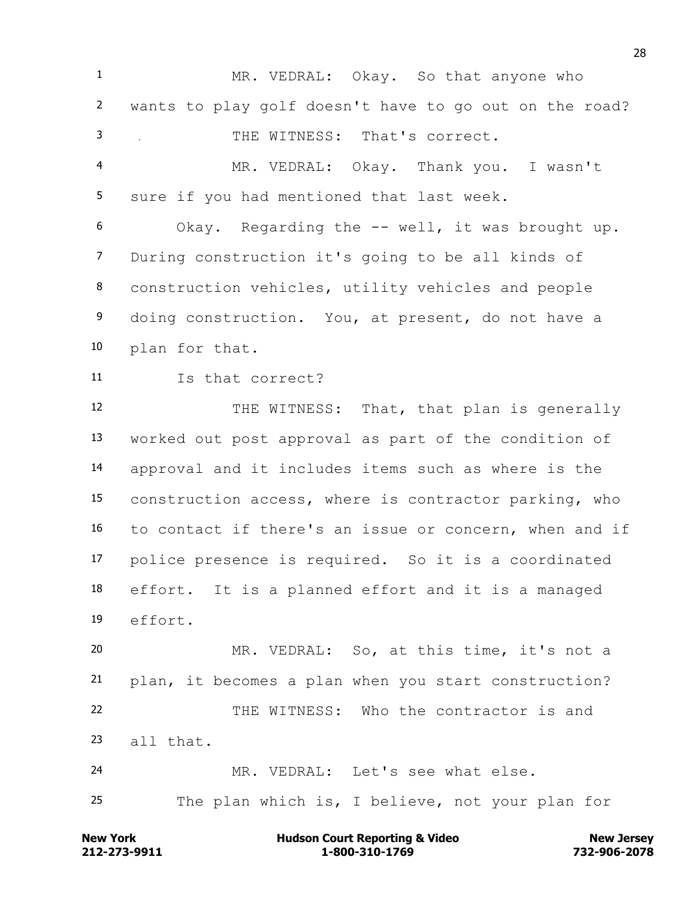MR. VEDRAL: Okay. So that anyone who wants to play golf doesn't have to go out on the road?

THE WITNESS: That's correct.

MR. VEDRAL: Okay. Thank you. I wasn't sure if you had mentioned that last week.

Okay. Regarding the -- well, it was brought up. During construction it's going to be all kinds of construction vehicles, utility vehicles and people doing construction. You, at present, do not have a plan for that.

Is that correct?

THE WITNESS: That, that plan is generally worked out post approval as part of the condition of approval and it includes items such as where is the construction access, where is contractor parking, who to contact if there's an issue or concern, when and if police presence is required. So it is a coordinated effort. It is a planned effort and it is a managed effort.

MR. VEDRAL: So, at this time, it's not a plan, it becomes a plan when you start construction?

THE WITNESS: Who the contractor is and all that.

MR. VEDRAL: Let's see what else.

The plan which is, I believe, not your plan for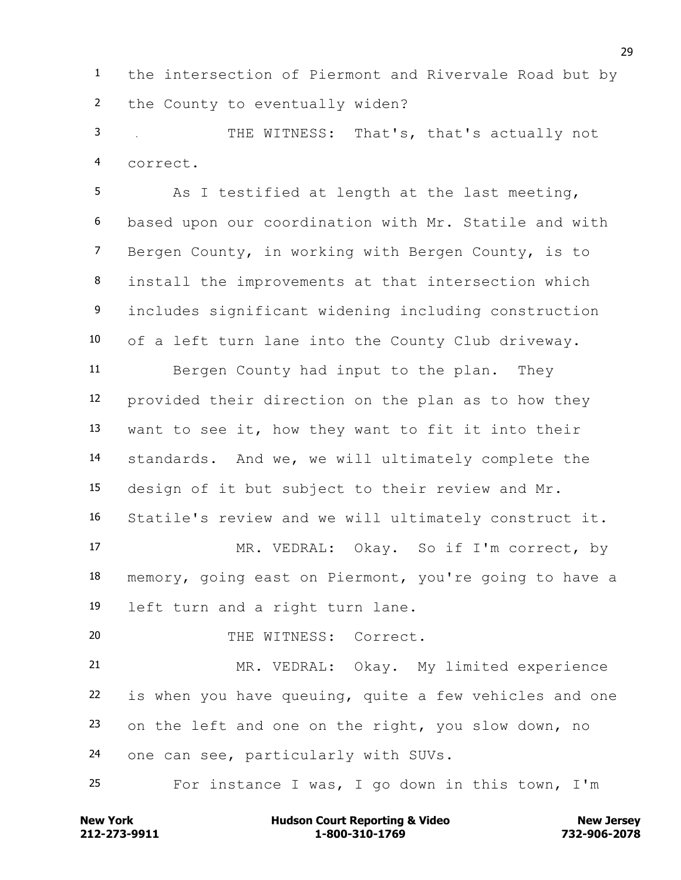the intersection of Piermont and Rivervale Road but by the County to eventually widen?

THE WITNESS: That's, that's actually not correct.

As I testified at length at the last meeting, based upon our coordination with Mr. Statile and with Bergen County, in working with Bergen County, is to install the improvements at that intersection which includes significant widening including construction of a left turn lane into the County Club driveway.

Bergen County had input to the plan. They provided their direction on the plan as to how they want to see it, how they want to fit it into their standards. And we, we will ultimately complete the design of it but subject to their review and Mr. Statile's review and we will ultimately construct it.

MR. VEDRAL: Okay. So if I'm correct, by memory, going east on Piermont, you're going to have a left turn and a right turn lane.

THE WITNESS: Correct.

MR. VEDRAL: Okay. My limited experience is when you have queuing, quite a few vehicles and one on the left and one on the right, you slow down, no one can see, particularly with SUVs.

For instance I was, I go down in this town, I'm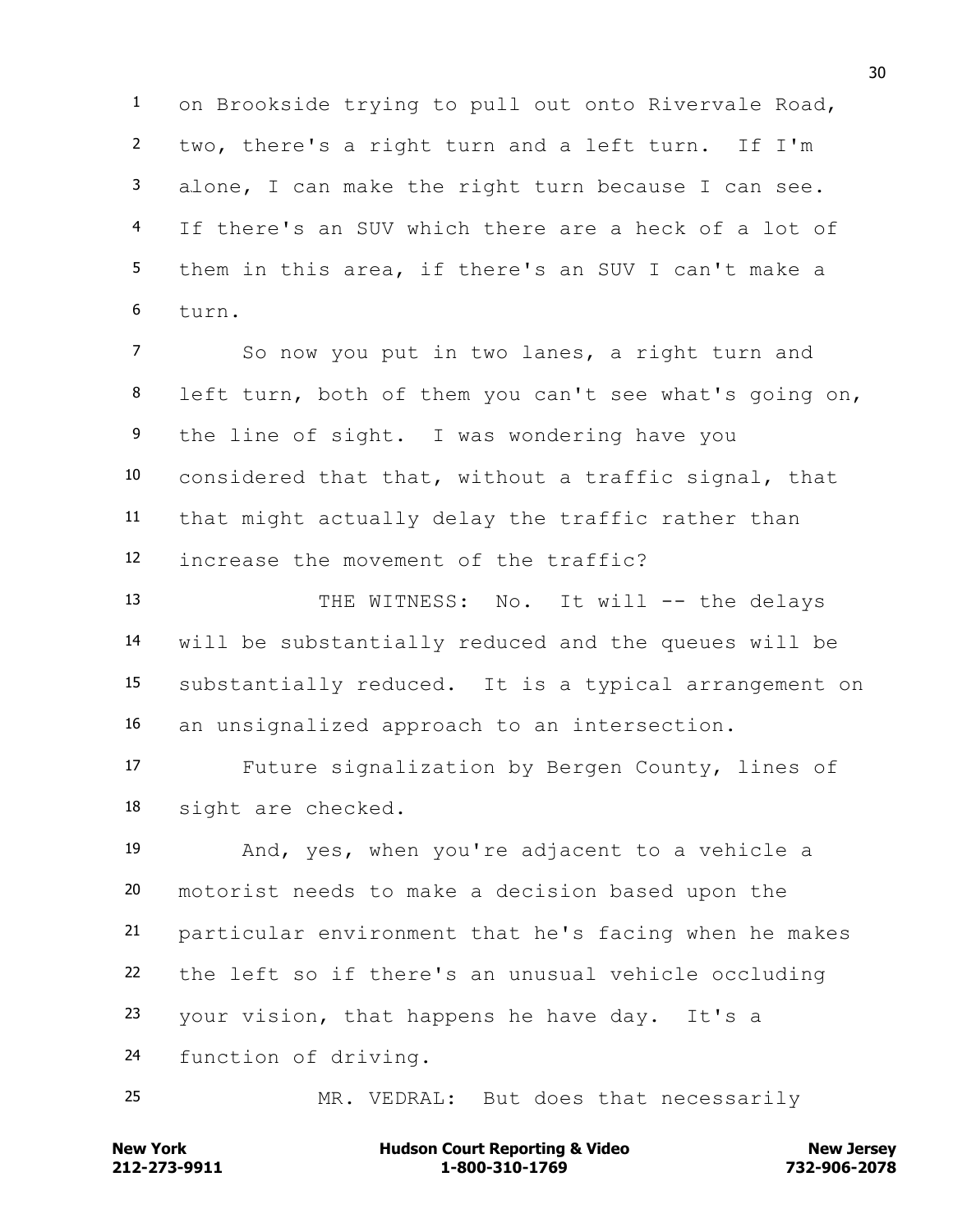1 on Brookside trying to pull out onto Rivervale Road,
2 two, there's a right turn and a left turn. If I'm
3 alone, I can make the right turn because I can see.
4 If there's an SUV which there are a heck of a lot of
5 them in this area, if there's an SUV I can't make a
6 turn.

7 So now you put in two lanes, a right turn and
8 left turn, both of them you can't see what's going on,
9 the line of sight. I was wondering have you
10 considered that that, without a traffic signal, that
11 that might actually delay the traffic rather than
12 increase the movement of the traffic?

13 THE WITNESS: No. It will -- the delays
14 will be substantially reduced and the queues will be
15 substantially reduced. It is a typical arrangement on
16 an unsignalized approach to an intersection.

17 Future signalization by Bergen County, lines of
18 sight are checked.

19 And, yes, when you're adjacent to a vehicle a
20 motorist needs to make a decision based upon the
21 particular environment that he's facing when he makes
22 the left so if there's an unusual vehicle occluding
23 your vision, that happens he have day. It's a
24 function of driving.

25 MR. VEDRAL: But does that necessarily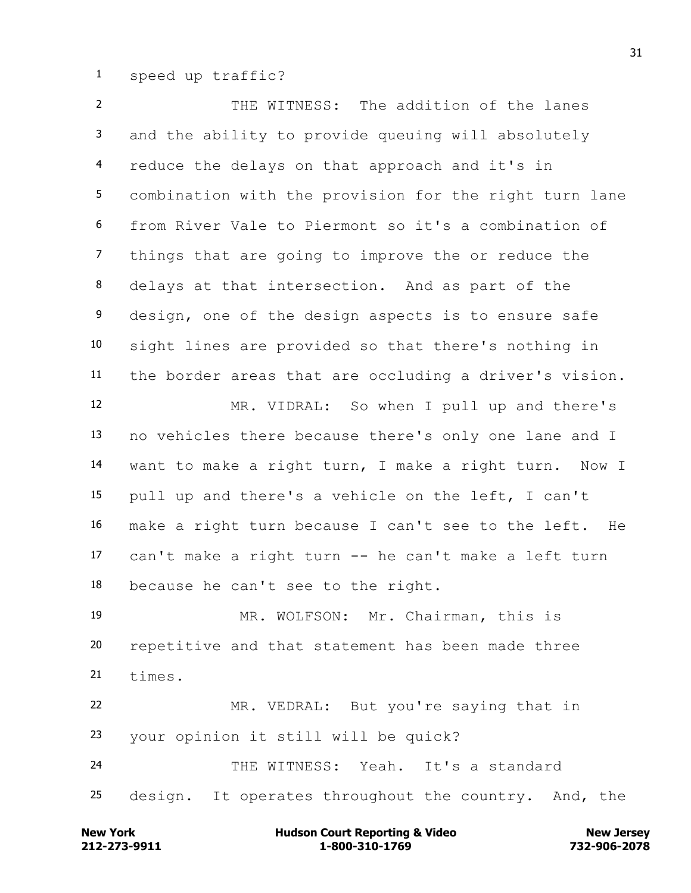1 speed up traffic?

2 THE WITNESS: The addition of the lanes
3 and the ability to provide queuing will absolutely
4 reduce the delays on that approach and it's in
5 combination with the provision for the right turn lane
6 from River Vale to Piermont so it's a combination of
7 things that are going to improve the or reduce the
8 delays at that intersection. And as part of the
9 design, one of the design aspects is to ensure safe
10 sight lines are provided so that there's nothing in
11 the border areas that are occluding a driver's vision.

12 MR. VIDRAL: So when I pull up and there's
13 no vehicles there because there's only one lane and I
14 want to make a right turn, I make a right turn. Now I
15 pull up and there's a vehicle on the left, I can't
16 make a right turn because I can't see to the left. He
17 can't make a right turn -- he can't make a left turn
18 because he can't see to the right.

19 MR. WOLFSON: Mr. Chairman, this is
20 repetitive and that statement has been made three
21 times.

22 MR. VEDRAL: But you're saying that in
23 your opinion it still will be quick?

24 THE WITNESS: Yeah. It's a standard
25 design. It operates throughout the country. And, the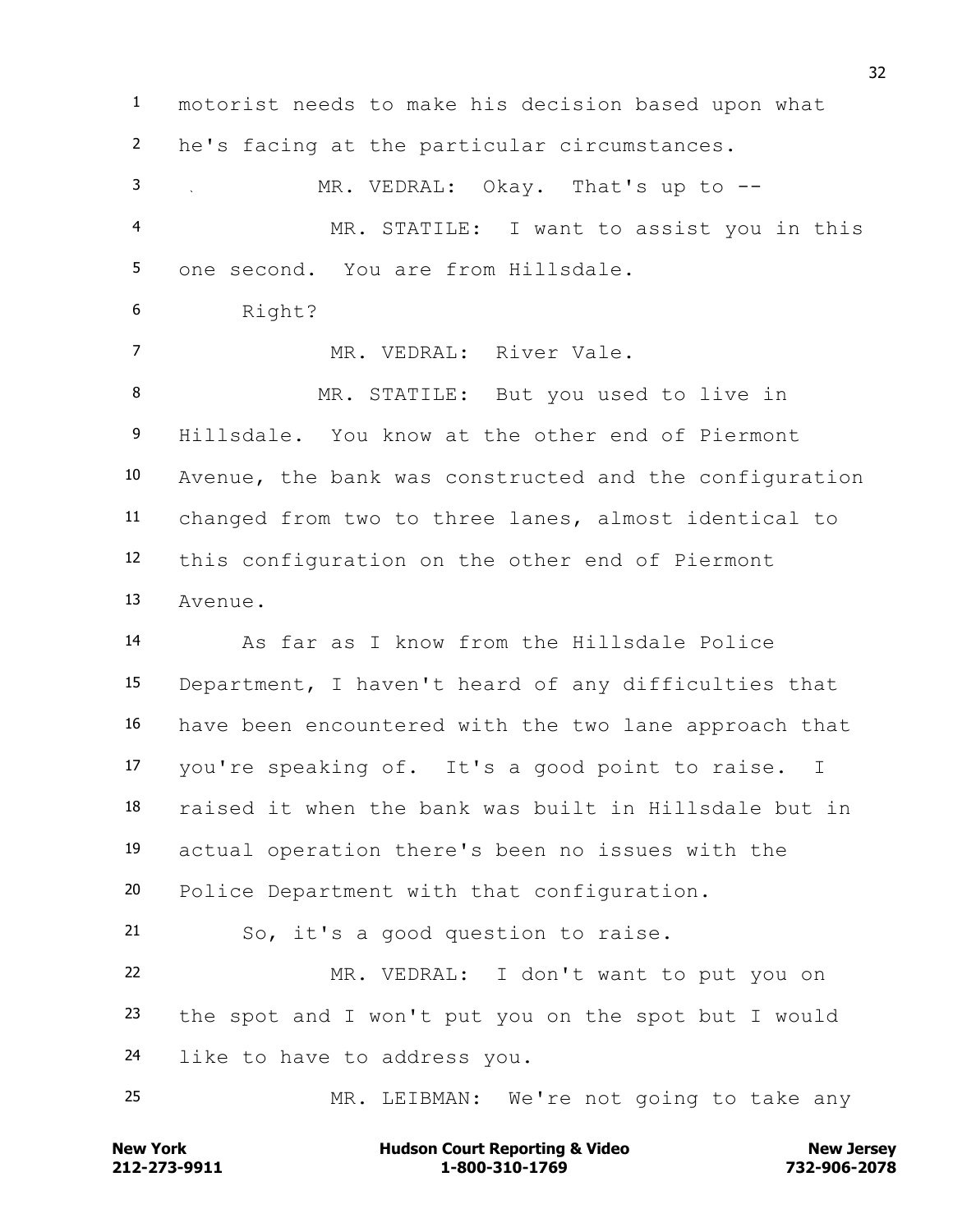motorist needs to make his decision based upon what he's facing at the particular circumstances.

MR. VEDRAL: Okay. That's up to --

MR. STATILE: I want to assist you in this one second. You are from Hillsdale.

Right?

MR. VEDRAL: River Vale.

MR. STATILE: But you used to live in Hillsdale. You know at the other end of Piermont Avenue, the bank was constructed and the configuration changed from two to three lanes, almost identical to this configuration on the other end of Piermont Avenue.

As far as I know from the Hillsdale Police Department, I haven't heard of any difficulties that have been encountered with the two lane approach that you're speaking of. It's a good point to raise. I raised it when the bank was built in Hillsdale but in actual operation there's been no issues with the Police Department with that configuration.

So, it's a good question to raise.

MR. VEDRAL: I don't want to put you on the spot and I won't put you on the spot but I would like to have to address you.

MR. LEIBMAN: We're not going to take any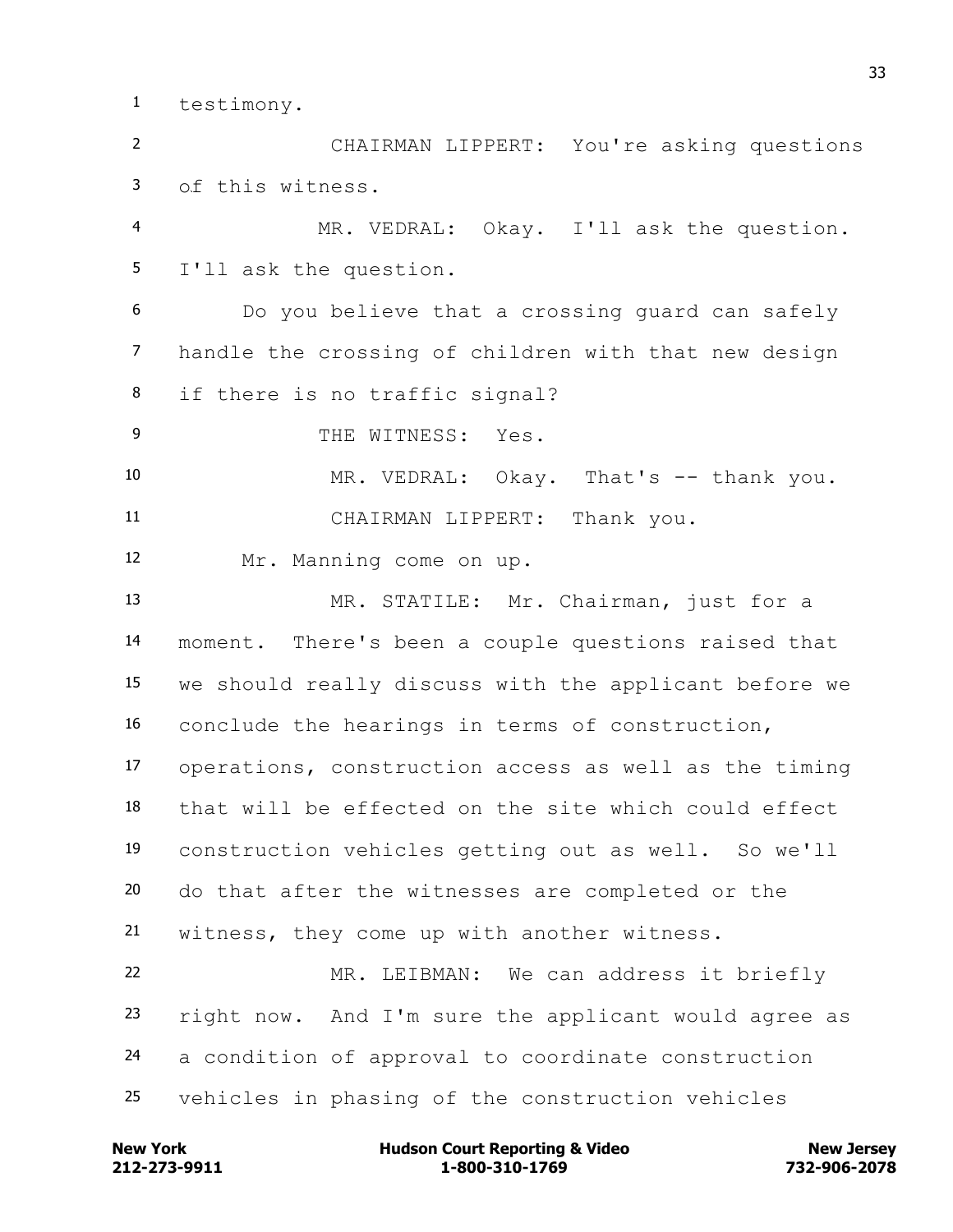1 testimony.

2 CHAIRMAN LIPPERT: You're asking questions

3 of this witness.

4 MR. VEDRAL: Okay. I'll ask the question.

5 I'll ask the question.

6 Do you believe that a crossing guard can safely

7 handle the crossing of children with that new design

8 if there is no traffic signal?

9 THE WITNESS: Yes.

10 MR. VEDRAL: Okay. That's -- thank you.

11 CHAIRMAN LIPPERT: Thank you.

12 Mr. Manning come on up.

13 MR. STATILE: Mr. Chairman, just for a

14 moment. There's been a couple questions raised that

15 we should really discuss with the applicant before we

16 conclude the hearings in terms of construction,

17 operations, construction access as well as the timing

18 that will be effected on the site which could effect

19 construction vehicles getting out as well. So we'll

20 do that after the witnesses are completed or the

21 witness, they come up with another witness.

22 MR. LEIBMAN: We can address it briefly

23 right now. And I'm sure the applicant would agree as

24 a condition of approval to coordinate construction

25 vehicles in phasing of the construction vehicles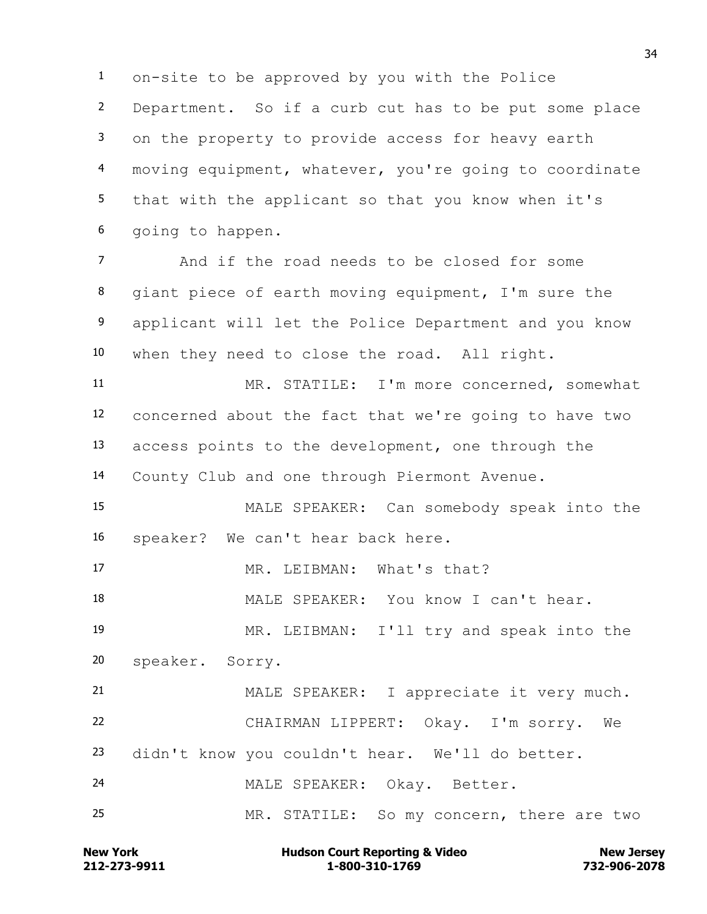on-site to be approved by you with the Police Department. So if a curb cut has to be put some place on the property to provide access for heavy earth moving equipment, whatever, you're going to coordinate that with the applicant so that you know when it's going to happen.

And if the road needs to be closed for some giant piece of earth moving equipment, I'm sure the applicant will let the Police Department and you know when they need to close the road. All right.

MR. STATILE: I'm more concerned, somewhat concerned about the fact that we're going to have two access points to the development, one through the County Club and one through Piermont Avenue.

MALE SPEAKER: Can somebody speak into the speaker? We can't hear back here.

MR. LEIBMAN: What's that?

MALE SPEAKER: You know I can't hear.

MR. LEIBMAN: I'll try and speak into the speaker. Sorry.

MALE SPEAKER: I appreciate it very much.

CHAIRMAN LIPPERT: Okay. I'm sorry. We didn't know you couldn't hear. We'll do better.

MALE SPEAKER: Okay. Better.

MR. STATILE: So my concern, there are two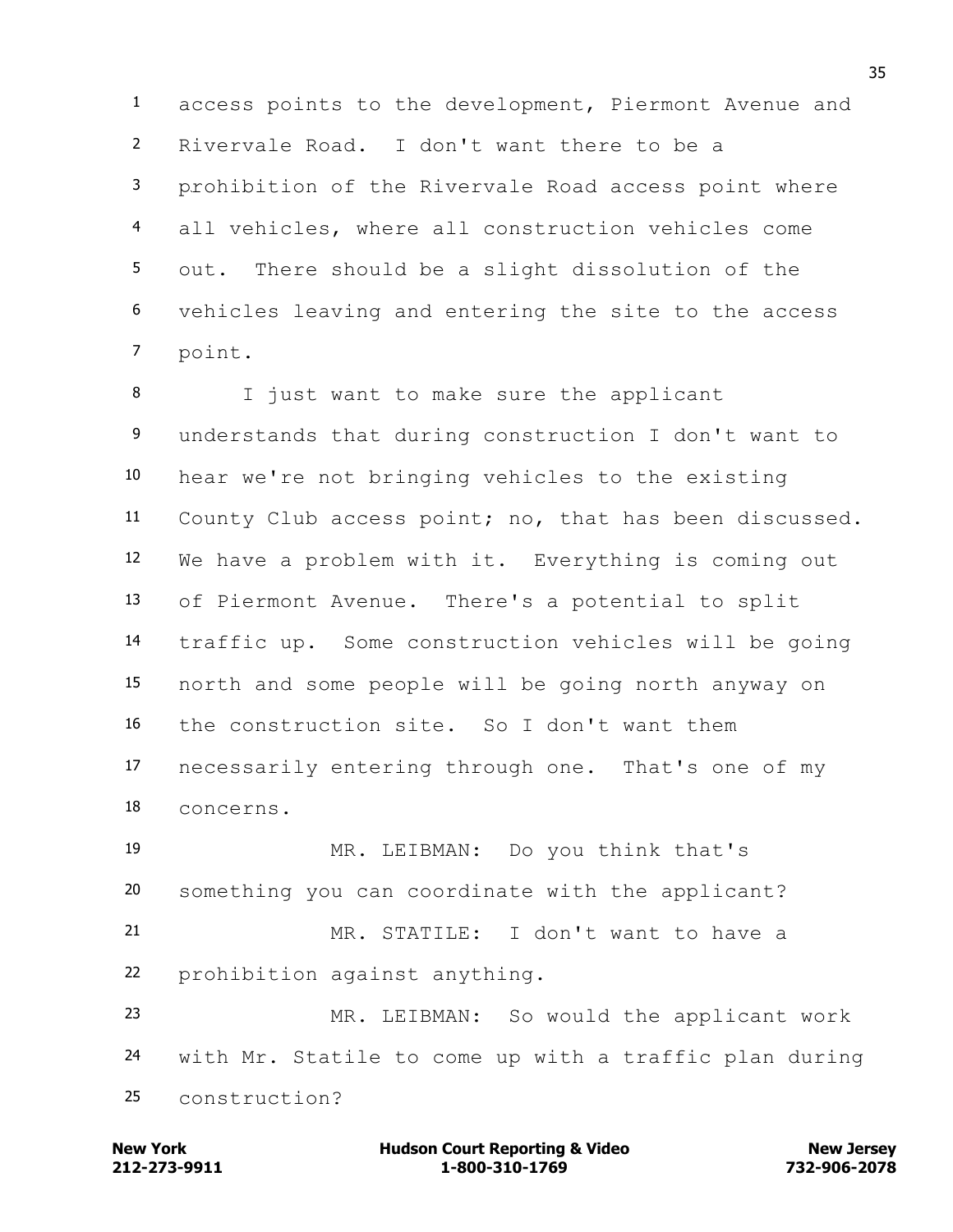access points to the development, Piermont Avenue and Rivervale Road. I don't want there to be a prohibition of the Rivervale Road access point where all vehicles, where all construction vehicles come out. There should be a slight dissolution of the vehicles leaving and entering the site to the access point.

I just want to make sure the applicant understands that during construction I don't want to hear we're not bringing vehicles to the existing County Club access point; no, that has been discussed. We have a problem with it. Everything is coming out of Piermont Avenue. There's a potential to split traffic up. Some construction vehicles will be going north and some people will be going north anyway on the construction site. So I don't want them necessarily entering through one. That's one of my concerns.

MR. LEIBMAN: Do you think that's something you can coordinate with the applicant?

MR. STATILE: I don't want to have a prohibition against anything.

MR. LEIBMAN: So would the applicant work with Mr. Statile to come up with a traffic plan during construction?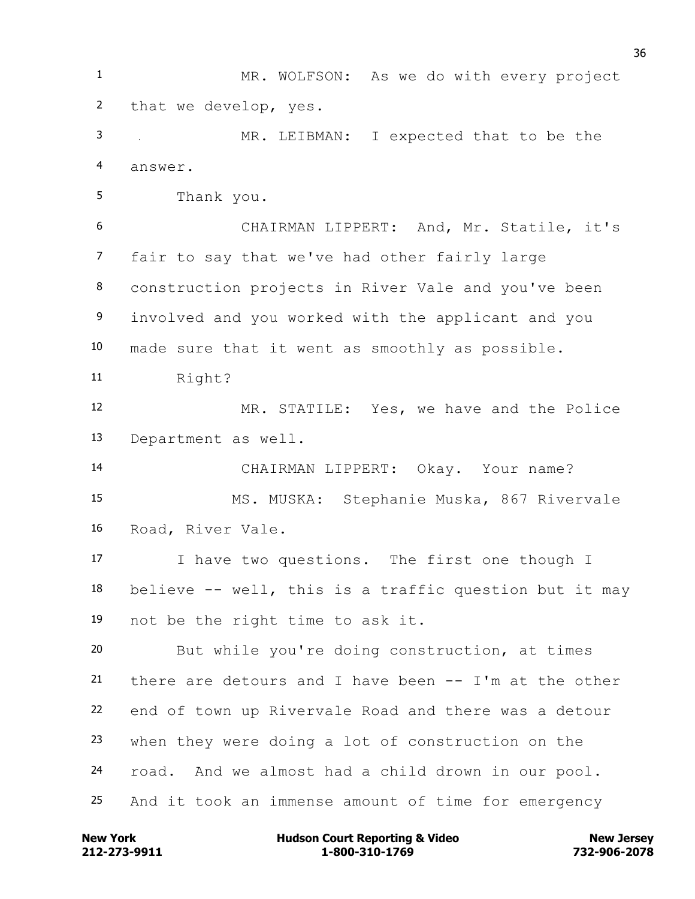MR. WOLFSON: As we do with every project that we develop, yes.

MR. LEIBMAN: I expected that to be the answer.

Thank you.

CHAIRMAN LIPPERT: And, Mr. Statile, it's fair to say that we've had other fairly large construction projects in River Vale and you've been involved and you worked with the applicant and you made sure that it went as smoothly as possible.

Right?

MR. STATILE: Yes, we have and the Police Department as well.

CHAIRMAN LIPPERT: Okay. Your name?

MS. MUSKA: Stephanie Muska, 867 Rivervale Road, River Vale.

I have two questions. The first one though I believe -- well, this is a traffic question but it may not be the right time to ask it.

But while you're doing construction, at times there are detours and I have been -- I'm at the other end of town up Rivervale Road and there was a detour when they were doing a lot of construction on the road. And we almost had a child drown in our pool. And it took an immense amount of time for emergency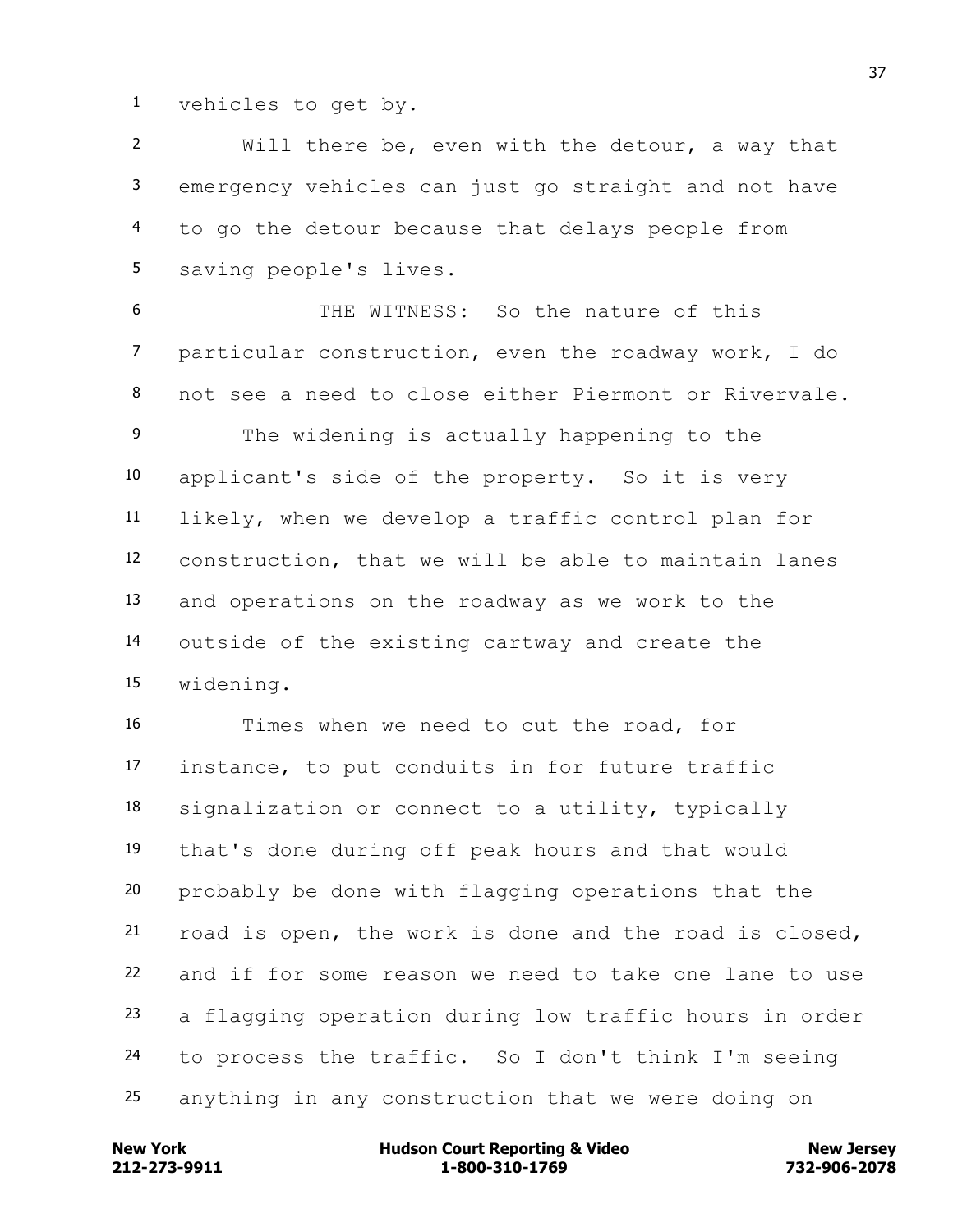vehicles to get by.

Will there be, even with the detour, a way that emergency vehicles can just go straight and not have to go the detour because that delays people from saving people's lives.

THE WITNESS: So the nature of this particular construction, even the roadway work, I do not see a need to close either Piermont or Rivervale.

The widening is actually happening to the applicant's side of the property. So it is very likely, when we develop a traffic control plan for construction, that we will be able to maintain lanes and operations on the roadway as we work to the outside of the existing cartway and create the widening.

Times when we need to cut the road, for instance, to put conduits in for future traffic signalization or connect to a utility, typically that's done during off peak hours and that would probably be done with flagging operations that the road is open, the work is done and the road is closed, and if for some reason we need to take one lane to use a flagging operation during low traffic hours in order to process the traffic. So I don't think I'm seeing anything in any construction that we were doing on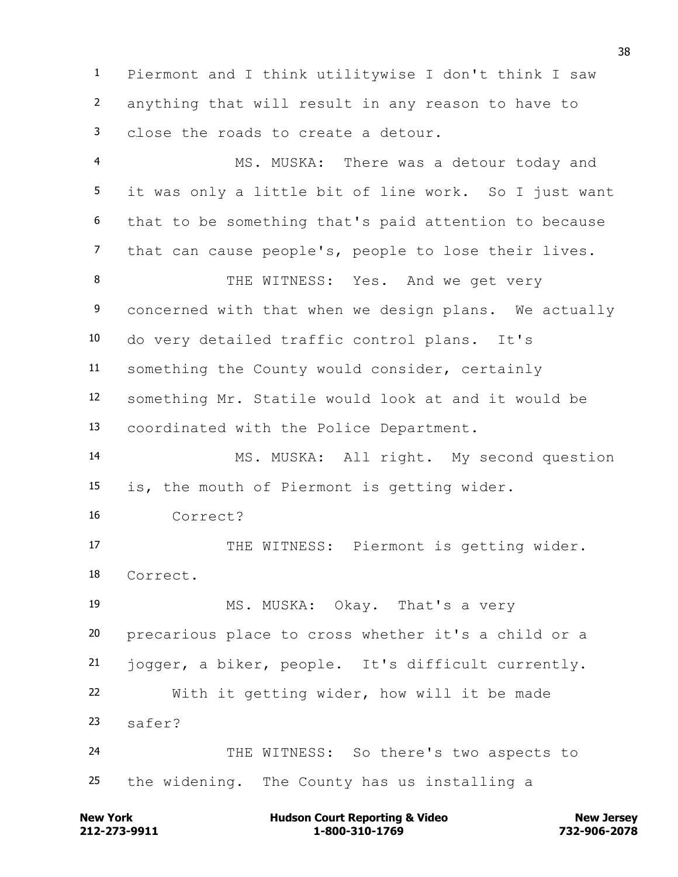Piermont and I think utilitywise I don't think I saw anything that will result in any reason to have to close the roads to create a detour.

MS. MUSKA: There was a detour today and it was only a little bit of line work. So I just want that to be something that's paid attention to because that can cause people's, people to lose their lives.

THE WITNESS: Yes. And we get very concerned with that when we design plans. We actually do very detailed traffic control plans. It's something the County would consider, certainly something Mr. Statile would look at and it would be coordinated with the Police Department.

MS. MUSKA: All right. My second question is, the mouth of Piermont is getting wider.

Correct?

THE WITNESS: Piermont is getting wider. Correct.

MS. MUSKA: Okay. That's a very precarious place to cross whether it's a child or a jogger, a biker, people. It's difficult currently.

With it getting wider, how will it be made safer?

THE WITNESS: So there's two aspects to the widening. The County has us installing a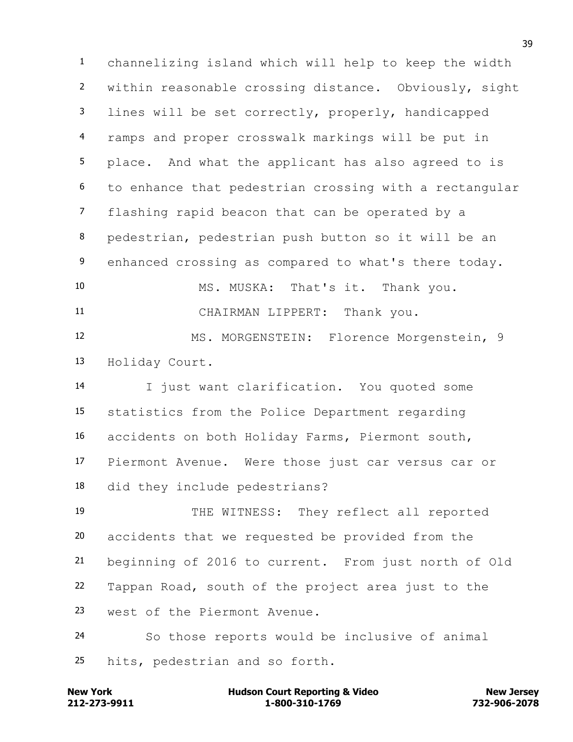1 channelizing island which will help to keep the width
2 within reasonable crossing distance. Obviously, sight
3 lines will be set correctly, properly, handicapped
4 ramps and proper crosswalk markings will be put in
5 place. And what the applicant has also agreed to is
6 to enhance that pedestrian crossing with a rectangular
7 flashing rapid beacon that can be operated by a
8 pedestrian, pedestrian push button so it will be an
9 enhanced crossing as compared to what's there today.
10 MS. MUSKA: That's it. Thank you.
11 CHAIRMAN LIPPERT: Thank you.
12 MS. MORGENSTEIN: Florence Morgenstein, 9
13 Holiday Court.
14 I just want clarification. You quoted some
15 statistics from the Police Department regarding
16 accidents on both Holiday Farms, Piermont south,
17 Piermont Avenue. Were those just car versus car or
18 did they include pedestrians?
19 THE WITNESS: They reflect all reported
20 accidents that we requested be provided from the
21 beginning of 2016 to current. From just north of Old
22 Tappan Road, south of the project area just to the
23 west of the Piermont Avenue.
24 So those reports would be inclusive of animal
25 hits, pedestrian and so forth.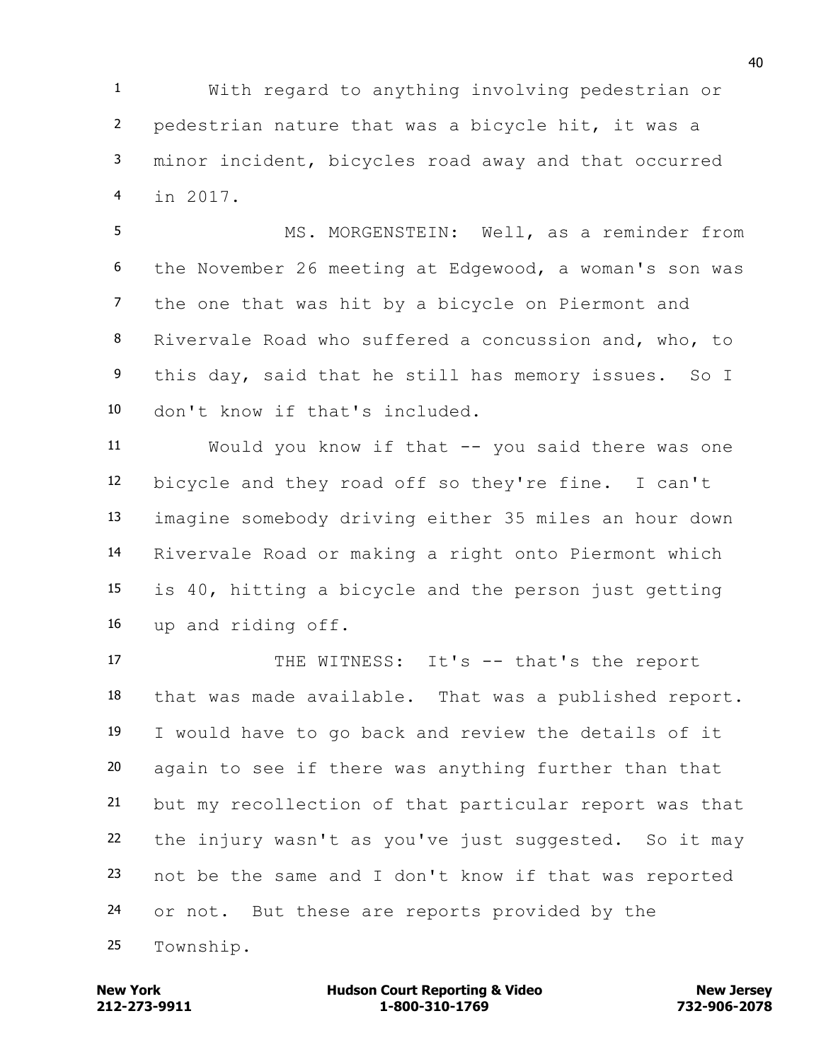With regard to anything involving pedestrian or pedestrian nature that was a bicycle hit, it was a minor incident, bicycles road away and that occurred in 2017.

MS. MORGENSTEIN: Well, as a reminder from the November 26 meeting at Edgewood, a woman's son was the one that was hit by a bicycle on Piermont and Rivervale Road who suffered a concussion and, who, to this day, said that he still has memory issues. So I don't know if that's included.

Would you know if that -- you said there was one bicycle and they road off so they're fine. I can't imagine somebody driving either 35 miles an hour down Rivervale Road or making a right onto Piermont which is 40, hitting a bicycle and the person just getting up and riding off.

THE WITNESS: It's -- that's the report that was made available. That was a published report. I would have to go back and review the details of it again to see if there was anything further than that but my recollection of that particular report was that the injury wasn't as you've just suggested. So it may not be the same and I don't know if that was reported or not. But these are reports provided by the Township.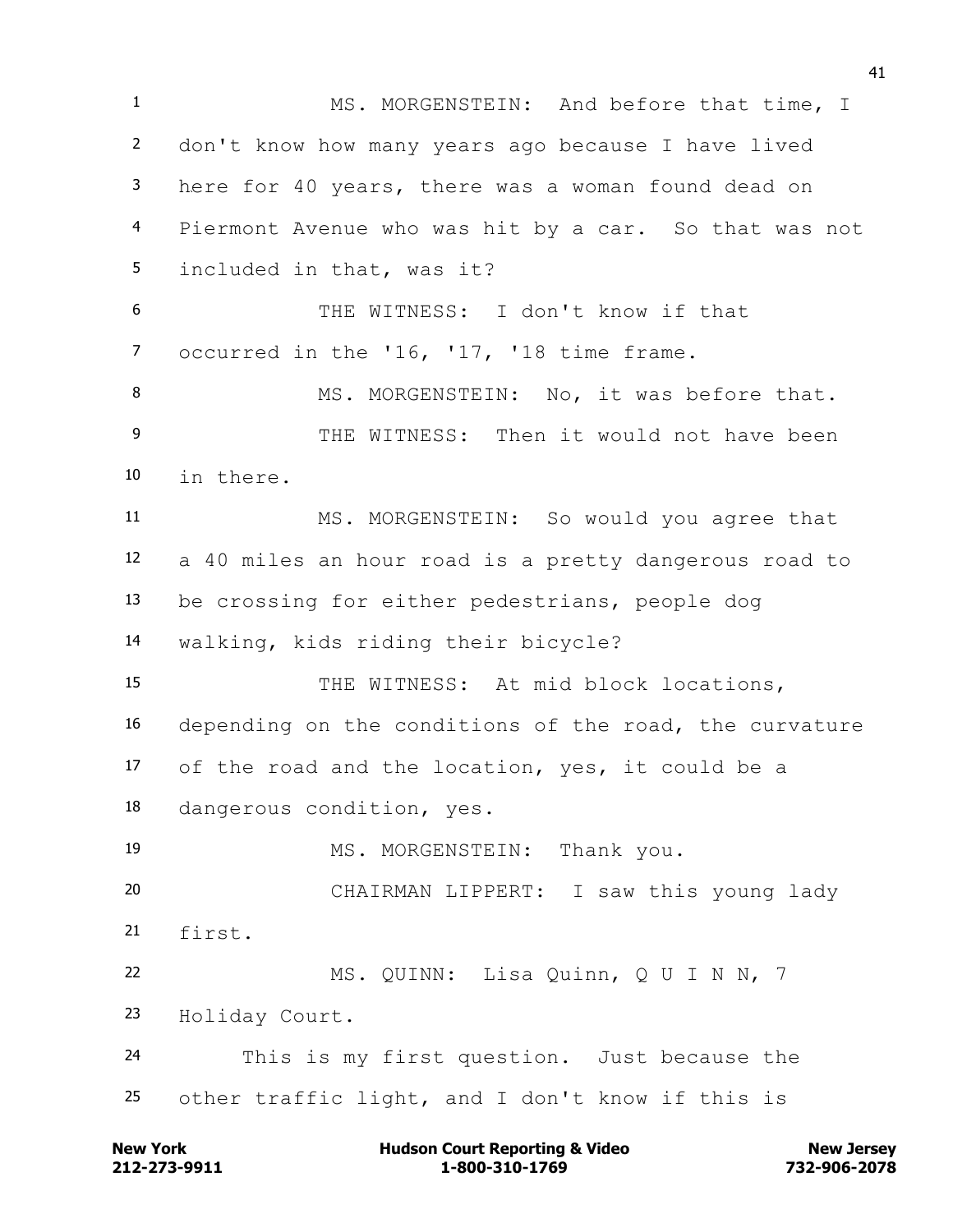MS. MORGENSTEIN: And before that time, I don't know how many years ago because I have lived here for 40 years, there was a woman found dead on Piermont Avenue who was hit by a car. So that was not included in that, was it?

THE WITNESS: I don't know if that occurred in the '16, '17, '18 time frame.

MS. MORGENSTEIN: No, it was before that.

THE WITNESS: Then it would not have been in there.

MS. MORGENSTEIN: So would you agree that a 40 miles an hour road is a pretty dangerous road to be crossing for either pedestrians, people dog walking, kids riding their bicycle?

THE WITNESS: At mid block locations, depending on the conditions of the road, the curvature of the road and the location, yes, it could be a dangerous condition, yes.

MS. MORGENSTEIN: Thank you.

CHAIRMAN LIPPERT: I saw this young lady first.

MS. QUINN: Lisa Quinn, Q U I N N, 7 Holiday Court.

This is my first question. Just because the other traffic light, and I don't know if this is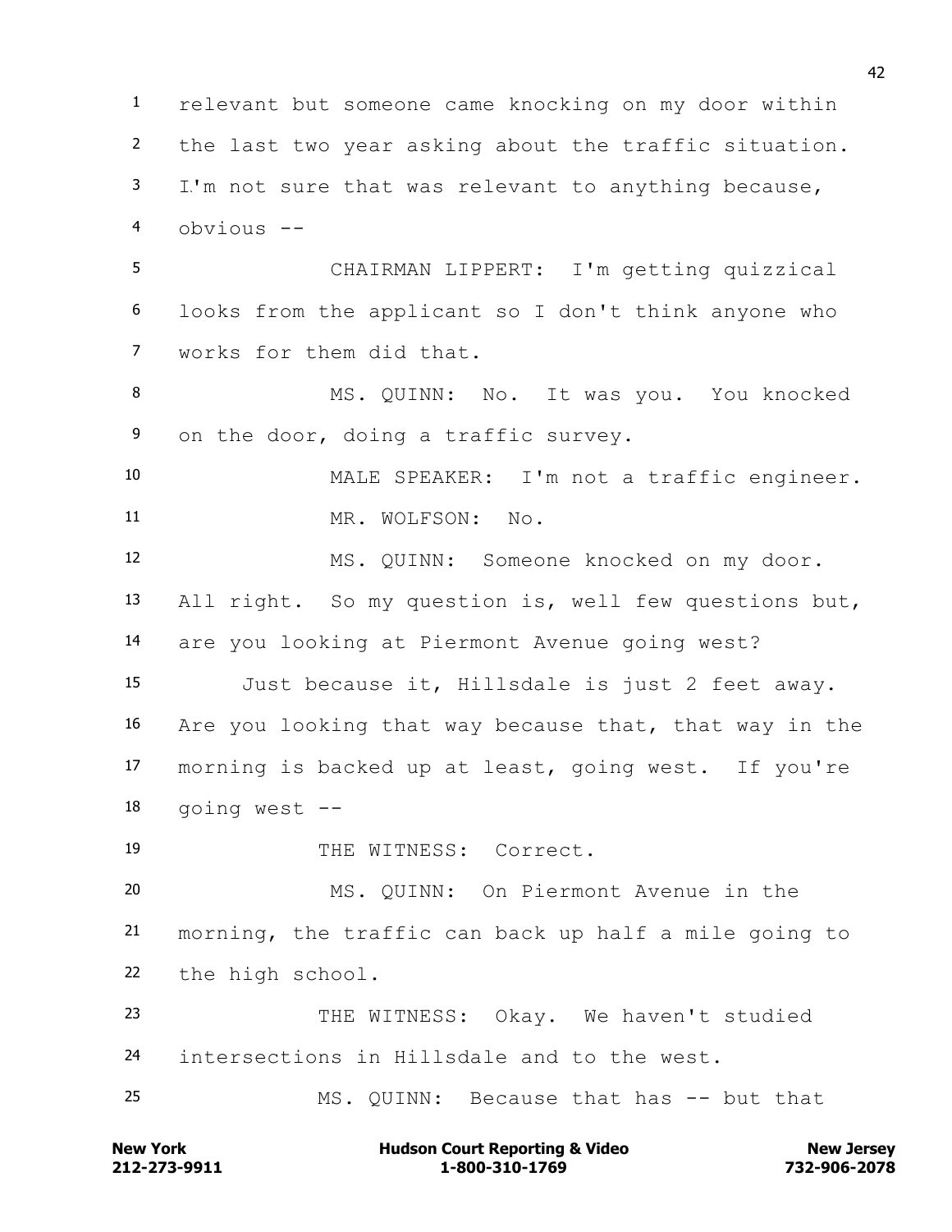1 relevant but someone came knocking on my door within
2 the last two year asking about the traffic situation.
3 I'm not sure that was relevant to anything because,
4 obvious --
5 CHAIRMAN LIPPERT: I'm getting quizzical
6 looks from the applicant so I don't think anyone who
7 works for them did that.
8 MS. QUINN: No. It was you. You knocked
9 on the door, doing a traffic survey.
10 MALE SPEAKER: I'm not a traffic engineer.
11 MR. WOLFSON: No.
12 MS. QUINN: Someone knocked on my door.
13 All right. So my question is, well few questions but,
14 are you looking at Piermont Avenue going west?
15 Just because it, Hillsdale is just 2 feet away.
16 Are you looking that way because that, that way in the
17 morning is backed up at least, going west. If you're
18 going west --
19 THE WITNESS: Correct.
20 MS. QUINN: On Piermont Avenue in the
21 morning, the traffic can back up half a mile going to
22 the high school.
23 THE WITNESS: Okay. We haven't studied
24 intersections in Hillsdale and to the west.
25 MS. QUINN: Because that has -- but that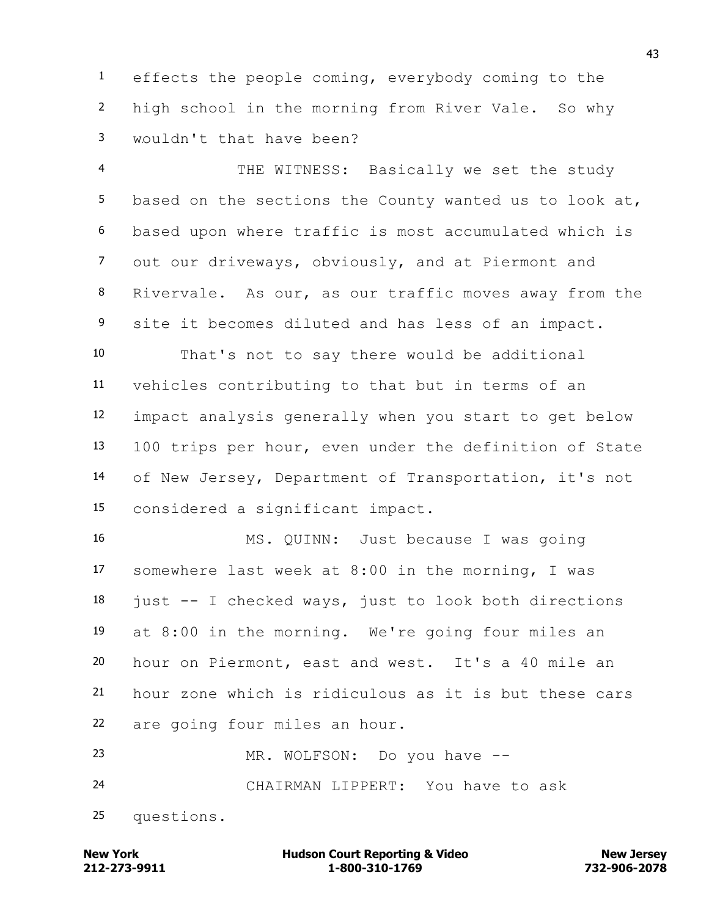effects the people coming, everybody coming to the high school in the morning from River Vale. So why wouldn't that have been?

THE WITNESS: Basically we set the study based on the sections the County wanted us to look at, based upon where traffic is most accumulated which is out our driveways, obviously, and at Piermont and Rivervale. As our, as our traffic moves away from the site it becomes diluted and has less of an impact.

That's not to say there would be additional vehicles contributing to that but in terms of an impact analysis generally when you start to get below 100 trips per hour, even under the definition of State of New Jersey, Department of Transportation, it's not considered a significant impact.

MS. QUINN: Just because I was going somewhere last week at 8:00 in the morning, I was just -- I checked ways, just to look both directions at 8:00 in the morning. We're going four miles an hour on Piermont, east and west. It's a 40 mile an hour zone which is ridiculous as it is but these cars are going four miles an hour.

MR. WOLFSON: Do you have --

CHAIRMAN LIPPERT: You have to ask questions.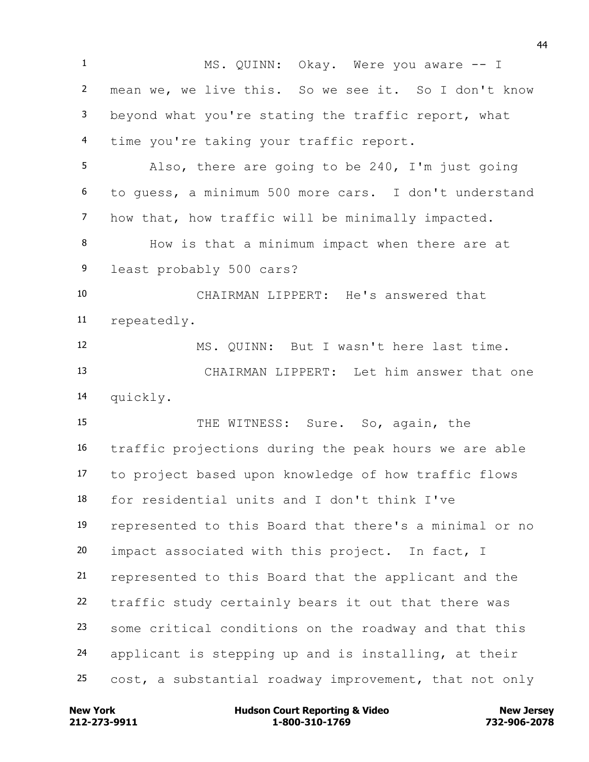MS. QUINN: Okay. Were you aware -- I mean we, we live this. So we see it. So I don't know beyond what you're stating the traffic report, what time you're taking your traffic report.

Also, there are going to be 240, I'm just going to guess, a minimum 500 more cars. I don't understand how that, how traffic will be minimally impacted.

How is that a minimum impact when there are at least probably 500 cars?

CHAIRMAN LIPPERT: He's answered that repeatedly.

MS. QUINN: But I wasn't here last time.

CHAIRMAN LIPPERT: Let him answer that one quickly.

THE WITNESS: Sure. So, again, the traffic projections during the peak hours we are able to project based upon knowledge of how traffic flows for residential units and I don't think I've represented to this Board that there's a minimal or no impact associated with this project. In fact, I represented to this Board that the applicant and the traffic study certainly bears it out that there was some critical conditions on the roadway and that this applicant is stepping up and is installing, at their cost, a substantial roadway improvement, that not only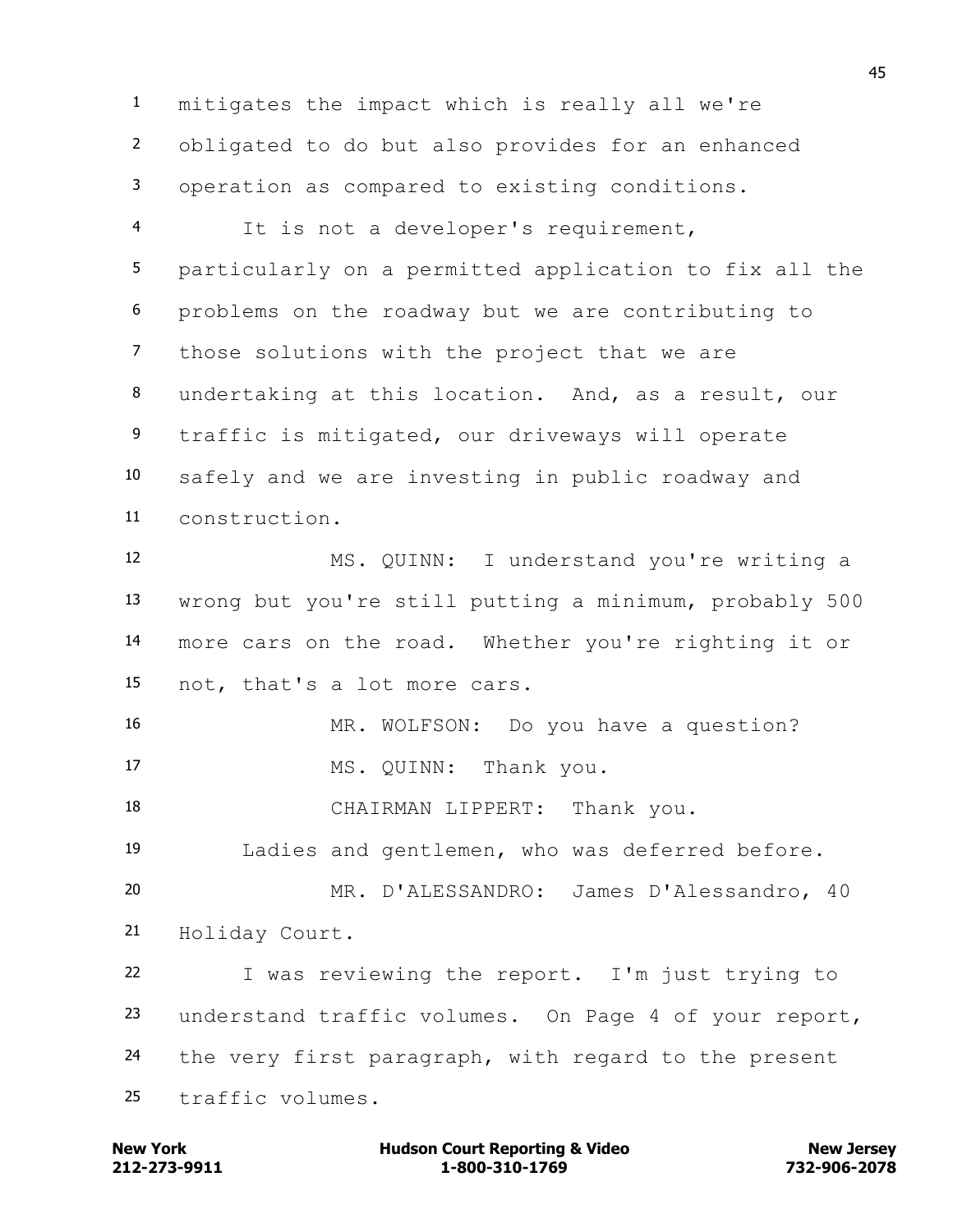mitigates the impact which is really all we're obligated to do but also provides for an enhanced operation as compared to existing conditions.

It is not a developer's requirement, particularly on a permitted application to fix all the problems on the roadway but we are contributing to those solutions with the project that we are undertaking at this location. And, as a result, our traffic is mitigated, our driveways will operate safely and we are investing in public roadway and construction.

MS. QUINN: I understand you're writing a wrong but you're still putting a minimum, probably 500 more cars on the road. Whether you're righting it or not, that's a lot more cars.

MR. WOLFSON: Do you have a question?

MS. QUINN: Thank you.

CHAIRMAN LIPPERT: Thank you.

Ladies and gentlemen, who was deferred before.

MR. D'ALESSANDRO: James D'Alessandro, 40 Holiday Court.

I was reviewing the report. I'm just trying to understand traffic volumes. On Page 4 of your report, the very first paragraph, with regard to the present traffic volumes.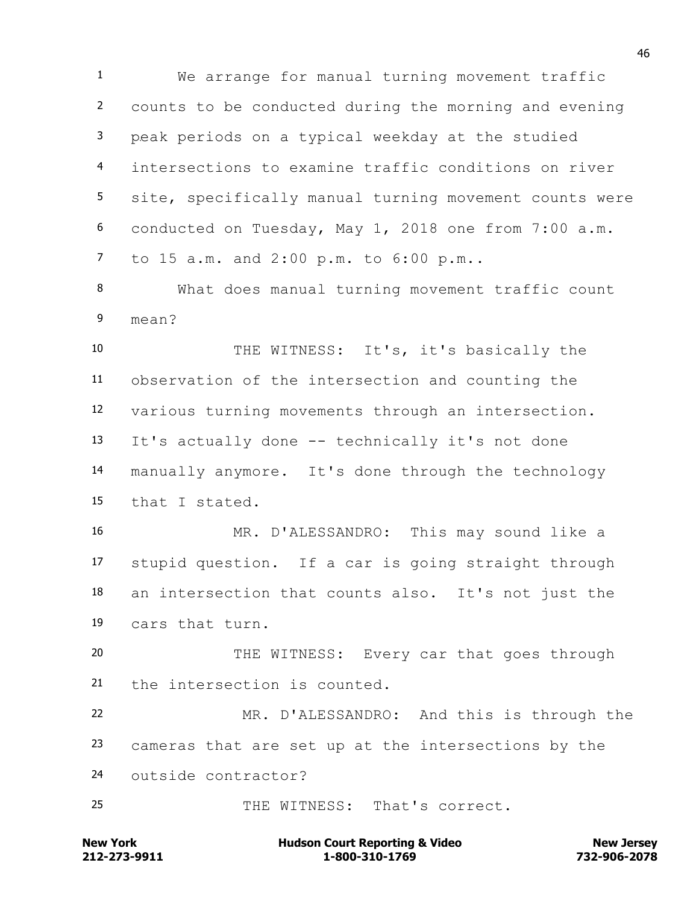We arrange for manual turning movement traffic counts to be conducted during the morning and evening peak periods on a typical weekday at the studied intersections to examine traffic conditions on river site, specifically manual turning movement counts were conducted on Tuesday, May 1, 2018 one from 7:00 a.m. to 15 a.m. and 2:00 p.m. to 6:00 p.m..

What does manual turning movement traffic count mean?

THE WITNESS: It's, it's basically the observation of the intersection and counting the various turning movements through an intersection. It's actually done -- technically it's not done manually anymore. It's done through the technology that I stated.

MR. D'ALESSANDRO: This may sound like a stupid question. If a car is going straight through an intersection that counts also. It's not just the cars that turn.

THE WITNESS: Every car that goes through the intersection is counted.

MR. D'ALESSANDRO: And this is through the cameras that are set up at the intersections by the outside contractor?

THE WITNESS: That's correct.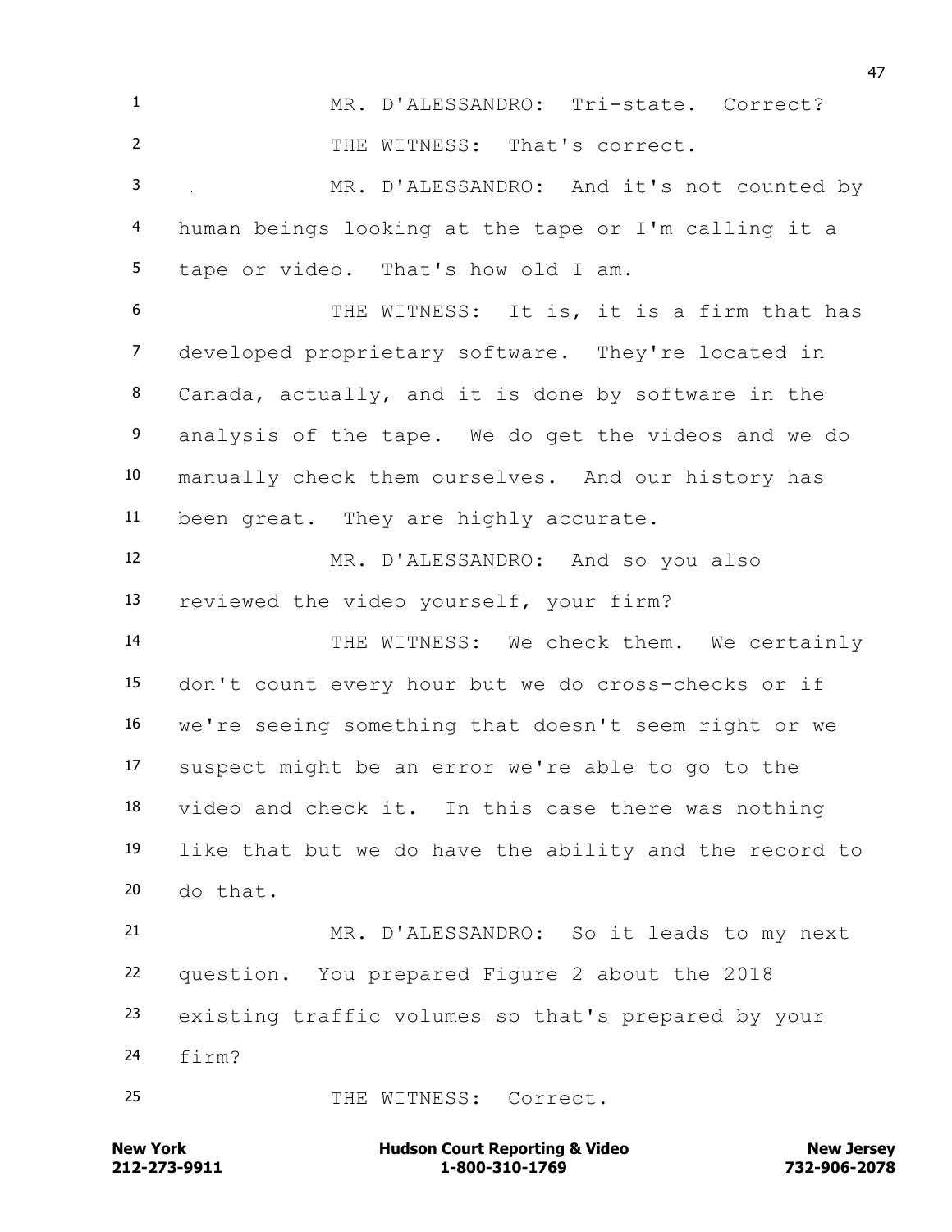MR. D'ALESSANDRO: Tri-state. Correct?

THE WITNESS: That's correct.

MR. D'ALESSANDRO: And it's not counted by human beings looking at the tape or I'm calling it a tape or video. That's how old I am.

THE WITNESS: It is, it is a firm that has developed proprietary software. They're located in Canada, actually, and it is done by software in the analysis of the tape. We do get the videos and we do manually check them ourselves. And our history has been great. They are highly accurate.

MR. D'ALESSANDRO: And so you also reviewed the video yourself, your firm?

THE WITNESS: We check them. We certainly don't count every hour but we do cross-checks or if we're seeing something that doesn't seem right or we suspect might be an error we're able to go to the video and check it. In this case there was nothing like that but we do have the ability and the record to do that.

MR. D'ALESSANDRO: So it leads to my next question. You prepared Figure 2 about the 2018 existing traffic volumes so that's prepared by your firm?

THE WITNESS: Correct.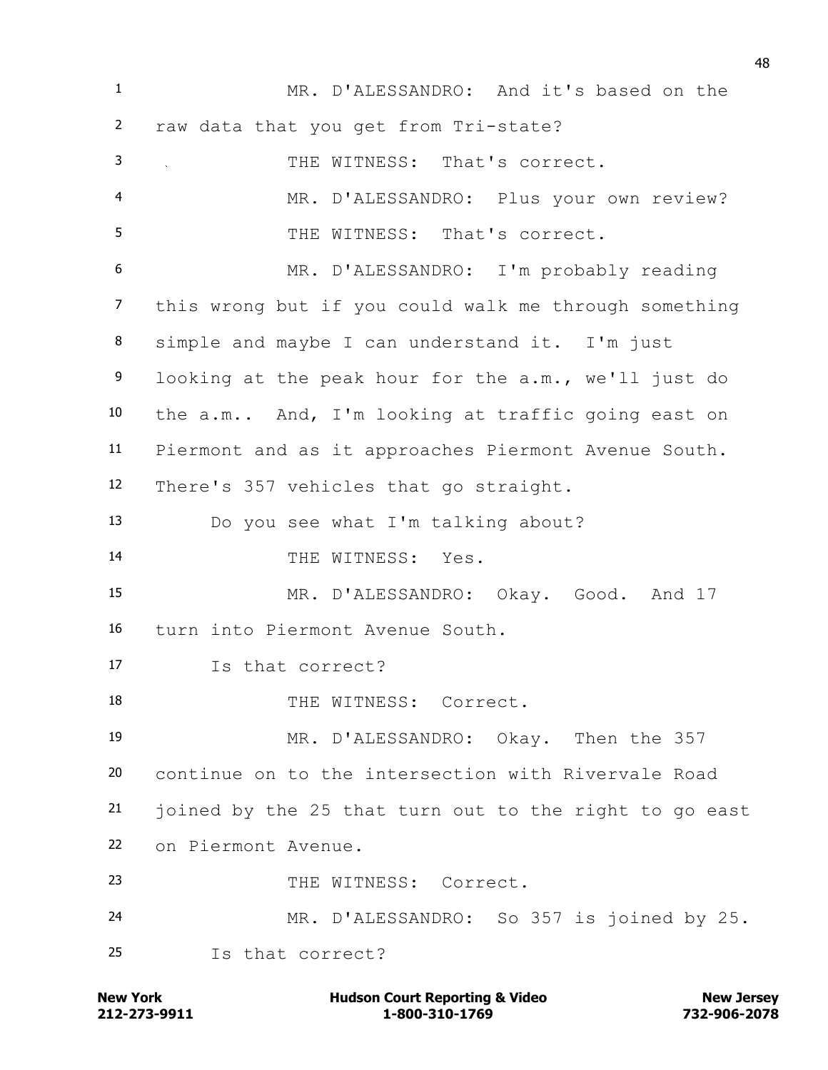MR. D'ALESSANDRO: And it's based on the raw data that you get from Tri-state?

THE WITNESS: That's correct.

MR. D'ALESSANDRO: Plus your own review?

THE WITNESS: That's correct.

MR. D'ALESSANDRO: I'm probably reading this wrong but if you could walk me through something simple and maybe I can understand it. I'm just looking at the peak hour for the a.m., we'll just do the a.m.. And, I'm looking at traffic going east on Piermont and as it approaches Piermont Avenue South. There's 357 vehicles that go straight.

Do you see what I'm talking about?

THE WITNESS: Yes.

MR. D'ALESSANDRO: Okay. Good. And 17 turn into Piermont Avenue South.

Is that correct?

THE WITNESS: Correct.

MR. D'ALESSANDRO: Okay. Then the 357 continue on to the intersection with Rivervale Road joined by the 25 that turn out to the right to go east on Piermont Avenue.

THE WITNESS: Correct.

MR. D'ALESSANDRO: So 357 is joined by 25.

Is that correct?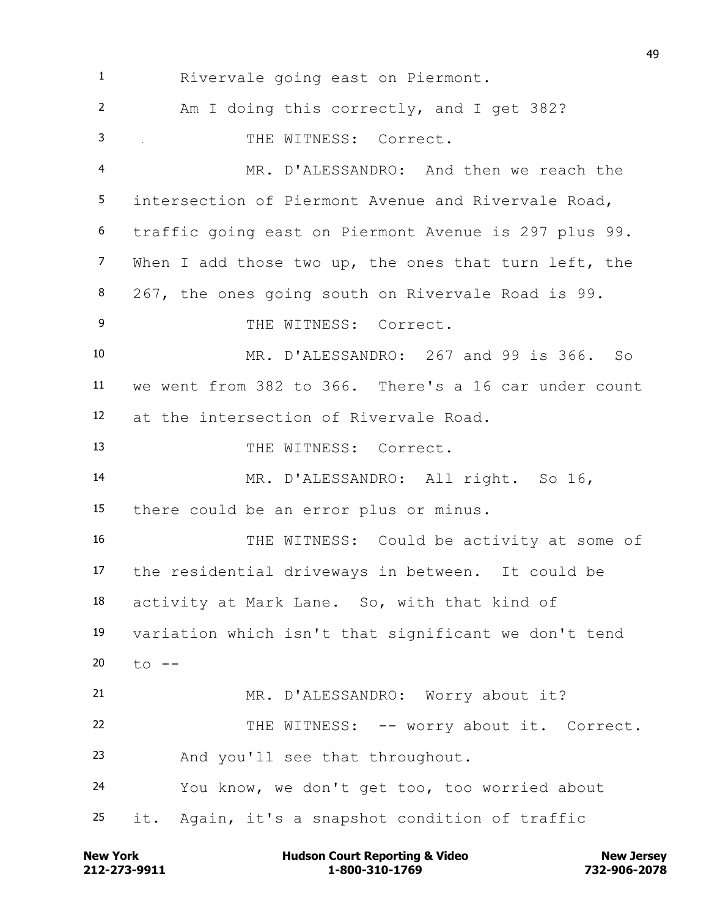1 Rivervale going east on Piermont.

2 Am I doing this correctly, and I get 382?

3 THE WITNESS: Correct.

4 MR. D'ALESSANDRO: And then we reach the

5 intersection of Piermont Avenue and Rivervale Road,

6 traffic going east on Piermont Avenue is 297 plus 99.

7 When I add those two up, the ones that turn left, the

8 267, the ones going south on Rivervale Road is 99.

9 THE WITNESS: Correct.

10 MR. D'ALESSANDRO: 267 and 99 is 366. So

11 we went from 382 to 366. There's a 16 car under count

12 at the intersection of Rivervale Road.

13 THE WITNESS: Correct.

14 MR. D'ALESSANDRO: All right. So 16,

15 there could be an error plus or minus.

16 THE WITNESS: Could be activity at some of

17 the residential driveways in between. It could be

18 activity at Mark Lane. So, with that kind of

19 variation which isn't that significant we don't tend

20 to --

21 MR. D'ALESSANDRO: Worry about it?

22 THE WITNESS: -- worry about it. Correct.

23 And you'll see that throughout.

24 You know, we don't get too, too worried about

25 it. Again, it's a snapshot condition of traffic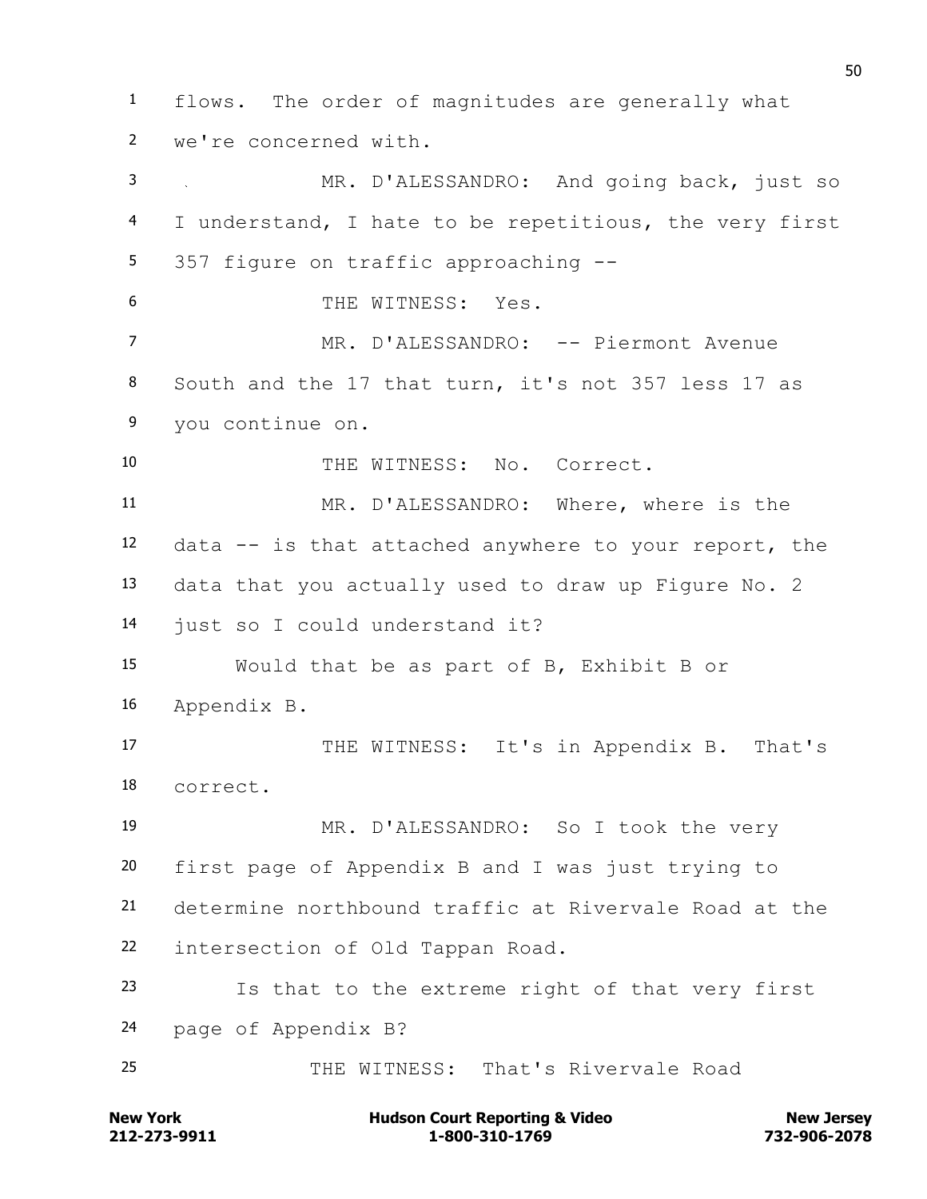flows. The order of magnitudes are generally what we're concerned with.

MR. D'ALESSANDRO: And going back, just so I understand, I hate to be repetitious, the very first 357 figure on traffic approaching --

THE WITNESS: Yes.

MR. D'ALESSANDRO: -- Piermont Avenue South and the 17 that turn, it's not 357 less 17 as you continue on.

THE WITNESS: No. Correct.

MR. D'ALESSANDRO: Where, where is the data -- is that attached anywhere to your report, the data that you actually used to draw up Figure No. 2 just so I could understand it?

Would that be as part of B, Exhibit B or Appendix B.

THE WITNESS: It's in Appendix B. That's correct.

MR. D'ALESSANDRO: So I took the very first page of Appendix B and I was just trying to determine northbound traffic at Rivervale Road at the intersection of Old Tappan Road.

Is that to the extreme right of that very first page of Appendix B?

THE WITNESS: That's Rivervale Road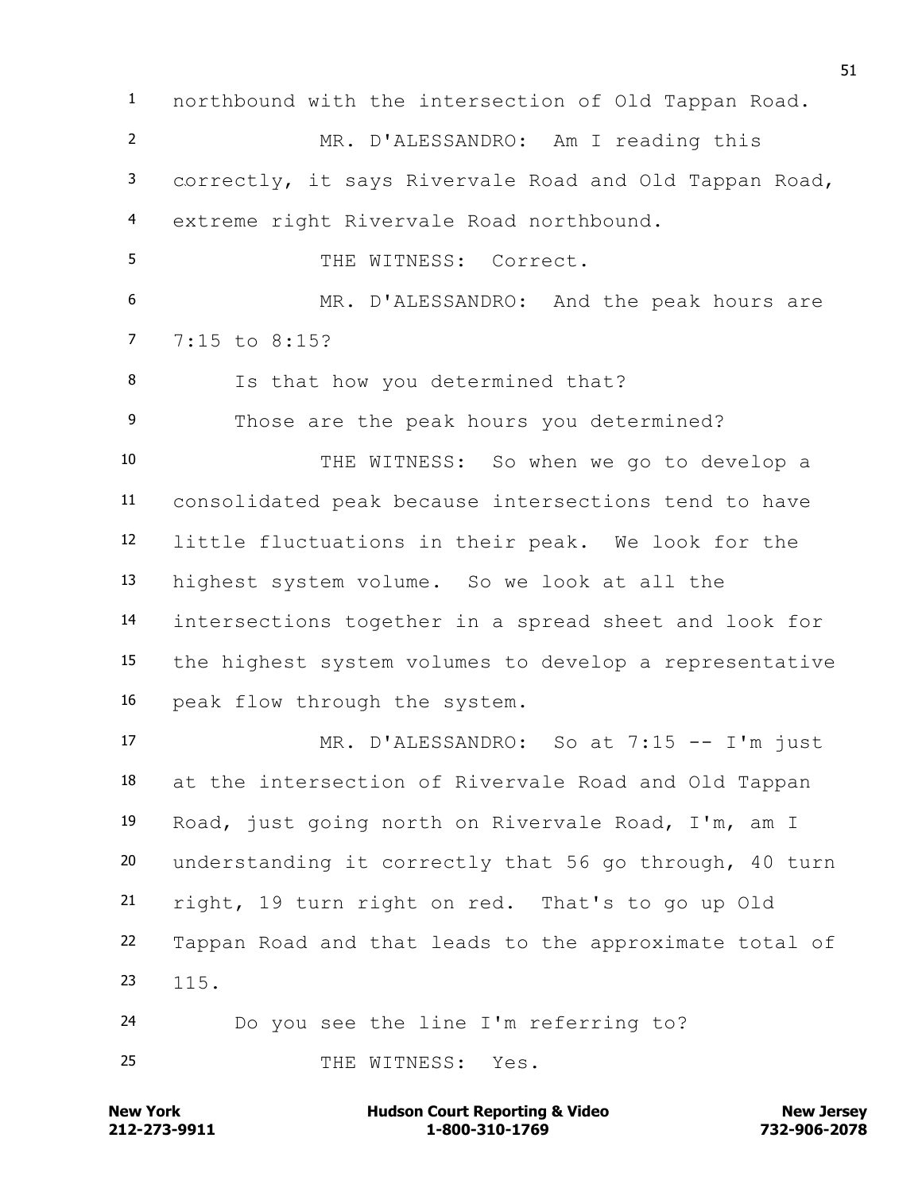northbound with the intersection of Old Tappan Road.

MR. D'ALESSANDRO: Am I reading this correctly, it says Rivervale Road and Old Tappan Road, extreme right Rivervale Road northbound.

THE WITNESS: Correct.

MR. D'ALESSANDRO: And the peak hours are 7:15 to 8:15?

Is that how you determined that?

Those are the peak hours you determined?

THE WITNESS: So when we go to develop a consolidated peak because intersections tend to have little fluctuations in their peak. We look for the highest system volume. So we look at all the intersections together in a spread sheet and look for the highest system volumes to develop a representative peak flow through the system.

MR. D'ALESSANDRO: So at 7:15 -- I'm just at the intersection of Rivervale Road and Old Tappan Road, just going north on Rivervale Road, I'm, am I understanding it correctly that 56 go through, 40 turn right, 19 turn right on red. That's to go up Old Tappan Road and that leads to the approximate total of 115.

Do you see the line I'm referring to?

THE WITNESS: Yes.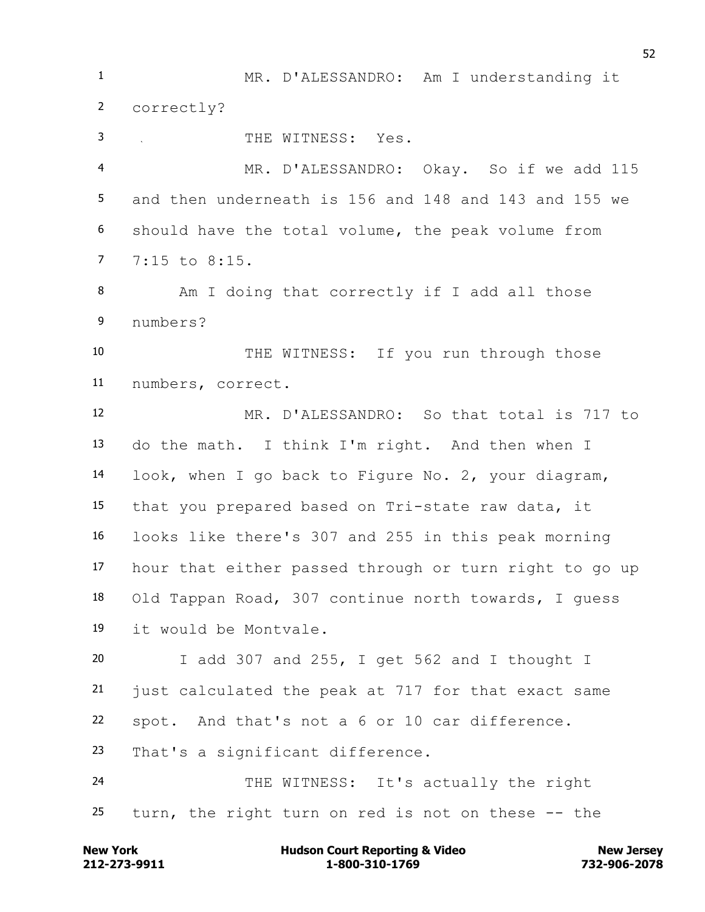1 MR. D'ALESSANDRO: Am I understanding it
2 correctly?
3 THE WITNESS: Yes.
4 MR. D'ALESSANDRO: Okay. So if we add 115
5 and then underneath is 156 and 148 and 143 and 155 we
6 should have the total volume, the peak volume from
7 7:15 to 8:15.
8 Am I doing that correctly if I add all those
9 numbers?
10 THE WITNESS: If you run through those
11 numbers, correct.
12 MR. D'ALESSANDRO: So that total is 717 to
13 do the math. I think I'm right. And then when I
14 look, when I go back to Figure No. 2, your diagram,
15 that you prepared based on Tri-state raw data, it
16 looks like there's 307 and 255 in this peak morning
17 hour that either passed through or turn right to go up
18 Old Tappan Road, 307 continue north towards, I guess
19 it would be Montvale.
20 I add 307 and 255, I get 562 and I thought I
21 just calculated the peak at 717 for that exact same
22 spot. And that's not a 6 or 10 car difference.
23 That's a significant difference.
24 THE WITNESS: It's actually the right
25 turn, the right turn on red is not on these -- the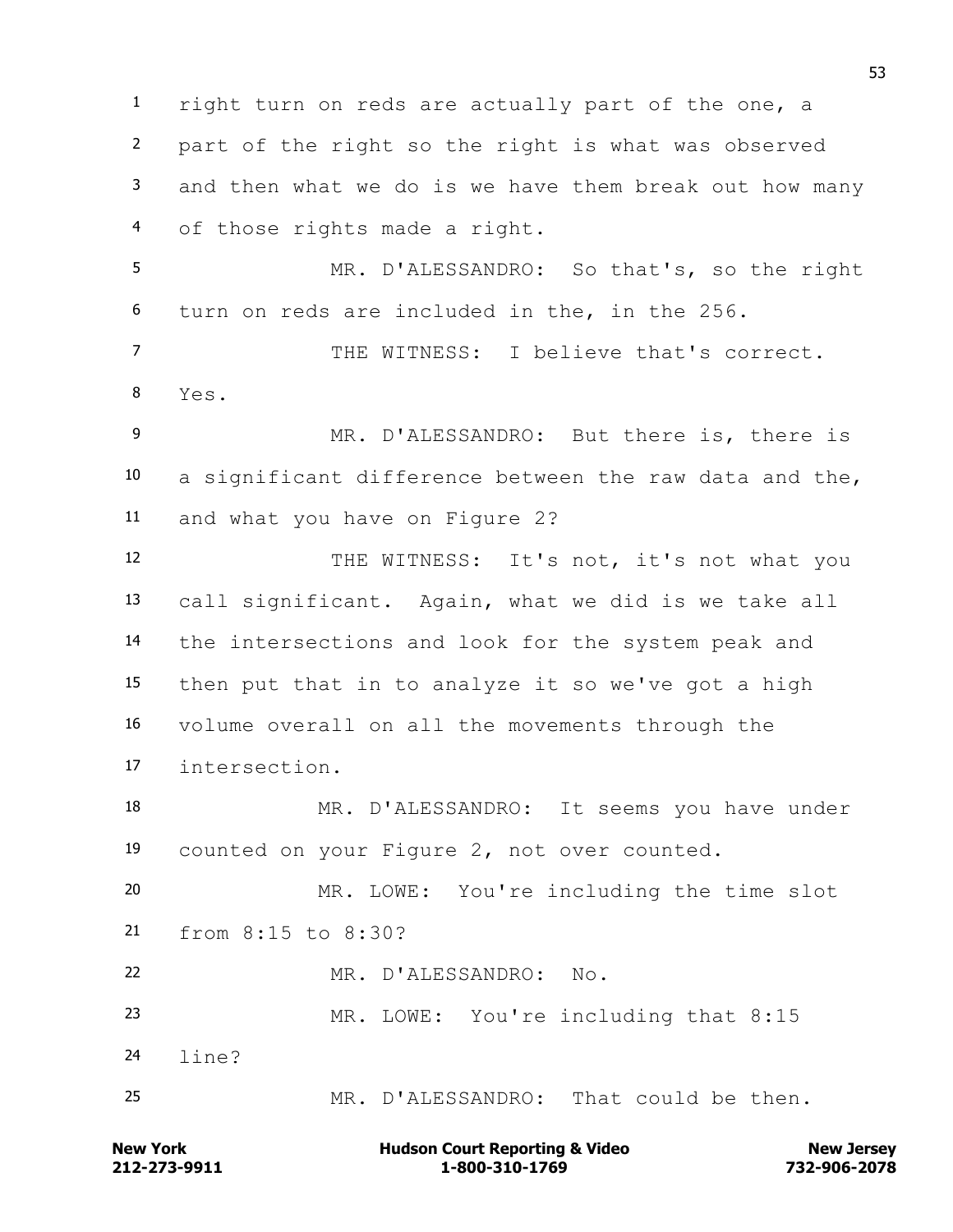right turn on reds are actually part of the one, a part of the right so the right is what was observed and then what we do is we have them break out how many of those rights made a right.

MR. D'ALESSANDRO: So that's, so the right turn on reds are included in the, in the 256.

THE WITNESS: I believe that's correct. Yes.

MR. D'ALESSANDRO: But there is, there is a significant difference between the raw data and the, and what you have on Figure 2?

THE WITNESS: It's not, it's not what you call significant. Again, what we did is we take all the intersections and look for the system peak and then put that in to analyze it so we've got a high volume overall on all the movements through the intersection.

MR. D'ALESSANDRO: It seems you have under counted on your Figure 2, not over counted.

MR. LOWE: You're including the time slot from 8:15 to 8:30?

MR. D'ALESSANDRO: No.

MR. LOWE: You're including that 8:15 line?

MR. D'ALESSANDRO: That could be then.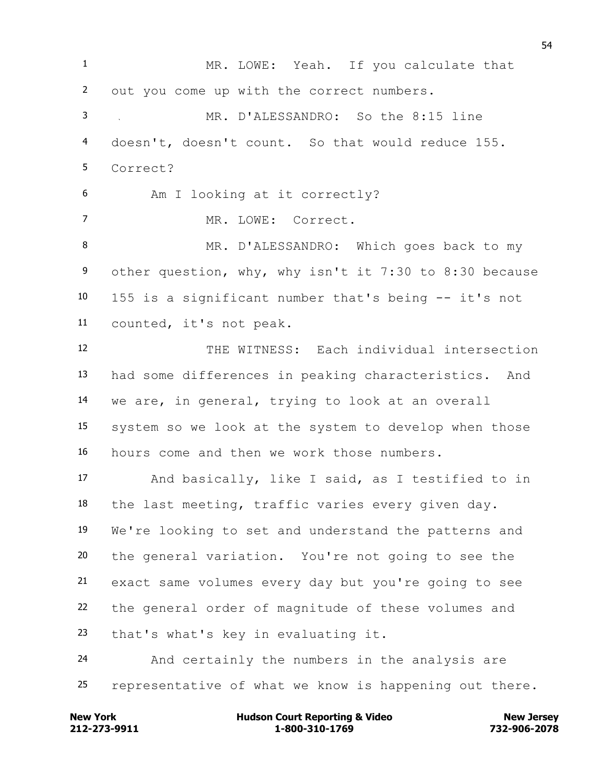MR. LOWE: Yeah. If you calculate that out you come up with the correct numbers.

MR. D'ALESSANDRO: So the 8:15 line doesn't, doesn't count. So that would reduce 155. Correct?

Am I looking at it correctly?

MR. LOWE: Correct.

MR. D'ALESSANDRO: Which goes back to my other question, why, why isn't it 7:30 to 8:30 because 155 is a significant number that's being -- it's not counted, it's not peak.

THE WITNESS: Each individual intersection had some differences in peaking characteristics. And we are, in general, trying to look at an overall system so we look at the system to develop when those hours come and then we work those numbers.

And basically, like I said, as I testified to in the last meeting, traffic varies every given day. We're looking to set and understand the patterns and the general variation. You're not going to see the exact same volumes every day but you're going to see the general order of magnitude of these volumes and that's what's key in evaluating it.

And certainly the numbers in the analysis are representative of what we know is happening out there.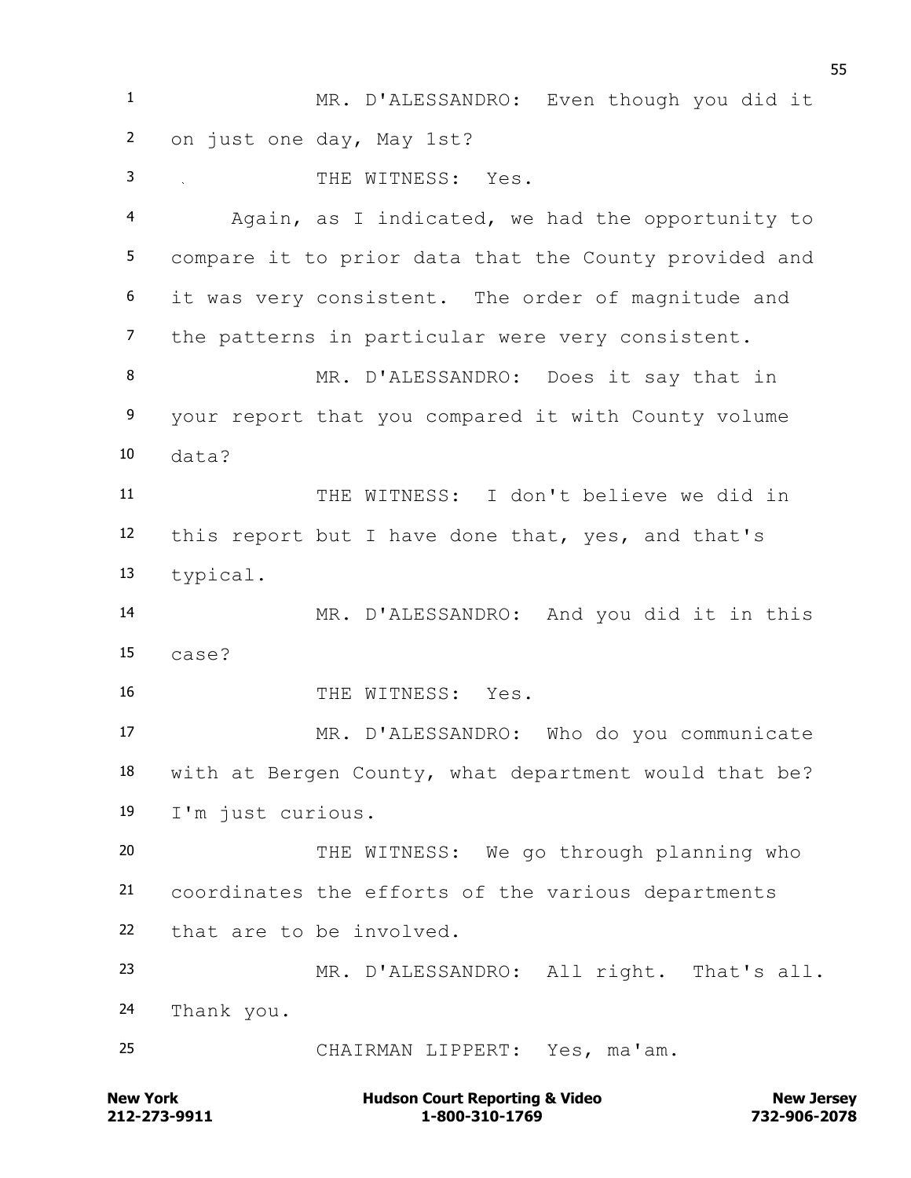MR. D'ALESSANDRO: Even though you did it on just one day, May 1st?

THE WITNESS: Yes.

Again, as I indicated, we had the opportunity to compare it to prior data that the County provided and it was very consistent. The order of magnitude and the patterns in particular were very consistent.

MR. D'ALESSANDRO: Does it say that in your report that you compared it with County volume data?

THE WITNESS: I don't believe we did in this report but I have done that, yes, and that's typical.

MR. D'ALESSANDRO: And you did it in this case?

THE WITNESS: Yes.

MR. D'ALESSANDRO: Who do you communicate with at Bergen County, what department would that be? I'm just curious.

THE WITNESS: We go through planning who coordinates the efforts of the various departments that are to be involved.

MR. D'ALESSANDRO: All right. That's all. Thank you.

CHAIRMAN LIPPERT: Yes, ma'am.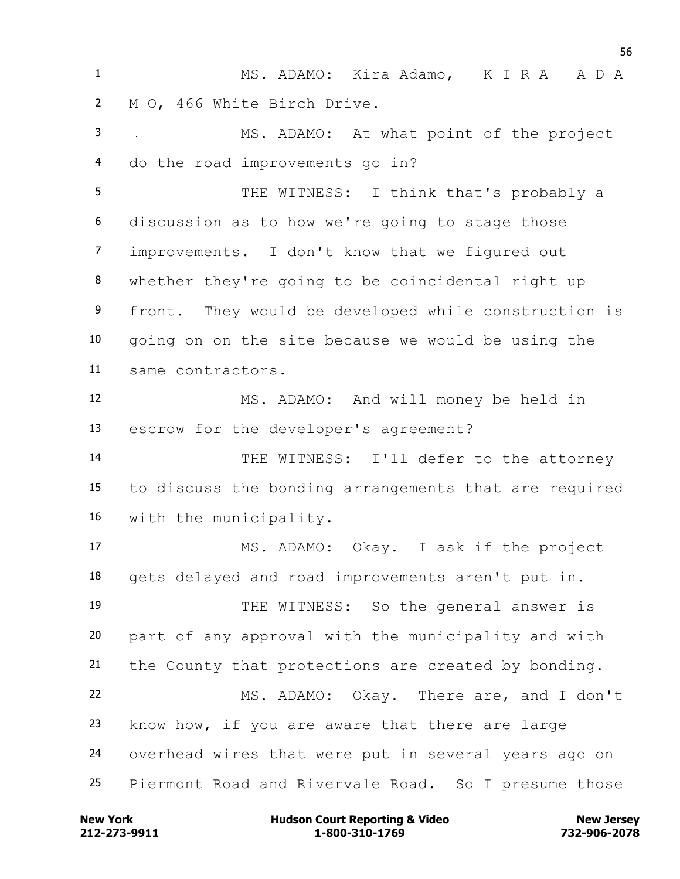MS. ADAMO: Kira Adamo, K I R A A D A M O, 466 White Birch Drive.

MS. ADAMO: At what point of the project do the road improvements go in?

THE WITNESS: I think that's probably a discussion as to how we're going to stage those improvements. I don't know that we figured out whether they're going to be coincidental right up front. They would be developed while construction is going on on the site because we would be using the same contractors.

MS. ADAMO: And will money be held in escrow for the developer's agreement?

THE WITNESS: I'll defer to the attorney to discuss the bonding arrangements that are required with the municipality.

MS. ADAMO: Okay. I ask if the project gets delayed and road improvements aren't put in.

THE WITNESS: So the general answer is part of any approval with the municipality and with the County that protections are created by bonding.

MS. ADAMO: Okay. There are, and I don't know how, if you are aware that there are large overhead wires that were put in several years ago on Piermont Road and Rivervale Road. So I presume those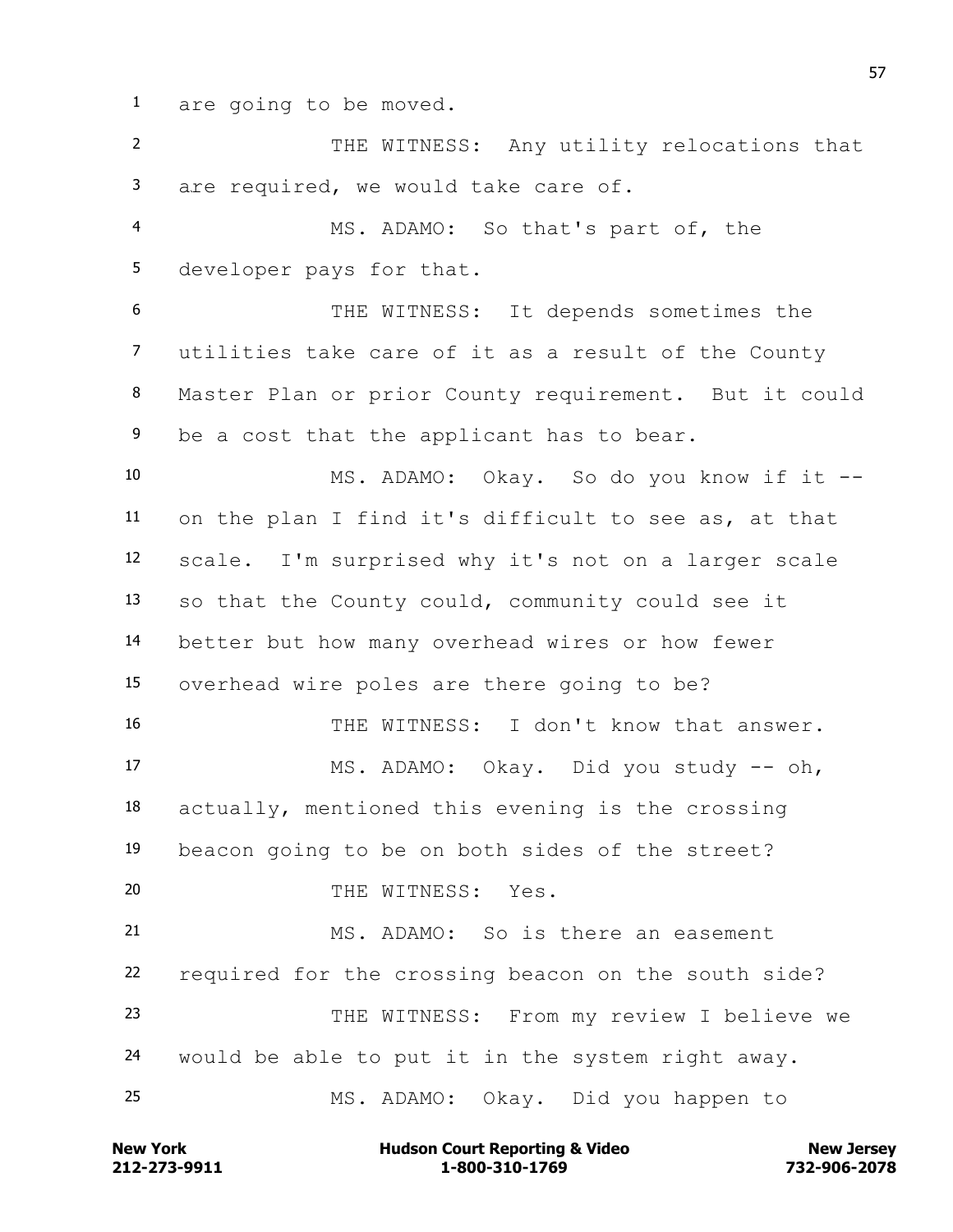are going to be moved.

THE WITNESS: Any utility relocations that are required, we would take care of.

MS. ADAMO: So that's part of, the developer pays for that.

THE WITNESS: It depends sometimes the utilities take care of it as a result of the County Master Plan or prior County requirement. But it could be a cost that the applicant has to bear.

MS. ADAMO: Okay. So do you know if it -- on the plan I find it's difficult to see as, at that scale. I'm surprised why it's not on a larger scale so that the County could, community could see it better but how many overhead wires or how fewer overhead wire poles are there going to be?

THE WITNESS: I don't know that answer.

MS. ADAMO: Okay. Did you study -- oh, actually, mentioned this evening is the crossing beacon going to be on both sides of the street?

THE WITNESS: Yes.

MS. ADAMO: So is there an easement required for the crossing beacon on the south side?

THE WITNESS: From my review I believe we would be able to put it in the system right away.

MS. ADAMO: Okay. Did you happen to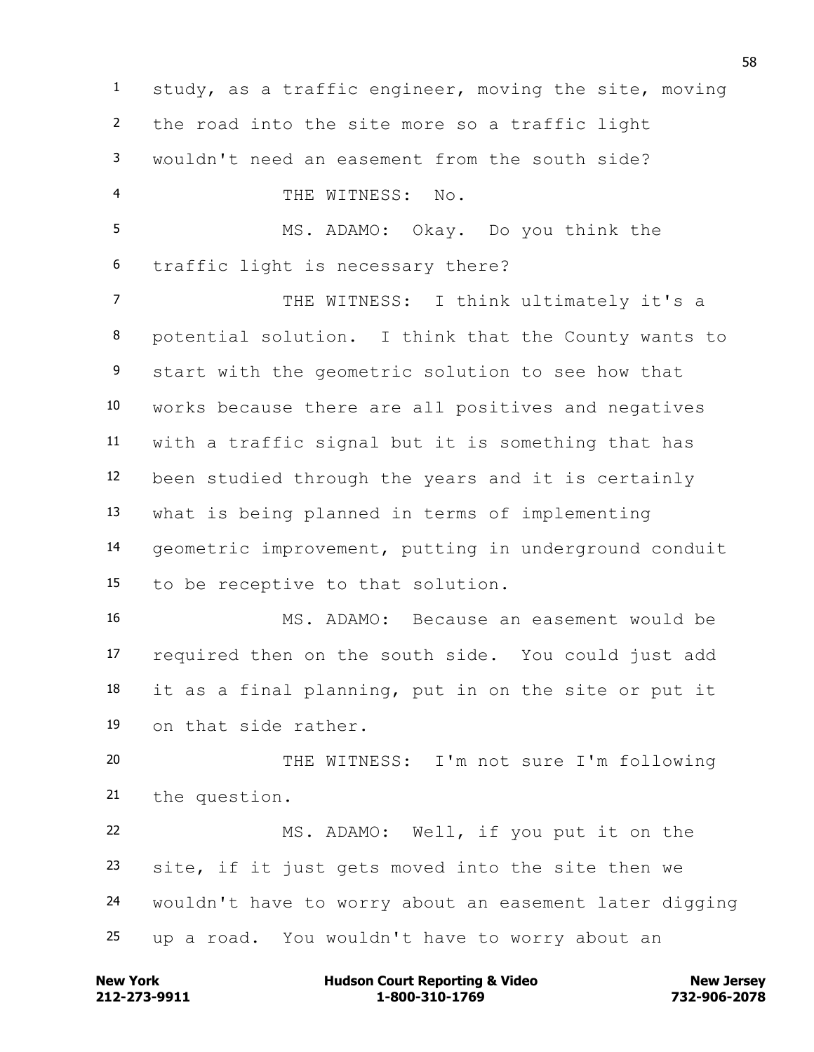1 study, as a traffic engineer, moving the site, moving
2 the road into the site more so a traffic light
3 wouldn't need an easement from the south side?
4 THE WITNESS: No.
5 MS. ADAMO: Okay. Do you think the
6 traffic light is necessary there?
7 THE WITNESS: I think ultimately it's a
8 potential solution. I think that the County wants to
9 start with the geometric solution to see how that
10 works because there are all positives and negatives
11 with a traffic signal but it is something that has
12 been studied through the years and it is certainly
13 what is being planned in terms of implementing
14 geometric improvement, putting in underground conduit
15 to be receptive to that solution.
16 MS. ADAMO: Because an easement would be
17 required then on the south side. You could just add
18 it as a final planning, put in on the site or put it
19 on that side rather.
20 THE WITNESS: I'm not sure I'm following
21 the question.
22 MS. ADAMO: Well, if you put it on the
23 site, if it just gets moved into the site then we
24 wouldn't have to worry about an easement later digging
25 up a road. You wouldn't have to worry about an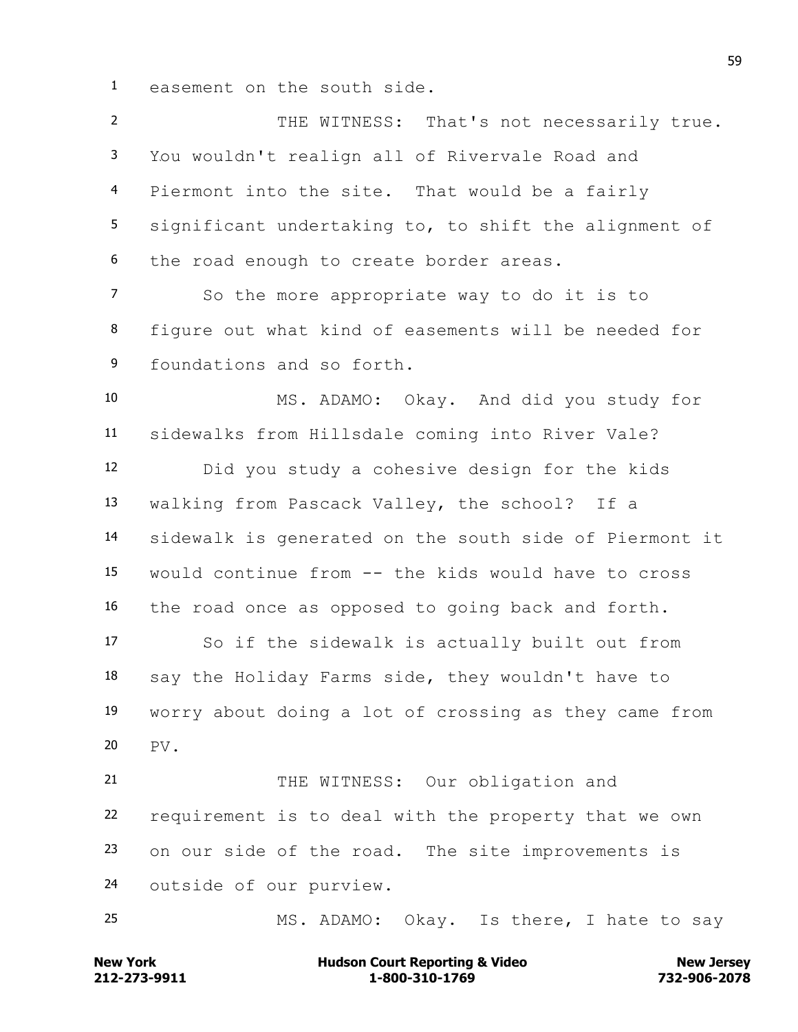easement on the south side.

THE WITNESS: That's not necessarily true. You wouldn't realign all of Rivervale Road and Piermont into the site. That would be a fairly significant undertaking to, to shift the alignment of the road enough to create border areas.

So the more appropriate way to do it is to figure out what kind of easements will be needed for foundations and so forth.

MS. ADAMO: Okay. And did you study for sidewalks from Hillsdale coming into River Vale?

Did you study a cohesive design for the kids walking from Pascack Valley, the school? If a sidewalk is generated on the south side of Piermont it would continue from -- the kids would have to cross the road once as opposed to going back and forth.

So if the sidewalk is actually built out from say the Holiday Farms side, they wouldn't have to worry about doing a lot of crossing as they came from PV.

THE WITNESS: Our obligation and requirement is to deal with the property that we own on our side of the road. The site improvements is outside of our purview.

MS. ADAMO: Okay. Is there, I hate to say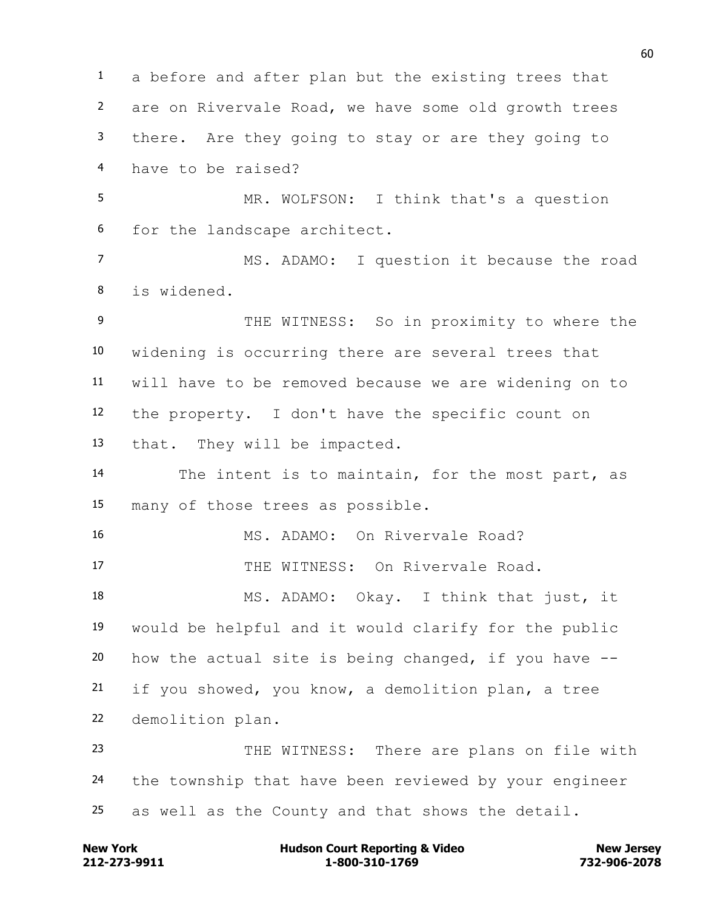a before and after plan but the existing trees that are on Rivervale Road, we have some old growth trees there. Are they going to stay or are they going to have to be raised?

MR. WOLFSON: I think that's a question for the landscape architect.

MS. ADAMO: I question it because the road is widened.

THE WITNESS: So in proximity to where the widening is occurring there are several trees that will have to be removed because we are widening on to the property. I don't have the specific count on that. They will be impacted.

The intent is to maintain, for the most part, as many of those trees as possible.

MS. ADAMO: On Rivervale Road?

THE WITNESS: On Rivervale Road.

MS. ADAMO: Okay. I think that just, it would be helpful and it would clarify for the public how the actual site is being changed, if you have -- if you showed, you know, a demolition plan, a tree demolition plan.

THE WITNESS: There are plans on file with the township that have been reviewed by your engineer as well as the County and that shows the detail.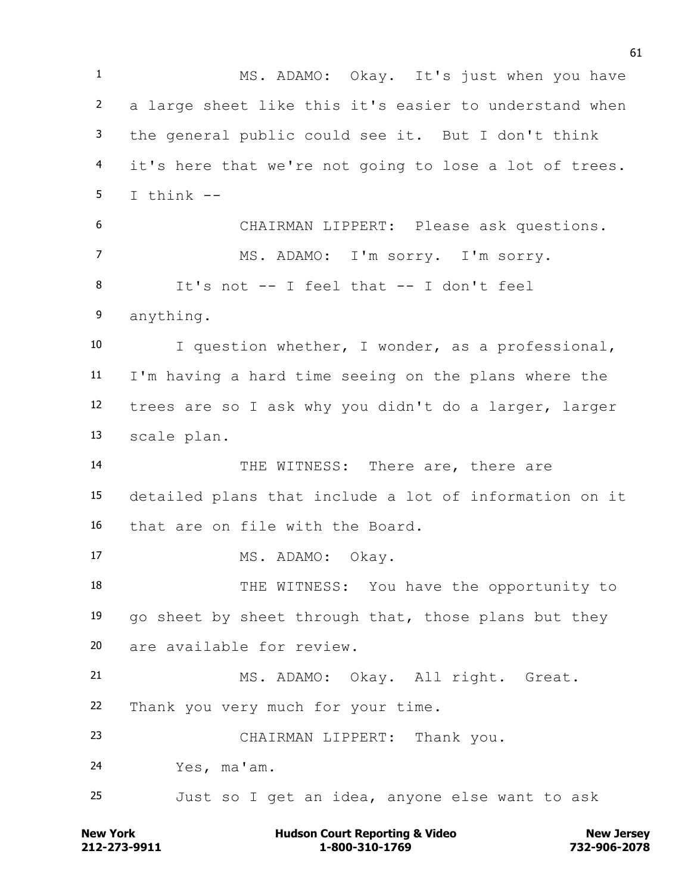MS. ADAMO: Okay. It's just when you have a large sheet like this it's easier to understand when the general public could see it. But I don't think it's here that we're not going to lose a lot of trees. I think --

CHAIRMAN LIPPERT: Please ask questions.

MS. ADAMO: I'm sorry. I'm sorry.

It's not -- I feel that -- I don't feel anything.

I question whether, I wonder, as a professional, I'm having a hard time seeing on the plans where the trees are so I ask why you didn't do a larger, larger scale plan.

THE WITNESS: There are, there are detailed plans that include a lot of information on it that are on file with the Board.

MS. ADAMO: Okay.

THE WITNESS: You have the opportunity to go sheet by sheet through that, those plans but they are available for review.

MS. ADAMO: Okay. All right. Great. Thank you very much for your time.

CHAIRMAN LIPPERT: Thank you.

Yes, ma'am.

Just so I get an idea, anyone else want to ask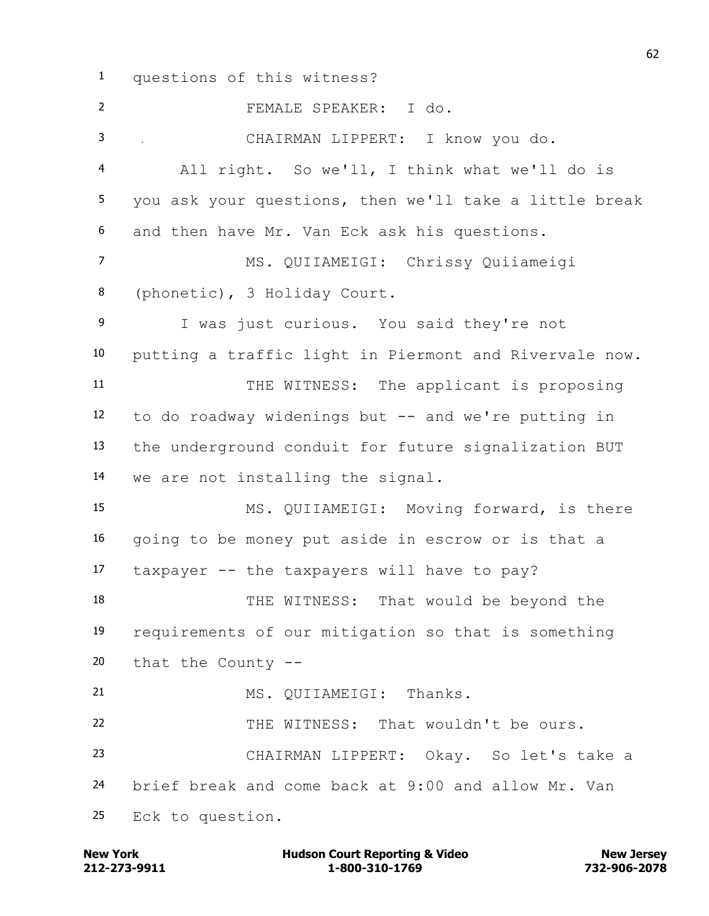1 questions of this witness?

2 FEMALE SPEAKER: I do.

3 CHAIRMAN LIPPERT: I know you do.

4 All right. So we'll, I think what we'll do is

5 you ask your questions, then we'll take a little break

6 and then have Mr. Van Eck ask his questions.

7 MS. QUIIAMEIGI: Chrissy Quiiameigi

8 (phonetic), 3 Holiday Court.

9 I was just curious. You said they're not

10 putting a traffic light in Piermont and Rivervale now.

11 THE WITNESS: The applicant is proposing

12 to do roadway widenings but -- and we're putting in

13 the underground conduit for future signalization BUT

14 we are not installing the signal.

15 MS. QUIIAMEIGI: Moving forward, is there

16 going to be money put aside in escrow or is that a

17 taxpayer -- the taxpayers will have to pay?

18 THE WITNESS: That would be beyond the

19 requirements of our mitigation so that is something

20 that the County --

21 MS. QUIIAMEIGI: Thanks.

22 THE WITNESS: That wouldn't be ours.

23 CHAIRMAN LIPPERT: Okay. So let's take a

24 brief break and come back at 9:00 and allow Mr. Van

25 Eck to question.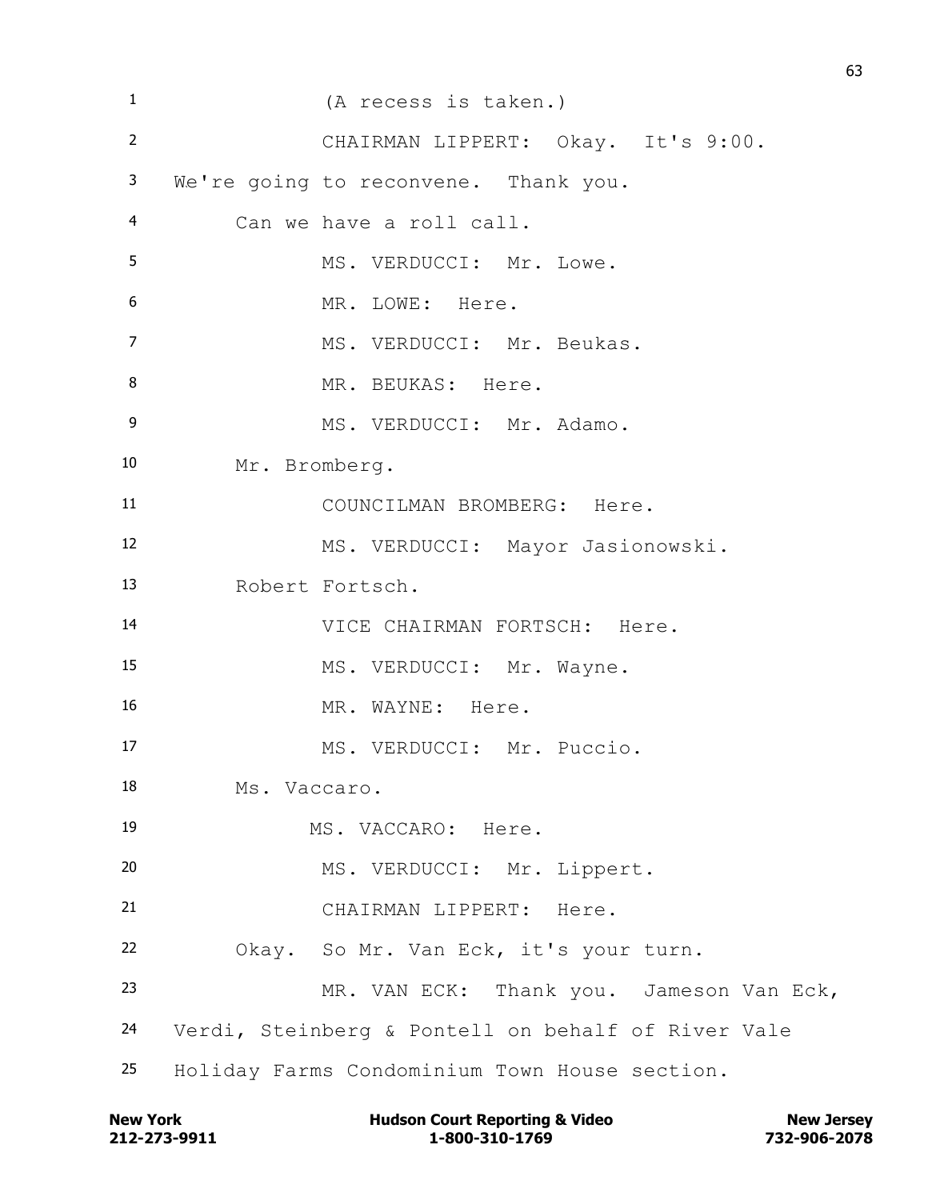(A recess is taken.)

CHAIRMAN LIPPERT: Okay. It's 9:00. We're going to reconvene. Thank you.

Can we have a roll call.

MS. VERDUCCI: Mr. Lowe.

MR. LOWE: Here.

MS. VERDUCCI: Mr. Beukas.

MR. BEUKAS: Here.

MS. VERDUCCI: Mr. Adamo.

Mr. Bromberg.

COUNCILMAN BROMBERG: Here.

MS. VERDUCCI: Mayor Jasionowski.

Robert Fortsch.

VICE CHAIRMAN FORTSCH: Here.

MS. VERDUCCI: Mr. Wayne.

MR. WAYNE: Here.

MS. VERDUCCI: Mr. Puccio.

Ms. Vaccaro.

MS. VACCARO: Here.

MS. VERDUCCI: Mr. Lippert.

CHAIRMAN LIPPERT: Here.

Okay. So Mr. Van Eck, it's your turn.

MR. VAN ECK: Thank you. Jameson Van Eck, Verdi, Steinberg & Pontell on behalf of River Vale Holiday Farms Condominium Town House section.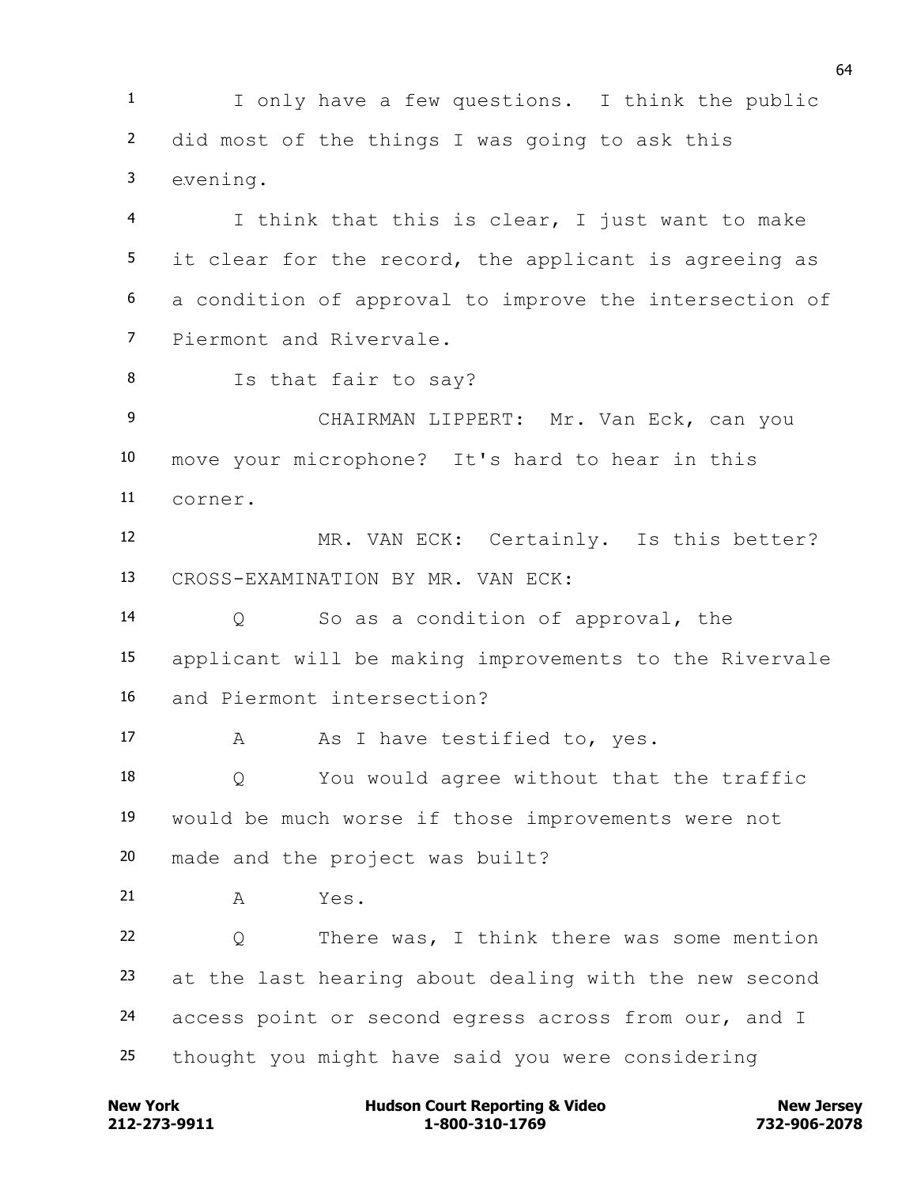I only have a few questions. I think the public did most of the things I was going to ask this evening.

I think that this is clear, I just want to make it clear for the record, the applicant is agreeing as a condition of approval to improve the intersection of Piermont and Rivervale.

Is that fair to say?

CHAIRMAN LIPPERT: Mr. Van Eck, can you move your microphone? It's hard to hear in this corner.

MR. VAN ECK: Certainly. Is this better?

CROSS-EXAMINATION BY MR. VAN ECK:

Q So as a condition of approval, the applicant will be making improvements to the Rivervale and Piermont intersection?

A As I have testified to, yes.

Q You would agree without that the traffic would be much worse if those improvements were not made and the project was built?

A Yes.

Q There was, I think there was some mention at the last hearing about dealing with the new second access point or second egress across from our, and I thought you might have said you were considering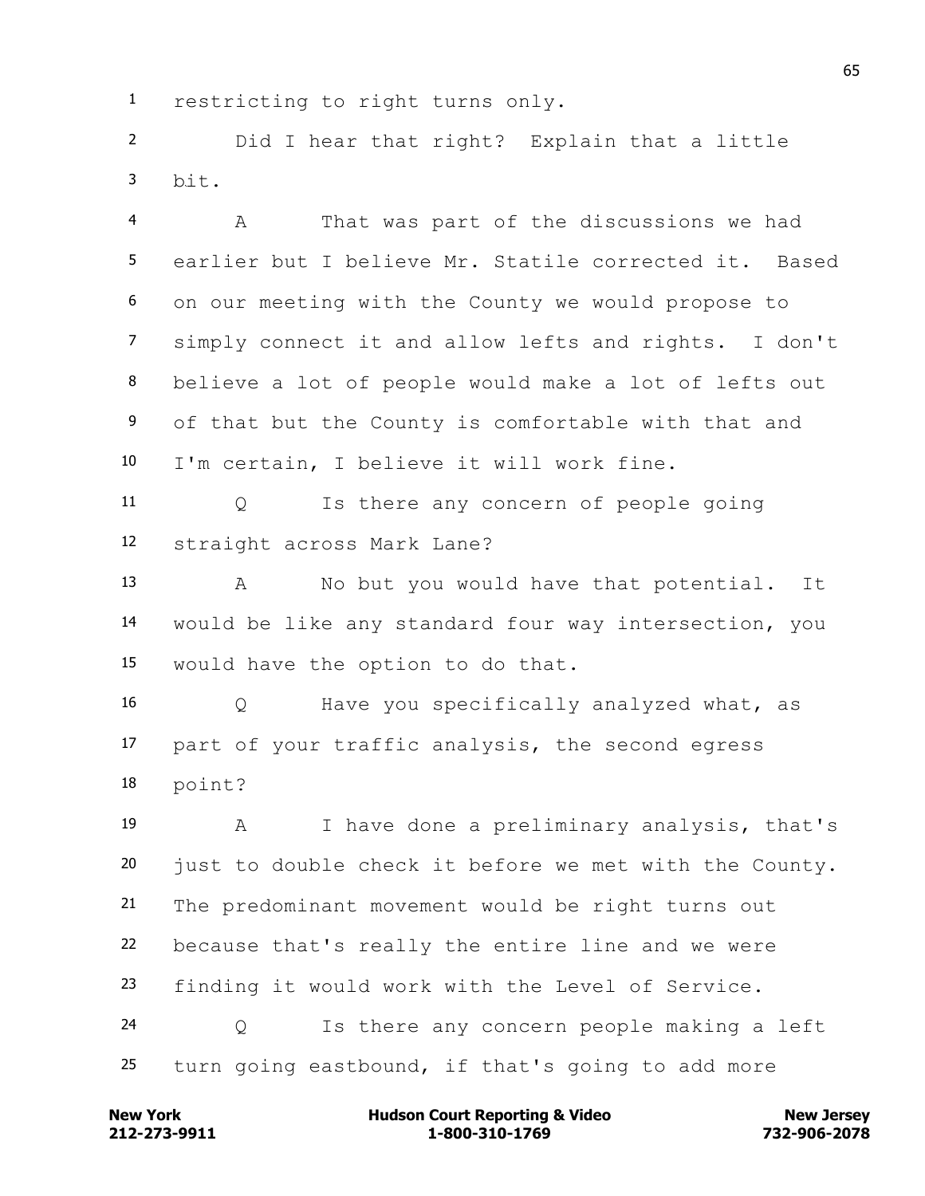1 restricting to right turns only.

2 Did I hear that right? Explain that a little

3 bit.

4 A That was part of the discussions we had

5 earlier but I believe Mr. Statile corrected it. Based

6 on our meeting with the County we would propose to

7 simply connect it and allow lefts and rights. I don't

8 believe a lot of people would make a lot of lefts out

9 of that but the County is comfortable with that and

10 I'm certain, I believe it will work fine.

11 Q Is there any concern of people going

12 straight across Mark Lane?

13 A No but you would have that potential. It

14 would be like any standard four way intersection, you

15 would have the option to do that.

16 Q Have you specifically analyzed what, as

17 part of your traffic analysis, the second egress

18 point?

19 A I have done a preliminary analysis, that's

20 just to double check it before we met with the County.

21 The predominant movement would be right turns out

22 because that's really the entire line and we were

23 finding it would work with the Level of Service.

24 Q Is there any concern people making a left

25 turn going eastbound, if that's going to add more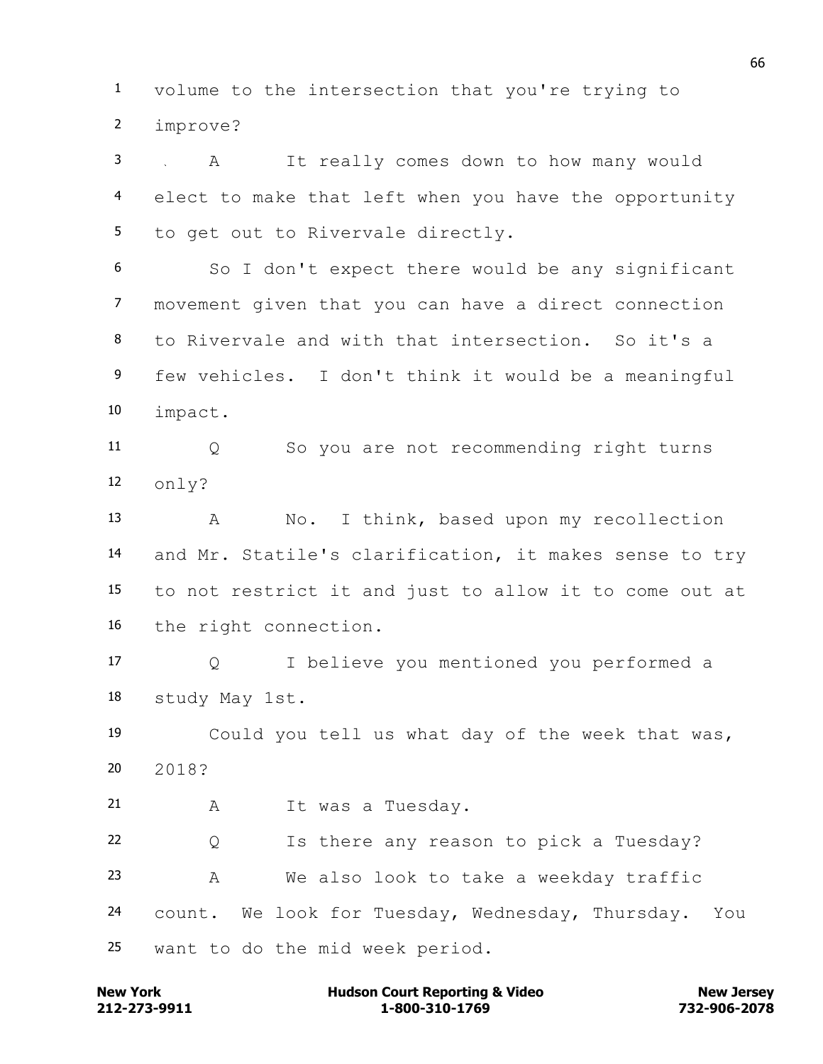volume to the intersection that you're trying to improve?

A It really comes down to how many would elect to make that left when you have the opportunity to get out to Rivervale directly.

So I don't expect there would be any significant movement given that you can have a direct connection to Rivervale and with that intersection. So it's a few vehicles. I don't think it would be a meaningful impact.

Q So you are not recommending right turns only?

A No. I think, based upon my recollection and Mr. Statile's clarification, it makes sense to try to not restrict it and just to allow it to come out at the right connection.

Q I believe you mentioned you performed a study May 1st.

Could you tell us what day of the week that was, 2018?

A It was a Tuesday.

Q Is there any reason to pick a Tuesday?

A We also look to take a weekday traffic count. We look for Tuesday, Wednesday, Thursday. You want to do the mid week period.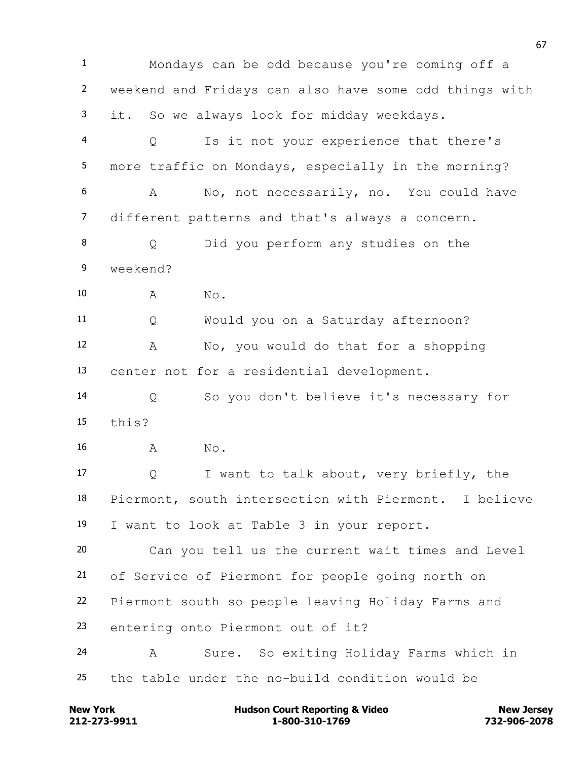1 Mondays can be odd because you're coming off a
2 weekend and Fridays can also have some odd things with
3 it. So we always look for midday weekdays.
4 Q Is it not your experience that there's
5 more traffic on Mondays, especially in the morning?
6 A No, not necessarily, no. You could have
7 different patterns and that's always a concern.
8 Q Did you perform any studies on the
9 weekend?
10 A No.
11 Q Would you on a Saturday afternoon?
12 A No, you would do that for a shopping
13 center not for a residential development.
14 Q So you don't believe it's necessary for
15 this?
16 A No.
17 Q I want to talk about, very briefly, the
18 Piermont, south intersection with Piermont. I believe
19 I want to look at Table 3 in your report.
20 Can you tell us the current wait times and Level
21 of Service of Piermont for people going north on
22 Piermont south so people leaving Holiday Farms and
23 entering onto Piermont out of it?
24 A Sure. So exiting Holiday Farms which in
25 the table under the no-build condition would be

New York 212-273-9911 | Hudson Court Reporting & Video 1-800-310-1769 | New Jersey 732-906-2078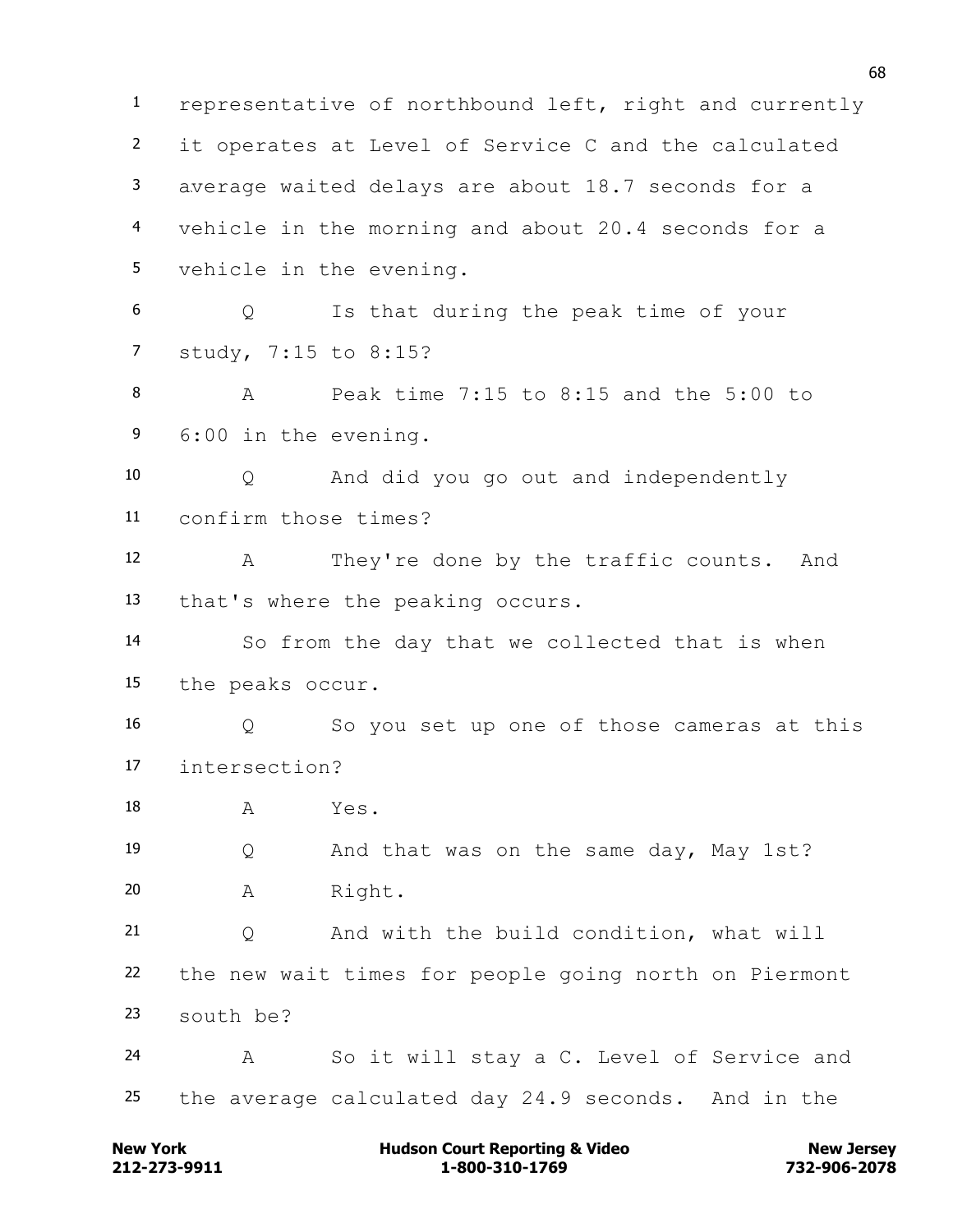1 representative of northbound left, right and currently
2 it operates at Level of Service C and the calculated
3 average waited delays are about 18.7 seconds for a
4 vehicle in the morning and about 20.4 seconds for a
5 vehicle in the evening.

6 Q Is that during the peak time of your
7 study, 7:15 to 8:15?

8 A Peak time 7:15 to 8:15 and the 5:00 to
9 6:00 in the evening.

10 Q And did you go out and independently
11 confirm those times?

12 A They're done by the traffic counts. And
13 that's where the peaking occurs.

14 So from the day that we collected that is when
15 the peaks occur.

16 Q So you set up one of those cameras at this
17 intersection?

18 A Yes.

19 Q And that was on the same day, May 1st?

20 A Right.

21 Q And with the build condition, what will
22 the new wait times for people going north on Piermont
23 south be?

24 A So it will stay a C. Level of Service and
25 the average calculated day 24.9 seconds. And in the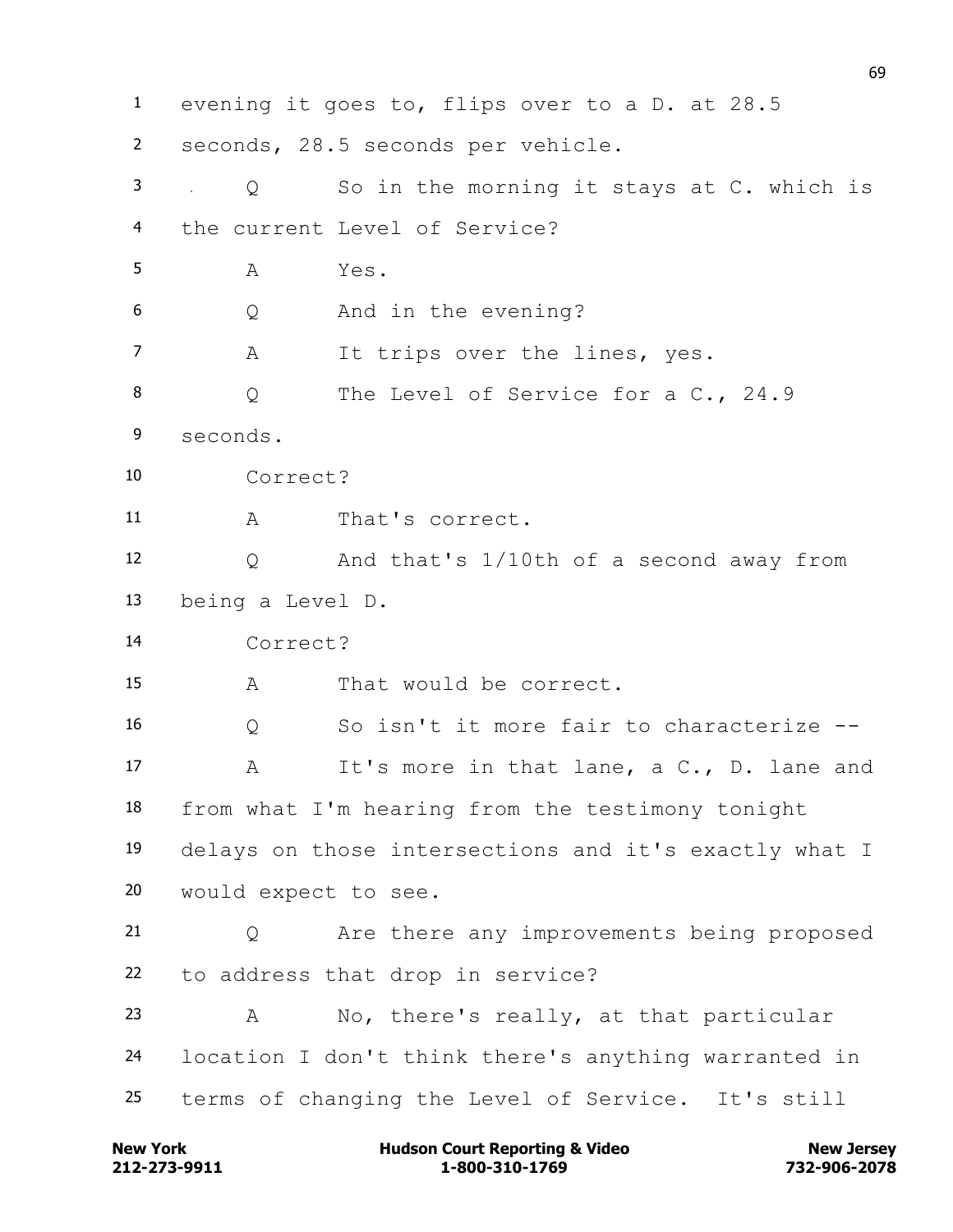evening it goes to, flips over to a D. at 28.5 seconds, 28.5 seconds per vehicle.

Q So in the morning it stays at C. which is the current Level of Service?

A Yes.

Q And in the evening?

A It trips over the lines, yes.

Q The Level of Service for a C., 24.9 seconds.

Correct?

A That's correct.

Q And that's 1/10th of a second away from being a Level D.

Correct?

A That would be correct.

Q So isn't it more fair to characterize --

A It's more in that lane, a C., D. lane and from what I'm hearing from the testimony tonight delays on those intersections and it's exactly what I would expect to see.

Q Are there any improvements being proposed to address that drop in service?

A No, there's really, at that particular location I don't think there's anything warranted in terms of changing the Level of Service. It's still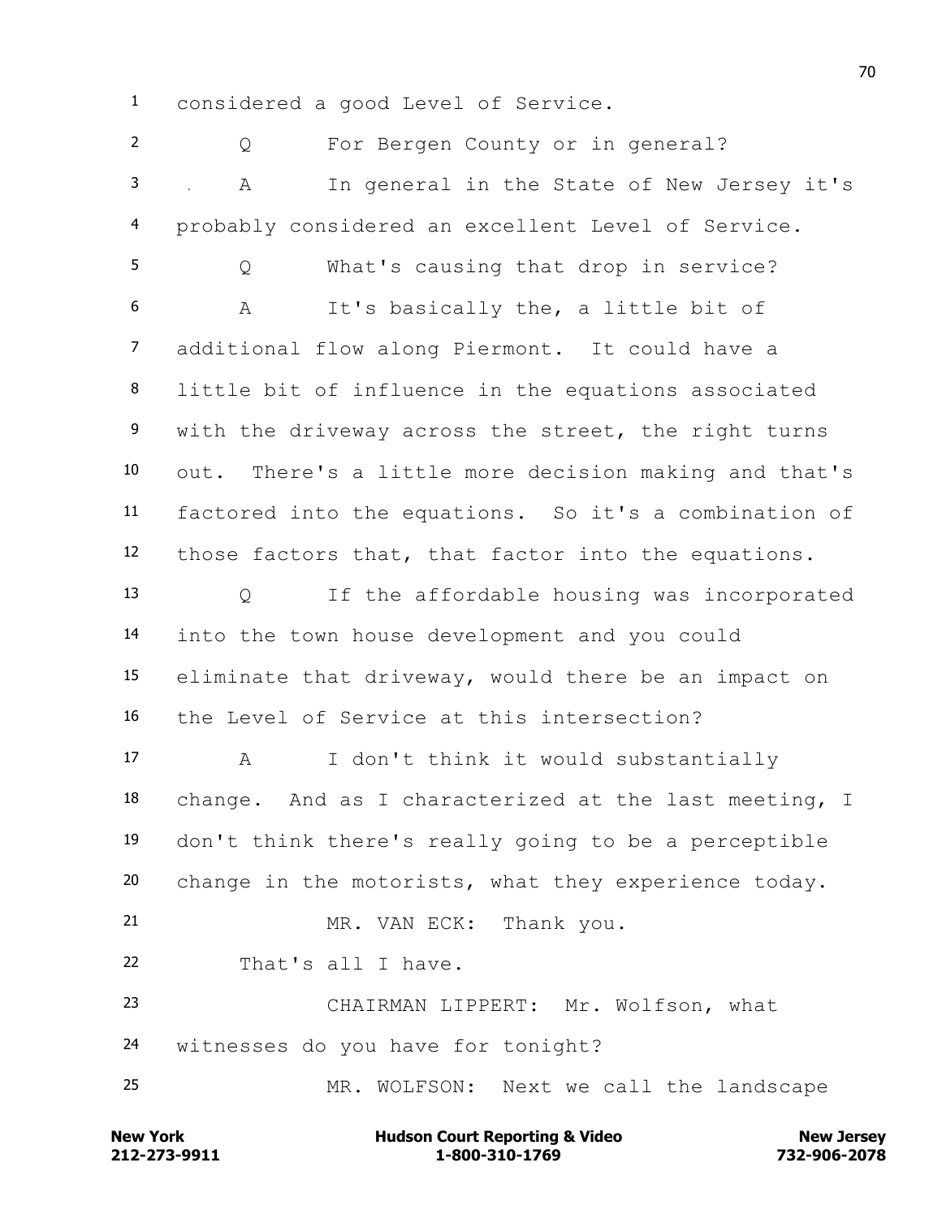considered a good Level of Service.

Q For Bergen County or in general?

A In general in the State of New Jersey it's probably considered an excellent Level of Service.

Q What's causing that drop in service?

A It's basically the, a little bit of additional flow along Piermont. It could have a little bit of influence in the equations associated with the driveway across the street, the right turns out. There's a little more decision making and that's factored into the equations. So it's a combination of those factors that, that factor into the equations.

Q If the affordable housing was incorporated into the town house development and you could eliminate that driveway, would there be an impact on the Level of Service at this intersection?

A I don't think it would substantially change. And as I characterized at the last meeting, I don't think there's really going to be a perceptible change in the motorists, what they experience today.

MR. VAN ECK: Thank you.

That's all I have.

CHAIRMAN LIPPERT: Mr. Wolfson, what witnesses do you have for tonight?

MR. WOLFSON: Next we call the landscape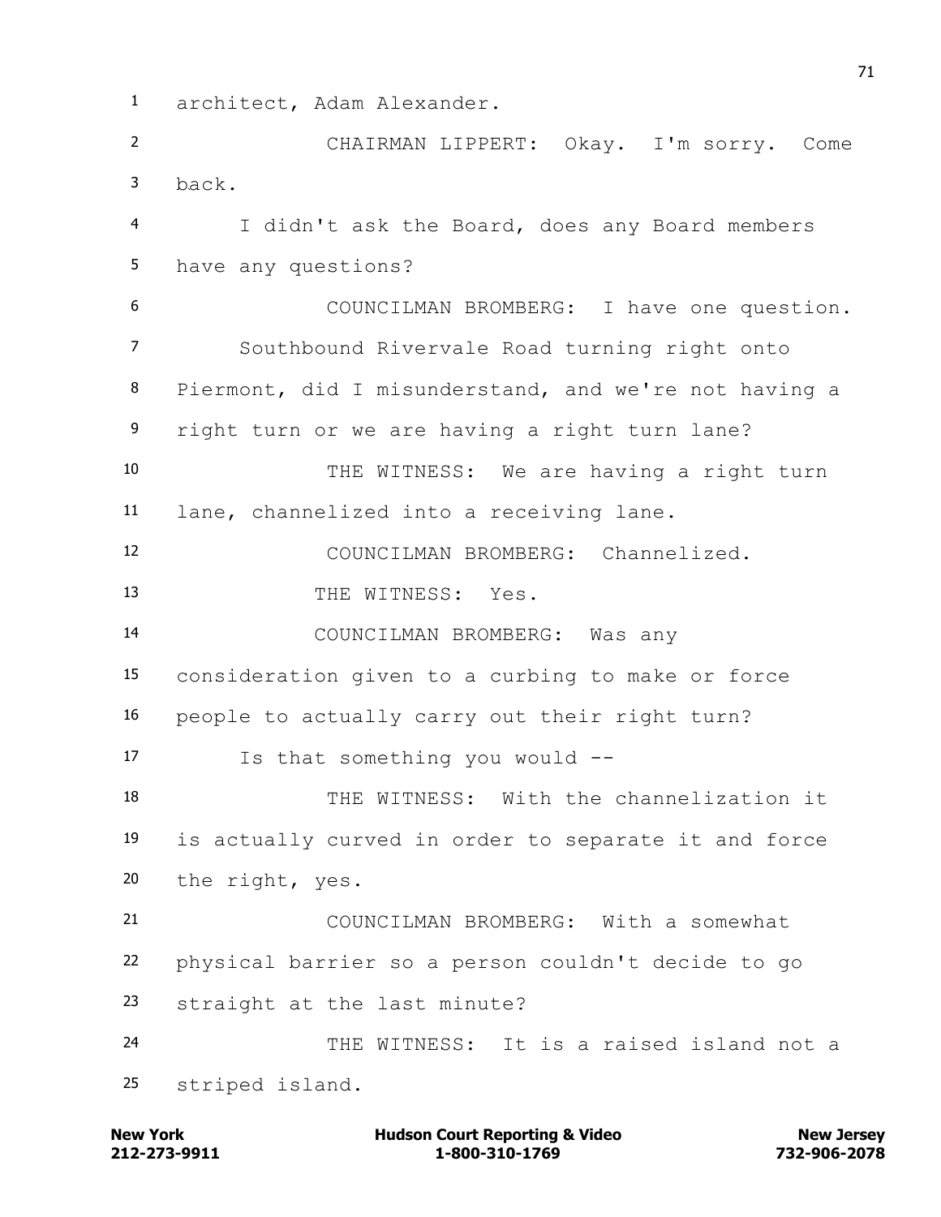architect, Adam Alexander.

CHAIRMAN LIPPERT: Okay. I'm sorry. Come back.

I didn't ask the Board, does any Board members have any questions?

COUNCILMAN BROMBERG: I have one question.

Southbound Rivervale Road turning right onto Piermont, did I misunderstand, and we're not having a right turn or we are having a right turn lane?

THE WITNESS: We are having a right turn lane, channelized into a receiving lane.

COUNCILMAN BROMBERG: Channelized.

THE WITNESS: Yes.

COUNCILMAN BROMBERG: Was any consideration given to a curbing to make or force people to actually carry out their right turn?

Is that something you would --

THE WITNESS: With the channelization it is actually curved in order to separate it and force the right, yes.

COUNCILMAN BROMBERG: With a somewhat physical barrier so a person couldn't decide to go straight at the last minute?

THE WITNESS: It is a raised island not a striped island.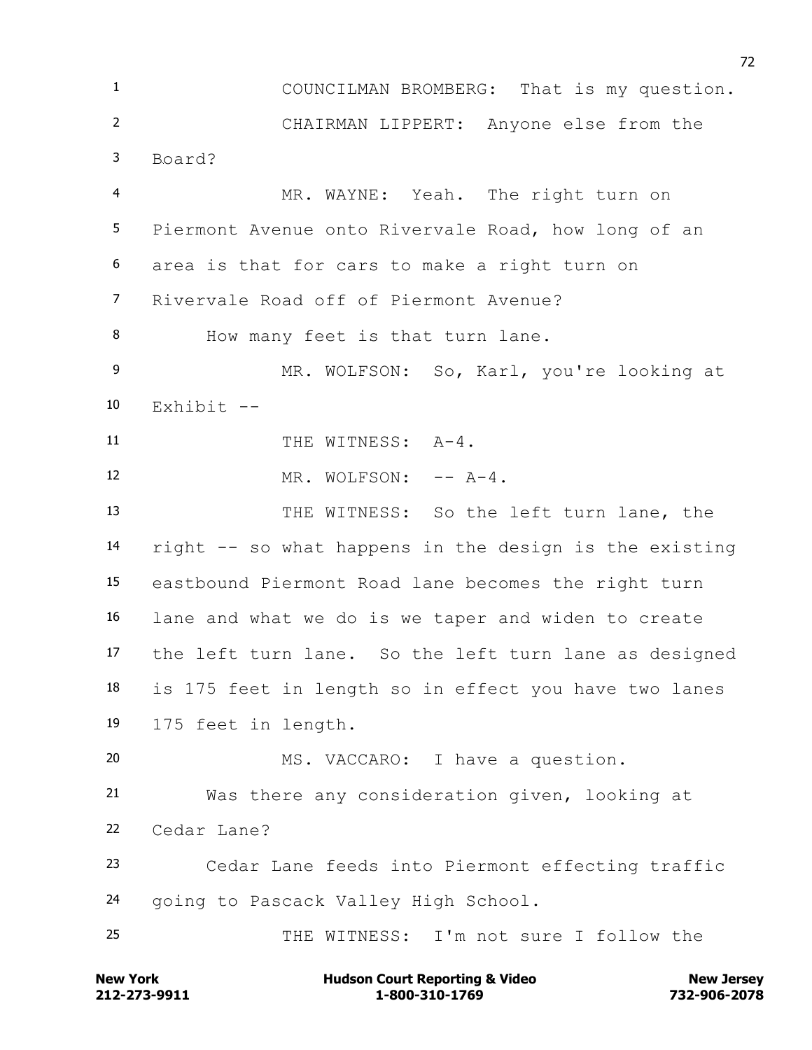COUNCILMAN BROMBERG: That is my question.

CHAIRMAN LIPPERT: Anyone else from the Board?

MR. WAYNE: Yeah. The right turn on Piermont Avenue onto Rivervale Road, how long of an area is that for cars to make a right turn on Rivervale Road off of Piermont Avenue?

How many feet is that turn lane.

MR. WOLFSON: So, Karl, you're looking at Exhibit --

THE WITNESS: A-4.

MR. WOLFSON: -- A-4.

THE WITNESS: So the left turn lane, the right -- so what happens in the design is the existing eastbound Piermont Road lane becomes the right turn lane and what we do is we taper and widen to create the left turn lane. So the left turn lane as designed is 175 feet in length so in effect you have two lanes 175 feet in length.

MS. VACCARO: I have a question.

Was there any consideration given, looking at Cedar Lane?

Cedar Lane feeds into Piermont effecting traffic going to Pascack Valley High School.

THE WITNESS: I'm not sure I follow the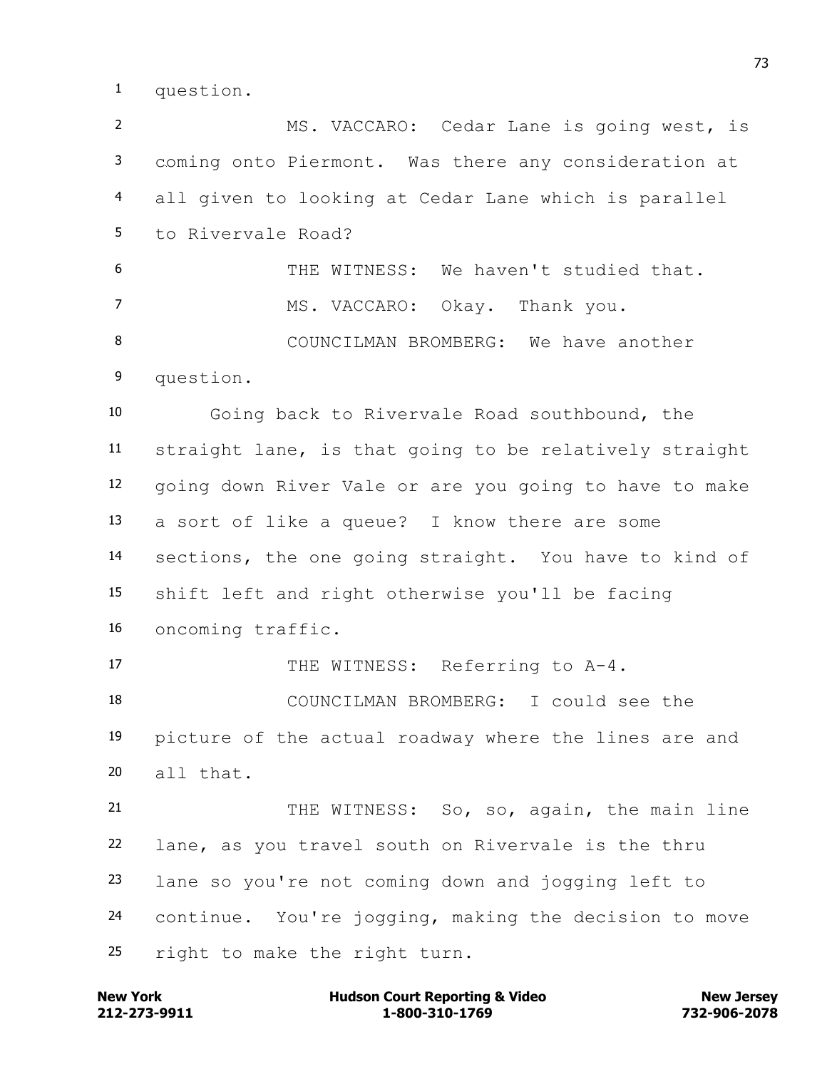question.

MS. VACCARO: Cedar Lane is going west, is coming onto Piermont. Was there any consideration at all given to looking at Cedar Lane which is parallel to Rivervale Road?

THE WITNESS: We haven't studied that.

MS. VACCARO: Okay. Thank you.

COUNCILMAN BROMBERG: We have another question.

Going back to Rivervale Road southbound, the straight lane, is that going to be relatively straight going down River Vale or are you going to have to make a sort of like a queue? I know there are some sections, the one going straight. You have to kind of shift left and right otherwise you'll be facing oncoming traffic.

THE WITNESS: Referring to A-4.

COUNCILMAN BROMBERG: I could see the picture of the actual roadway where the lines are and all that.

THE WITNESS: So, so, again, the main line lane, as you travel south on Rivervale is the thru lane so you're not coming down and jogging left to continue. You're jogging, making the decision to move right to make the right turn.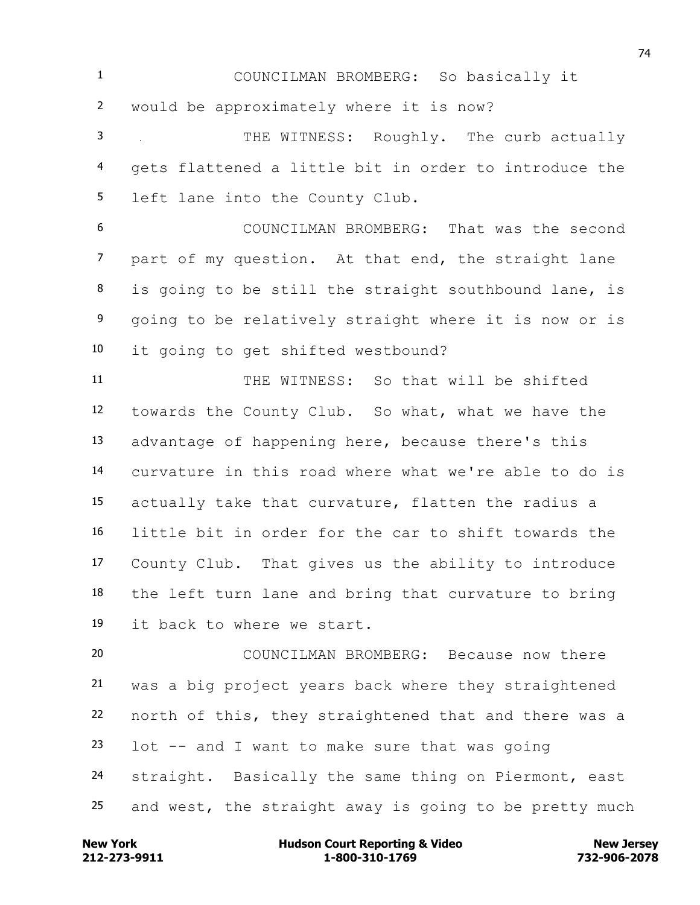COUNCILMAN BROMBERG: So basically it would be approximately where it is now?

THE WITNESS: Roughly. The curb actually gets flattened a little bit in order to introduce the left lane into the County Club.

COUNCILMAN BROMBERG: That was the second part of my question. At that end, the straight lane is going to be still the straight southbound lane, is going to be relatively straight where it is now or is it going to get shifted westbound?

THE WITNESS: So that will be shifted towards the County Club. So what, what we have the advantage of happening here, because there's this curvature in this road where what we're able to do is actually take that curvature, flatten the radius a little bit in order for the car to shift towards the County Club. That gives us the ability to introduce the left turn lane and bring that curvature to bring it back to where we start.

COUNCILMAN BROMBERG: Because now there was a big project years back where they straightened north of this, they straightened that and there was a lot -- and I want to make sure that was going straight. Basically the same thing on Piermont, east and west, the straight away is going to be pretty much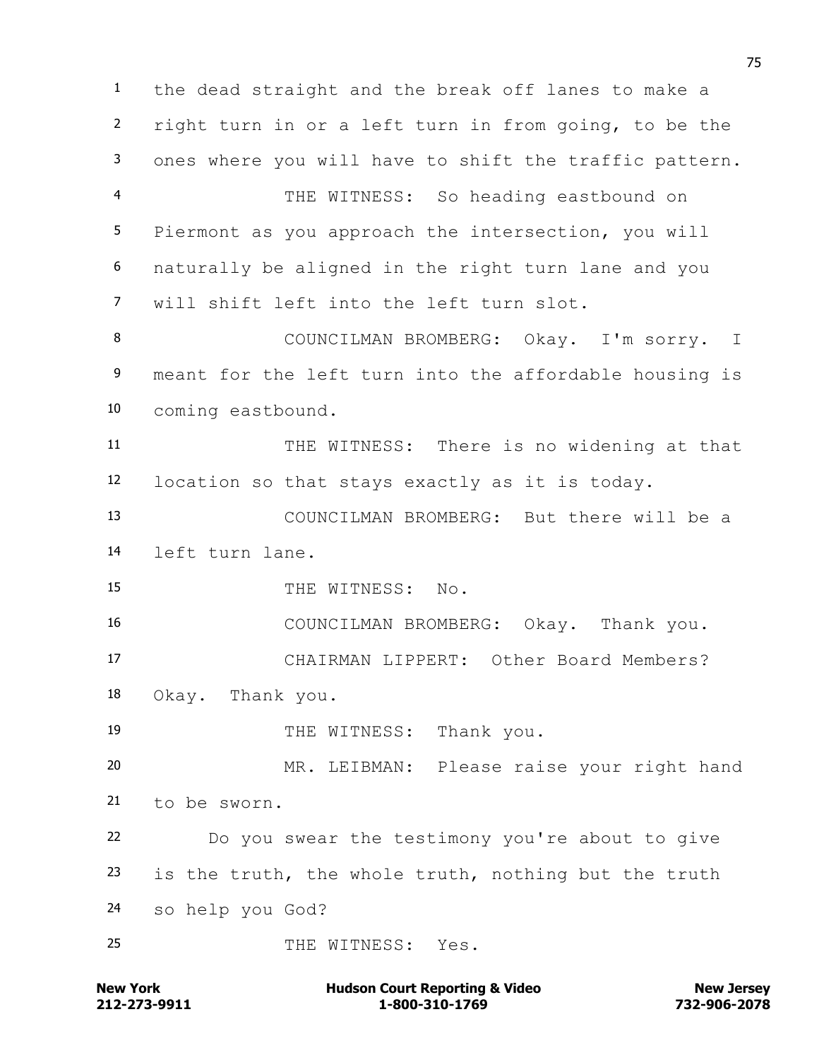the dead straight and the break off lanes to make a right turn in or a left turn in from going, to be the ones where you will have to shift the traffic pattern.

THE WITNESS: So heading eastbound on Piermont as you approach the intersection, you will naturally be aligned in the right turn lane and you will shift left into the left turn slot.

COUNCILMAN BROMBERG: Okay. I'm sorry. I meant for the left turn into the affordable housing is coming eastbound.

THE WITNESS: There is no widening at that location so that stays exactly as it is today.

COUNCILMAN BROMBERG: But there will be a left turn lane.

THE WITNESS: No.

COUNCILMAN BROMBERG: Okay. Thank you.

CHAIRMAN LIPPERT: Other Board Members? Okay. Thank you.

THE WITNESS: Thank you.

MR. LEIBMAN: Please raise your right hand to be sworn.

Do you swear the testimony you're about to give is the truth, the whole truth, nothing but the truth so help you God?

THE WITNESS: Yes.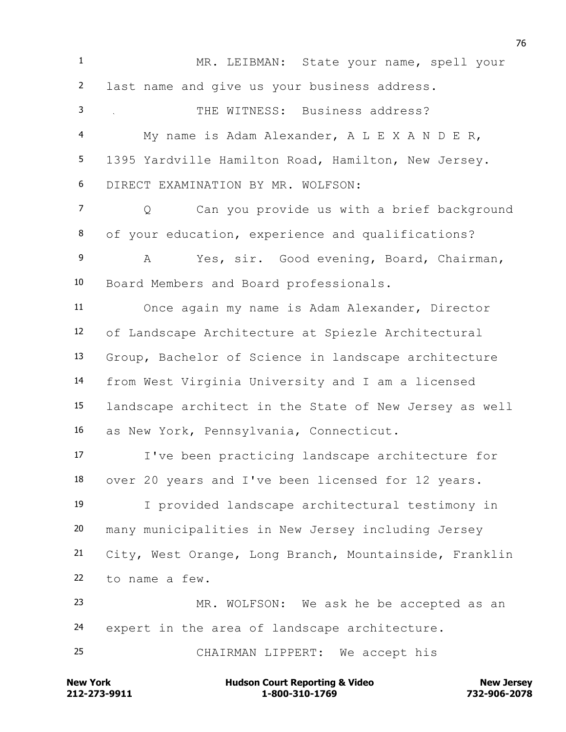MR. LEIBMAN: State your name, spell your last name and give us your business address.

THE WITNESS: Business address?

My name is Adam Alexander, A L E X A N D E R, 1395 Yardville Hamilton Road, Hamilton, New Jersey.

DIRECT EXAMINATION BY MR. WOLFSON:

Q Can you provide us with a brief background of your education, experience and qualifications?

A Yes, sir. Good evening, Board, Chairman, Board Members and Board professionals.

Once again my name is Adam Alexander, Director of Landscape Architecture at Spiezle Architectural Group, Bachelor of Science in landscape architecture from West Virginia University and I am a licensed landscape architect in the State of New Jersey as well as New York, Pennsylvania, Connecticut.

I've been practicing landscape architecture for over 20 years and I've been licensed for 12 years.

I provided landscape architectural testimony in many municipalities in New Jersey including Jersey City, West Orange, Long Branch, Mountainside, Franklin to name a few.

MR. WOLFSON: We ask he be accepted as an expert in the area of landscape architecture.

CHAIRMAN LIPPERT: We accept his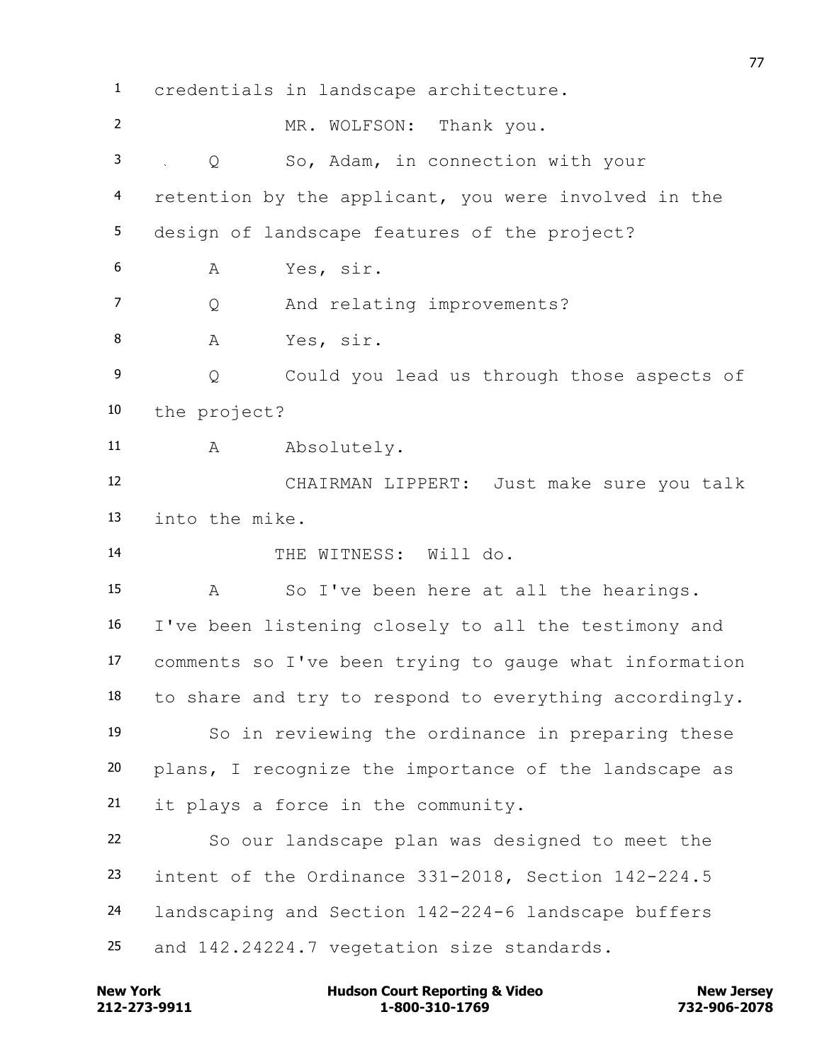1 credentials in landscape architecture.

2 MR. WOLFSON: Thank you.

3 Q So, Adam, in connection with your

4 retention by the applicant, you were involved in the

5 design of landscape features of the project?

6 A Yes, sir.

7 Q And relating improvements?

8 A Yes, sir.

9 Q Could you lead us through those aspects of

10 the project?

11 A Absolutely.

12 CHAIRMAN LIPPERT: Just make sure you talk

13 into the mike.

14 THE WITNESS: Will do.

15 A So I've been here at all the hearings.

16 I've been listening closely to all the testimony and

17 comments so I've been trying to gauge what information

18 to share and try to respond to everything accordingly.

19 So in reviewing the ordinance in preparing these

20 plans, I recognize the importance of the landscape as

21 it plays a force in the community.

22 So our landscape plan was designed to meet the

23 intent of the Ordinance 331-2018, Section 142-224.5

24 landscaping and Section 142-224-6 landscape buffers

25 and 142.24224.7 vegetation size standards.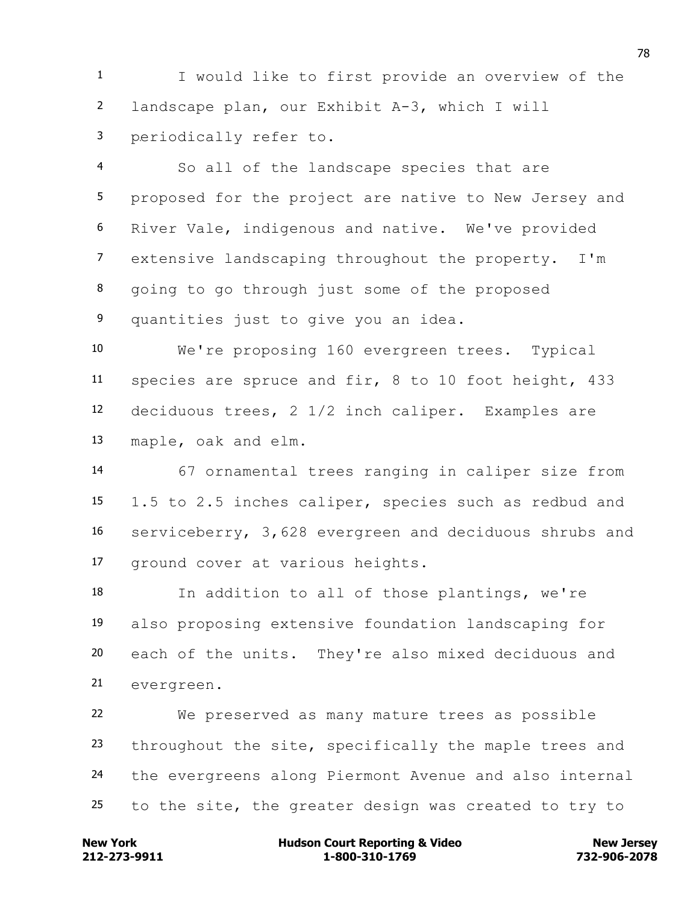1 I would like to first provide an overview of the
2 landscape plan, our Exhibit A-3, which I will
3 periodically refer to.

4 So all of the landscape species that are
5 proposed for the project are native to New Jersey and
6 River Vale, indigenous and native. We've provided
7 extensive landscaping throughout the property. I'm
8 going to go through just some of the proposed
9 quantities just to give you an idea.

10 We're proposing 160 evergreen trees. Typical
11 species are spruce and fir, 8 to 10 foot height, 433
12 deciduous trees, 2 1/2 inch caliper. Examples are
13 maple, oak and elm.

14 67 ornamental trees ranging in caliper size from
15 1.5 to 2.5 inches caliper, species such as redbud and
16 serviceberry, 3,628 evergreen and deciduous shrubs and
17 ground cover at various heights.

18 In addition to all of those plantings, we're
19 also proposing extensive foundation landscaping for
20 each of the units. They're also mixed deciduous and
21 evergreen.

22 We preserved as many mature trees as possible
23 throughout the site, specifically the maple trees and
24 the evergreens along Piermont Avenue and also internal
25 to the site, the greater design was created to try to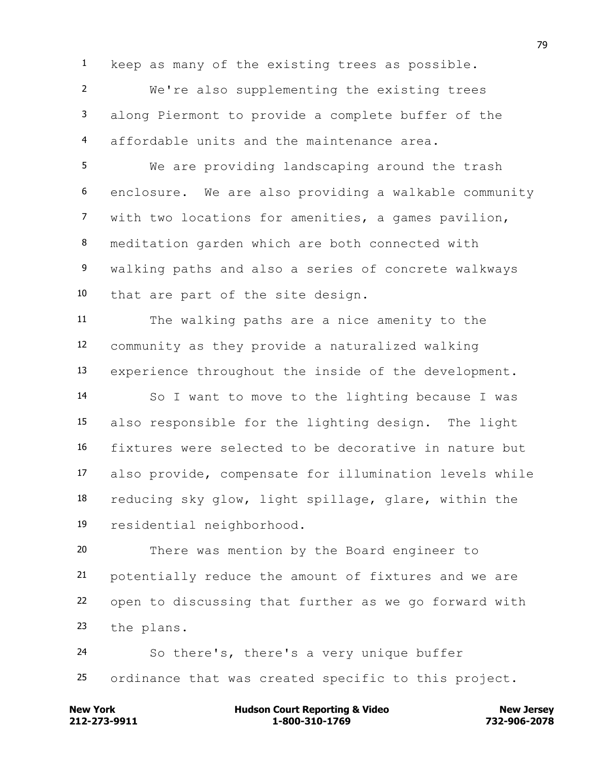keep as many of the existing trees as possible.

We're also supplementing the existing trees along Piermont to provide a complete buffer of the affordable units and the maintenance area.

We are providing landscaping around the trash enclosure. We are also providing a walkable community with two locations for amenities, a games pavilion, meditation garden which are both connected with walking paths and also a series of concrete walkways that are part of the site design.

The walking paths are a nice amenity to the community as they provide a naturalized walking experience throughout the inside of the development.

So I want to move to the lighting because I was also responsible for the lighting design. The light fixtures were selected to be decorative in nature but also provide, compensate for illumination levels while reducing sky glow, light spillage, glare, within the residential neighborhood.

There was mention by the Board engineer to potentially reduce the amount of fixtures and we are open to discussing that further as we go forward with the plans.

So there's, there's a very unique buffer ordinance that was created specific to this project.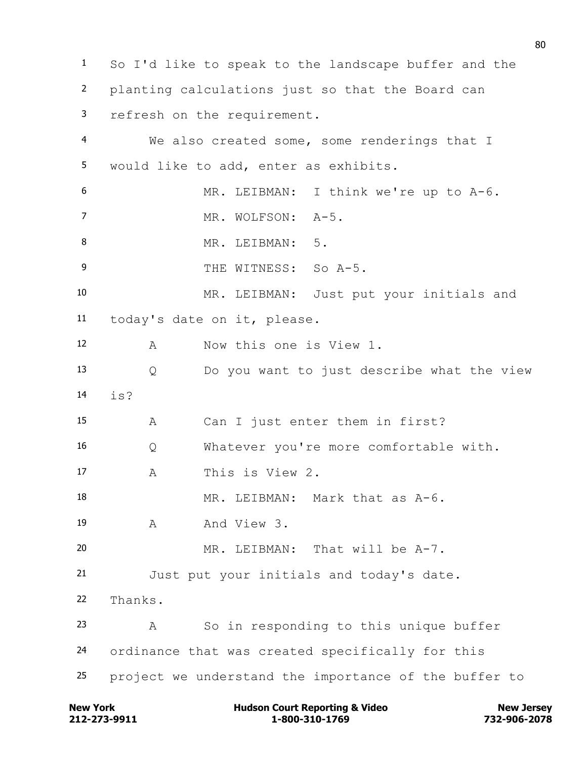1 So I'd like to speak to the landscape buffer and the
2 planting calculations just so that the Board can
3 refresh on the requirement.
4 We also created some, some renderings that I
5 would like to add, enter as exhibits.
6 MR. LEIBMAN: I think we're up to A-6.
7 MR. WOLFSON: A-5.
8 MR. LEIBMAN: 5.
9 THE WITNESS: So A-5.
10 MR. LEIBMAN: Just put your initials and
11 today's date on it, please.
12 A Now this one is View 1.
13 Q Do you want to just describe what the view
14 is?
15 A Can I just enter them in first?
16 Q Whatever you're more comfortable with.
17 A This is View 2.
18 MR. LEIBMAN: Mark that as A-6.
19 A And View 3.
20 MR. LEIBMAN: That will be A-7.
21 Just put your initials and today's date.
22 Thanks.
23 A So in responding to this unique buffer
24 ordinance that was created specifically for this
25 project we understand the importance of the buffer to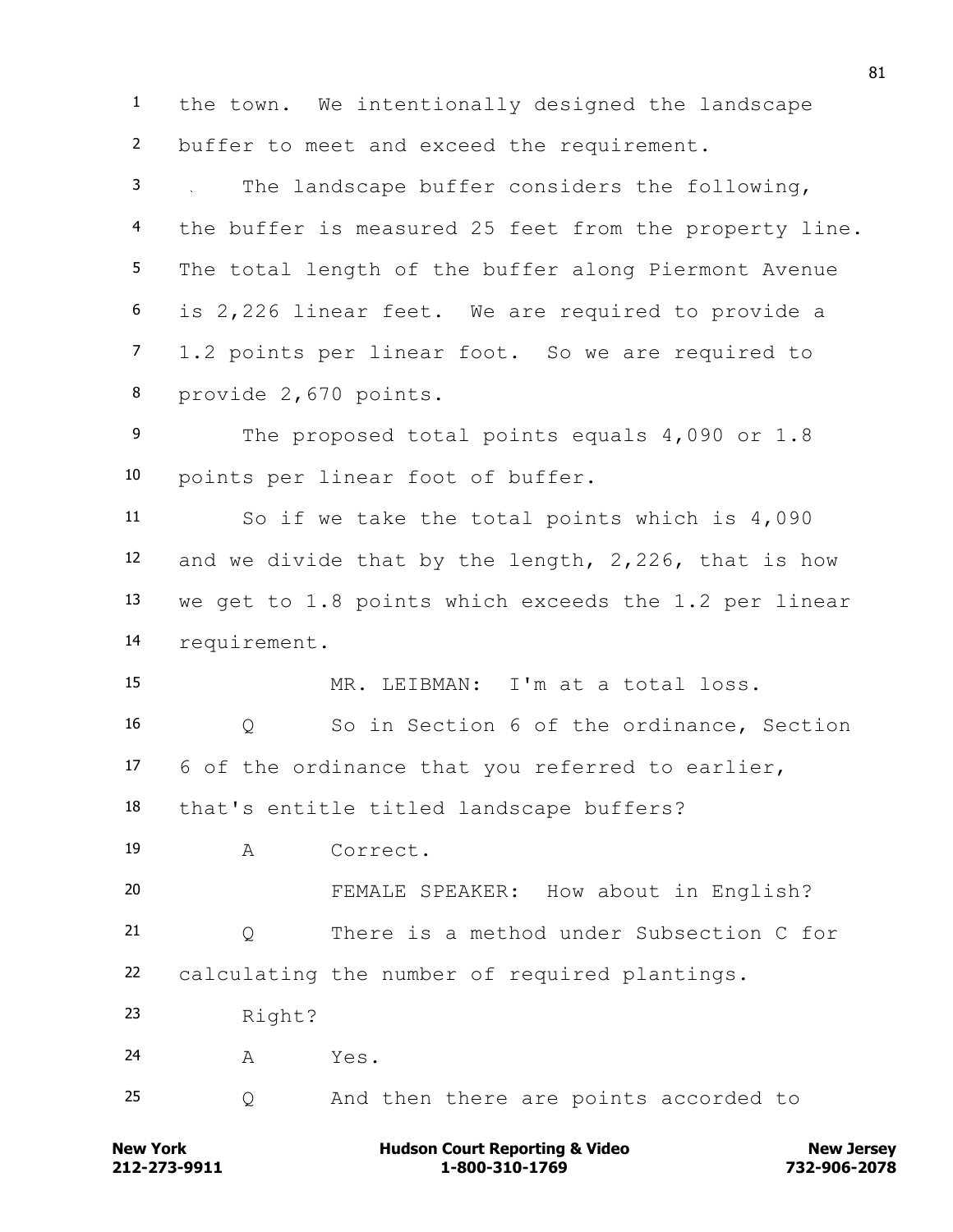1 the town. We intentionally designed the landscape
2 buffer to meet and exceed the requirement.
3 . The landscape buffer considers the following,
4 the buffer is measured 25 feet from the property line.
5 The total length of the buffer along Piermont Avenue
6 is 2,226 linear feet. We are required to provide a
7 1.2 points per linear foot. So we are required to
8 provide 2,670 points.
9 The proposed total points equals 4,090 or 1.8
10 points per linear foot of buffer.
11 So if we take the total points which is 4,090
12 and we divide that by the length, 2,226, that is how
13 we get to 1.8 points which exceeds the 1.2 per linear
14 requirement.
15 MR. LEIBMAN: I'm at a total loss.
16 Q So in Section 6 of the ordinance, Section
17 6 of the ordinance that you referred to earlier,
18 that's entitle titled landscape buffers?
19 A Correct.
20 FEMALE SPEAKER: How about in English?
21 Q There is a method under Subsection C for
22 calculating the number of required plantings.
23 Right?
24 A Yes.
25 Q And then there are points accorded to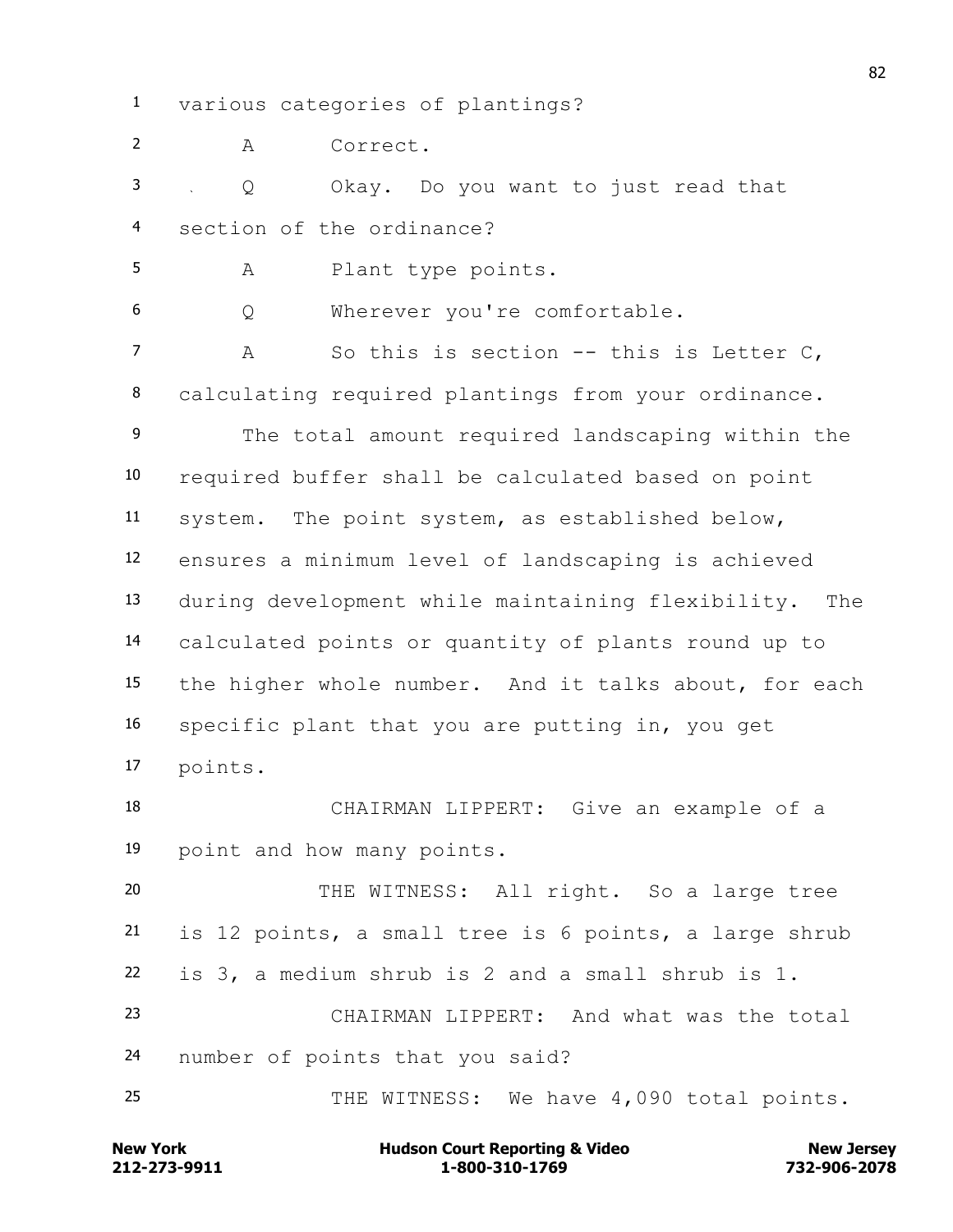1 various categories of plantings?

2 A Correct.

3 Q Okay. Do you want to just read that

4 section of the ordinance?

5 A Plant type points.

6 Q Wherever you're comfortable.

7 A So this is section -- this is Letter C,

8 calculating required plantings from your ordinance.

9 The total amount required landscaping within the

10 required buffer shall be calculated based on point

11 system. The point system, as established below,

12 ensures a minimum level of landscaping is achieved

13 during development while maintaining flexibility. The

14 calculated points or quantity of plants round up to

15 the higher whole number. And it talks about, for each

16 specific plant that you are putting in, you get

17 points.

18 CHAIRMAN LIPPERT: Give an example of a

19 point and how many points.

20 THE WITNESS: All right. So a large tree

21 is 12 points, a small tree is 6 points, a large shrub

22 is 3, a medium shrub is 2 and a small shrub is 1.

23 CHAIRMAN LIPPERT: And what was the total

24 number of points that you said?

25 THE WITNESS: We have 4,090 total points.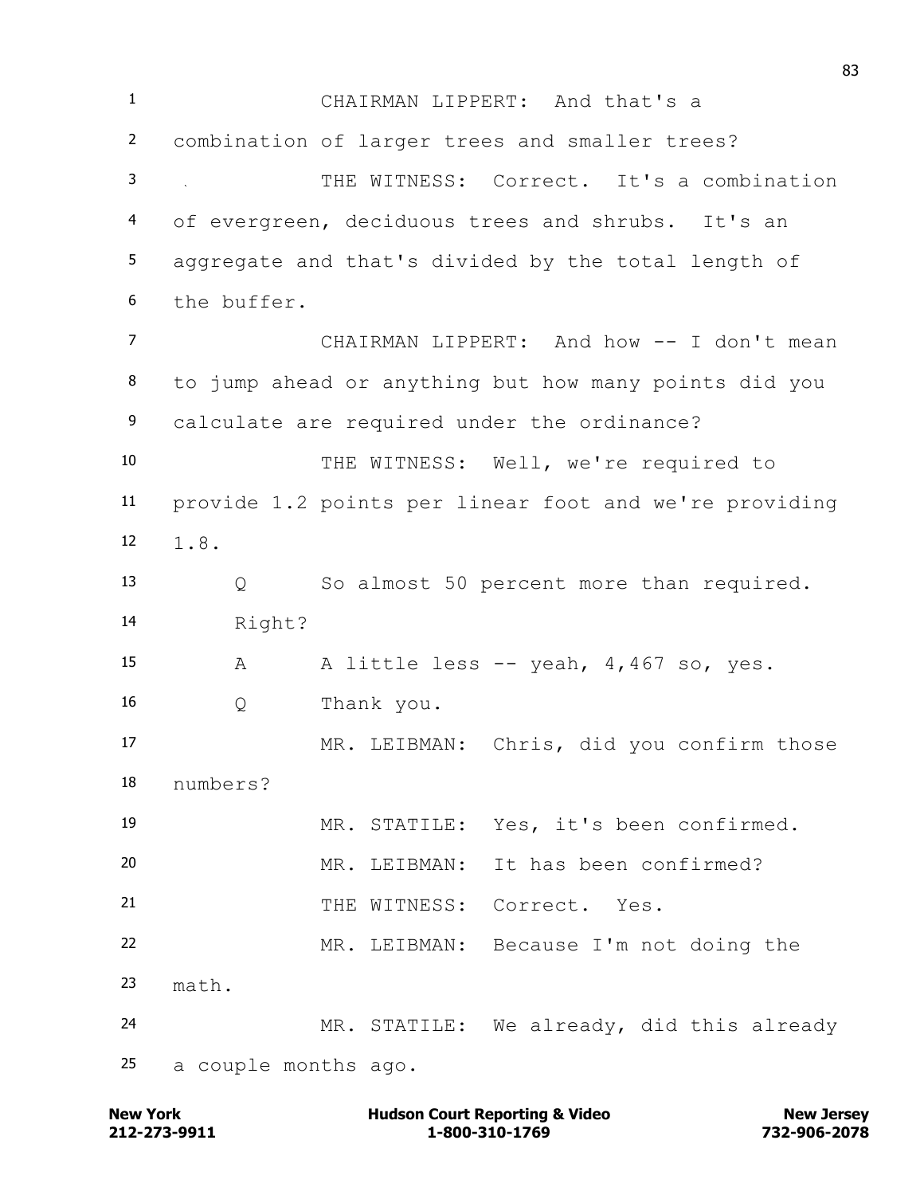CHAIRMAN LIPPERT: And that's a combination of larger trees and smaller trees?

THE WITNESS: Correct. It's a combination of evergreen, deciduous trees and shrubs. It's an aggregate and that's divided by the total length of the buffer.

CHAIRMAN LIPPERT: And how -- I don't mean to jump ahead or anything but how many points did you calculate are required under the ordinance?

THE WITNESS: Well, we're required to provide 1.2 points per linear foot and we're providing 1.8.

Q So almost 50 percent more than required. Right?

A A little less -- yeah, 4,467 so, yes.

Q Thank you.

MR. LEIBMAN: Chris, did you confirm those numbers?

MR. STATILE: Yes, it's been confirmed.

MR. LEIBMAN: It has been confirmed?

THE WITNESS: Correct. Yes.

MR. LEIBMAN: Because I'm not doing the math.

MR. STATILE: We already, did this already a couple months ago.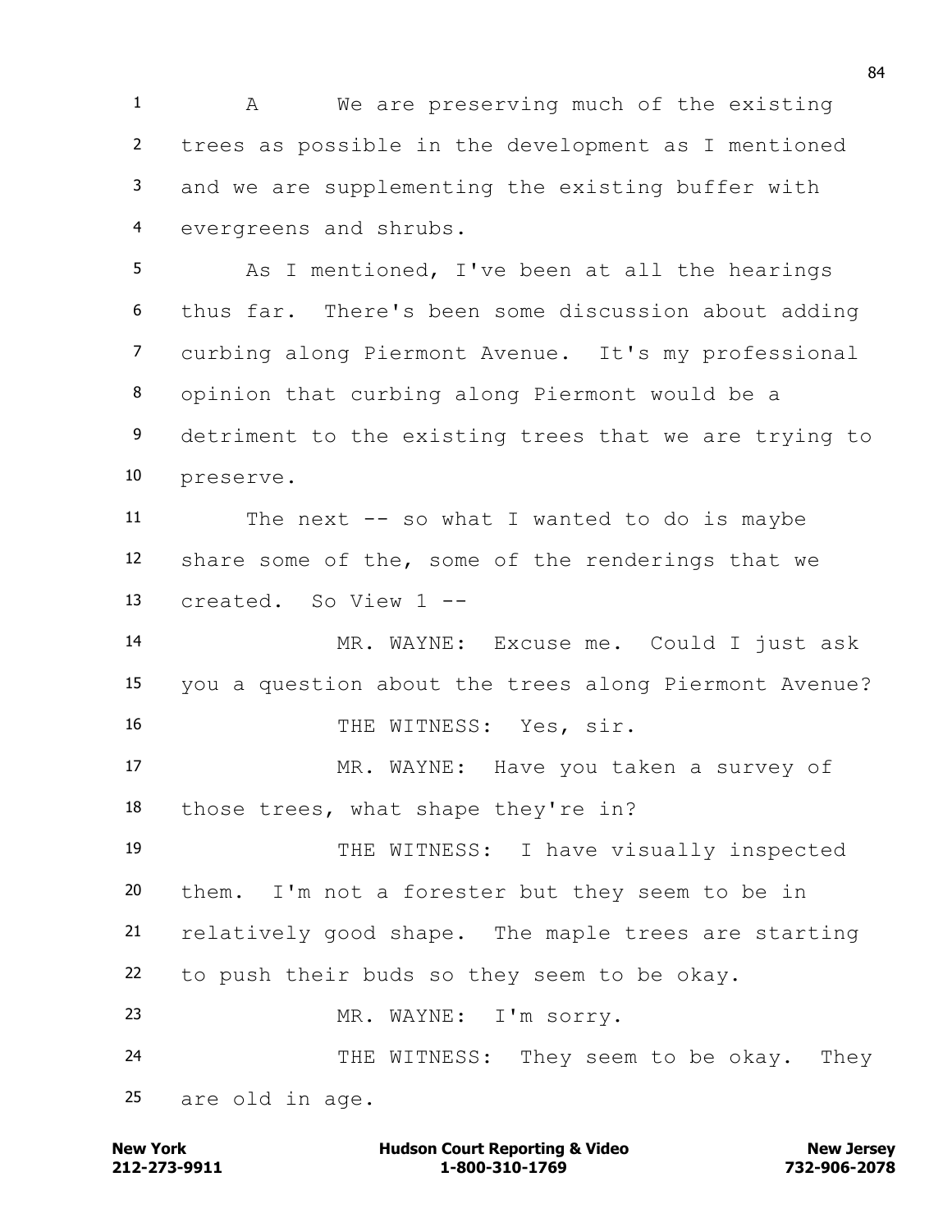A We are preserving much of the existing trees as possible in the development as I mentioned and we are supplementing the existing buffer with evergreens and shrubs.

As I mentioned, I've been at all the hearings thus far. There's been some discussion about adding curbing along Piermont Avenue. It's my professional opinion that curbing along Piermont would be a detriment to the existing trees that we are trying to preserve.

The next -- so what I wanted to do is maybe share some of the, some of the renderings that we created. So View 1 --

MR. WAYNE: Excuse me. Could I just ask you a question about the trees along Piermont Avenue?

THE WITNESS: Yes, sir.

MR. WAYNE: Have you taken a survey of those trees, what shape they're in?

THE WITNESS: I have visually inspected them. I'm not a forester but they seem to be in relatively good shape. The maple trees are starting to push their buds so they seem to be okay.

MR. WAYNE: I'm sorry.

THE WITNESS: They seem to be okay. They are old in age.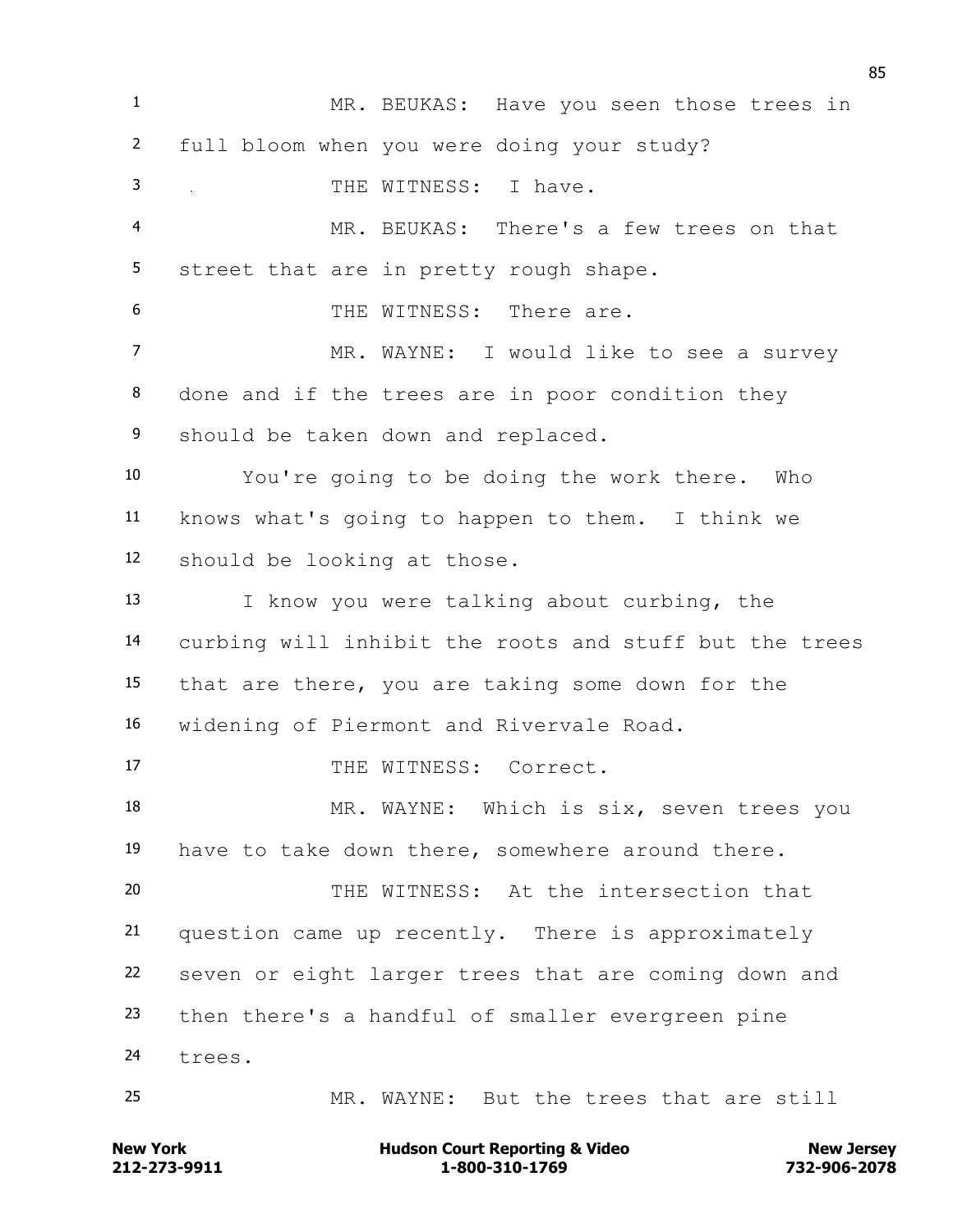MR. BEUKAS: Have you seen those trees in full bloom when you were doing your study?

THE WITNESS: I have.

MR. BEUKAS: There's a few trees on that street that are in pretty rough shape.

THE WITNESS: There are.

MR. WAYNE: I would like to see a survey done and if the trees are in poor condition they should be taken down and replaced.

You're going to be doing the work there. Who knows what's going to happen to them. I think we should be looking at those.

I know you were talking about curbing, the curbing will inhibit the roots and stuff but the trees that are there, you are taking some down for the widening of Piermont and Rivervale Road.

THE WITNESS: Correct.

MR. WAYNE: Which is six, seven trees you have to take down there, somewhere around there.

THE WITNESS: At the intersection that question came up recently. There is approximately seven or eight larger trees that are coming down and then there's a handful of smaller evergreen pine trees.

MR. WAYNE: But the trees that are still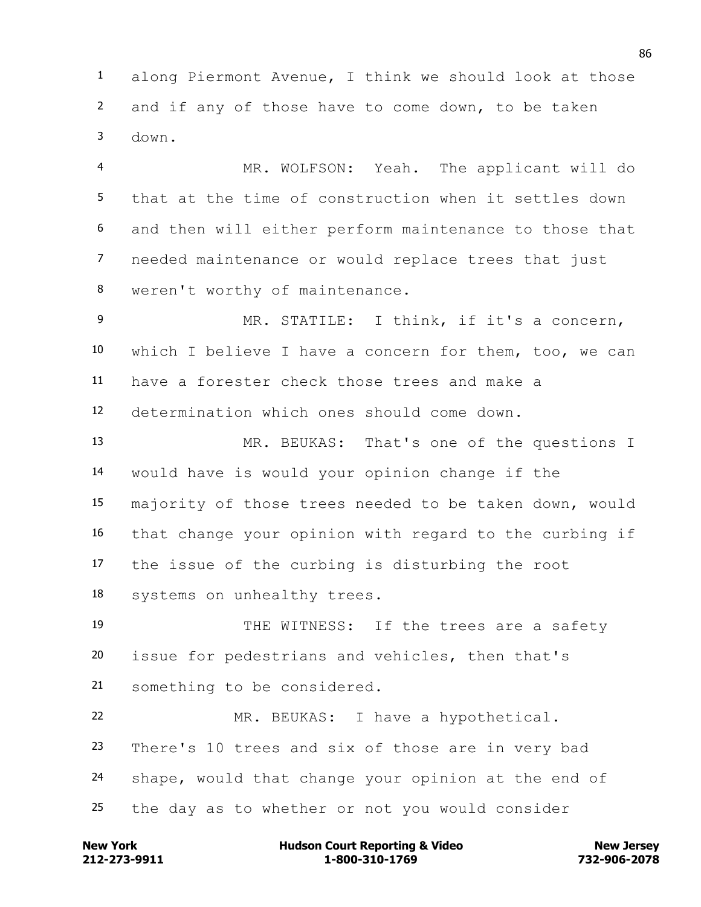along Piermont Avenue, I think we should look at those and if any of those have to come down, to be taken down.

MR. WOLFSON: Yeah. The applicant will do that at the time of construction when it settles down and then will either perform maintenance to those that needed maintenance or would replace trees that just weren't worthy of maintenance.

MR. STATILE: I think, if it's a concern, which I believe I have a concern for them, too, we can have a forester check those trees and make a determination which ones should come down.

MR. BEUKAS: That's one of the questions I would have is would your opinion change if the majority of those trees needed to be taken down, would that change your opinion with regard to the curbing if the issue of the curbing is disturbing the root systems on unhealthy trees.

THE WITNESS: If the trees are a safety issue for pedestrians and vehicles, then that's something to be considered.

MR. BEUKAS: I have a hypothetical. There's 10 trees and six of those are in very bad shape, would that change your opinion at the end of the day as to whether or not you would consider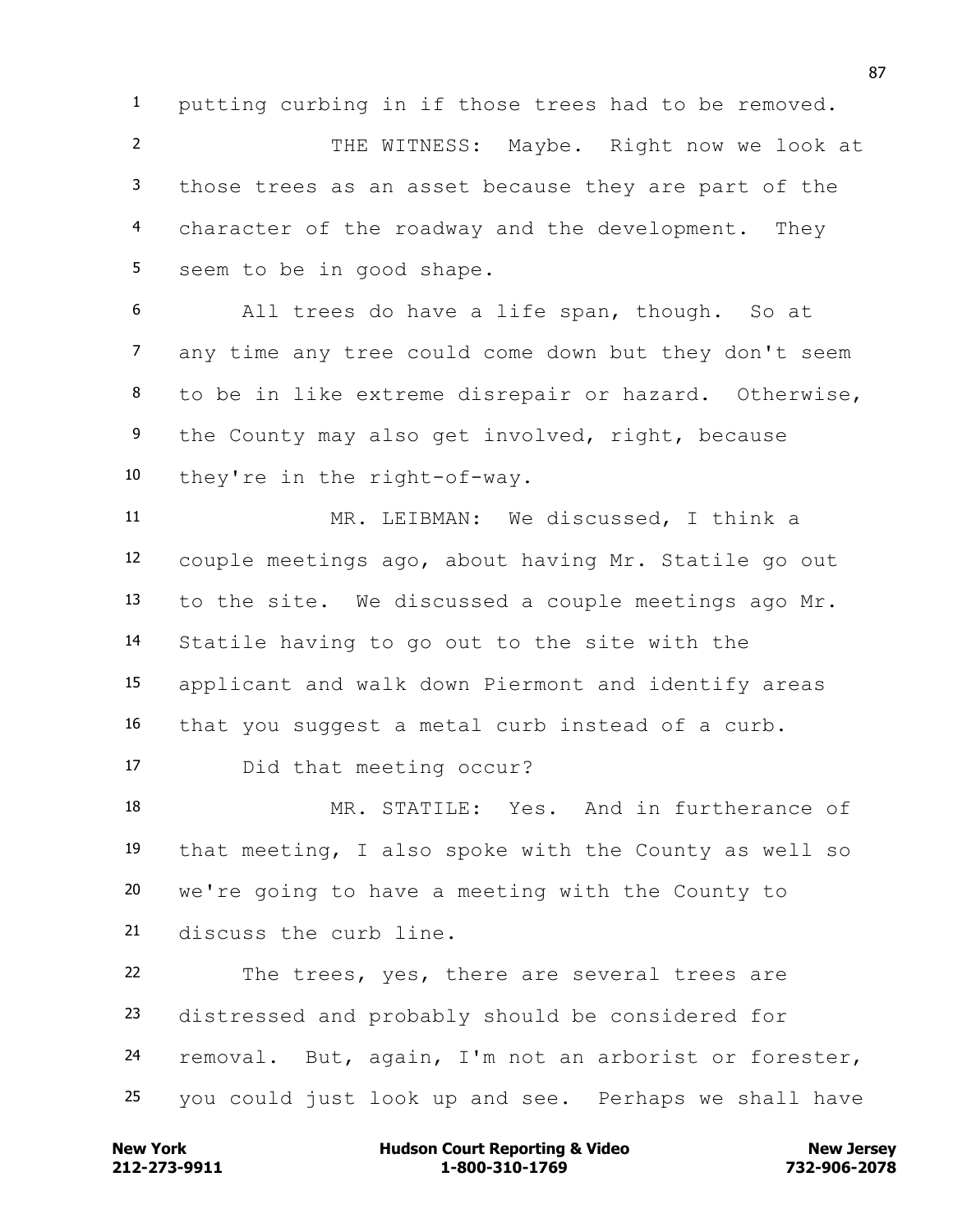putting curbing in if those trees had to be removed.

THE WITNESS: Maybe. Right now we look at those trees as an asset because they are part of the character of the roadway and the development. They seem to be in good shape.

All trees do have a life span, though. So at any time any tree could come down but they don't seem to be in like extreme disrepair or hazard. Otherwise, the County may also get involved, right, because they're in the right-of-way.

MR. LEIBMAN: We discussed, I think a couple meetings ago, about having Mr. Statile go out to the site. We discussed a couple meetings ago Mr. Statile having to go out to the site with the applicant and walk down Piermont and identify areas that you suggest a metal curb instead of a curb.

Did that meeting occur?

MR. STATILE: Yes. And in furtherance of that meeting, I also spoke with the County as well so we're going to have a meeting with the County to discuss the curb line.

The trees, yes, there are several trees are distressed and probably should be considered for removal. But, again, I'm not an arborist or forester, you could just look up and see. Perhaps we shall have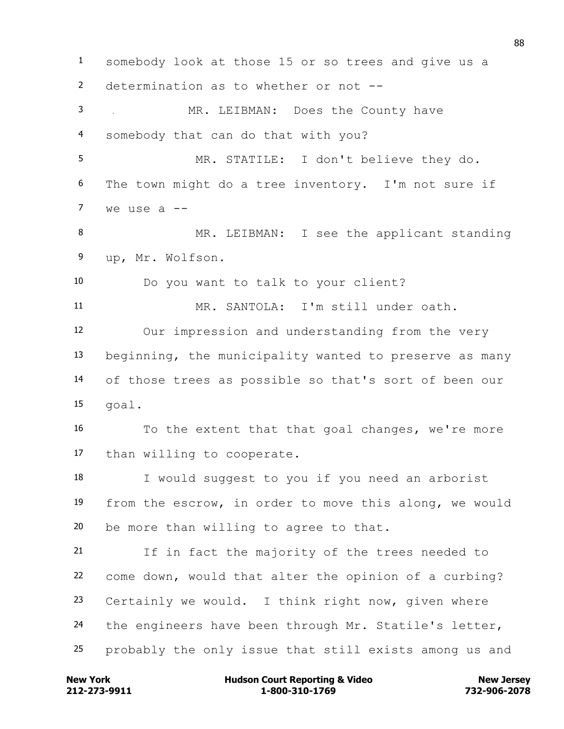somebody look at those 15 or so trees and give us a determination as to whether or not --

MR. LEIBMAN: Does the County have somebody that can do that with you?

MR. STATILE: I don't believe they do. The town might do a tree inventory. I'm not sure if we use a --

MR. LEIBMAN: I see the applicant standing up, Mr. Wolfson.

Do you want to talk to your client?

MR. SANTOLA: I'm still under oath.

Our impression and understanding from the very beginning, the municipality wanted to preserve as many of those trees as possible so that's sort of been our goal.

To the extent that that goal changes, we're more than willing to cooperate.

I would suggest to you if you need an arborist from the escrow, in order to move this along, we would be more than willing to agree to that.

If in fact the majority of the trees needed to come down, would that alter the opinion of a curbing? Certainly we would. I think right now, given where the engineers have been through Mr. Statile's letter, probably the only issue that still exists among us and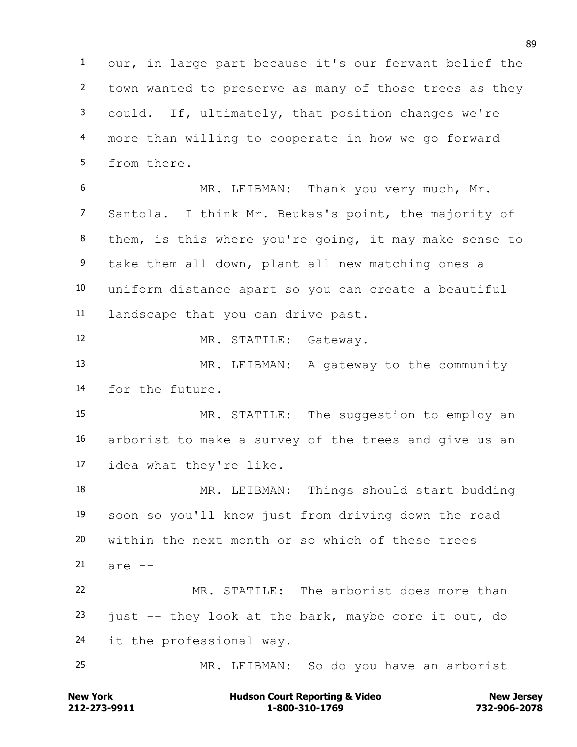our, in large part because it's our fervant belief the town wanted to preserve as many of those trees as they could. If, ultimately, that position changes we're more than willing to cooperate in how we go forward from there.

MR. LEIBMAN: Thank you very much, Mr. Santola. I think Mr. Beukas's point, the majority of them, is this where you're going, it may make sense to take them all down, plant all new matching ones a uniform distance apart so you can create a beautiful landscape that you can drive past.

MR. STATILE: Gateway.

MR. LEIBMAN: A gateway to the community for the future.

MR. STATILE: The suggestion to employ an arborist to make a survey of the trees and give us an idea what they're like.

MR. LEIBMAN: Things should start budding soon so you'll know just from driving down the road within the next month or so which of these trees are --

MR. STATILE: The arborist does more than just -- they look at the bark, maybe core it out, do it the professional way.

MR. LEIBMAN: So do you have an arborist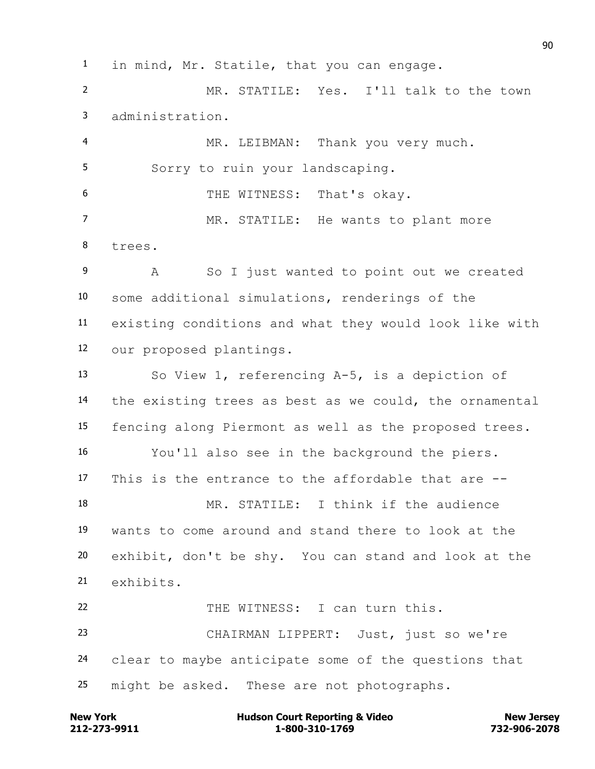in mind, Mr. Statile, that you can engage.

MR. STATILE: Yes. I'll talk to the town administration.

MR. LEIBMAN: Thank you very much.

Sorry to ruin your landscaping.

THE WITNESS: That's okay.

MR. STATILE: He wants to plant more trees.

A So I just wanted to point out we created some additional simulations, renderings of the existing conditions and what they would look like with our proposed plantings.

So View 1, referencing A-5, is a depiction of the existing trees as best as we could, the ornamental fencing along Piermont as well as the proposed trees.

You'll also see in the background the piers. This is the entrance to the affordable that are --

MR. STATILE: I think if the audience wants to come around and stand there to look at the exhibit, don't be shy. You can stand and look at the exhibits.

THE WITNESS: I can turn this.

CHAIRMAN LIPPERT: Just, just so we're clear to maybe anticipate some of the questions that might be asked. These are not photographs.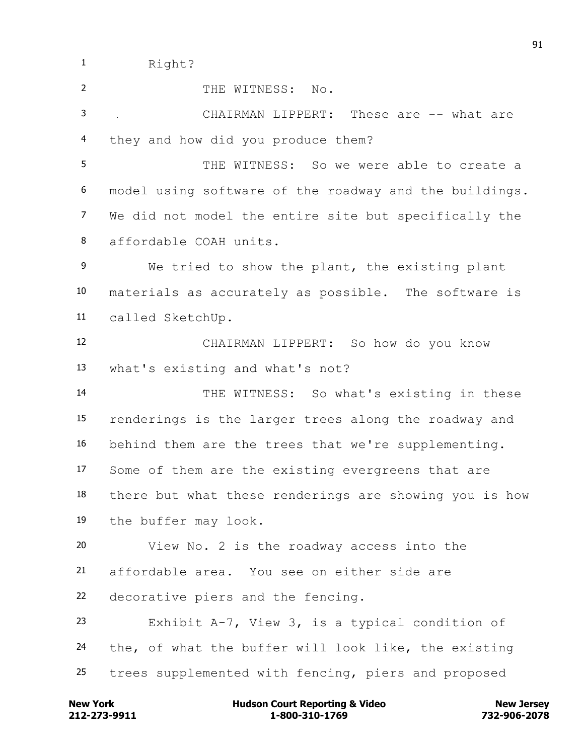1 Right?

2 THE WITNESS: No.

3 CHAIRMAN LIPPERT: These are -- what are

4 they and how did you produce them?

5 THE WITNESS: So we were able to create a

6 model using software of the roadway and the buildings.

7 We did not model the entire site but specifically the

8 affordable COAH units.

9 We tried to show the plant, the existing plant

10 materials as accurately as possible. The software is

11 called SketchUp.

12 CHAIRMAN LIPPERT: So how do you know

13 what's existing and what's not?

14 THE WITNESS: So what's existing in these

15 renderings is the larger trees along the roadway and

16 behind them are the trees that we're supplementing.

17 Some of them are the existing evergreens that are

18 there but what these renderings are showing you is how

19 the buffer may look.

20 View No. 2 is the roadway access into the

21 affordable area. You see on either side are

22 decorative piers and the fencing.

23 Exhibit A-7, View 3, is a typical condition of

24 the, of what the buffer will look like, the existing

25 trees supplemented with fencing, piers and proposed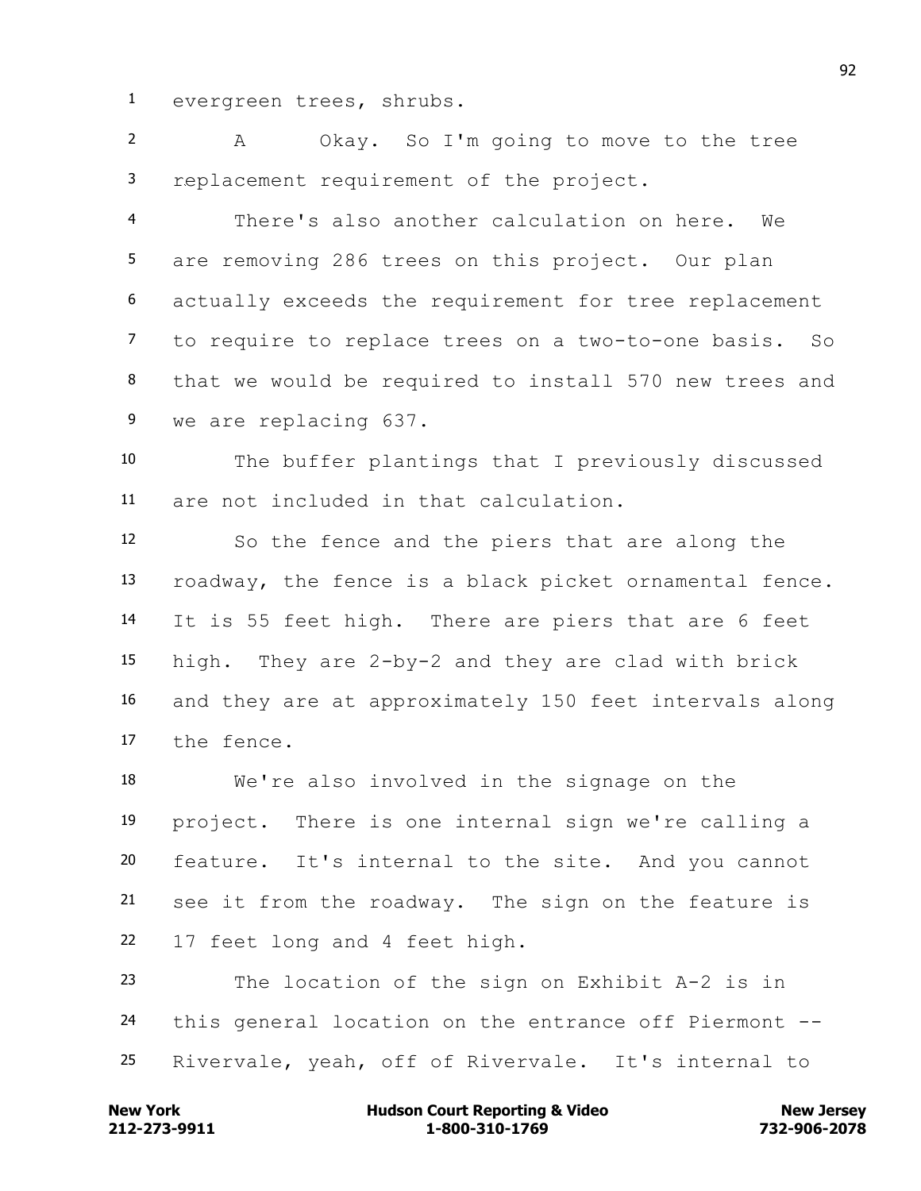1 evergreen trees, shrubs.

2 A Okay. So I'm going to move to the tree
3 replacement requirement of the project.

4 There's also another calculation on here. We
5 are removing 286 trees on this project. Our plan
6 actually exceeds the requirement for tree replacement
7 to require to replace trees on a two-to-one basis. So
8 that we would be required to install 570 new trees and
9 we are replacing 637.

10 The buffer plantings that I previously discussed
11 are not included in that calculation.

12 So the fence and the piers that are along the
13 roadway, the fence is a black picket ornamental fence.
14 It is 55 feet high. There are piers that are 6 feet
15 high. They are 2-by-2 and they are clad with brick
16 and they are at approximately 150 feet intervals along
17 the fence.

18 We're also involved in the signage on the
19 project. There is one internal sign we're calling a
20 feature. It's internal to the site. And you cannot
21 see it from the roadway. The sign on the feature is
22 17 feet long and 4 feet high.

23 The location of the sign on Exhibit A-2 is in
24 this general location on the entrance off Piermont --
25 Rivervale, yeah, off of Rivervale. It's internal to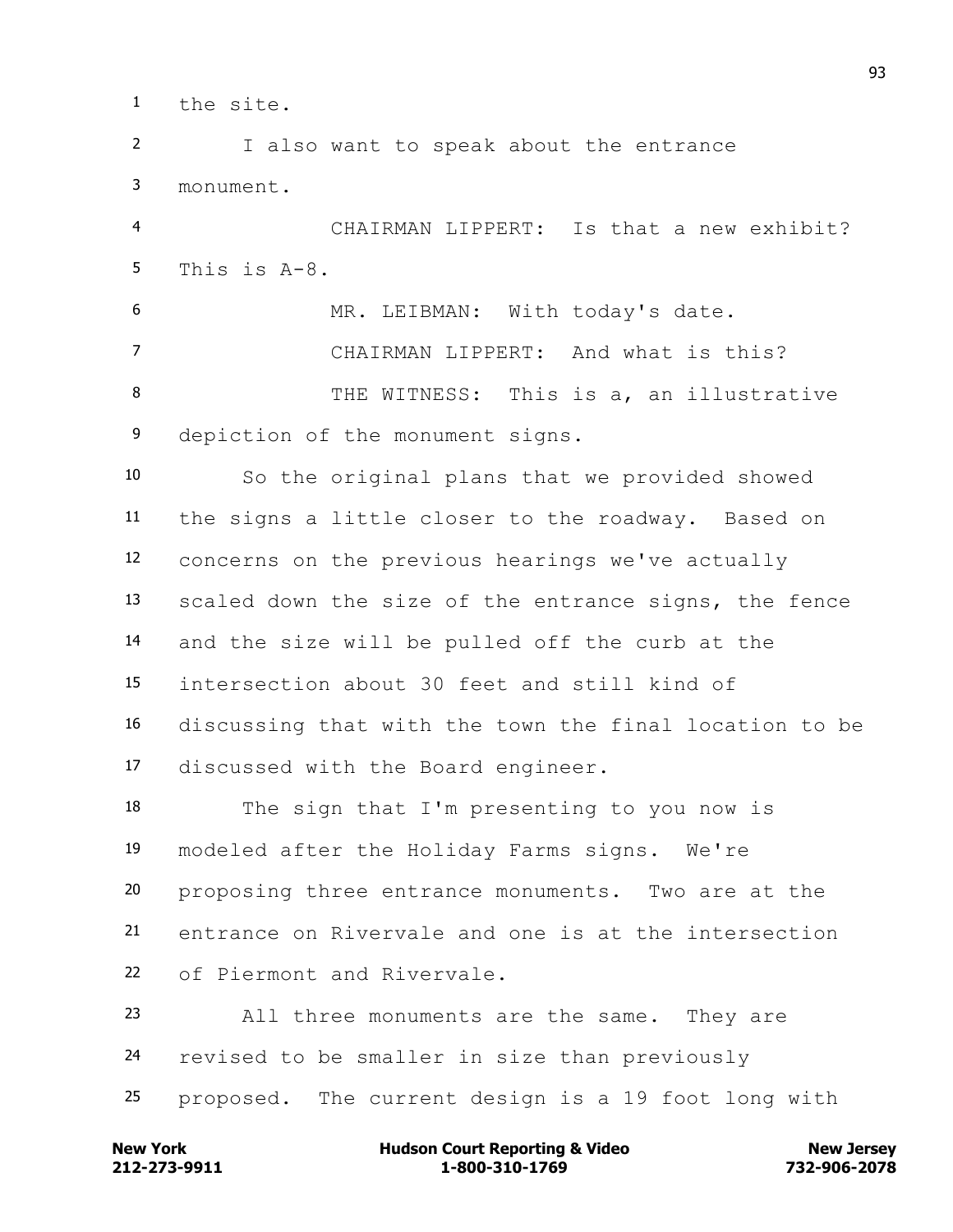the site.

I also want to speak about the entrance monument.

CHAIRMAN LIPPERT: Is that a new exhibit? This is A-8.

MR. LEIBMAN: With today's date.

CHAIRMAN LIPPERT: And what is this?

THE WITNESS: This is a, an illustrative depiction of the monument signs.

So the original plans that we provided showed the signs a little closer to the roadway. Based on concerns on the previous hearings we've actually scaled down the size of the entrance signs, the fence and the size will be pulled off the curb at the intersection about 30 feet and still kind of discussing that with the town the final location to be discussed with the Board engineer.

The sign that I'm presenting to you now is modeled after the Holiday Farms signs. We're proposing three entrance monuments. Two are at the entrance on Rivervale and one is at the intersection of Piermont and Rivervale.

All three monuments are the same. They are revised to be smaller in size than previously proposed. The current design is a 19 foot long with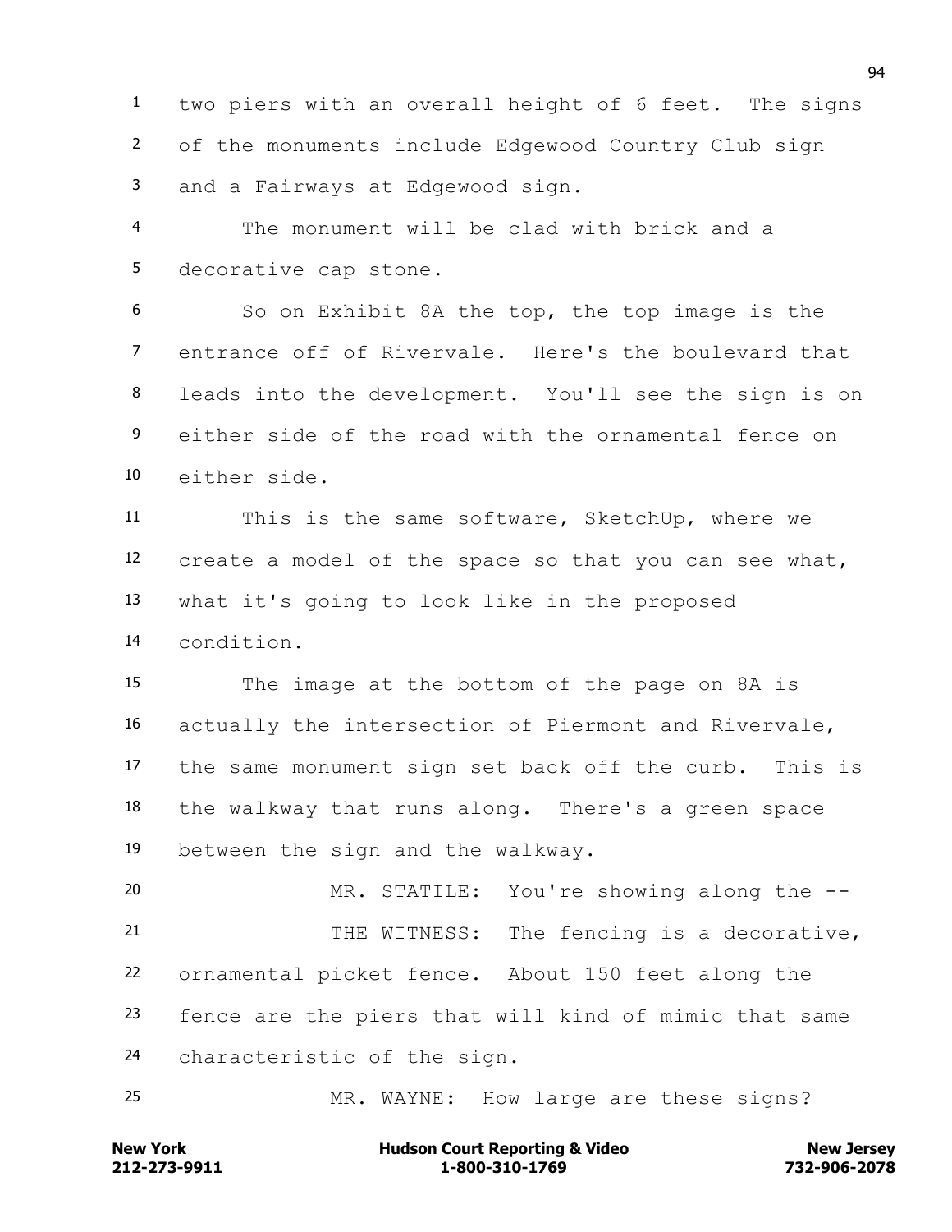1 two piers with an overall height of 6 feet. The signs
2 of the monuments include Edgewood Country Club sign
3 and a Fairways at Edgewood sign.

4 The monument will be clad with brick and a
5 decorative cap stone.

6 So on Exhibit 8A the top, the top image is the
7 entrance off of Rivervale. Here's the boulevard that
8 leads into the development. You'll see the sign is on
9 either side of the road with the ornamental fence on
10 either side.

11 This is the same software, SketchUp, where we
12 create a model of the space so that you can see what,
13 what it's going to look like in the proposed
14 condition.

15 The image at the bottom of the page on 8A is
16 actually the intersection of Piermont and Rivervale,
17 the same monument sign set back off the curb. This is
18 the walkway that runs along. There's a green space
19 between the sign and the walkway.

20 MR. STATILE: You're showing along the --

21 THE WITNESS: The fencing is a decorative,
22 ornamental picket fence. About 150 feet along the
23 fence are the piers that will kind of mimic that same
24 characteristic of the sign.

25 MR. WAYNE: How large are these signs?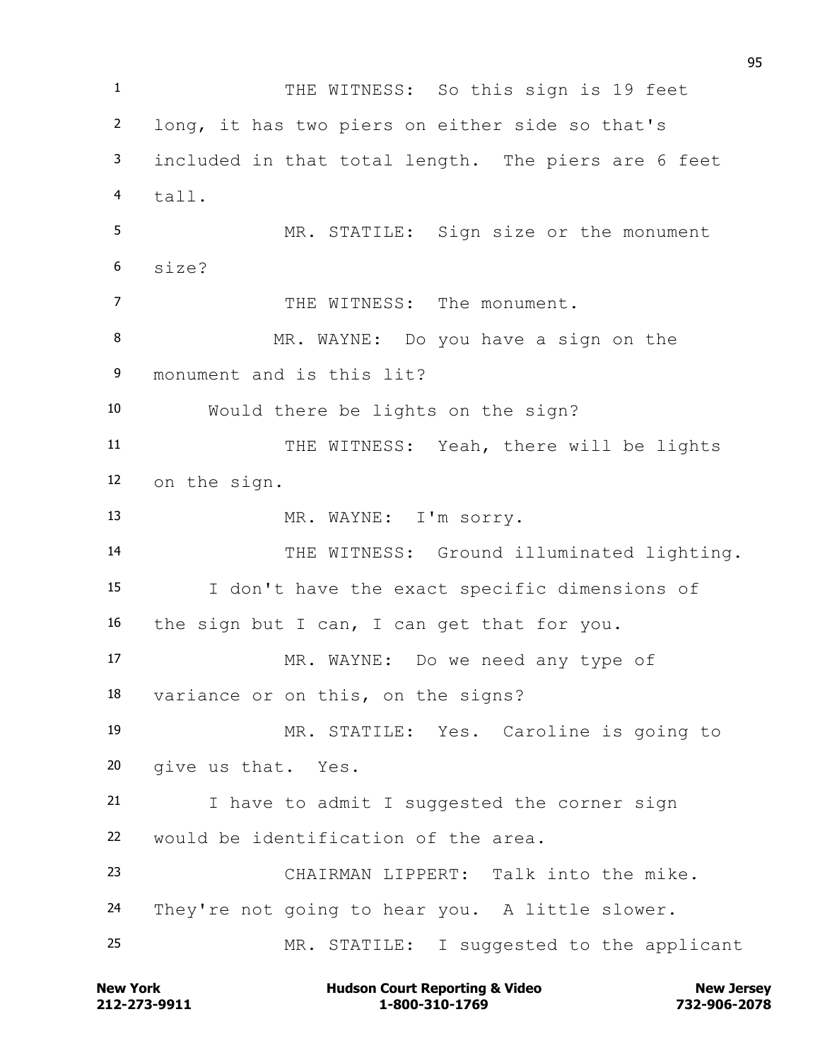1 THE WITNESS: So this sign is 19 feet
2 long, it has two piers on either side so that's
3 included in that total length. The piers are 6 feet
4 tall.
5 MR. STATILE: Sign size or the monument
6 size?
7 THE WITNESS: The monument.
8 MR. WAYNE: Do you have a sign on the
9 monument and is this lit?
10 Would there be lights on the sign?
11 THE WITNESS: Yeah, there will be lights
12 on the sign.
13 MR. WAYNE: I'm sorry.
14 THE WITNESS: Ground illuminated lighting.
15 I don't have the exact specific dimensions of
16 the sign but I can, I can get that for you.
17 MR. WAYNE: Do we need any type of
18 variance or on this, on the signs?
19 MR. STATILE: Yes. Caroline is going to
20 give us that. Yes.
21 I have to admit I suggested the corner sign
22 would be identification of the area.
23 CHAIRMAN LIPPERT: Talk into the mike.
24 They're not going to hear you. A little slower.
25 MR. STATILE: I suggested to the applicant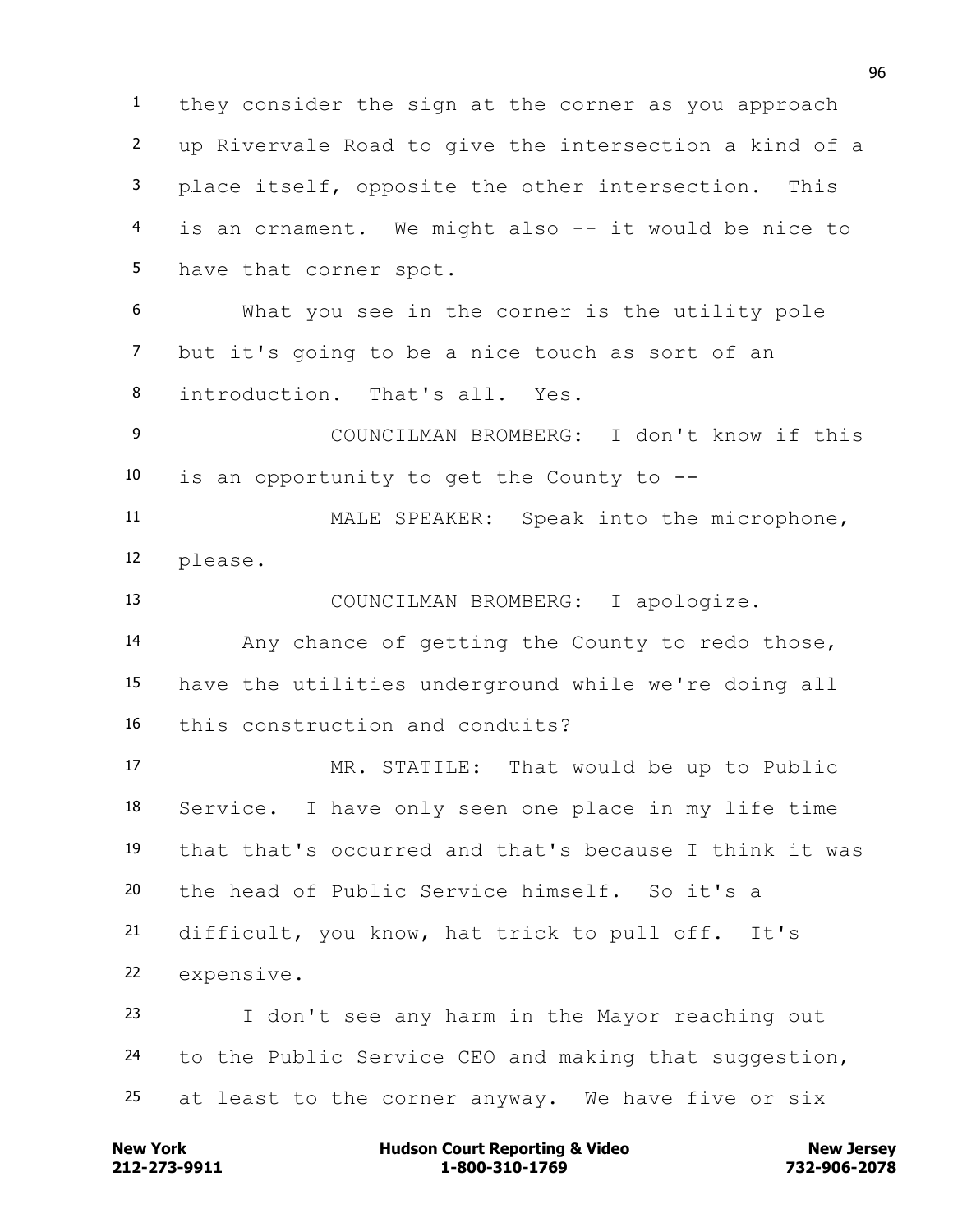1 they consider the sign at the corner as you approach
2 up Rivervale Road to give the intersection a kind of a
3 place itself, opposite the other intersection. This
4 is an ornament. We might also -- it would be nice to
5 have that corner spot.

6 What you see in the corner is the utility pole
7 but it's going to be a nice touch as sort of an
8 introduction. That's all. Yes.

9 COUNCILMAN BROMBERG: I don't know if this
10 is an opportunity to get the County to --

11 MALE SPEAKER: Speak into the microphone,
12 please.

13 COUNCILMAN BROMBERG: I apologize.

14 Any chance of getting the County to redo those,
15 have the utilities underground while we're doing all
16 this construction and conduits?

17 MR. STATILE: That would be up to Public
18 Service. I have only seen one place in my life time
19 that that's occurred and that's because I think it was
20 the head of Public Service himself. So it's a
21 difficult, you know, hat trick to pull off. It's
22 expensive.

23 I don't see any harm in the Mayor reaching out
24 to the Public Service CEO and making that suggestion,
25 at least to the corner anyway. We have five or six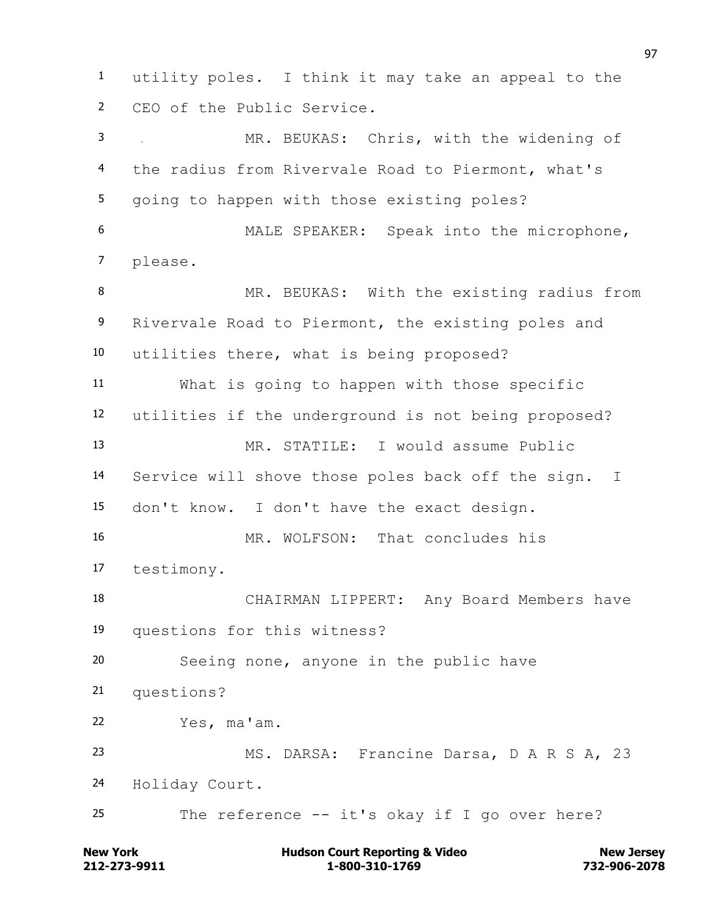1 utility poles. I think it may take an appeal to the
2 CEO of the Public Service.

3 MR. BEUKAS: Chris, with the widening of
4 the radius from Rivervale Road to Piermont, what's
5 going to happen with those existing poles?

6 MALE SPEAKER: Speak into the microphone,
7 please.

8 MR. BEUKAS: With the existing radius from
9 Rivervale Road to Piermont, the existing poles and
10 utilities there, what is being proposed?

11 What is going to happen with those specific
12 utilities if the underground is not being proposed?

13 MR. STATILE: I would assume Public
14 Service will shove those poles back off the sign. I
15 don't know. I don't have the exact design.

16 MR. WOLFSON: That concludes his
17 testimony.

18 CHAIRMAN LIPPERT: Any Board Members have
19 questions for this witness?

20 Seeing none, anyone in the public have
21 questions?

22 Yes, ma'am.

23 MS. DARSA: Francine Darsa, D A R S A, 23
24 Holiday Court.

25 The reference -- it's okay if I go over here?

**New York** 212-273-9911 | **Hudson Court Reporting & Video** 1-800-310-1769 | **New Jersey** 732-906-2078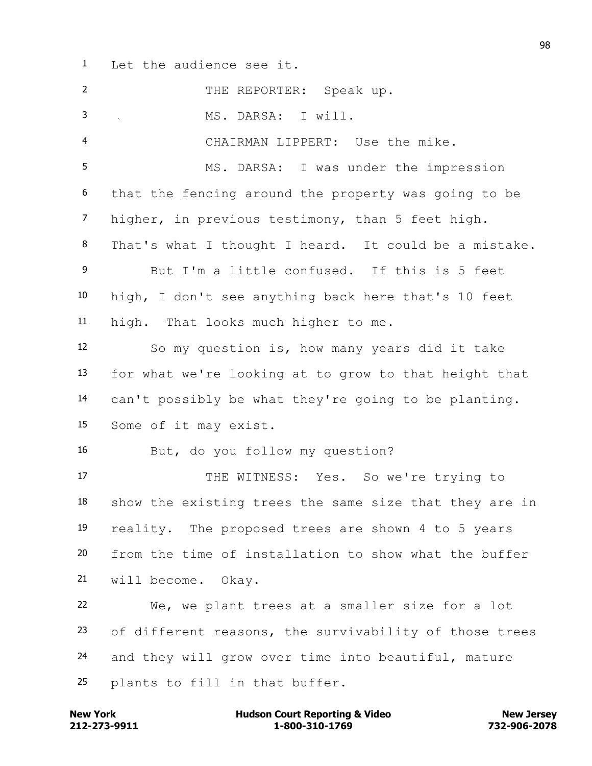Let the audience see it.

THE REPORTER: Speak up.

MS. DARSA: I will.

CHAIRMAN LIPPERT: Use the mike.

MS. DARSA: I was under the impression that the fencing around the property was going to be higher, in previous testimony, than 5 feet high. That's what I thought I heard. It could be a mistake.

But I'm a little confused. If this is 5 feet high, I don't see anything back here that's 10 feet high. That looks much higher to me.

So my question is, how many years did it take for what we're looking at to grow to that height that can't possibly be what they're going to be planting. Some of it may exist.

But, do you follow my question?

THE WITNESS: Yes. So we're trying to show the existing trees the same size that they are in reality. The proposed trees are shown 4 to 5 years from the time of installation to show what the buffer will become. Okay.

We, we plant trees at a smaller size for a lot of different reasons, the survivability of those trees and they will grow over time into beautiful, mature plants to fill in that buffer.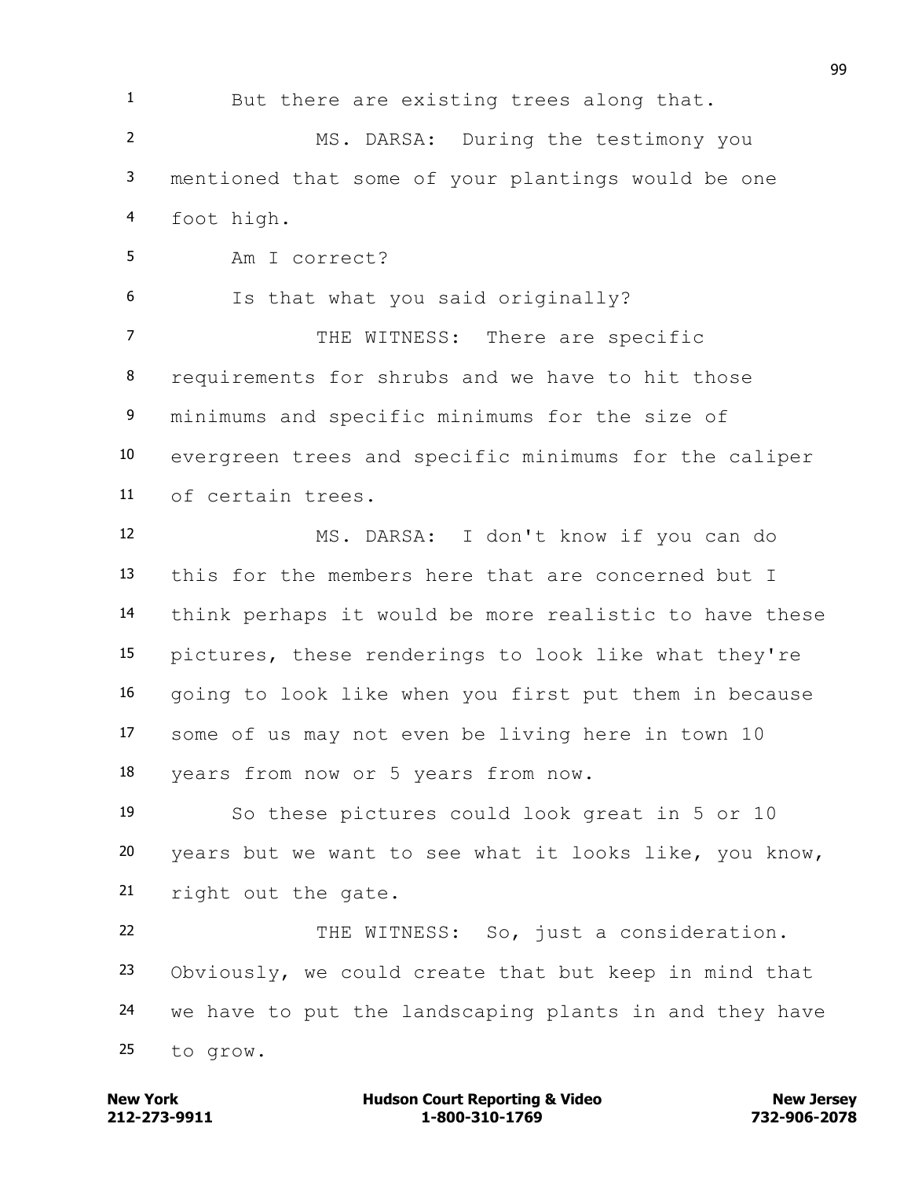1 But there are existing trees along that.

2 MS. DARSA: During the testimony you

3 mentioned that some of your plantings would be one

4 foot high.

5 Am I correct?

6 Is that what you said originally?

7 THE WITNESS: There are specific

8 requirements for shrubs and we have to hit those

9 minimums and specific minimums for the size of

10 evergreen trees and specific minimums for the caliper

11 of certain trees.

12 MS. DARSA: I don't know if you can do

13 this for the members here that are concerned but I

14 think perhaps it would be more realistic to have these

15 pictures, these renderings to look like what they're

16 going to look like when you first put them in because

17 some of us may not even be living here in town 10

18 years from now or 5 years from now.

19 So these pictures could look great in 5 or 10

20 years but we want to see what it looks like, you know,

21 right out the gate.

22 THE WITNESS: So, just a consideration.

23 Obviously, we could create that but keep in mind that

24 we have to put the landscaping plants in and they have

25 to grow.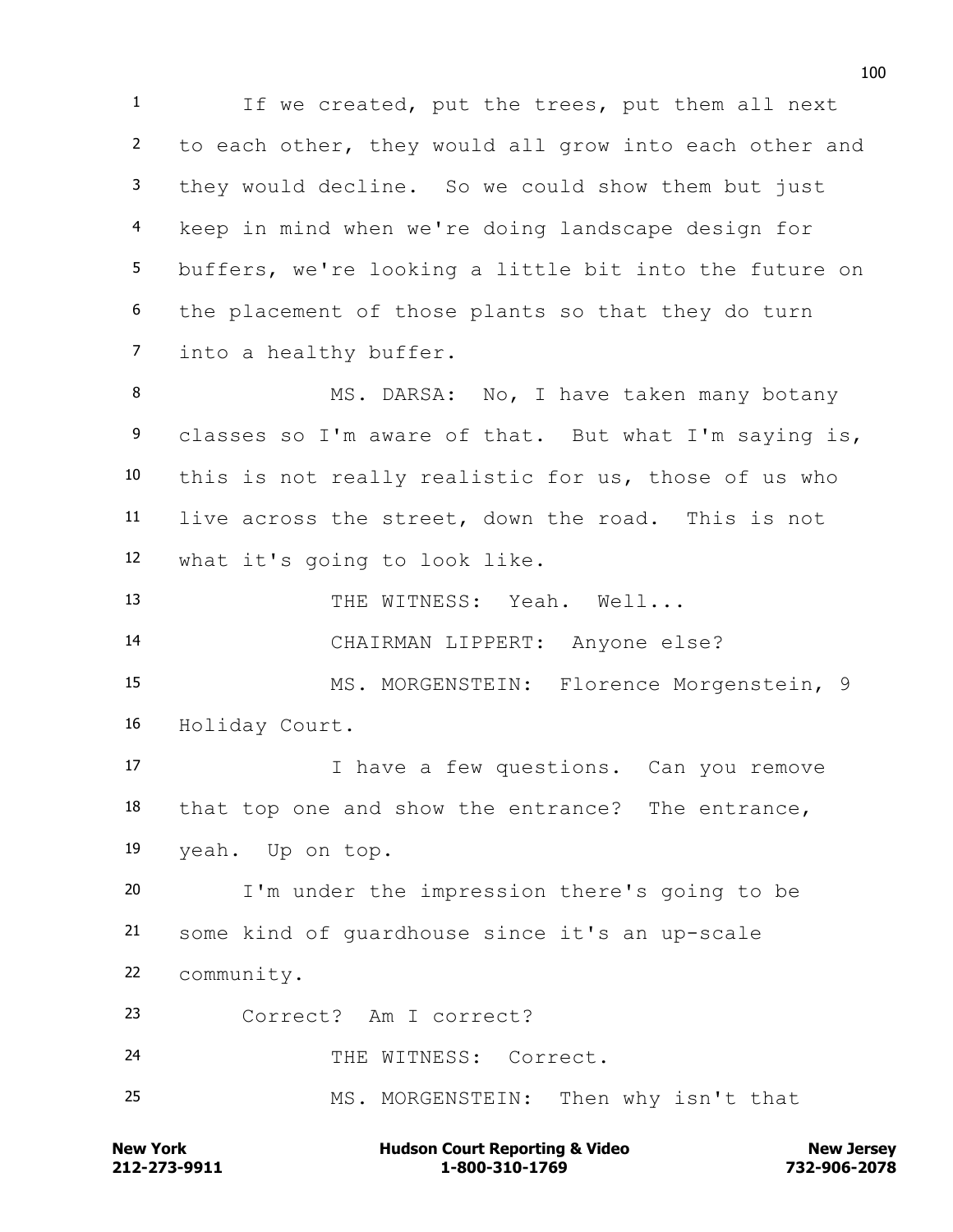If we created, put the trees, put them all next to each other, they would all grow into each other and they would decline. So we could show them but just keep in mind when we're doing landscape design for buffers, we're looking a little bit into the future on the placement of those plants so that they do turn into a healthy buffer.

MS. DARSA: No, I have taken many botany classes so I'm aware of that. But what I'm saying is, this is not really realistic for us, those of us who live across the street, down the road. This is not what it's going to look like.

THE WITNESS: Yeah. Well...

CHAIRMAN LIPPERT: Anyone else?

MS. MORGENSTEIN: Florence Morgenstein, 9 Holiday Court.

I have a few questions. Can you remove that top one and show the entrance? The entrance, yeah. Up on top.

I'm under the impression there's going to be some kind of guardhouse since it's an up-scale community.

Correct? Am I correct?

THE WITNESS: Correct.

MS. MORGENSTEIN: Then why isn't that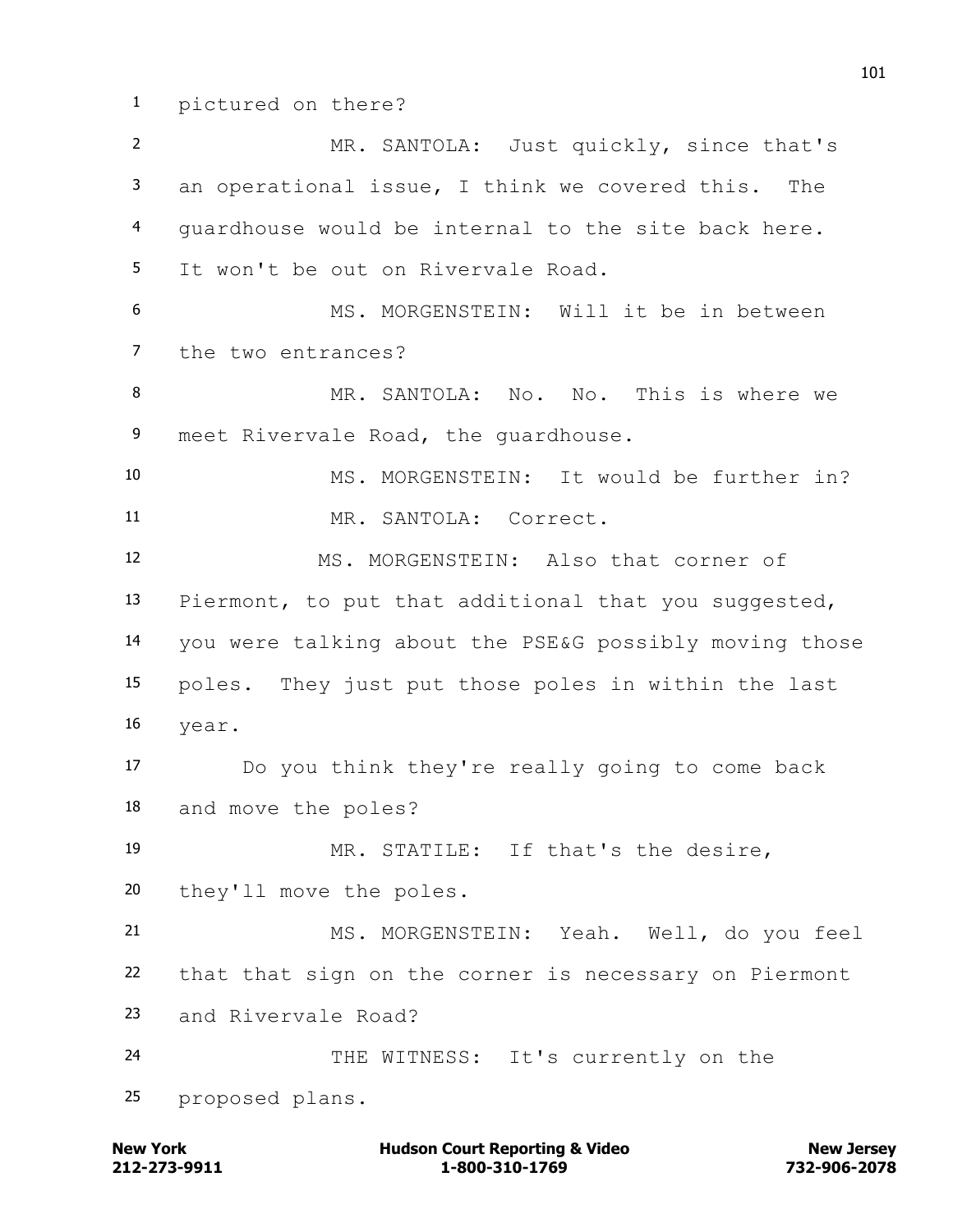pictured on there?

MR. SANTOLA: Just quickly, since that's an operational issue, I think we covered this. The guardhouse would be internal to the site back here. It won't be out on Rivervale Road.

MS. MORGENSTEIN: Will it be in between the two entrances?

MR. SANTOLA: No. No. This is where we meet Rivervale Road, the guardhouse.

MS. MORGENSTEIN: It would be further in?

MR. SANTOLA: Correct.

MS. MORGENSTEIN: Also that corner of Piermont, to put that additional that you suggested, you were talking about the PSE&G possibly moving those poles. They just put those poles in within the last year.

Do you think they're really going to come back and move the poles?

MR. STATILE: If that's the desire, they'll move the poles.

MS. MORGENSTEIN: Yeah. Well, do you feel that that sign on the corner is necessary on Piermont and Rivervale Road?

THE WITNESS: It's currently on the proposed plans.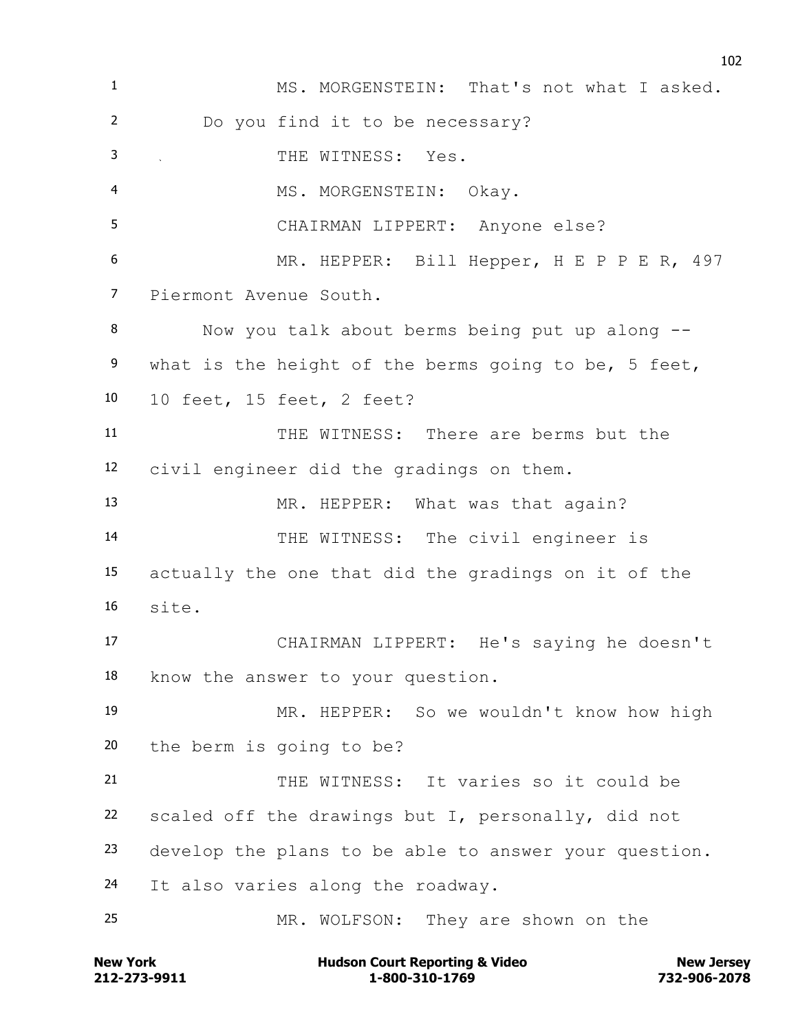MS. MORGENSTEIN: That's not what I asked. Do you find it to be necessary?

THE WITNESS: Yes.

MS. MORGENSTEIN: Okay.

CHAIRMAN LIPPERT: Anyone else?

MR. HEPPER: Bill Hepper, H E P P E R, 497 Piermont Avenue South.

Now you talk about berms being put up along -- what is the height of the berms going to be, 5 feet, 10 feet, 15 feet, 2 feet?

THE WITNESS: There are berms but the civil engineer did the gradings on them.

MR. HEPPER: What was that again?

THE WITNESS: The civil engineer is actually the one that did the gradings on it of the site.

CHAIRMAN LIPPERT: He's saying he doesn't know the answer to your question.

MR. HEPPER: So we wouldn't know how high the berm is going to be?

THE WITNESS: It varies so it could be scaled off the drawings but I, personally, did not develop the plans to be able to answer your question. It also varies along the roadway.

MR. WOLFSON: They are shown on the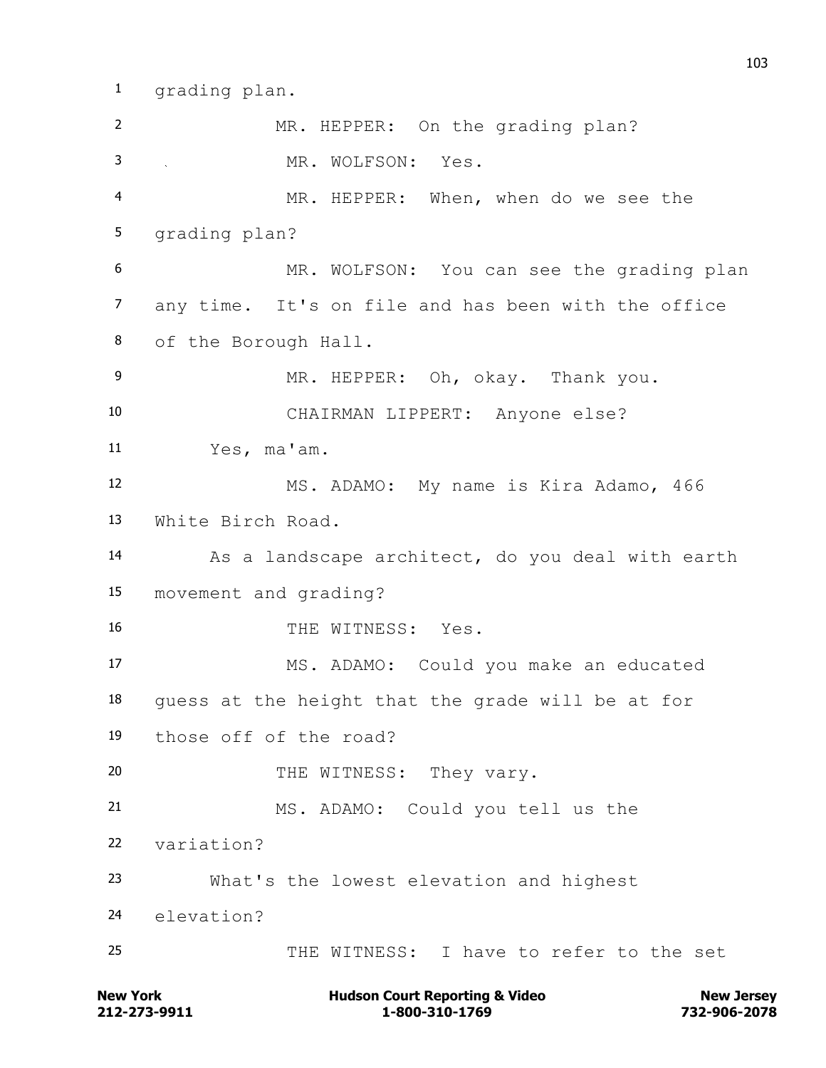grading plan.

MR. HEPPER: On the grading plan?

MR. WOLFSON: Yes.

MR. HEPPER: When, when do we see the grading plan?

MR. WOLFSON: You can see the grading plan any time. It's on file and has been with the office of the Borough Hall.

MR. HEPPER: Oh, okay. Thank you.

CHAIRMAN LIPPERT: Anyone else?

Yes, ma'am.

MS. ADAMO: My name is Kira Adamo, 466 White Birch Road.

As a landscape architect, do you deal with earth movement and grading?

THE WITNESS: Yes.

MS. ADAMO: Could you make an educated guess at the height that the grade will be at for those off of the road?

THE WITNESS: They vary.

MS. ADAMO: Could you tell us the variation?

What's the lowest elevation and highest elevation?

THE WITNESS: I have to refer to the set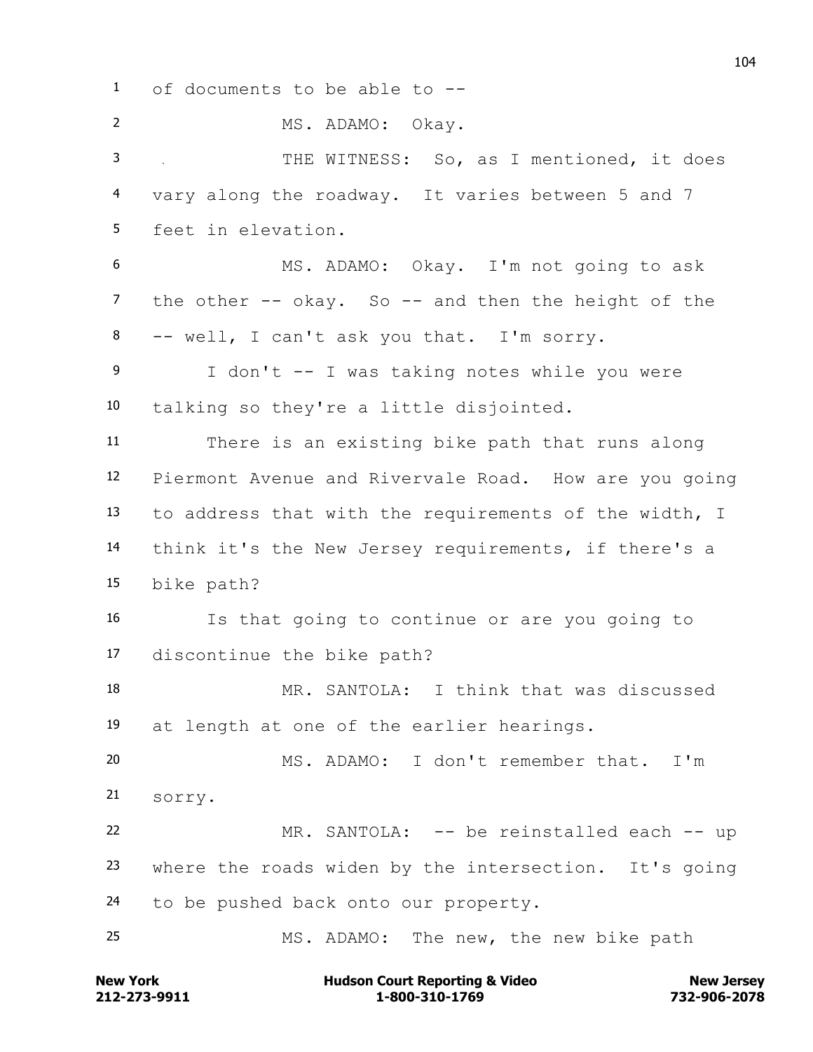of documents to be able to --

MS. ADAMO: Okay.

THE WITNESS: So, as I mentioned, it does vary along the roadway. It varies between 5 and 7 feet in elevation.

MS. ADAMO: Okay. I'm not going to ask the other -- okay. So -- and then the height of the -- well, I can't ask you that. I'm sorry.

I don't -- I was taking notes while you were talking so they're a little disjointed.

There is an existing bike path that runs along Piermont Avenue and Rivervale Road. How are you going to address that with the requirements of the width, I think it's the New Jersey requirements, if there's a bike path?

Is that going to continue or are you going to discontinue the bike path?

MR. SANTOLA: I think that was discussed at length at one of the earlier hearings.

MS. ADAMO: I don't remember that. I'm sorry.

MR. SANTOLA: -- be reinstalled each -- up where the roads widen by the intersection. It's going to be pushed back onto our property.

MS. ADAMO: The new, the new bike path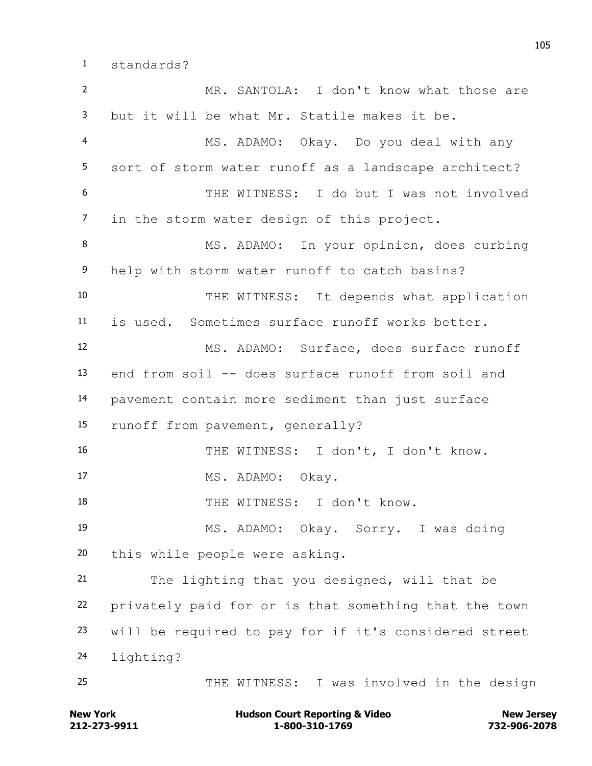standards?

MR. SANTOLA: I don't know what those are but it will be what Mr. Statile makes it be.

MS. ADAMO: Okay. Do you deal with any sort of storm water runoff as a landscape architect?

THE WITNESS: I do but I was not involved in the storm water design of this project.

MS. ADAMO: In your opinion, does curbing help with storm water runoff to catch basins?

THE WITNESS: It depends what application is used. Sometimes surface runoff works better.

MS. ADAMO: Surface, does surface runoff end from soil -- does surface runoff from soil and pavement contain more sediment than just surface runoff from pavement, generally?

THE WITNESS: I don't, I don't know.

MS. ADAMO: Okay.

THE WITNESS: I don't know.

MS. ADAMO: Okay. Sorry. I was doing this while people were asking.

The lighting that you designed, will that be privately paid for or is that something that the town will be required to pay for if it's considered street lighting?

THE WITNESS: I was involved in the design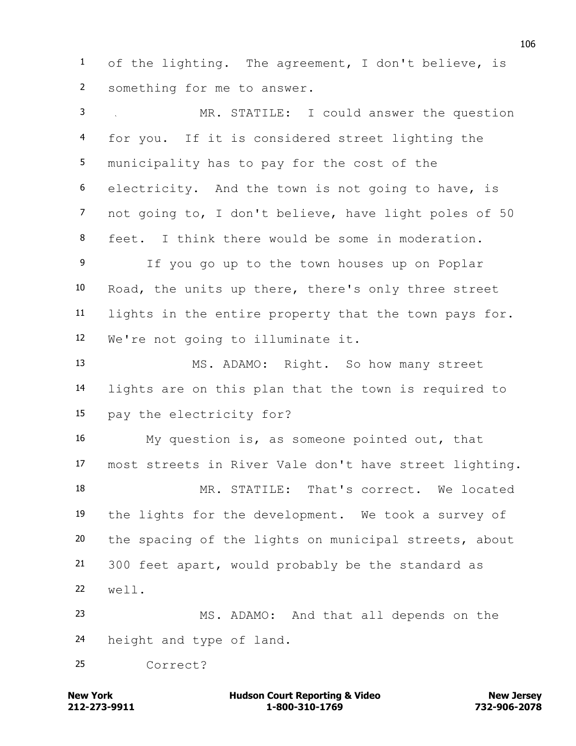of the lighting. The agreement, I don't believe, is something for me to answer.

MR. STATILE: I could answer the question for you. If it is considered street lighting the municipality has to pay for the cost of the electricity. And the town is not going to have, is not going to, I don't believe, have light poles of 50 feet. I think there would be some in moderation.

If you go up to the town houses up on Poplar Road, the units up there, there's only three street lights in the entire property that the town pays for. We're not going to illuminate it.

MS. ADAMO: Right. So how many street lights are on this plan that the town is required to pay the electricity for?

My question is, as someone pointed out, that most streets in River Vale don't have street lighting.

MR. STATILE: That's correct. We located the lights for the development. We took a survey of the spacing of the lights on municipal streets, about 300 feet apart, would probably be the standard as well.

MS. ADAMO: And that all depends on the height and type of land.

Correct?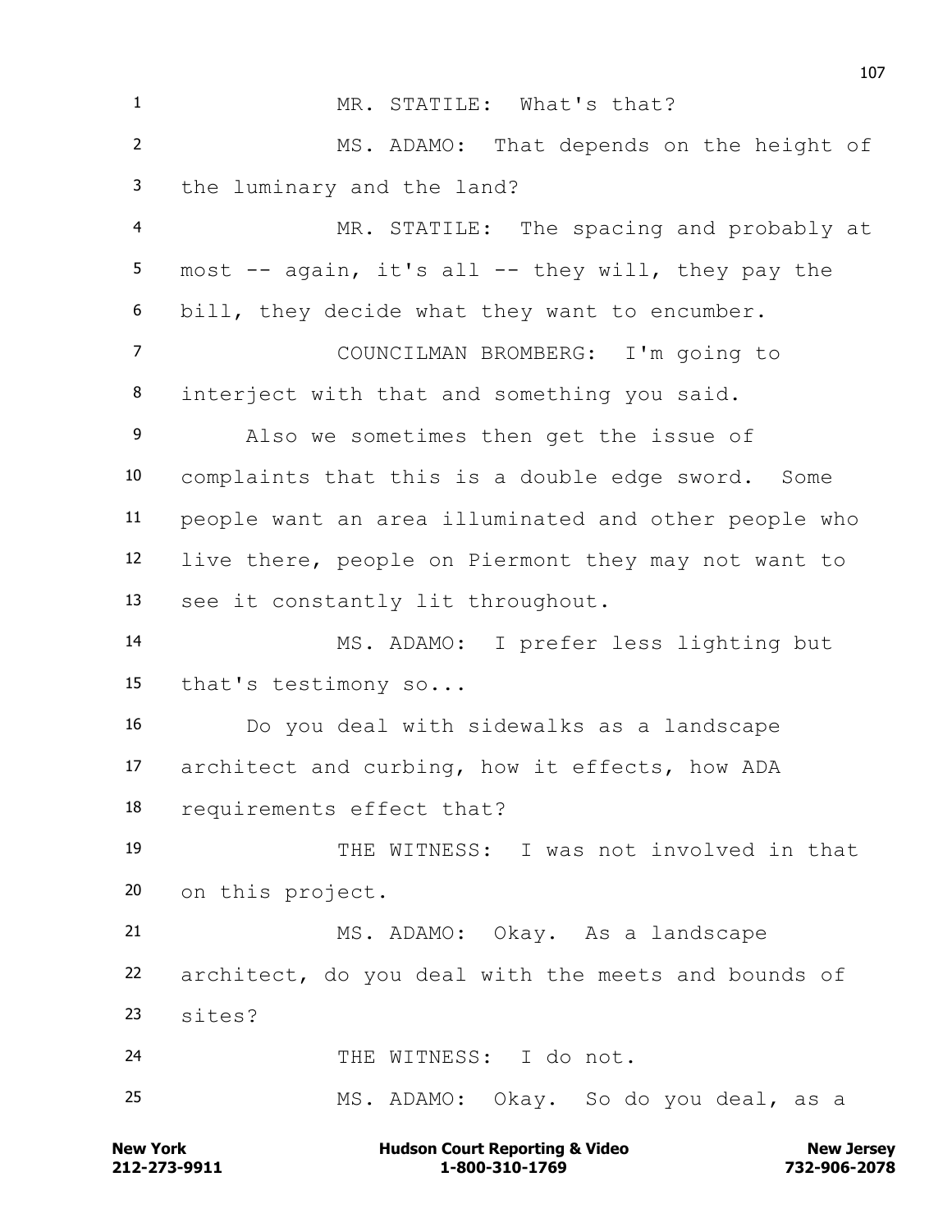MR. STATILE: What's that?

MS. ADAMO: That depends on the height of the luminary and the land?

MR. STATILE: The spacing and probably at most -- again, it's all -- they will, they pay the bill, they decide what they want to encumber.

COUNCILMAN BROMBERG: I'm going to interject with that and something you said.

Also we sometimes then get the issue of complaints that this is a double edge sword. Some people want an area illuminated and other people who live there, people on Piermont they may not want to see it constantly lit throughout.

MS. ADAMO: I prefer less lighting but that's testimony so...

Do you deal with sidewalks as a landscape architect and curbing, how it effects, how ADA requirements effect that?

THE WITNESS: I was not involved in that on this project.

MS. ADAMO: Okay. As a landscape architect, do you deal with the meets and bounds of sites?

THE WITNESS: I do not.

MS. ADAMO: Okay. So do you deal, as a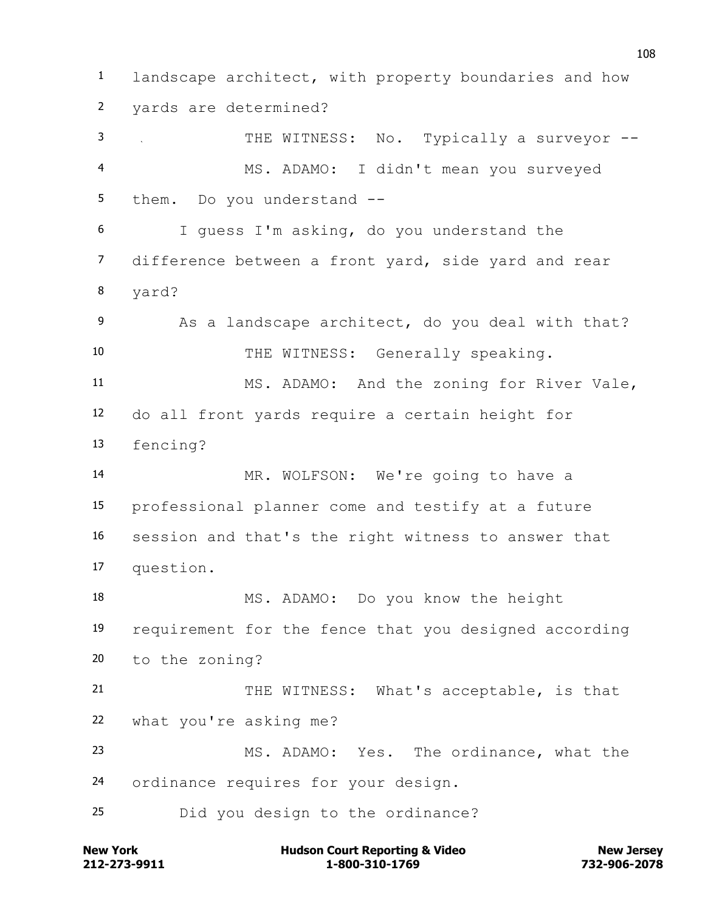landscape architect, with property boundaries and how yards are determined?

THE WITNESS: No. Typically a surveyor --

MS. ADAMO: I didn't mean you surveyed them. Do you understand --

I guess I'm asking, do you understand the difference between a front yard, side yard and rear yard?

As a landscape architect, do you deal with that?

THE WITNESS: Generally speaking.

MS. ADAMO: And the zoning for River Vale, do all front yards require a certain height for fencing?

MR. WOLFSON: We're going to have a professional planner come and testify at a future session and that's the right witness to answer that question.

MS. ADAMO: Do you know the height requirement for the fence that you designed according to the zoning?

THE WITNESS: What's acceptable, is that what you're asking me?

MS. ADAMO: Yes. The ordinance, what the ordinance requires for your design.

Did you design to the ordinance?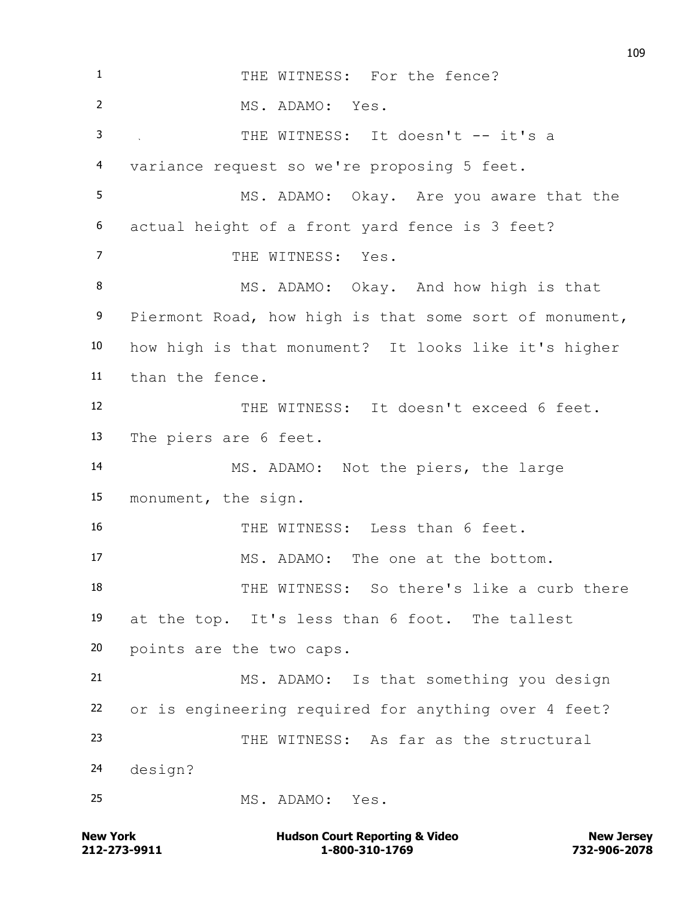THE WITNESS: For the fence?

MS. ADAMO: Yes.

THE WITNESS: It doesn't -- it's a variance request so we're proposing 5 feet.

MS. ADAMO: Okay. Are you aware that the actual height of a front yard fence is 3 feet?

THE WITNESS: Yes.

MS. ADAMO: Okay. And how high is that Piermont Road, how high is that some sort of monument, how high is that monument? It looks like it's higher than the fence.

THE WITNESS: It doesn't exceed 6 feet. The piers are 6 feet.

MS. ADAMO: Not the piers, the large monument, the sign.

THE WITNESS: Less than 6 feet.

MS. ADAMO: The one at the bottom.

THE WITNESS: So there's like a curb there at the top. It's less than 6 foot. The tallest points are the two caps.

MS. ADAMO: Is that something you design or is engineering required for anything over 4 feet?

THE WITNESS: As far as the structural design?

MS. ADAMO: Yes.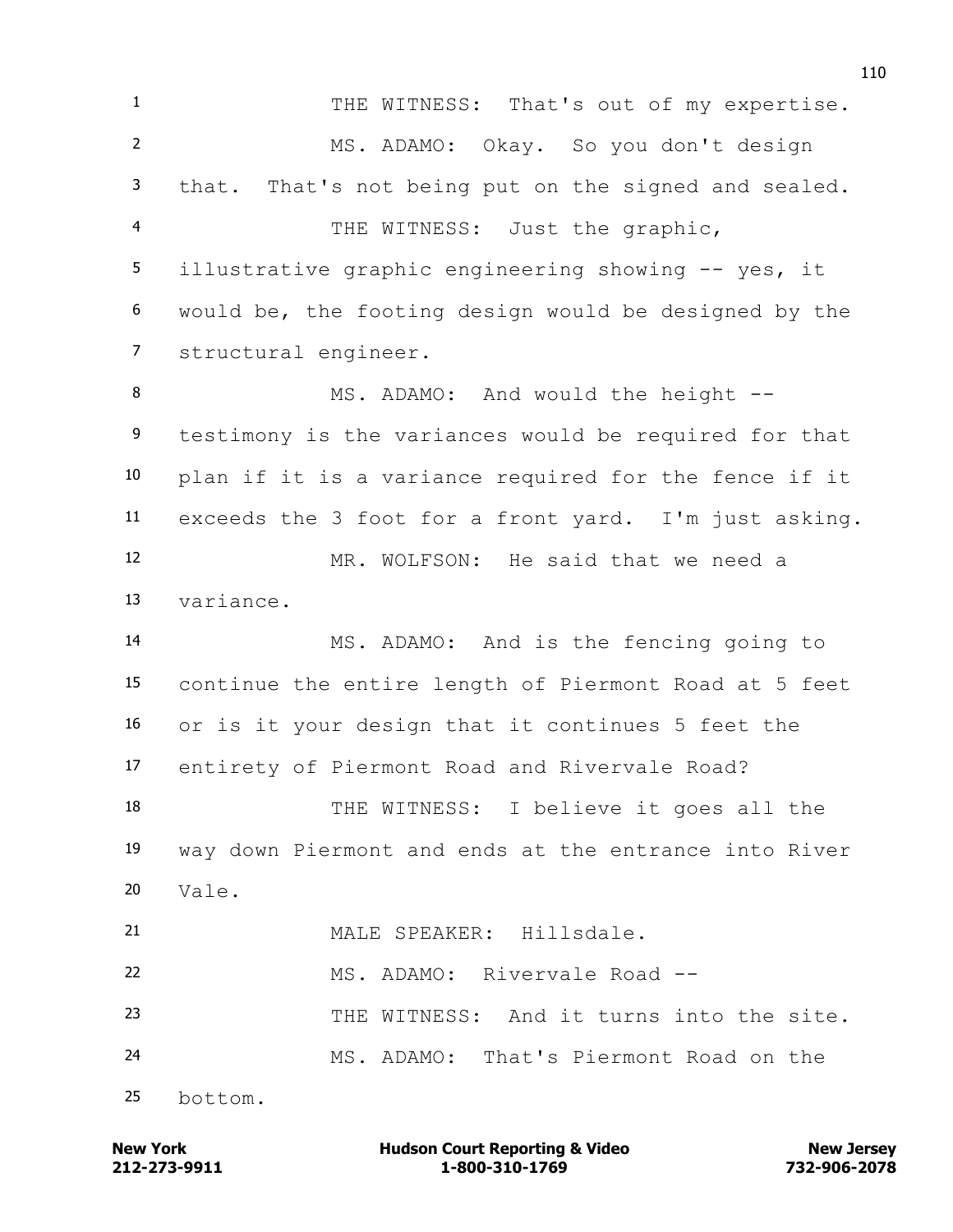1 THE WITNESS: That's out of my expertise.

2 MS. ADAMO: Okay. So you don't design

3 that. That's not being put on the signed and sealed.

4 THE WITNESS: Just the graphic,

5 illustrative graphic engineering showing -- yes, it

6 would be, the footing design would be designed by the

7 structural engineer.

8 MS. ADAMO: And would the height --

9 testimony is the variances would be required for that

10 plan if it is a variance required for the fence if it

11 exceeds the 3 foot for a front yard. I'm just asking.

12 MR. WOLFSON: He said that we need a

13 variance.

14 MS. ADAMO: And is the fencing going to

15 continue the entire length of Piermont Road at 5 feet

16 or is it your design that it continues 5 feet the

17 entirety of Piermont Road and Rivervale Road?

18 THE WITNESS: I believe it goes all the

19 way down Piermont and ends at the entrance into River

20 Vale.

21 MALE SPEAKER: Hillsdale.

22 MS. ADAMO: Rivervale Road --

23 THE WITNESS: And it turns into the site.

24 MS. ADAMO: That's Piermont Road on the

25 bottom.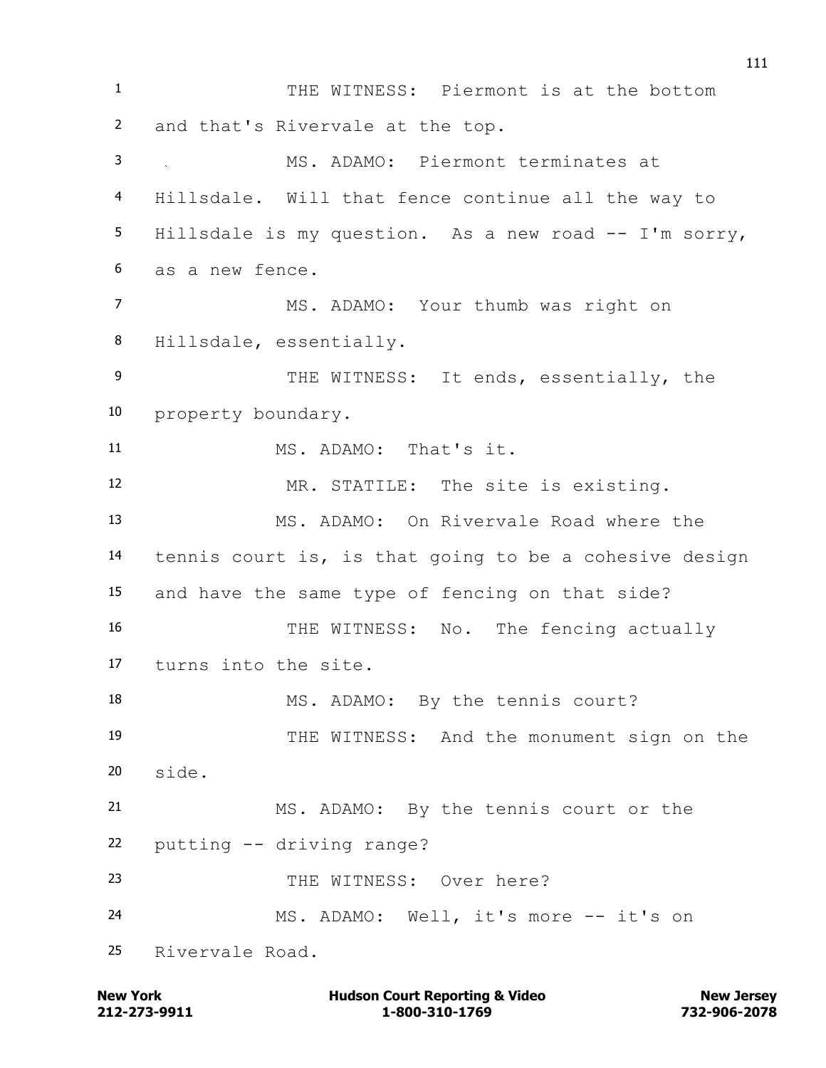1 THE WITNESS: Piermont is at the bottom
2 and that's Rivervale at the top.
3 MS. ADAMO: Piermont terminates at
4 Hillsdale. Will that fence continue all the way to
5 Hillsdale is my question. As a new road -- I'm sorry,
6 as a new fence.
7 MS. ADAMO: Your thumb was right on
8 Hillsdale, essentially.
9 THE WITNESS: It ends, essentially, the
10 property boundary.
11 MS. ADAMO: That's it.
12 MR. STATILE: The site is existing.
13 MS. ADAMO: On Rivervale Road where the
14 tennis court is, is that going to be a cohesive design
15 and have the same type of fencing on that side?
16 THE WITNESS: No. The fencing actually
17 turns into the site.
18 MS. ADAMO: By the tennis court?
19 THE WITNESS: And the monument sign on the
20 side.
21 MS. ADAMO: By the tennis court or the
22 putting -- driving range?
23 THE WITNESS: Over here?
24 MS. ADAMO: Well, it's more -- it's on
25 Rivervale Road.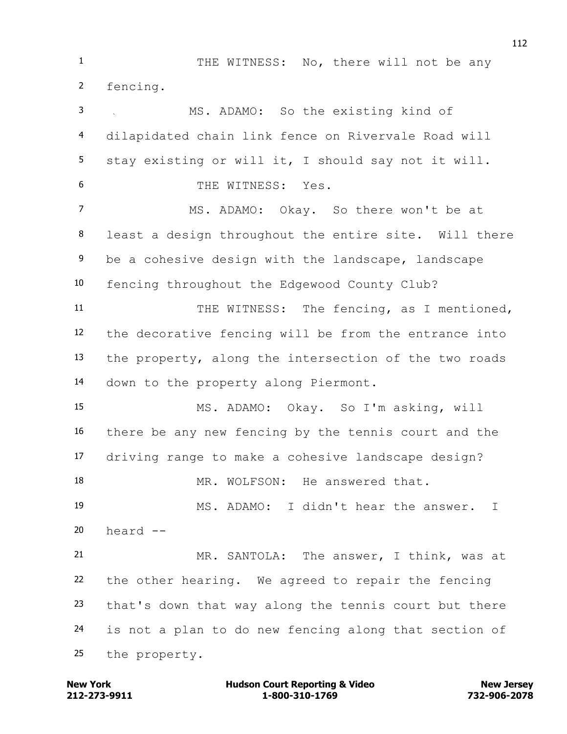THE WITNESS: No, there will not be any fencing.

MS. ADAMO: So the existing kind of dilapidated chain link fence on Rivervale Road will stay existing or will it, I should say not it will.

THE WITNESS: Yes.

MS. ADAMO: Okay. So there won't be at least a design throughout the entire site. Will there be a cohesive design with the landscape, landscape fencing throughout the Edgewood County Club?

THE WITNESS: The fencing, as I mentioned, the decorative fencing will be from the entrance into the property, along the intersection of the two roads down to the property along Piermont.

MS. ADAMO: Okay. So I'm asking, will there be any new fencing by the tennis court and the driving range to make a cohesive landscape design?

MR. WOLFSON: He answered that.

MS. ADAMO: I didn't hear the answer. I heard --

MR. SANTOLA: The answer, I think, was at the other hearing. We agreed to repair the fencing that's down that way along the tennis court but there is not a plan to do new fencing along that section of the property.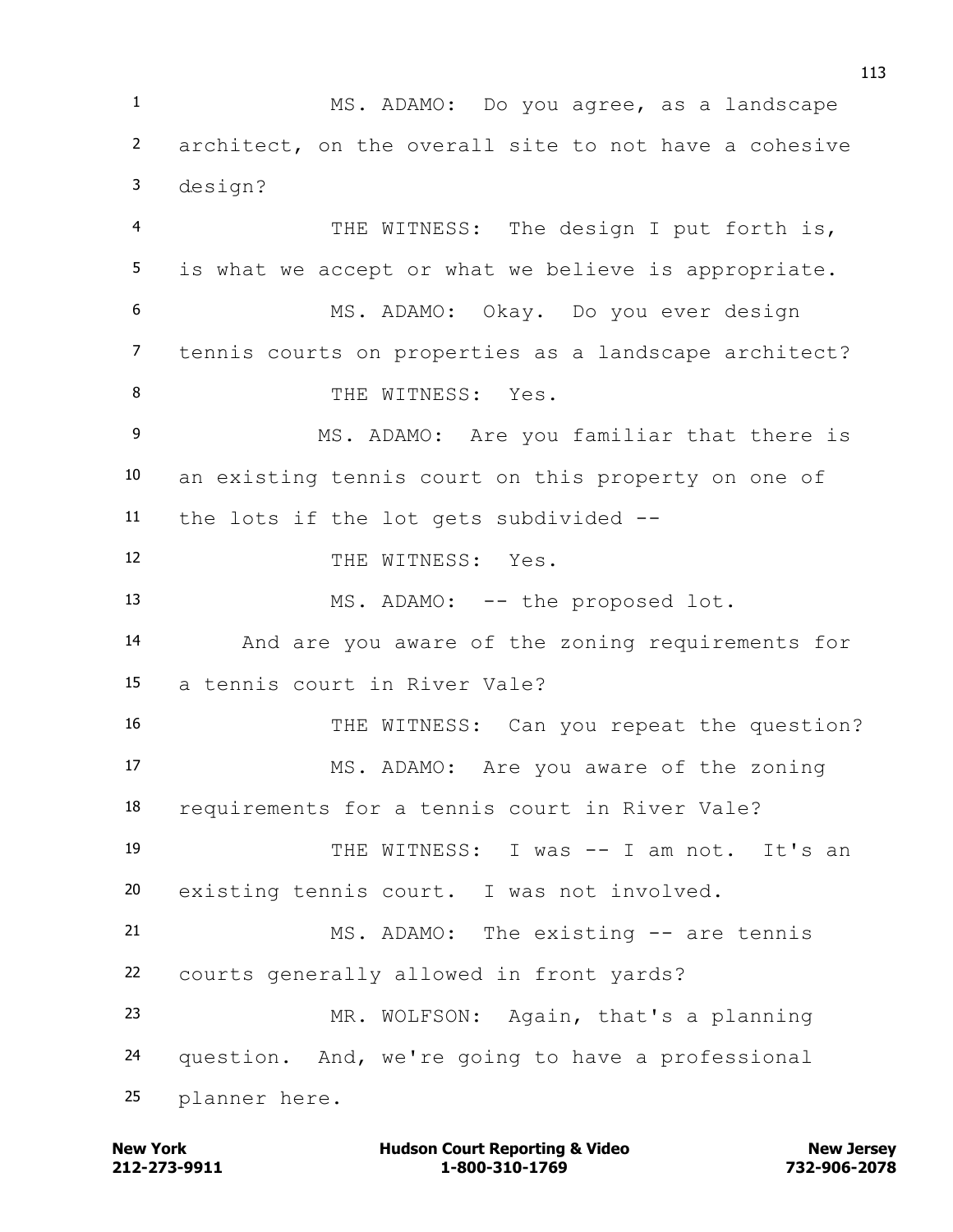MS. ADAMO: Do you agree, as a landscape architect, on the overall site to not have a cohesive design?

THE WITNESS: The design I put forth is, is what we accept or what we believe is appropriate.

MS. ADAMO: Okay. Do you ever design tennis courts on properties as a landscape architect?

THE WITNESS: Yes.

MS. ADAMO: Are you familiar that there is an existing tennis court on this property on one of the lots if the lot gets subdivided --

THE WITNESS: Yes.

MS. ADAMO: -- the proposed lot.

And are you aware of the zoning requirements for a tennis court in River Vale?

THE WITNESS: Can you repeat the question?

MS. ADAMO: Are you aware of the zoning requirements for a tennis court in River Vale?

THE WITNESS: I was -- I am not. It's an existing tennis court. I was not involved.

MS. ADAMO: The existing -- are tennis courts generally allowed in front yards?

MR. WOLFSON: Again, that's a planning question. And, we're going to have a professional planner here.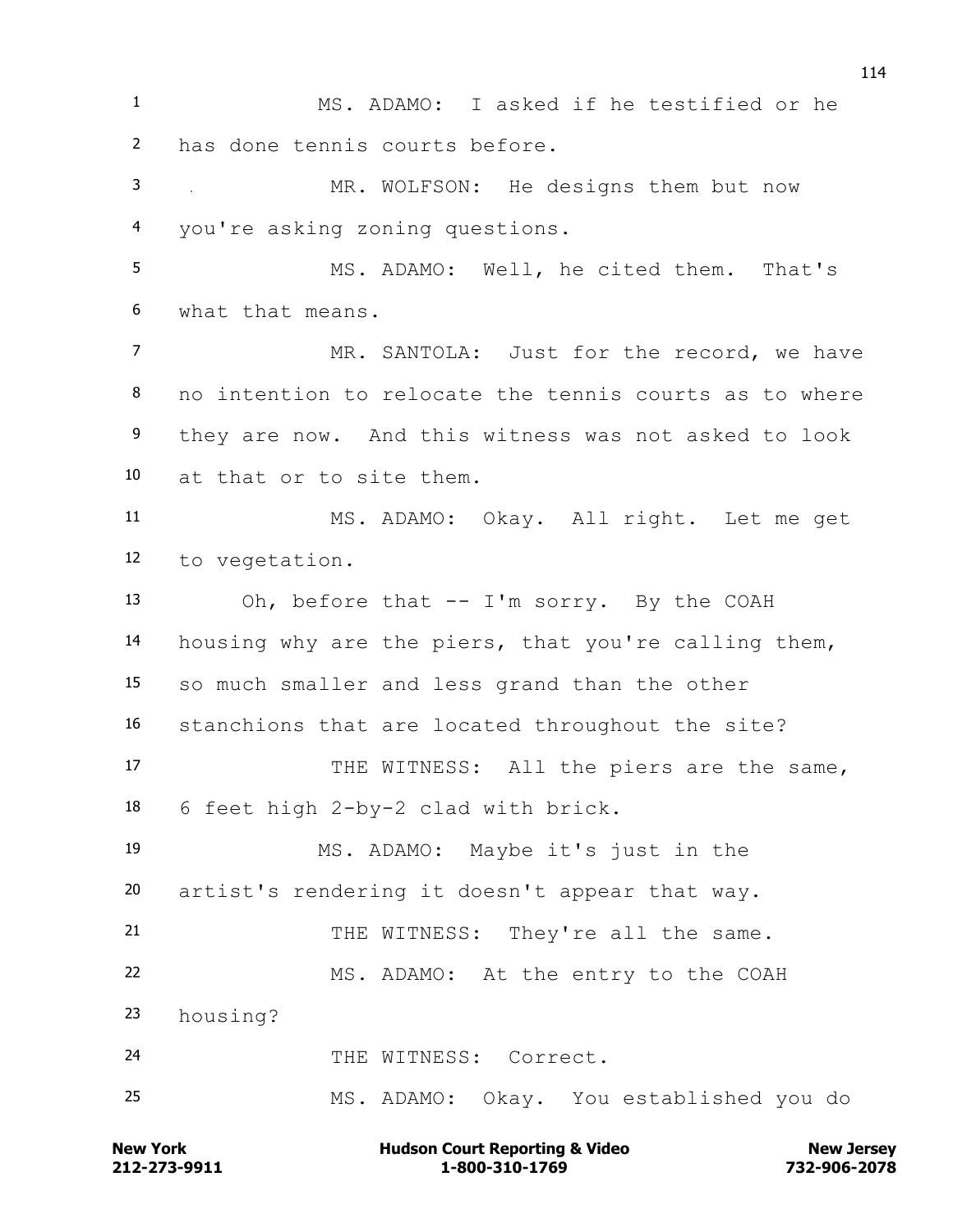MS. ADAMO: I asked if he testified or he has done tennis courts before.

MR. WOLFSON: He designs them but now you're asking zoning questions.

MS. ADAMO: Well, he cited them. That's what that means.

MR. SANTOLA: Just for the record, we have no intention to relocate the tennis courts as to where they are now. And this witness was not asked to look at that or to site them.

MS. ADAMO: Okay. All right. Let me get to vegetation.

Oh, before that -- I'm sorry. By the COAH housing why are the piers, that you're calling them, so much smaller and less grand than the other stanchions that are located throughout the site?

THE WITNESS: All the piers are the same, 6 feet high 2-by-2 clad with brick.

MS. ADAMO: Maybe it's just in the artist's rendering it doesn't appear that way.

THE WITNESS: They're all the same.

MS. ADAMO: At the entry to the COAH housing?

THE WITNESS: Correct.

MS. ADAMO: Okay. You established you do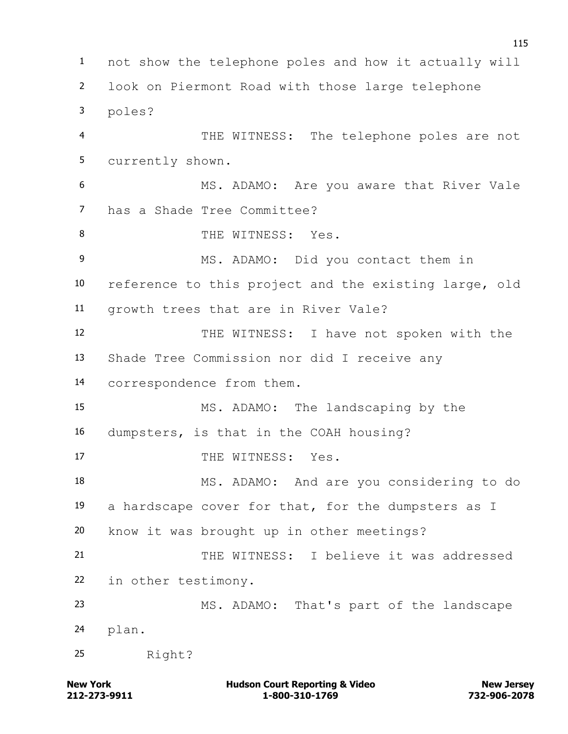not show the telephone poles and how it actually will look on Piermont Road with those large telephone poles?

THE WITNESS: The telephone poles are not currently shown.

MS. ADAMO: Are you aware that River Vale has a Shade Tree Committee?

THE WITNESS: Yes.

MS. ADAMO: Did you contact them in reference to this project and the existing large, old growth trees that are in River Vale?

THE WITNESS: I have not spoken with the Shade Tree Commission nor did I receive any correspondence from them.

MS. ADAMO: The landscaping by the dumpsters, is that in the COAH housing?

THE WITNESS: Yes.

MS. ADAMO: And are you considering to do a hardscape cover for that, for the dumpsters as I know it was brought up in other meetings?

THE WITNESS: I believe it was addressed in other testimony.

MS. ADAMO: That's part of the landscape plan.

Right?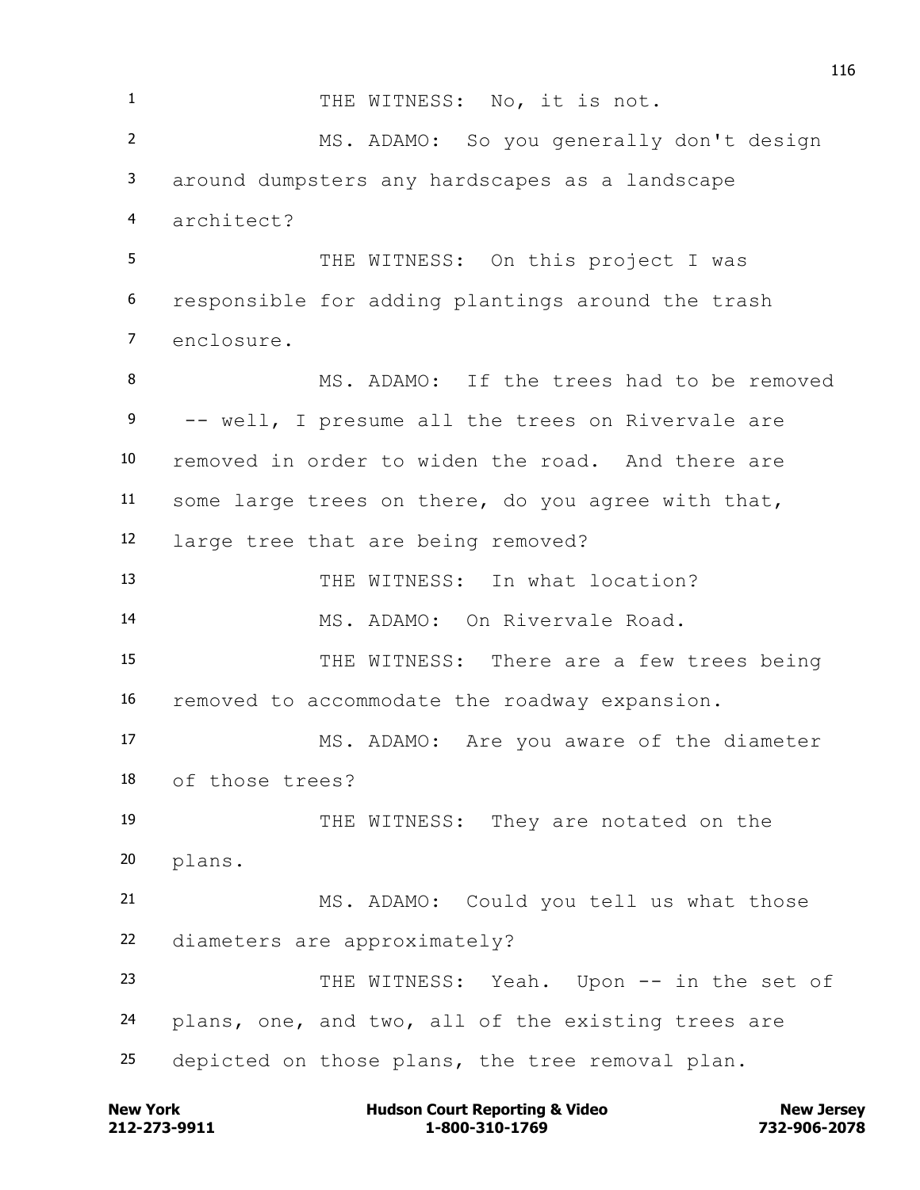THE WITNESS: No, it is not.

MS. ADAMO: So you generally don't design around dumpsters any hardscapes as a landscape architect?

THE WITNESS: On this project I was responsible for adding plantings around the trash enclosure.

MS. ADAMO: If the trees had to be removed -- well, I presume all the trees on Rivervale are removed in order to widen the road. And there are some large trees on there, do you agree with that, large tree that are being removed?

THE WITNESS: In what location?

MS. ADAMO: On Rivervale Road.

THE WITNESS: There are a few trees being removed to accommodate the roadway expansion.

MS. ADAMO: Are you aware of the diameter of those trees?

THE WITNESS: They are notated on the plans.

MS. ADAMO: Could you tell us what those diameters are approximately?

THE WITNESS: Yeah. Upon -- in the set of plans, one, and two, all of the existing trees are depicted on those plans, the tree removal plan.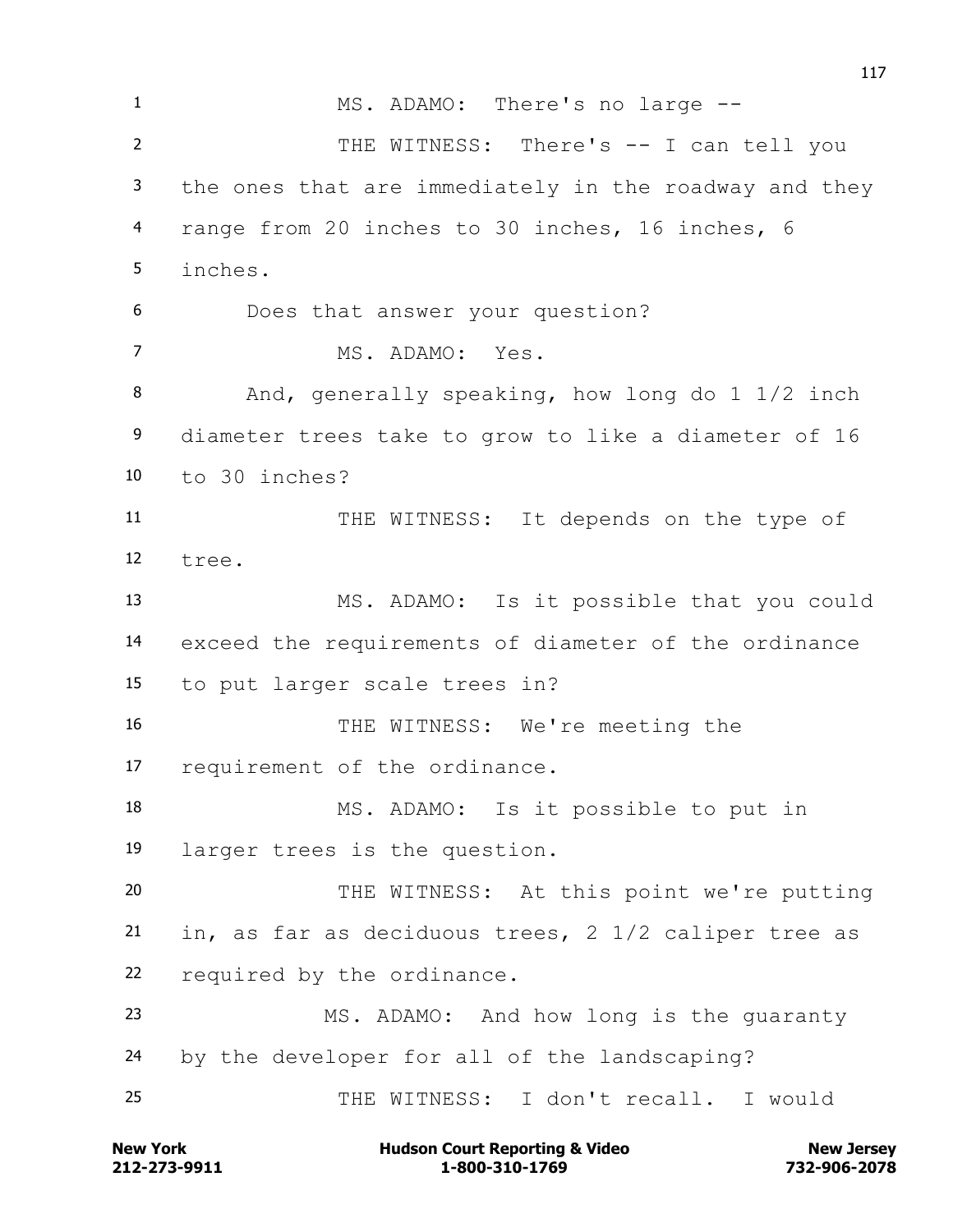MS. ADAMO: There's no large --

THE WITNESS: There's -- I can tell you the ones that are immediately in the roadway and they range from 20 inches to 30 inches, 16 inches, 6 inches.

Does that answer your question?

MS. ADAMO: Yes.

And, generally speaking, how long do 1 1/2 inch diameter trees take to grow to like a diameter of 16 to 30 inches?

THE WITNESS: It depends on the type of tree.

MS. ADAMO: Is it possible that you could exceed the requirements of diameter of the ordinance to put larger scale trees in?

THE WITNESS: We're meeting the requirement of the ordinance.

MS. ADAMO: Is it possible to put in larger trees is the question.

THE WITNESS: At this point we're putting in, as far as deciduous trees, 2 1/2 caliper tree as required by the ordinance.

MS. ADAMO: And how long is the guaranty by the developer for all of the landscaping?

THE WITNESS: I don't recall. I would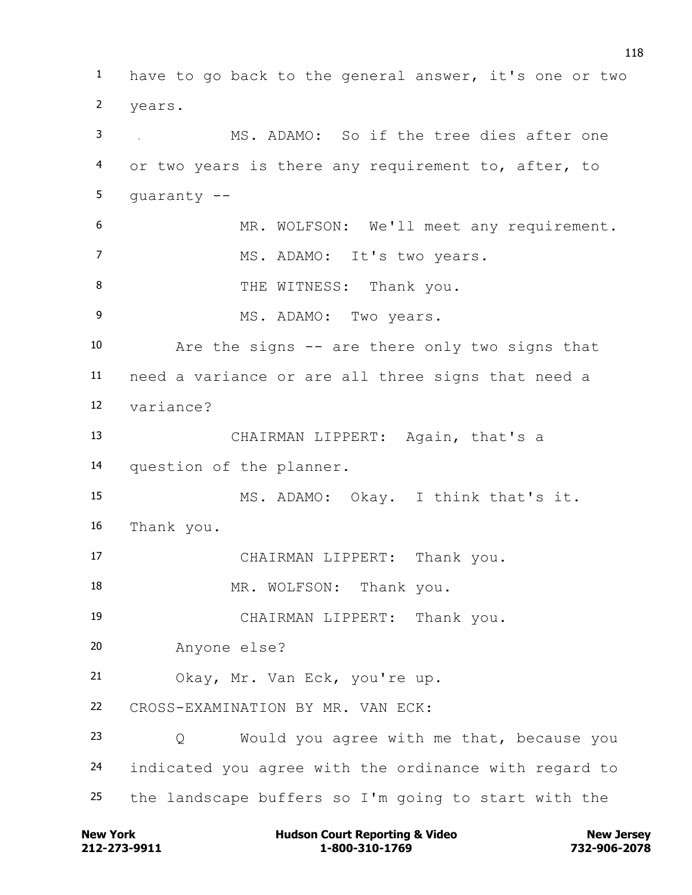have to go back to the general answer, it's one or two years.

MS. ADAMO: So if the tree dies after one or two years is there any requirement to, after, to guaranty --

MR. WOLFSON: We'll meet any requirement.

MS. ADAMO: It's two years.

THE WITNESS: Thank you.

MS. ADAMO: Two years.

Are the signs -- are there only two signs that need a variance or are all three signs that need a variance?

CHAIRMAN LIPPERT: Again, that's a question of the planner.

MS. ADAMO: Okay. I think that's it. Thank you.

CHAIRMAN LIPPERT: Thank you.

MR. WOLFSON: Thank you.

CHAIRMAN LIPPERT: Thank you.

Anyone else?

Okay, Mr. Van Eck, you're up.

CROSS-EXAMINATION BY MR. VAN ECK:

Q Would you agree with me that, because you indicated you agree with the ordinance with regard to the landscape buffers so I'm going to start with the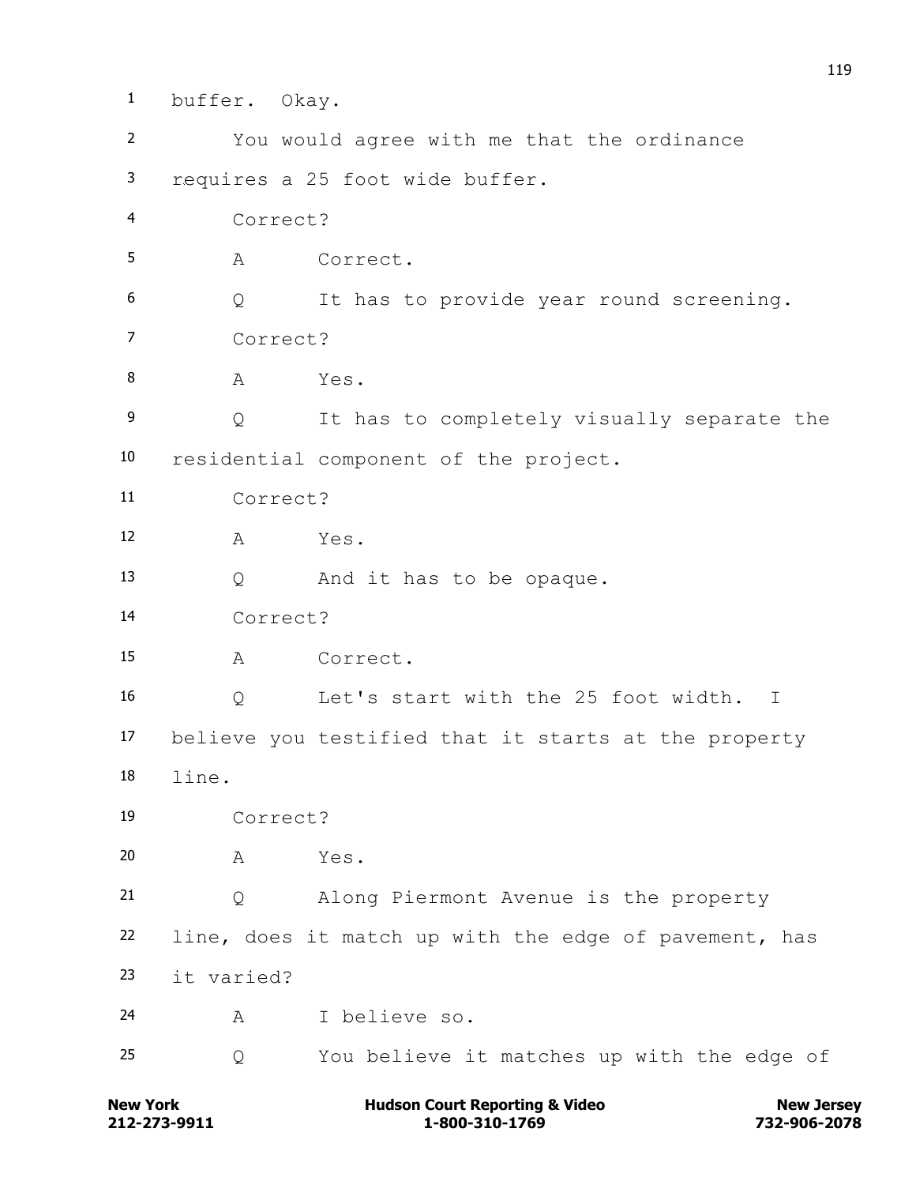1 buffer. Okay.

2 You would agree with me that the ordinance

3 requires a 25 foot wide buffer.

4 Correct?

5 A Correct.

6 Q It has to provide year round screening.

7 Correct?

8 A Yes.

9 Q It has to completely visually separate the

10 residential component of the project.

11 Correct?

12 A Yes.

13 Q And it has to be opaque.

14 Correct?

15 A Correct.

16 Q Let's start with the 25 foot width. I

17 believe you testified that it starts at the property

18 line.

19 Correct?

20 A Yes.

21 Q Along Piermont Avenue is the property

22 line, does it match up with the edge of pavement, has

23 it varied?

24 A I believe so.

25 Q You believe it matches up with the edge of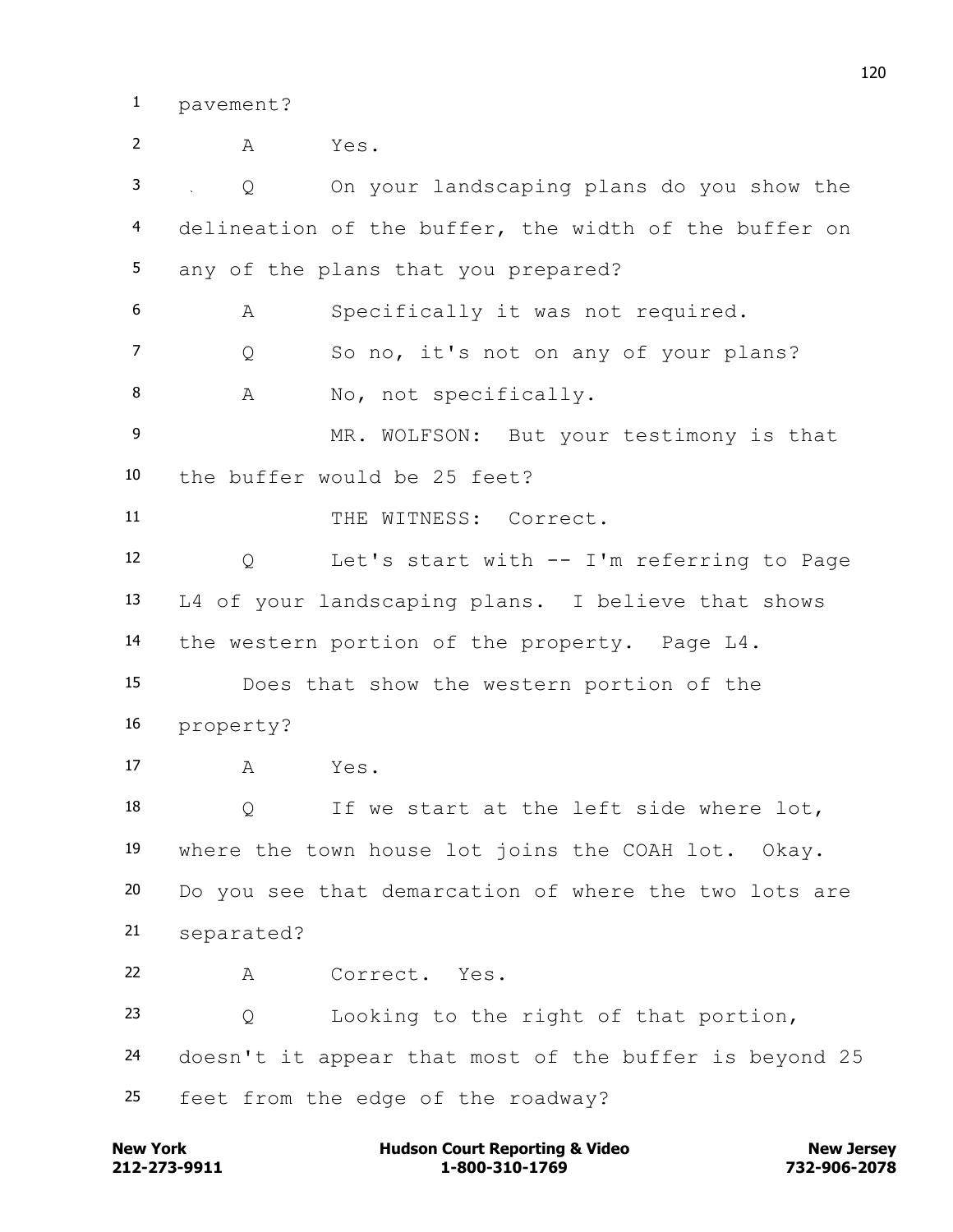1 pavement?

2 A Yes.

3 Q On your landscaping plans do you show the

4 delineation of the buffer, the width of the buffer on

5 any of the plans that you prepared?

6 A Specifically it was not required.

7 Q So no, it's not on any of your plans?

8 A No, not specifically.

9 MR. WOLFSON: But your testimony is that

10 the buffer would be 25 feet?

11 THE WITNESS: Correct.

12 Q Let's start with -- I'm referring to Page

13 L4 of your landscaping plans. I believe that shows

14 the western portion of the property. Page L4.

15 Does that show the western portion of the

16 property?

17 A Yes.

18 Q If we start at the left side where lot,

19 where the town house lot joins the COAH lot. Okay.

20 Do you see that demarcation of where the two lots are

21 separated?

22 A Correct. Yes.

23 Q Looking to the right of that portion,

24 doesn't it appear that most of the buffer is beyond 25

25 feet from the edge of the roadway?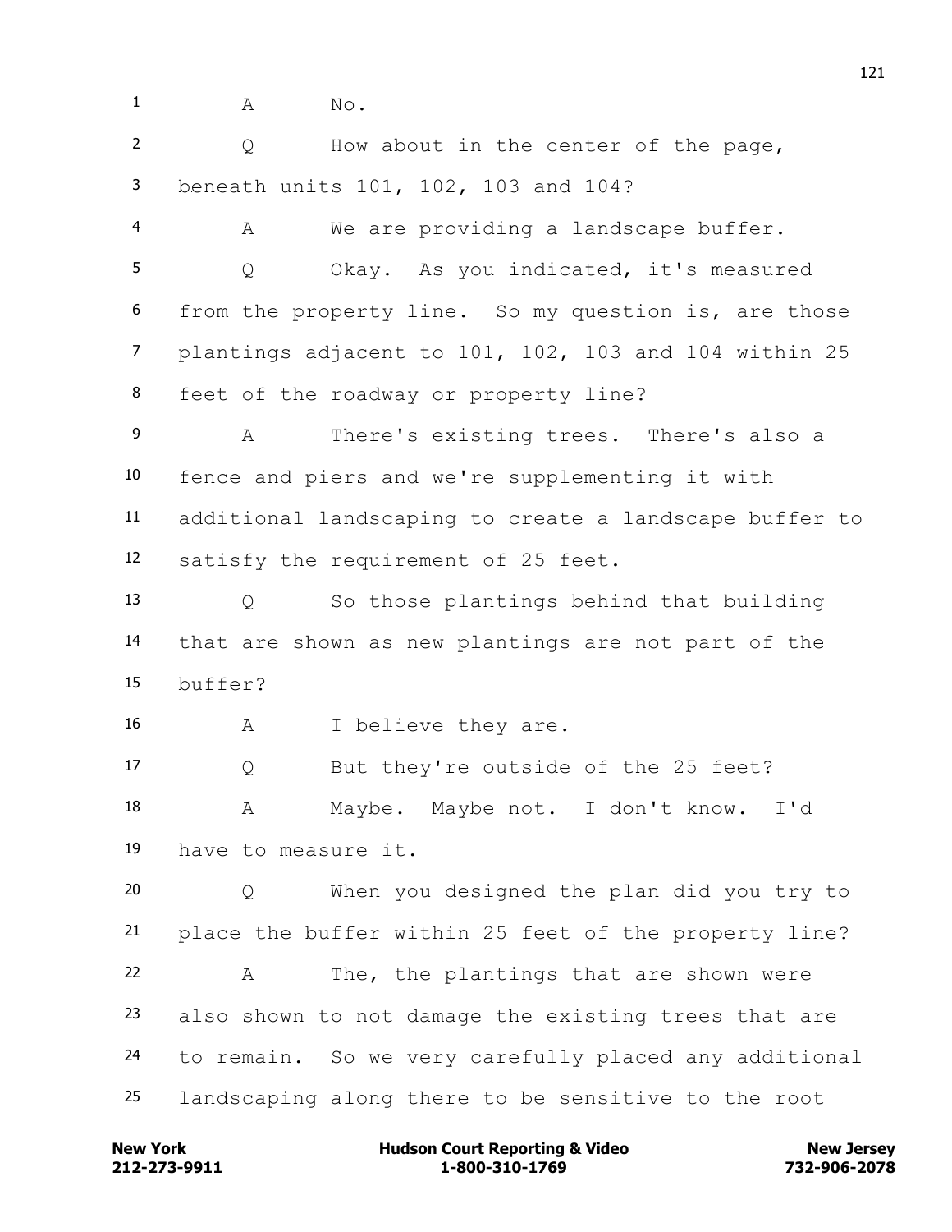1 A No.

2 Q How about in the center of the page,
3 beneath units 101, 102, 103 and 104?

4 A We are providing a landscape buffer.

5 Q Okay. As you indicated, it's measured
6 from the property line. So my question is, are those
7 plantings adjacent to 101, 102, 103 and 104 within 25
8 feet of the roadway or property line?

9 A There's existing trees. There's also a
10 fence and piers and we're supplementing it with
11 additional landscaping to create a landscape buffer to
12 satisfy the requirement of 25 feet.

13 Q So those plantings behind that building
14 that are shown as new plantings are not part of the
15 buffer?

16 A I believe they are.

17 Q But they're outside of the 25 feet?

18 A Maybe. Maybe not. I don't know. I'd
19 have to measure it.

20 Q When you designed the plan did you try to
21 place the buffer within 25 feet of the property line?

22 A The, the plantings that are shown were
23 also shown to not damage the existing trees that are
24 to remain. So we very carefully placed any additional
25 landscaping along there to be sensitive to the root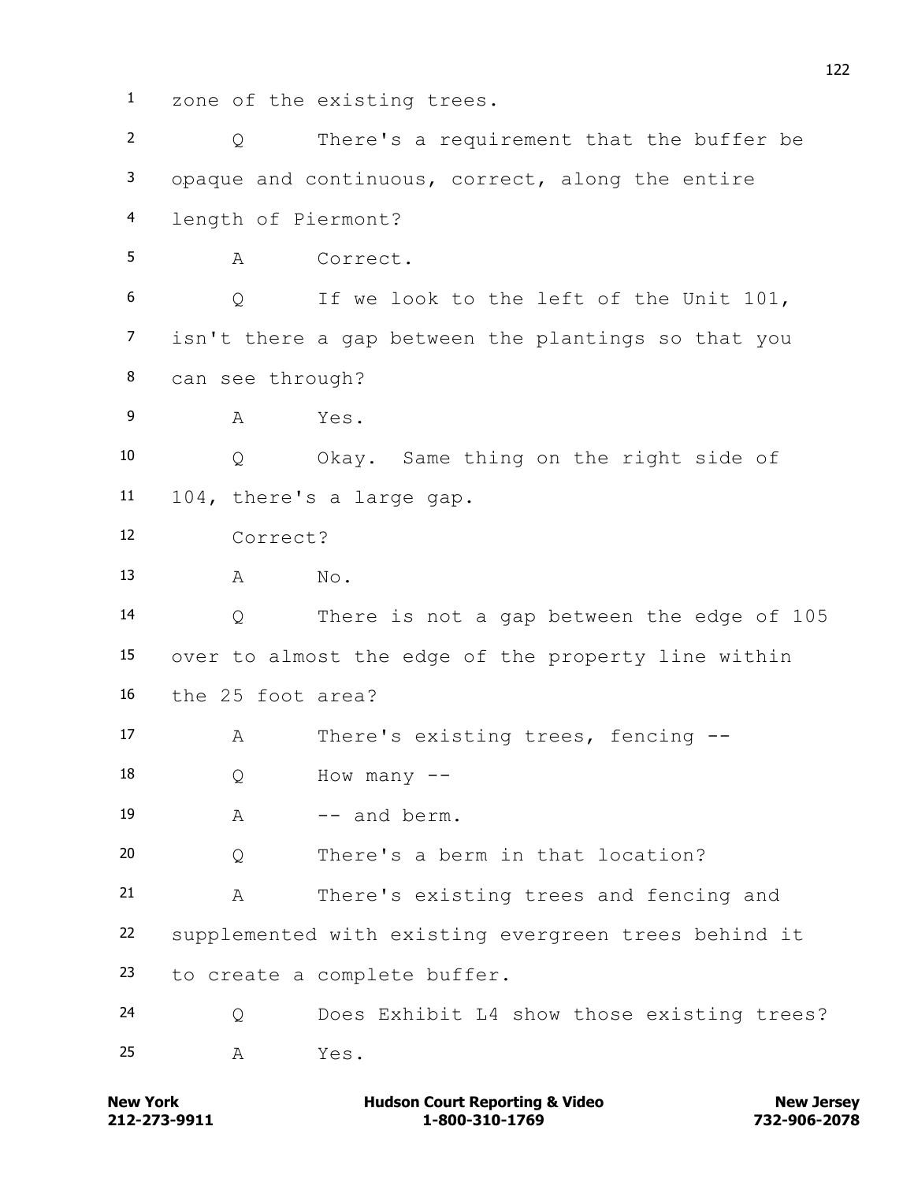1 zone of the existing trees.

2 Q There's a requirement that the buffer be

3 opaque and continuous, correct, along the entire

4 length of Piermont?

5 A Correct.

6 Q If we look to the left of the Unit 101,

7 isn't there a gap between the plantings so that you

8 can see through?

9 A Yes.

10 Q Okay. Same thing on the right side of

11 104, there's a large gap.

12 Correct?

13 A No.

14 Q There is not a gap between the edge of 105

15 over to almost the edge of the property line within

16 the 25 foot area?

17 A There's existing trees, fencing --

18 Q How many --

19 A -- and berm.

20 Q There's a berm in that location?

21 A There's existing trees and fencing and

22 supplemented with existing evergreen trees behind it

23 to create a complete buffer.

24 Q Does Exhibit L4 show those existing trees?

25 A Yes.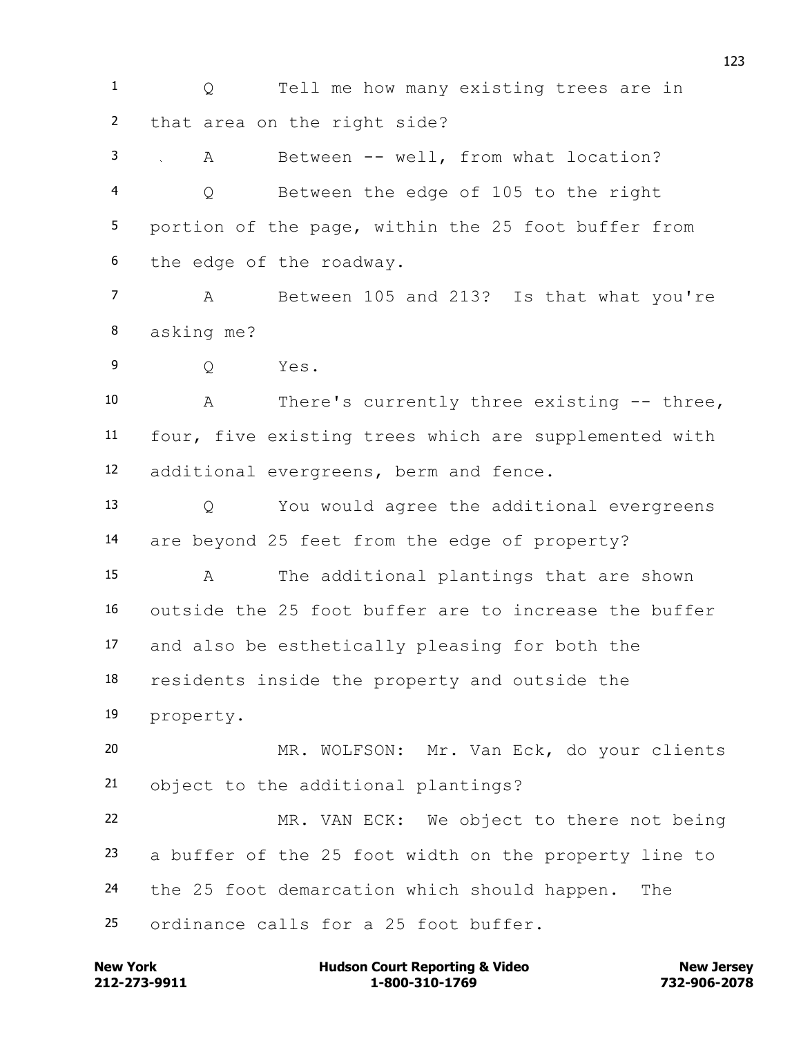1 Q Tell me how many existing trees are in
2 that area on the right side?
3 A Between -- well, from what location?
4 Q Between the edge of 105 to the right
5 portion of the page, within the 25 foot buffer from
6 the edge of the roadway.
7 A Between 105 and 213? Is that what you're
8 asking me?
9 Q Yes.
10 A There's currently three existing -- three,
11 four, five existing trees which are supplemented with
12 additional evergreens, berm and fence.
13 Q You would agree the additional evergreens
14 are beyond 25 feet from the edge of property?
15 A The additional plantings that are shown
16 outside the 25 foot buffer are to increase the buffer
17 and also be esthetically pleasing for both the
18 residents inside the property and outside the
19 property.
20 MR. WOLFSON: Mr. Van Eck, do your clients
21 object to the additional plantings?
22 MR. VAN ECK: We object to there not being
23 a buffer of the 25 foot width on the property line to
24 the 25 foot demarcation which should happen. The
25 ordinance calls for a 25 foot buffer.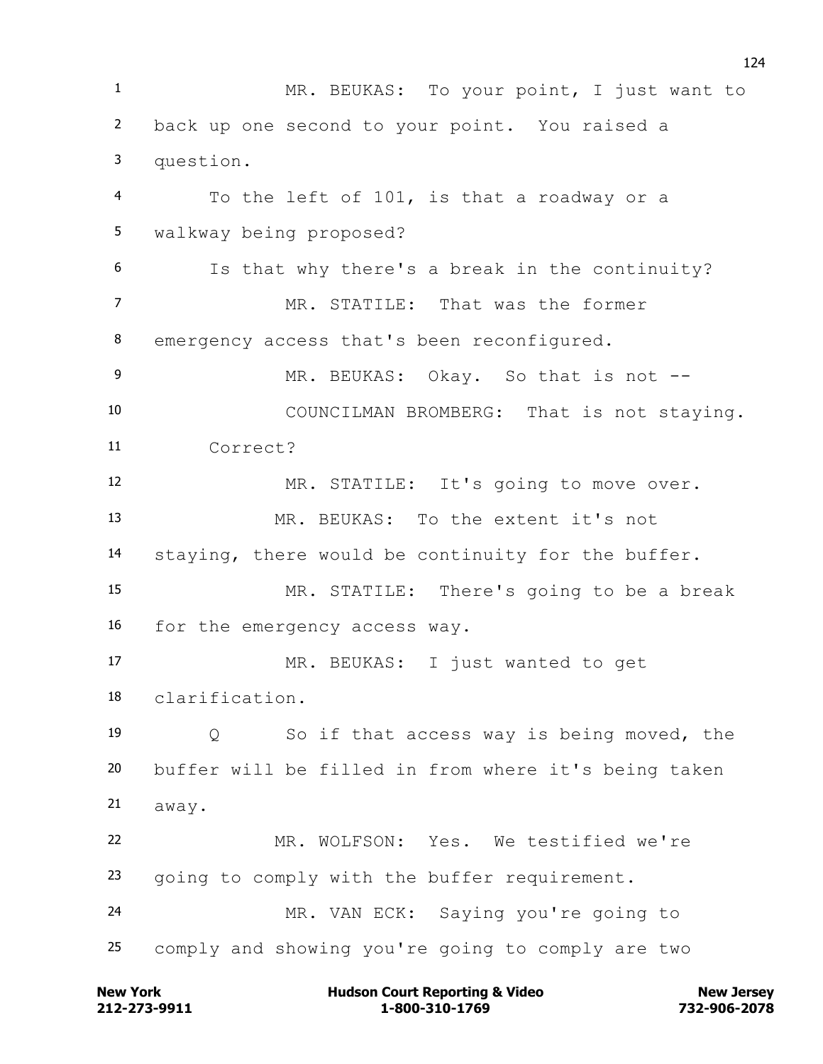MR. BEUKAS: To your point, I just want to back up one second to your point. You raised a question.

To the left of 101, is that a roadway or a walkway being proposed?

Is that why there's a break in the continuity?

MR. STATILE: That was the former emergency access that's been reconfigured.

MR. BEUKAS: Okay. So that is not --

COUNCILMAN BROMBERG: That is not staying. Correct?

MR. STATILE: It's going to move over.

MR. BEUKAS: To the extent it's not staying, there would be continuity for the buffer.

MR. STATILE: There's going to be a break for the emergency access way.

MR. BEUKAS: I just wanted to get clarification.

Q So if that access way is being moved, the buffer will be filled in from where it's being taken away.

MR. WOLFSON: Yes. We testified we're going to comply with the buffer requirement.

MR. VAN ECK: Saying you're going to comply and showing you're going to comply are two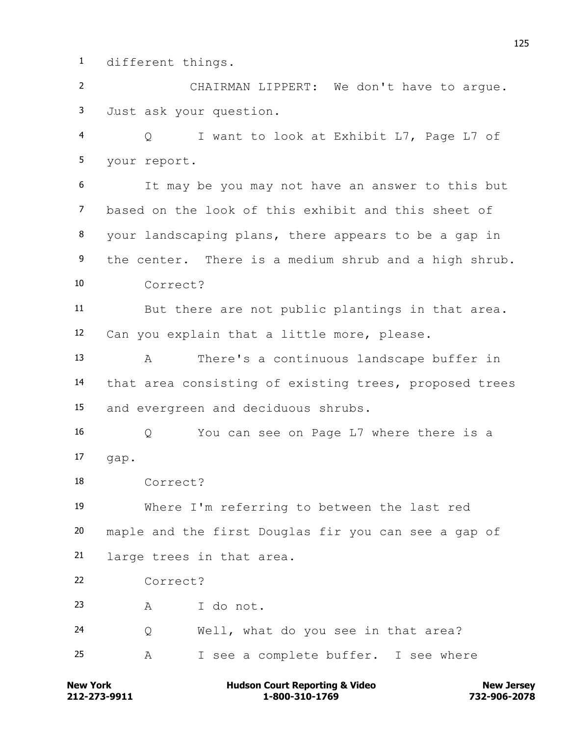different things.

CHAIRMAN LIPPERT: We don't have to argue. Just ask your question.

Q I want to look at Exhibit L7, Page L7 of your report.

It may be you may not have an answer to this but based on the look of this exhibit and this sheet of your landscaping plans, there appears to be a gap in the center. There is a medium shrub and a high shrub.

Correct?

But there are not public plantings in that area. Can you explain that a little more, please.

A There's a continuous landscape buffer in that area consisting of existing trees, proposed trees and evergreen and deciduous shrubs.

Q You can see on Page L7 where there is a gap.

Correct?

Where I'm referring to between the last red maple and the first Douglas fir you can see a gap of large trees in that area.

Correct?

A I do not.

Q Well, what do you see in that area?

A I see a complete buffer. I see where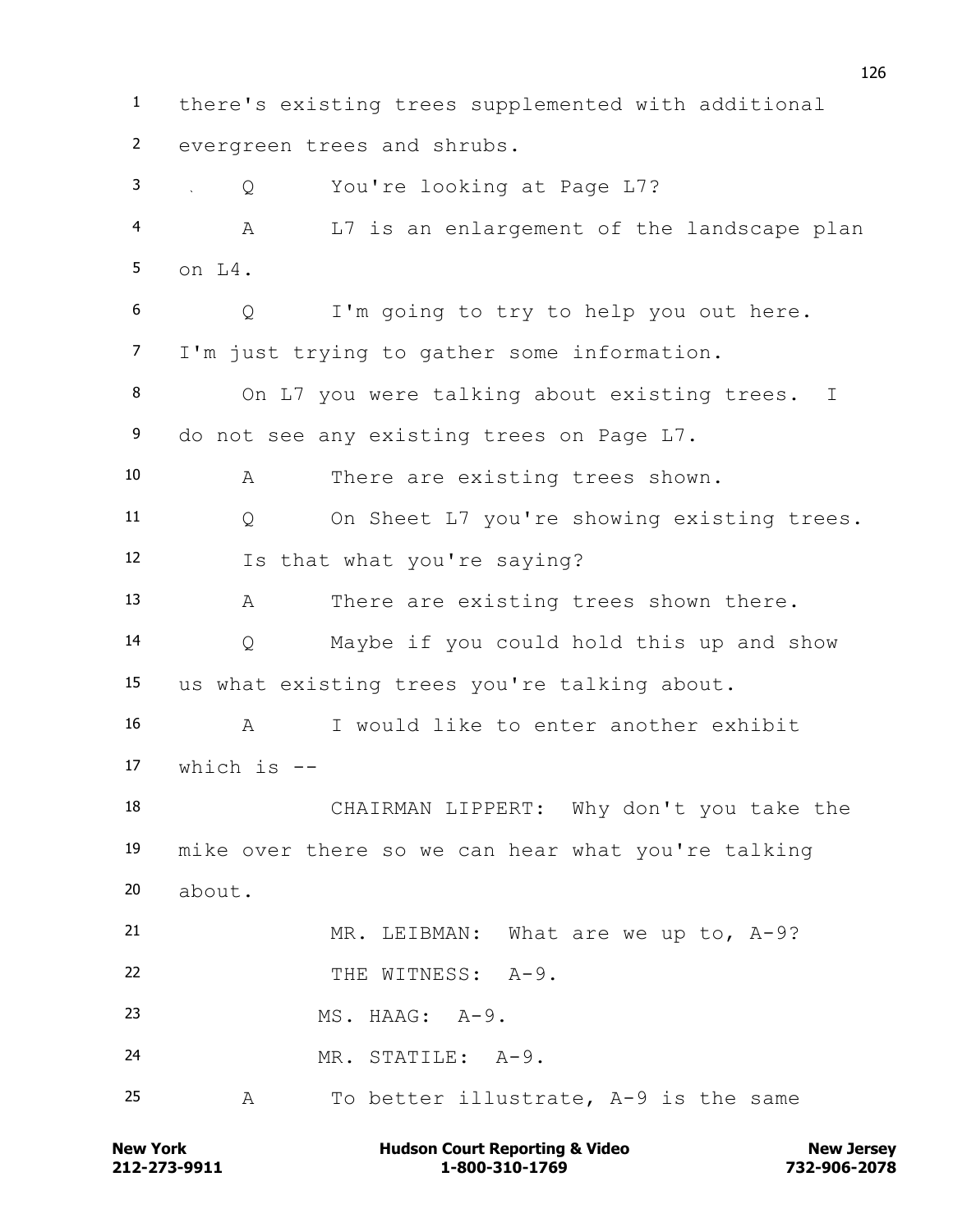1 there's existing trees supplemented with additional
2 evergreen trees and shrubs.
3 Q You're looking at Page L7?
4 A L7 is an enlargement of the landscape plan
5 on L4.
6 Q I'm going to try to help you out here.
7 I'm just trying to gather some information.
8 On L7 you were talking about existing trees. I
9 do not see any existing trees on Page L7.
10 A There are existing trees shown.
11 Q On Sheet L7 you're showing existing trees.
12 Is that what you're saying?
13 A There are existing trees shown there.
14 Q Maybe if you could hold this up and show
15 us what existing trees you're talking about.
16 A I would like to enter another exhibit
17 which is --
18 CHAIRMAN LIPPERT: Why don't you take the
19 mike over there so we can hear what you're talking
20 about.
21 MR. LEIBMAN: What are we up to, A-9?
22 THE WITNESS: A-9.
23 MS. HAAG: A-9.
24 MR. STATILE: A-9.
25 A To better illustrate, A-9 is the same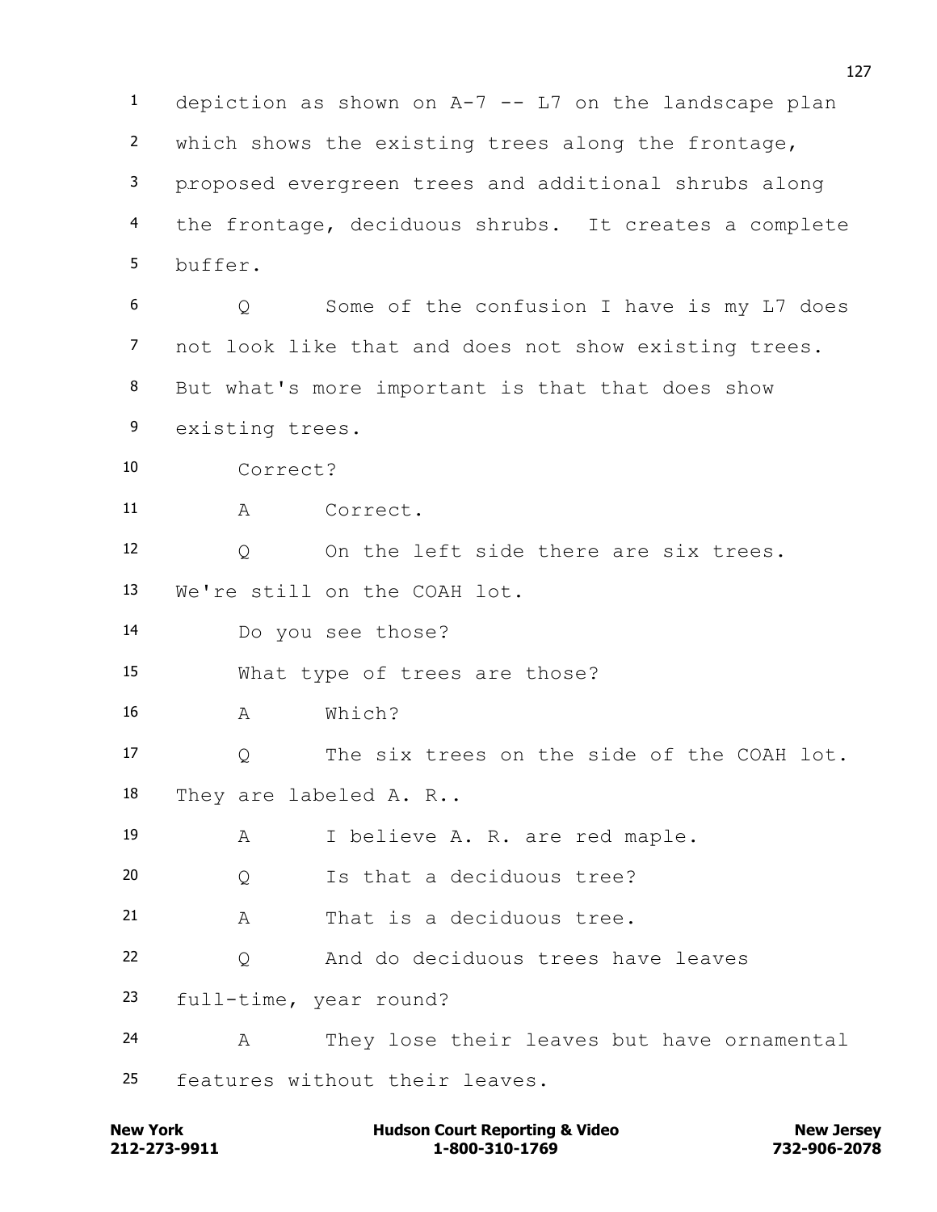1 depiction as shown on A-7 -- L7 on the landscape plan
2 which shows the existing trees along the frontage,
3 proposed evergreen trees and additional shrubs along
4 the frontage, deciduous shrubs. It creates a complete
5 buffer.

6 Q Some of the confusion I have is my L7 does
7 not look like that and does not show existing trees.
8 But what's more important is that that does show
9 existing trees.

10 Correct?

11 A Correct.

12 Q On the left side there are six trees.
13 We're still on the COAH lot.

14 Do you see those?

15 What type of trees are those?

16 A Which?

17 Q The six trees on the side of the COAH lot.
18 They are labeled A. R..

19 A I believe A. R. are red maple.

20 Q Is that a deciduous tree?

21 A That is a deciduous tree.

22 Q And do deciduous trees have leaves
23 full-time, year round?

24 A They lose their leaves but have ornamental
25 features without their leaves.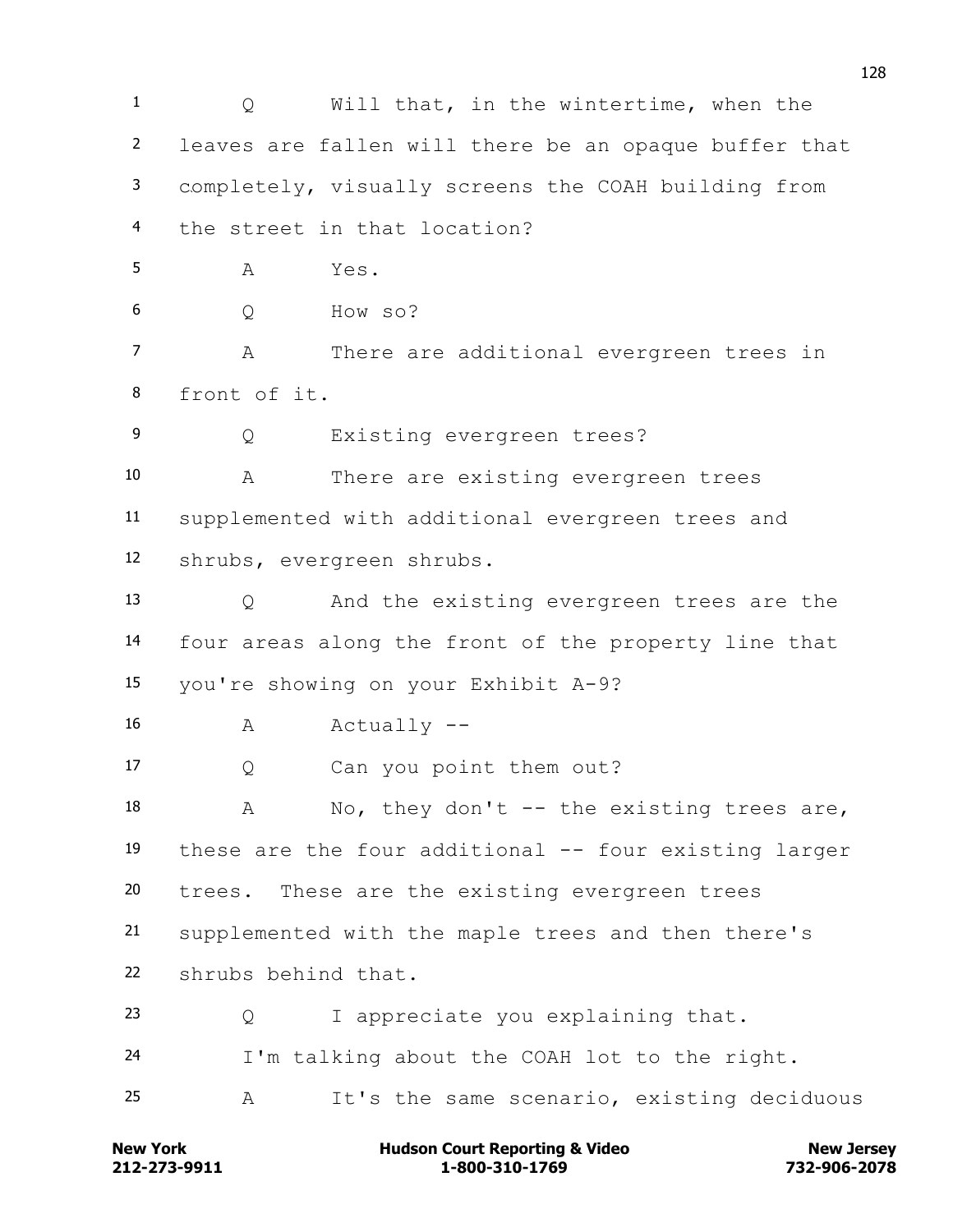1 Q Will that, in the wintertime, when the
2 leaves are fallen will there be an opaque buffer that
3 completely, visually screens the COAH building from
4 the street in that location?
5 A Yes.
6 Q How so?
7 A There are additional evergreen trees in
8 front of it.
9 Q Existing evergreen trees?
10 A There are existing evergreen trees
11 supplemented with additional evergreen trees and
12 shrubs, evergreen shrubs.
13 Q And the existing evergreen trees are the
14 four areas along the front of the property line that
15 you're showing on your Exhibit A-9?
16 A Actually --
17 Q Can you point them out?
18 A No, they don't -- the existing trees are,
19 these are the four additional -- four existing larger
20 trees. These are the existing evergreen trees
21 supplemented with the maple trees and then there's
22 shrubs behind that.
23 Q I appreciate you explaining that.
24 I'm talking about the COAH lot to the right.
25 A It's the same scenario, existing deciduous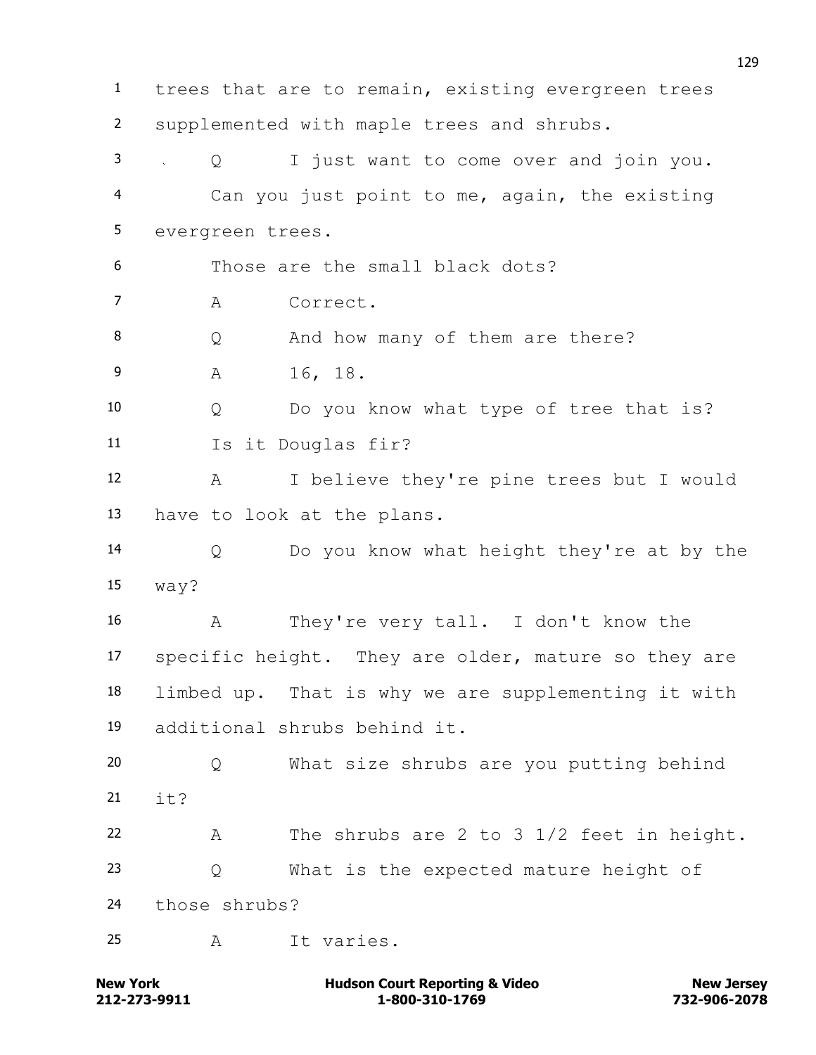1 trees that are to remain, existing evergreen trees
2 supplemented with maple trees and shrubs.
3 Q I just want to come over and join you.
4 Can you just point to me, again, the existing
5 evergreen trees.
6 Those are the small black dots?
7 A Correct.
8 Q And how many of them are there?
9 A 16, 18.
10 Q Do you know what type of tree that is?
11 Is it Douglas fir?
12 A I believe they're pine trees but I would
13 have to look at the plans.
14 Q Do you know what height they're at by the
15 way?
16 A They're very tall. I don't know the
17 specific height. They are older, mature so they are
18 limbed up. That is why we are supplementing it with
19 additional shrubs behind it.
20 Q What size shrubs are you putting behind
21 it?
22 A The shrubs are 2 to 3 1/2 feet in height.
23 Q What is the expected mature height of
24 those shrubs?
25 A It varies.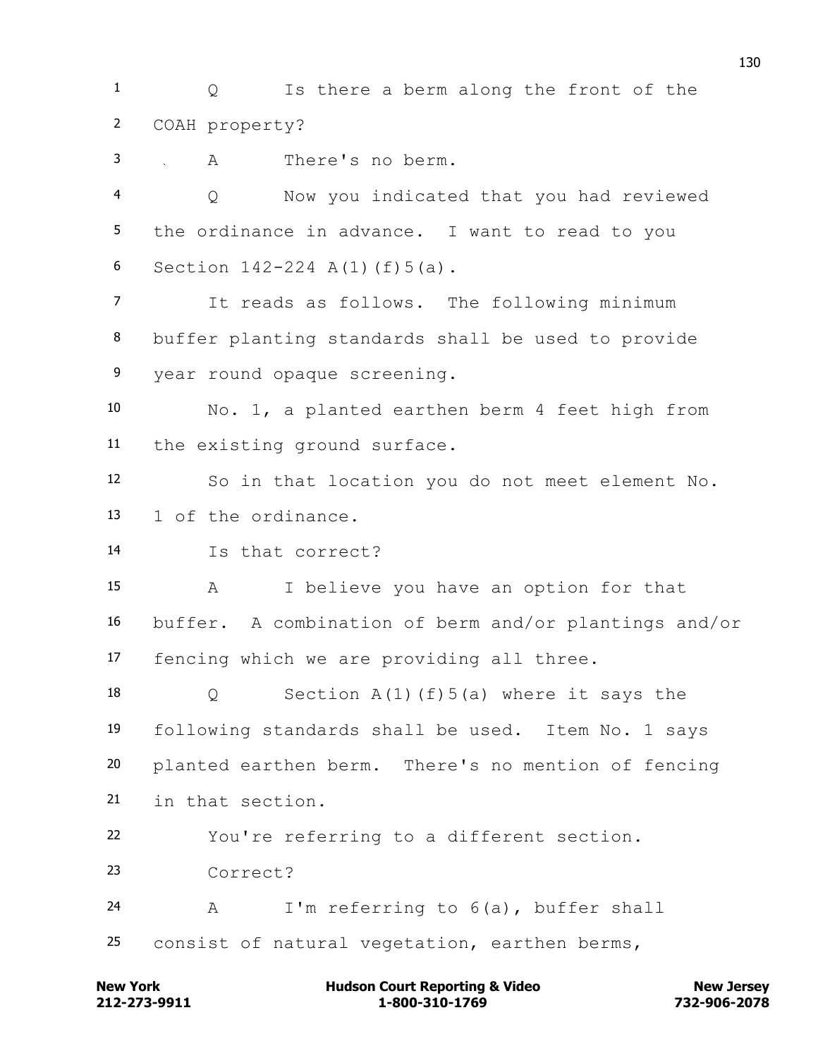Q Is there a berm along the front of the COAH property?

A There's no berm.

Q Now you indicated that you had reviewed the ordinance in advance. I want to read to you Section 142-224 A(1)(f)5(a).

It reads as follows. The following minimum buffer planting standards shall be used to provide year round opaque screening.

No. 1, a planted earthen berm 4 feet high from the existing ground surface.

So in that location you do not meet element No. 1 of the ordinance.

Is that correct?

A I believe you have an option for that buffer. A combination of berm and/or plantings and/or fencing which we are providing all three.

Q Section A(1)(f)5(a) where it says the following standards shall be used. Item No. 1 says planted earthen berm. There's no mention of fencing in that section.

You're referring to a different section.

Correct?

A I'm referring to 6(a), buffer shall consist of natural vegetation, earthen berms,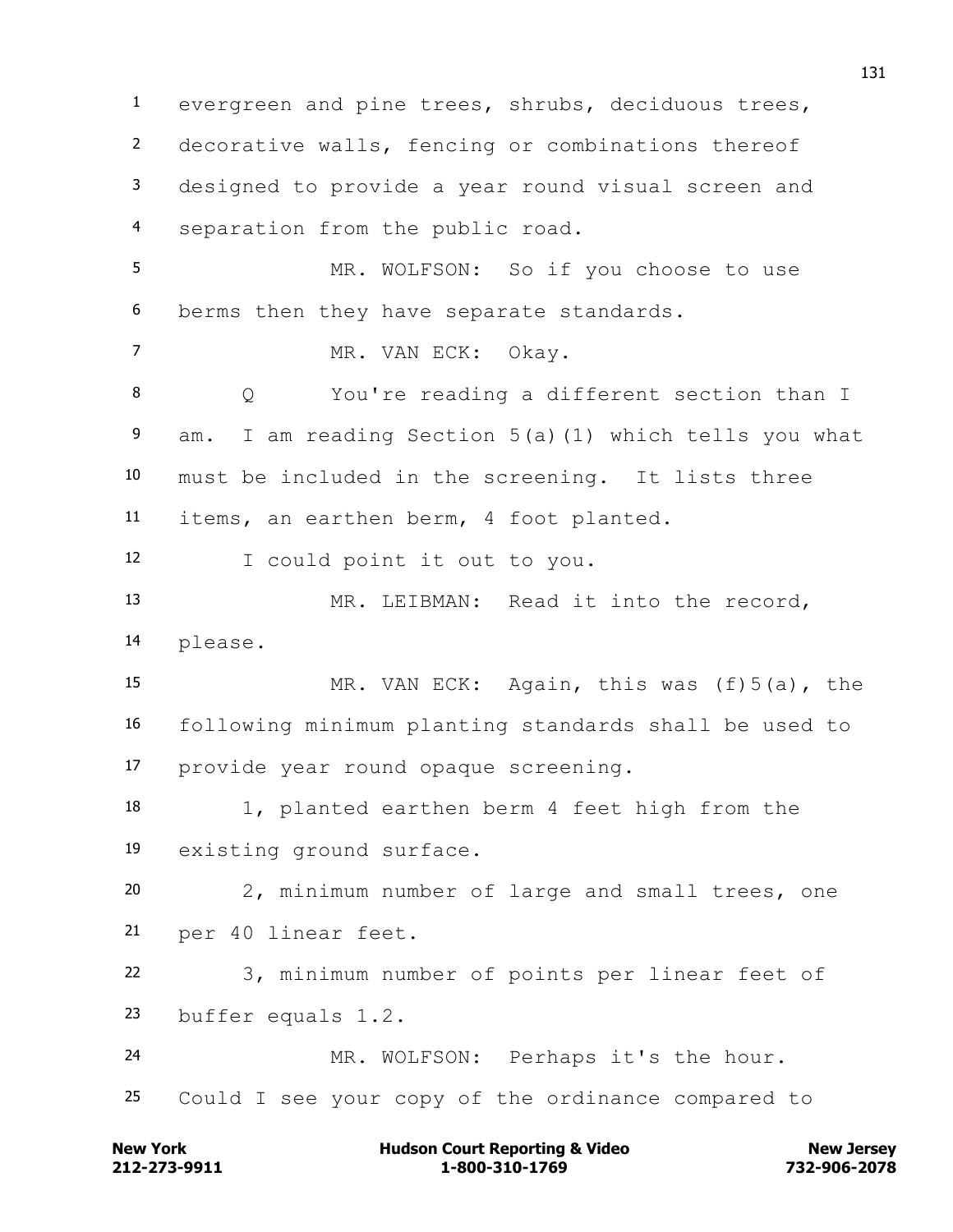evergreen and pine trees, shrubs, deciduous trees, decorative walls, fencing or combinations thereof designed to provide a year round visual screen and separation from the public road.

MR. WOLFSON: So if you choose to use berms then they have separate standards.

MR. VAN ECK: Okay.

Q You're reading a different section than I am. I am reading Section 5(a)(1) which tells you what must be included in the screening. It lists three items, an earthen berm, 4 foot planted.

I could point it out to you.

MR. LEIBMAN: Read it into the record, please.

MR. VAN ECK: Again, this was (f)5(a), the following minimum planting standards shall be used to provide year round opaque screening.

1, planted earthen berm 4 feet high from the existing ground surface.

2, minimum number of large and small trees, one per 40 linear feet.

3, minimum number of points per linear feet of buffer equals 1.2.

MR. WOLFSON: Perhaps it's the hour. Could I see your copy of the ordinance compared to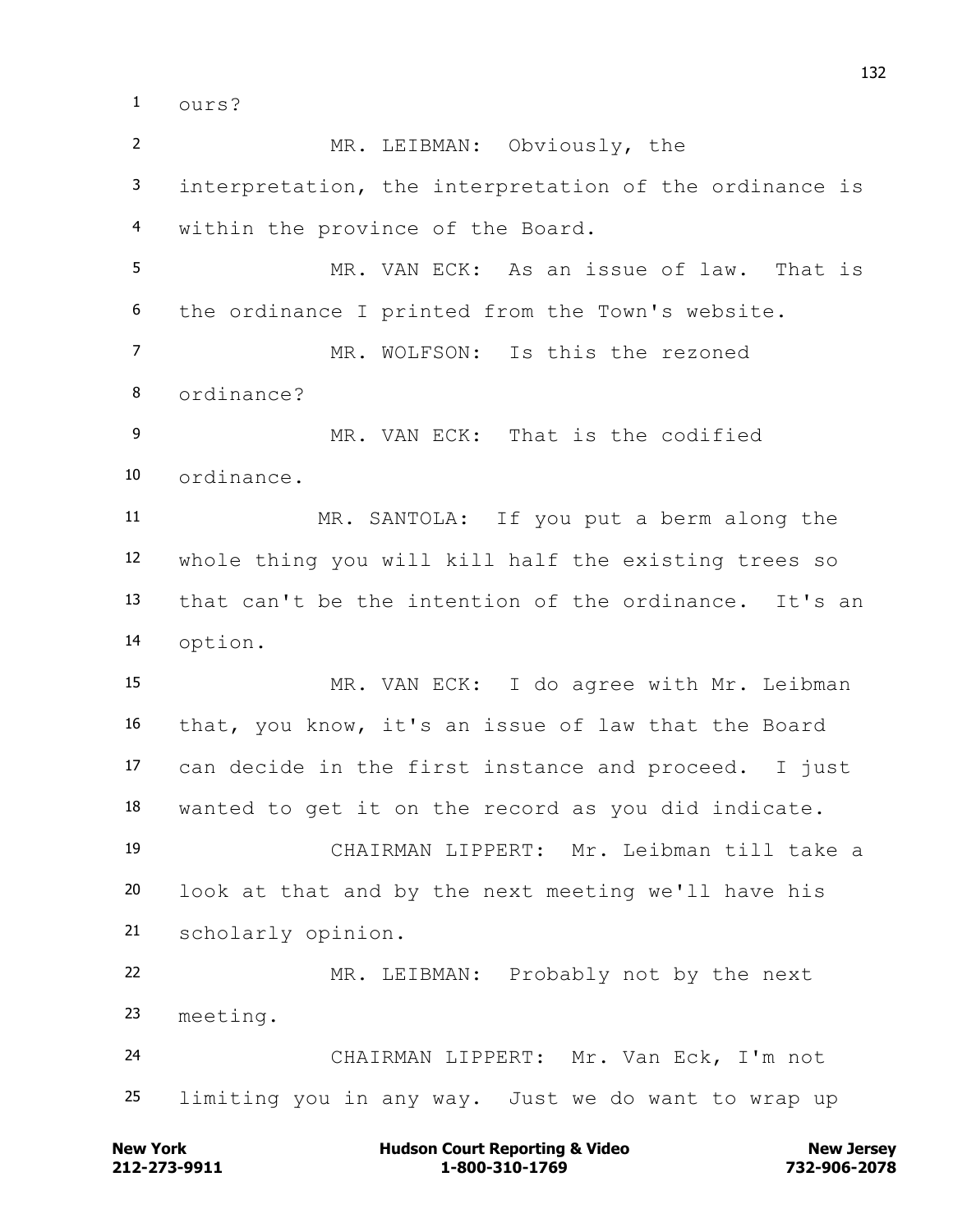ours?

MR. LEIBMAN: Obviously, the interpretation, the interpretation of the ordinance is within the province of the Board.

MR. VAN ECK: As an issue of law. That is the ordinance I printed from the Town's website.

MR. WOLFSON: Is this the rezoned ordinance?

MR. VAN ECK: That is the codified ordinance.

MR. SANTOLA: If you put a berm along the whole thing you will kill half the existing trees so that can't be the intention of the ordinance. It's an option.

MR. VAN ECK: I do agree with Mr. Leibman that, you know, it's an issue of law that the Board can decide in the first instance and proceed. I just wanted to get it on the record as you did indicate.

CHAIRMAN LIPPERT: Mr. Leibman till take a look at that and by the next meeting we'll have his scholarly opinion.

MR. LEIBMAN: Probably not by the next meeting.

CHAIRMAN LIPPERT: Mr. Van Eck, I'm not limiting you in any way. Just we do want to wrap up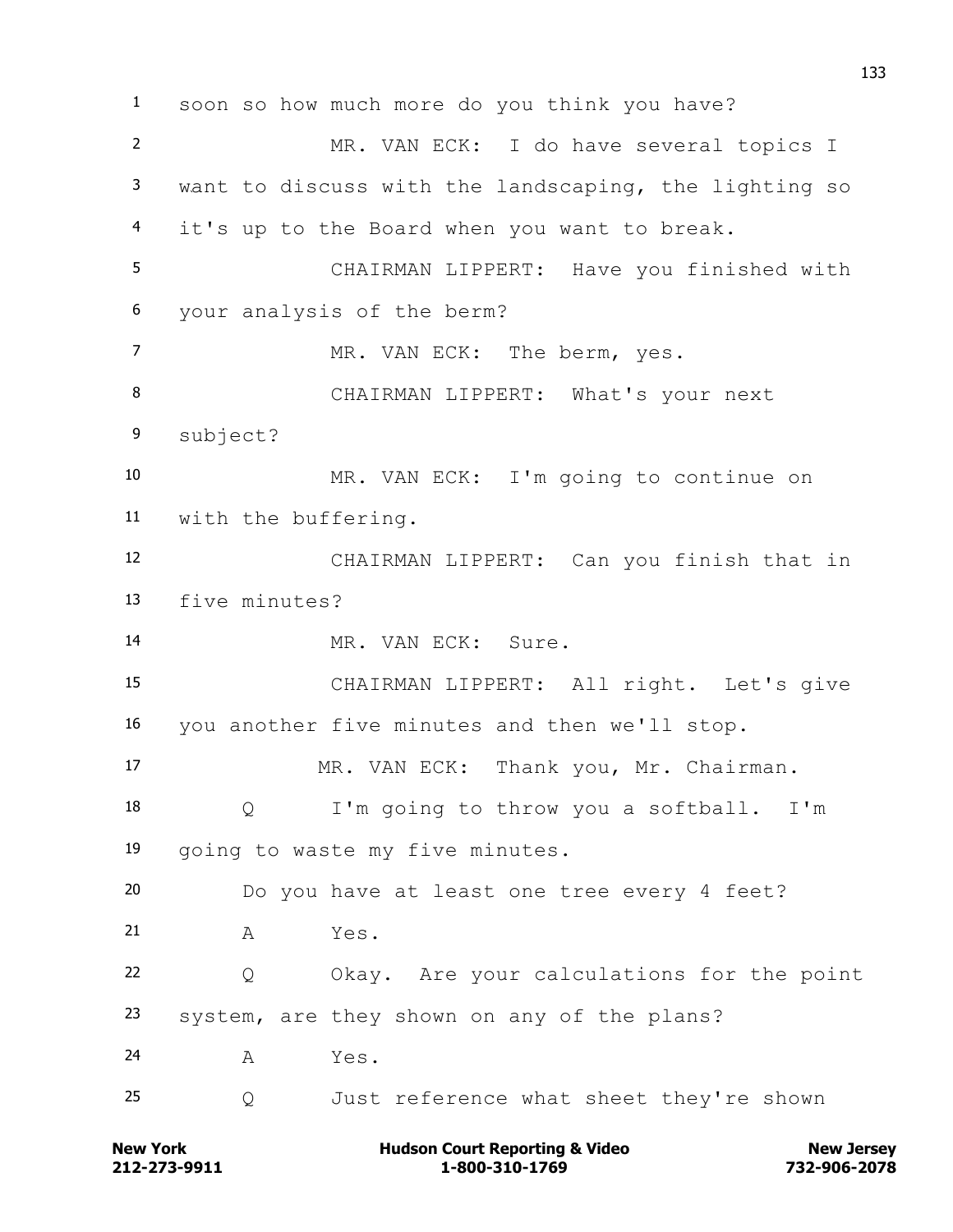1 soon so how much more do you think you have?

2 MR. VAN ECK: I do have several topics I

3 want to discuss with the landscaping, the lighting so

4 it's up to the Board when you want to break.

5 CHAIRMAN LIPPERT: Have you finished with

6 your analysis of the berm?

7 MR. VAN ECK: The berm, yes.

8 CHAIRMAN LIPPERT: What's your next

9 subject?

10 MR. VAN ECK: I'm going to continue on

11 with the buffering.

12 CHAIRMAN LIPPERT: Can you finish that in

13 five minutes?

14 MR. VAN ECK: Sure.

15 CHAIRMAN LIPPERT: All right. Let's give

16 you another five minutes and then we'll stop.

17 MR. VAN ECK: Thank you, Mr. Chairman.

18 Q I'm going to throw you a softball. I'm

19 going to waste my five minutes.

20 Do you have at least one tree every 4 feet?

21 A Yes.

22 Q Okay. Are your calculations for the point

23 system, are they shown on any of the plans?

24 A Yes.

25 Q Just reference what sheet they're shown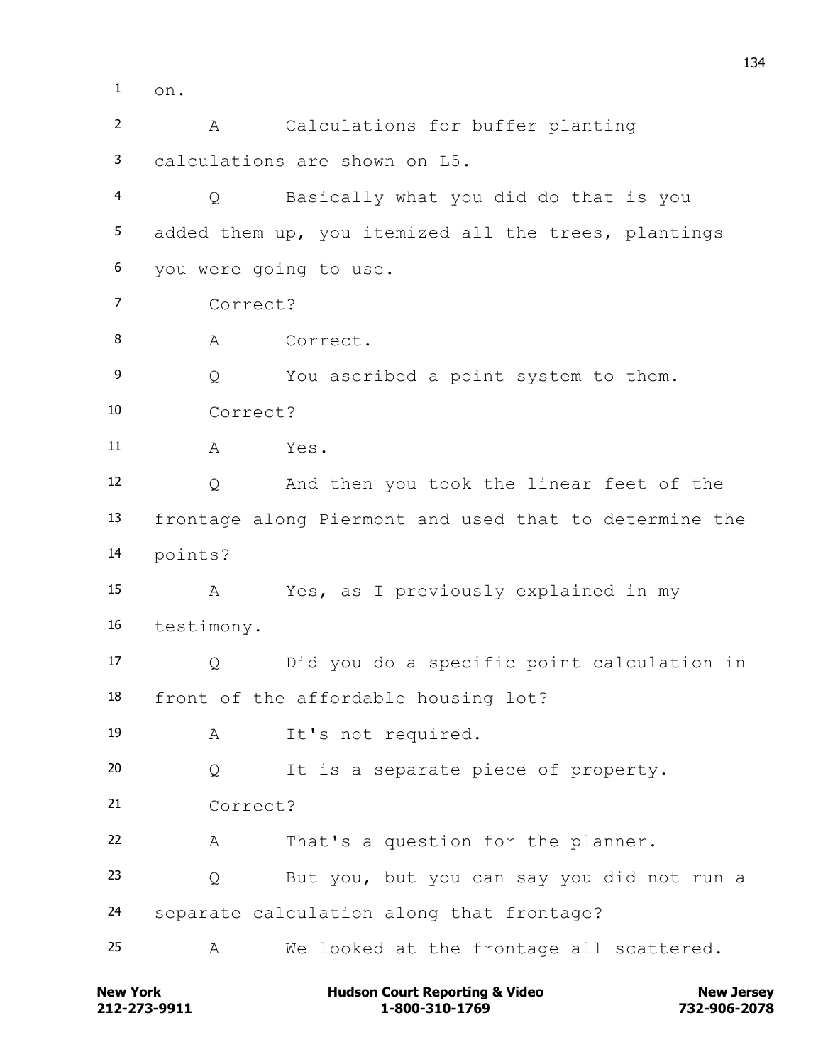1 on.

2 A Calculations for buffer planting

3 calculations are shown on L5.

4 Q Basically what you did do that is you

5 added them up, you itemized all the trees, plantings

6 you were going to use.

7 Correct?

8 A Correct.

9 Q You ascribed a point system to them.

10 Correct?

11 A Yes.

12 Q And then you took the linear feet of the

13 frontage along Piermont and used that to determine the

14 points?

15 A Yes, as I previously explained in my

16 testimony.

17 Q Did you do a specific point calculation in

18 front of the affordable housing lot?

19 A It's not required.

20 Q It is a separate piece of property.

21 Correct?

22 A That's a question for the planner.

23 Q But you, but you can say you did not run a

24 separate calculation along that frontage?

25 A We looked at the frontage all scattered.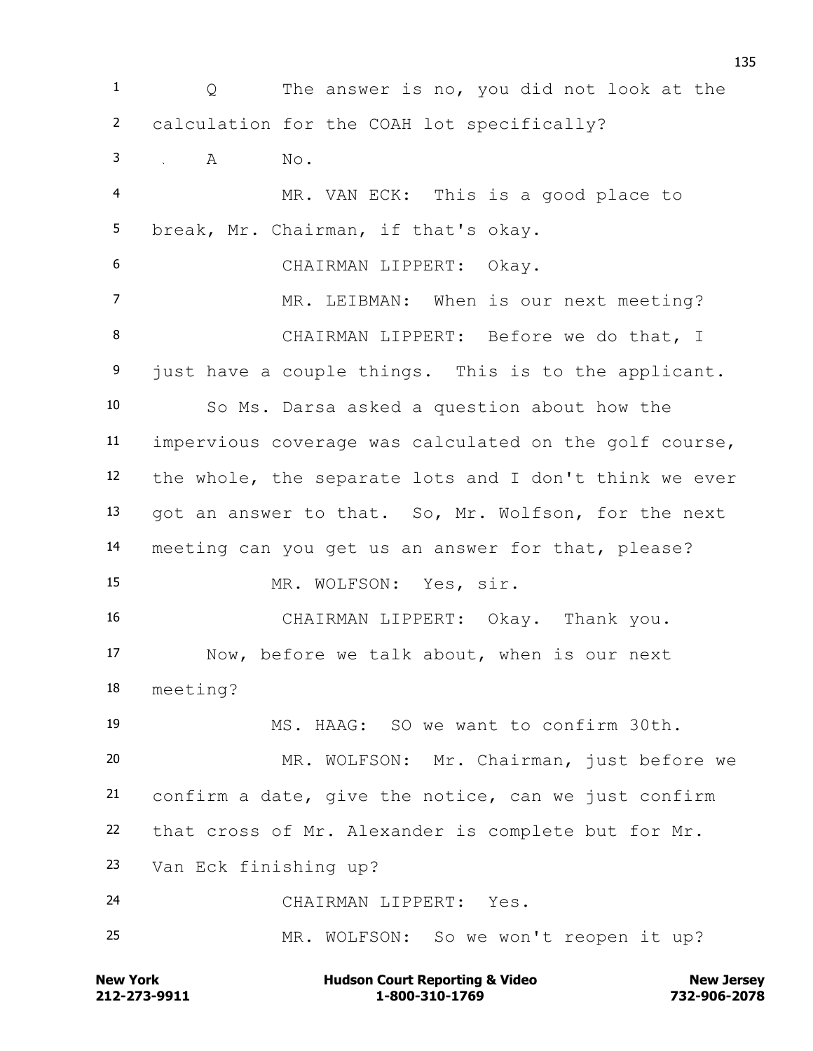1 Q The answer is no, you did not look at the
2 calculation for the COAH lot specifically?
3 A No.
4 MR. VAN ECK: This is a good place to
5 break, Mr. Chairman, if that's okay.
6 CHAIRMAN LIPPERT: Okay.
7 MR. LEIBMAN: When is our next meeting?
8 CHAIRMAN LIPPERT: Before we do that, I
9 just have a couple things. This is to the applicant.
10 So Ms. Darsa asked a question about how the
11 impervious coverage was calculated on the golf course,
12 the whole, the separate lots and I don't think we ever
13 got an answer to that. So, Mr. Wolfson, for the next
14 meeting can you get us an answer for that, please?
15 MR. WOLFSON: Yes, sir.
16 CHAIRMAN LIPPERT: Okay. Thank you.
17 Now, before we talk about, when is our next
18 meeting?
19 MS. HAAG: SO we want to confirm 30th.
20 MR. WOLFSON: Mr. Chairman, just before we
21 confirm a date, give the notice, can we just confirm
22 that cross of Mr. Alexander is complete but for Mr.
23 Van Eck finishing up?
24 CHAIRMAN LIPPERT: Yes.
25 MR. WOLFSON: So we won't reopen it up?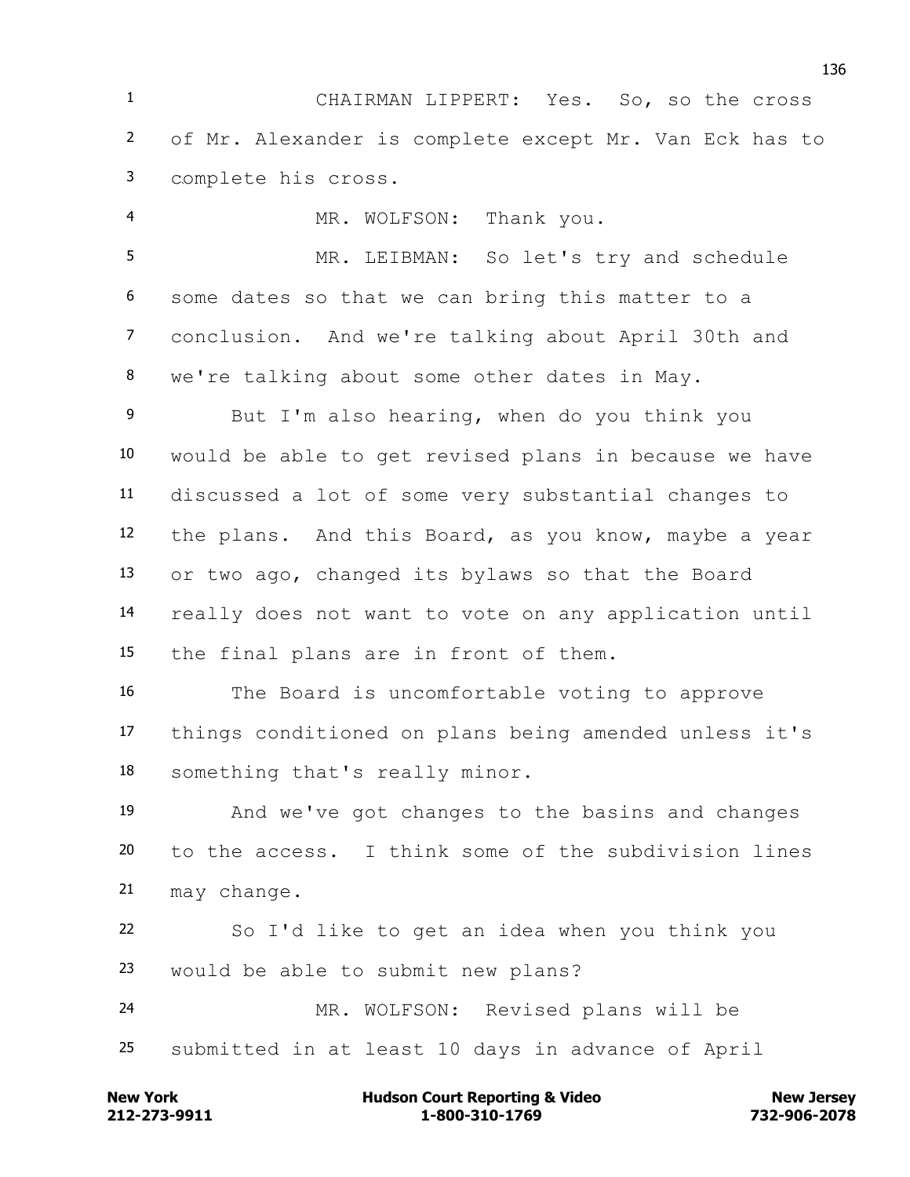CHAIRMAN LIPPERT: Yes. So, so the cross of Mr. Alexander is complete except Mr. Van Eck has to complete his cross.

MR. WOLFSON: Thank you.

MR. LEIBMAN: So let's try and schedule some dates so that we can bring this matter to a conclusion. And we're talking about April 30th and we're talking about some other dates in May.

But I'm also hearing, when do you think you would be able to get revised plans in because we have discussed a lot of some very substantial changes to the plans. And this Board, as you know, maybe a year or two ago, changed its bylaws so that the Board really does not want to vote on any application until the final plans are in front of them.

The Board is uncomfortable voting to approve things conditioned on plans being amended unless it's something that's really minor.

And we've got changes to the basins and changes to the access. I think some of the subdivision lines may change.

So I'd like to get an idea when you think you would be able to submit new plans?

MR. WOLFSON: Revised plans will be submitted in at least 10 days in advance of April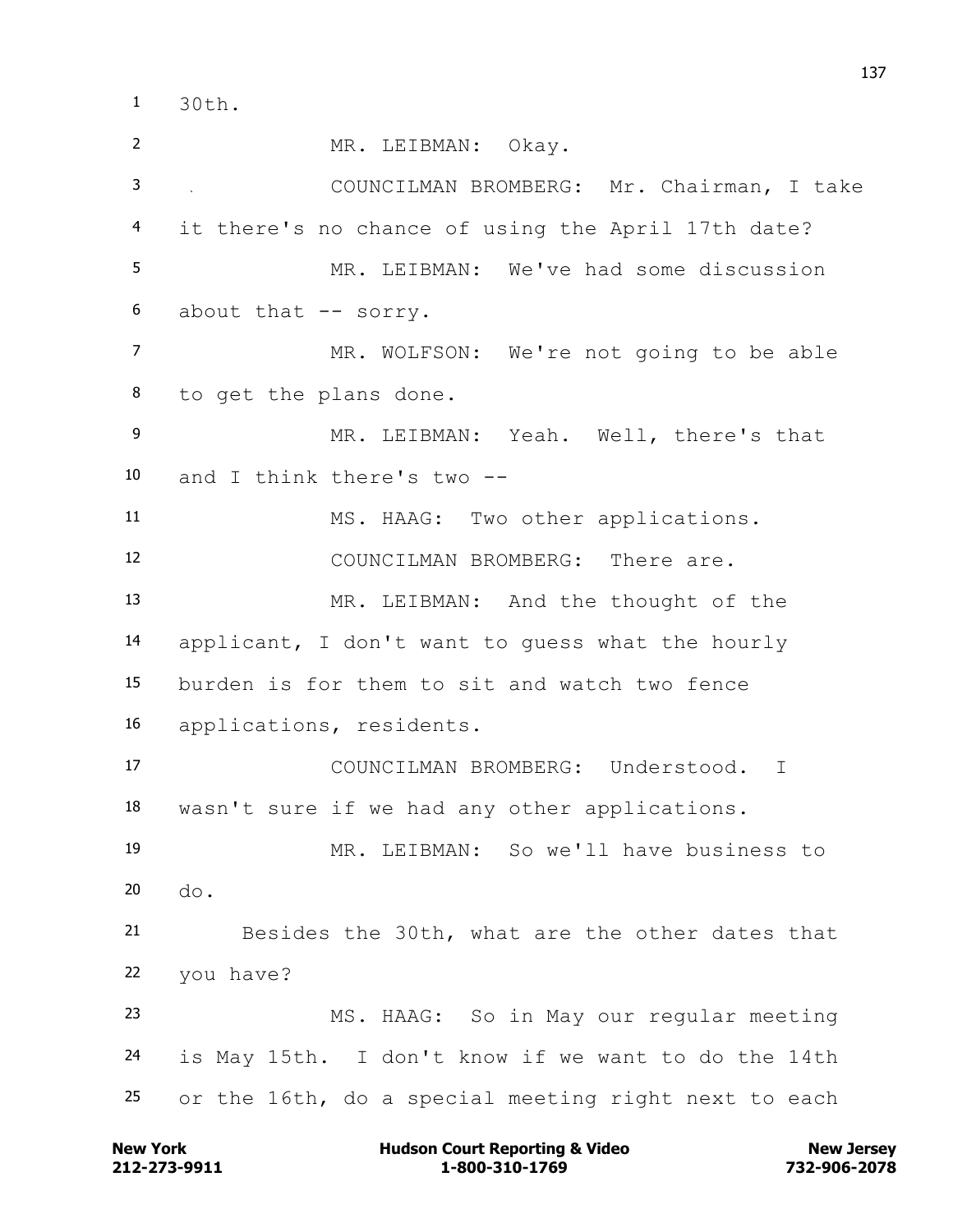1 30th.

2 MR. LEIBMAN: Okay.

3 COUNCILMAN BROMBERG: Mr. Chairman, I take

4 it there's no chance of using the April 17th date?

5 MR. LEIBMAN: We've had some discussion

6 about that -- sorry.

7 MR. WOLFSON: We're not going to be able

8 to get the plans done.

9 MR. LEIBMAN: Yeah. Well, there's that

10 and I think there's two --

11 MS. HAAG: Two other applications.

12 COUNCILMAN BROMBERG: There are.

13 MR. LEIBMAN: And the thought of the

14 applicant, I don't want to guess what the hourly

15 burden is for them to sit and watch two fence

16 applications, residents.

17 COUNCILMAN BROMBERG: Understood. I

18 wasn't sure if we had any other applications.

19 MR. LEIBMAN: So we'll have business to

20 do.

21 Besides the 30th, what are the other dates that

22 you have?

23 MS. HAAG: So in May our regular meeting

24 is May 15th. I don't know if we want to do the 14th

25 or the 16th, do a special meeting right next to each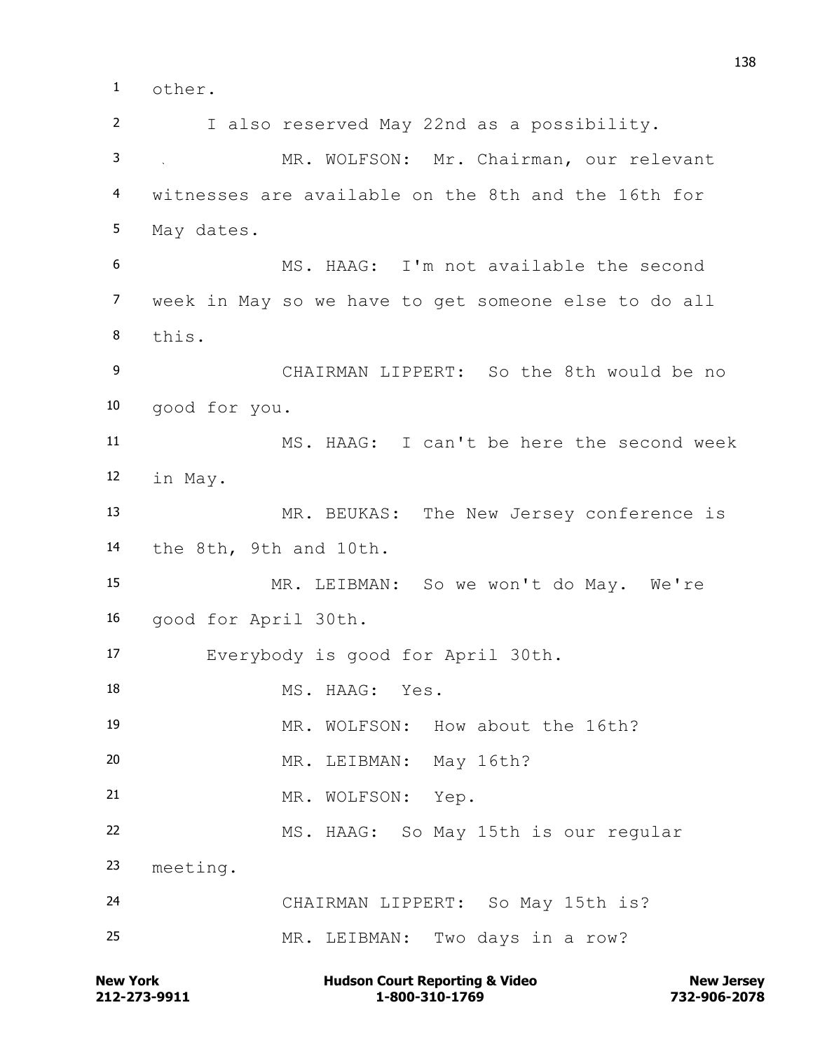1 other.

2 I also reserved May 22nd as a possibility.

3 MR. WOLFSON: Mr. Chairman, our relevant

4 witnesses are available on the 8th and the 16th for

5 May dates.

6 MS. HAAG: I'm not available the second

7 week in May so we have to get someone else to do all

8 this.

9 CHAIRMAN LIPPERT: So the 8th would be no

10 good for you.

11 MS. HAAG: I can't be here the second week

12 in May.

13 MR. BEUKAS: The New Jersey conference is

14 the 8th, 9th and 10th.

15 MR. LEIBMAN: So we won't do May. We're

16 good for April 30th.

17 Everybody is good for April 30th.

18 MS. HAAG: Yes.

19 MR. WOLFSON: How about the 16th?

20 MR. LEIBMAN: May 16th?

21 MR. WOLFSON: Yep.

22 MS. HAAG: So May 15th is our regular

23 meeting.

24 CHAIRMAN LIPPERT: So May 15th is?

25 MR. LEIBMAN: Two days in a row?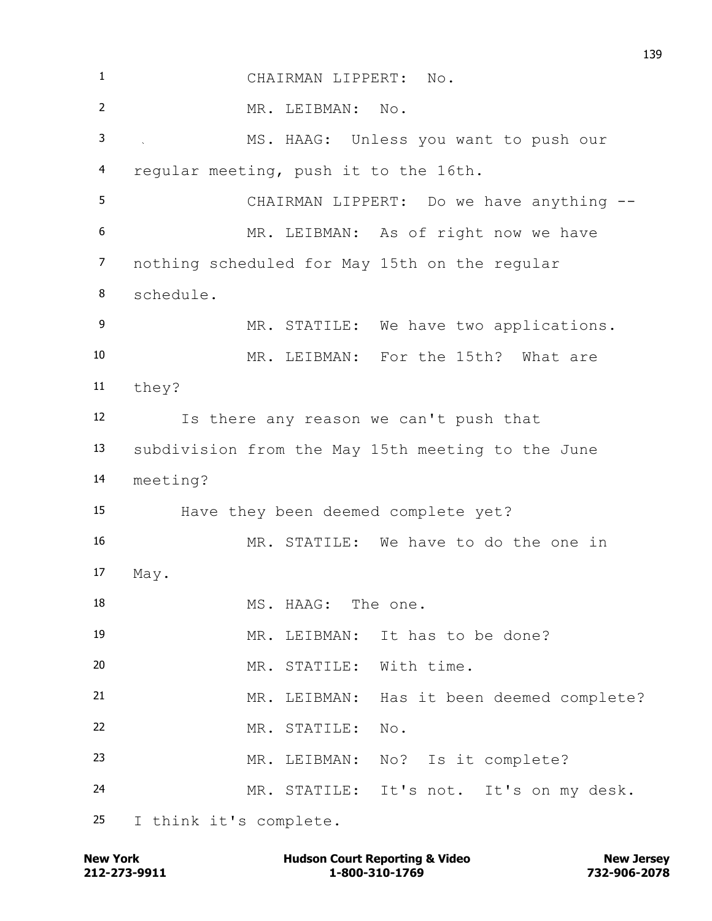CHAIRMAN LIPPERT: No.

MR. LEIBMAN: No.

MS. HAAG: Unless you want to push our regular meeting, push it to the 16th.

CHAIRMAN LIPPERT: Do we have anything --

MR. LEIBMAN: As of right now we have nothing scheduled for May 15th on the regular schedule.

MR. STATILE: We have two applications.

MR. LEIBMAN: For the 15th? What are they?

Is there any reason we can't push that subdivision from the May 15th meeting to the June meeting?

Have they been deemed complete yet?

MR. STATILE: We have to do the one in May.

MS. HAAG: The one.

MR. LEIBMAN: It has to be done?

MR. STATILE: With time.

MR. LEIBMAN: Has it been deemed complete?

MR. STATILE: No.

MR. LEIBMAN: No? Is it complete?

MR. STATILE: It's not. It's on my desk. I think it's complete.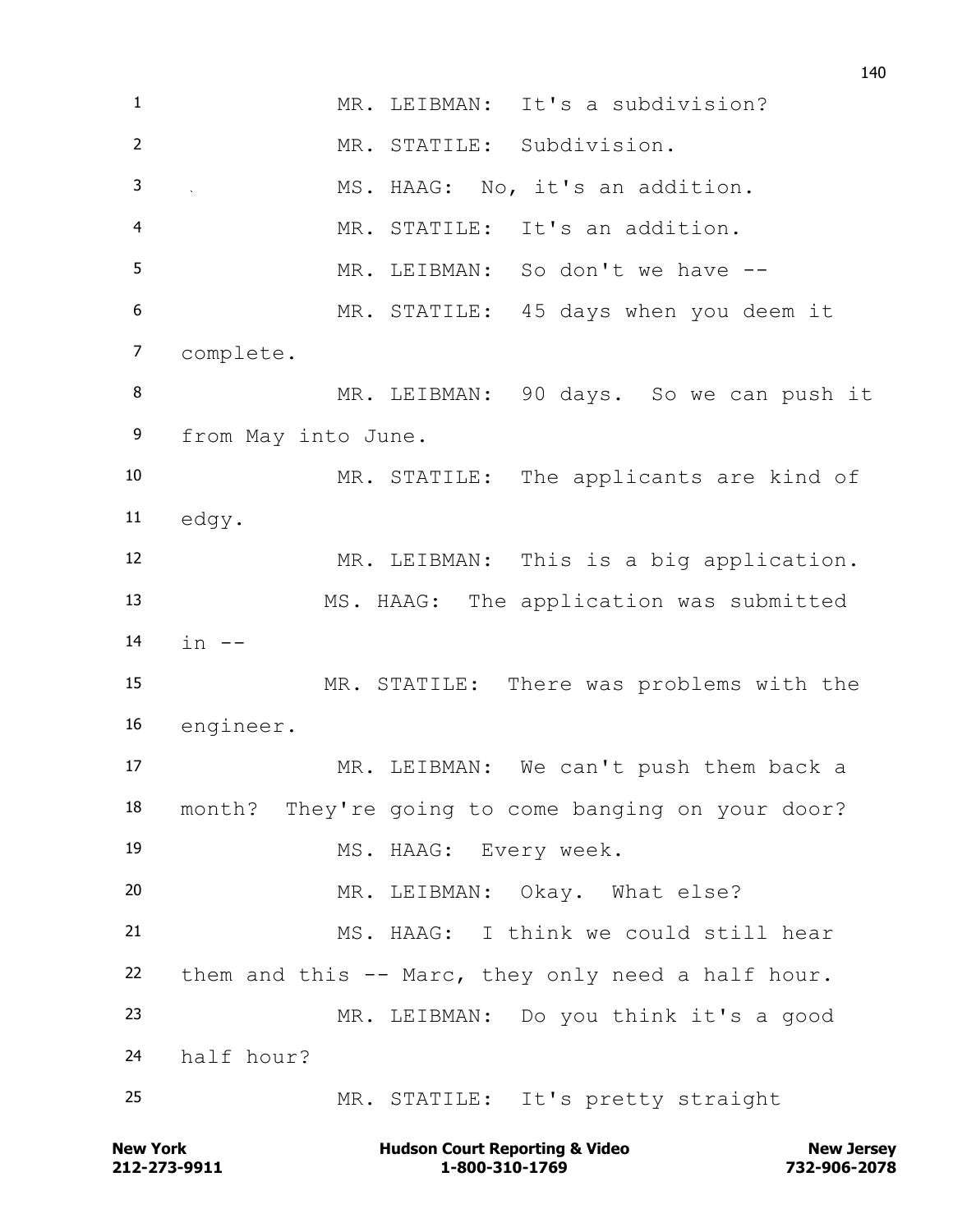1 MR. LEIBMAN: It's a subdivision?

2 MR. STATILE: Subdivision.

3 MS. HAAG: No, it's an addition.

4 MR. STATILE: It's an addition.

5 MR. LEIBMAN: So don't we have --

6 MR. STATILE: 45 days when you deem it

7 complete.

8 MR. LEIBMAN: 90 days. So we can push it

9 from May into June.

10 MR. STATILE: The applicants are kind of

11 edgy.

12 MR. LEIBMAN: This is a big application.

13 MS. HAAG: The application was submitted

14 in --

15 MR. STATILE: There was problems with the

16 engineer.

17 MR. LEIBMAN: We can't push them back a

18 month? They're going to come banging on your door?

19 MS. HAAG: Every week.

20 MR. LEIBMAN: Okay. What else?

21 MS. HAAG: I think we could still hear

22 them and this -- Marc, they only need a half hour.

23 MR. LEIBMAN: Do you think it's a good

24 half hour?

25 MR. STATILE: It's pretty straight

New York 212-273-9911 | Hudson Court Reporting & Video 1-800-310-1769 | New Jersey 732-906-2078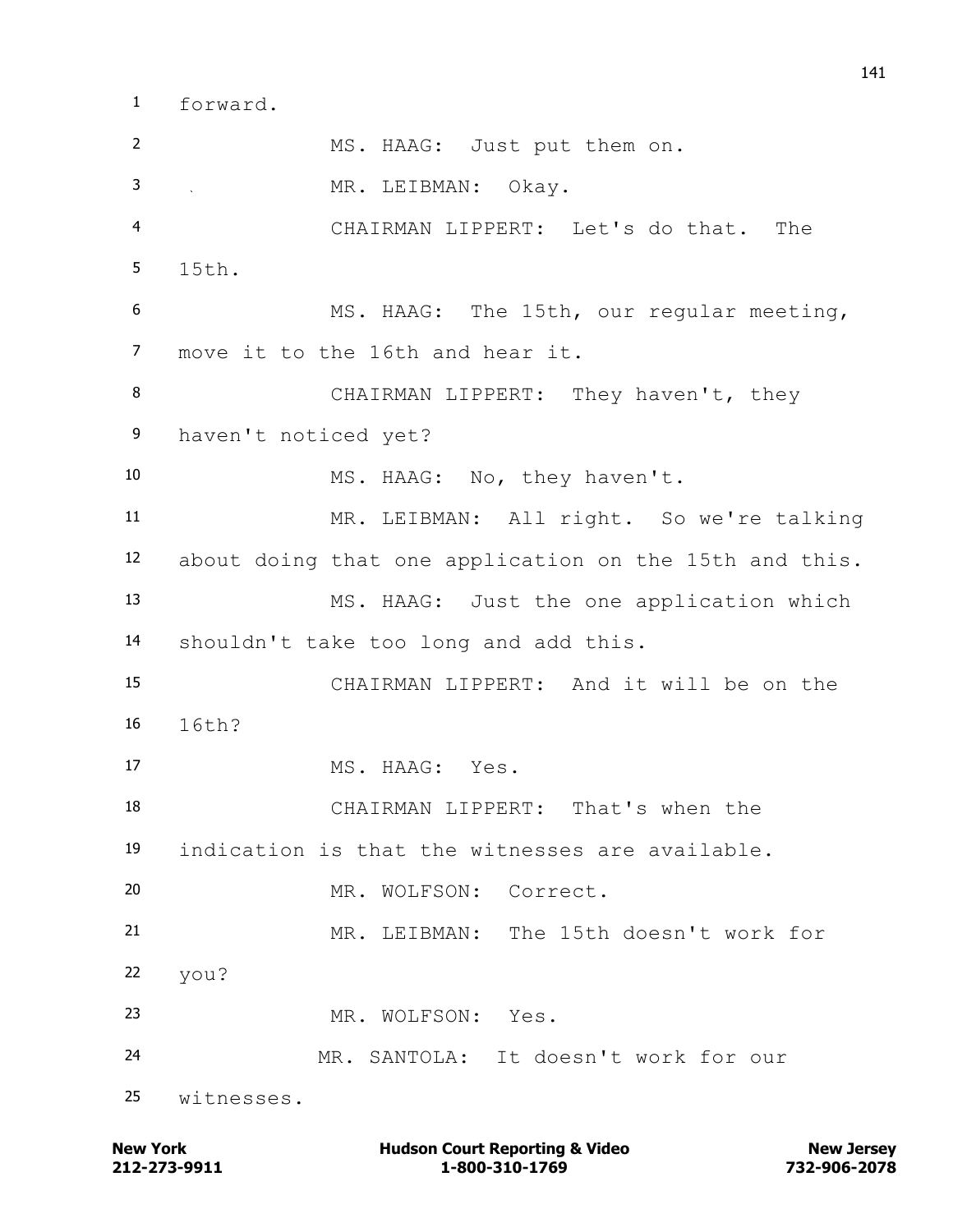1 forward.

2 MS. HAAG: Just put them on.

3 MR. LEIBMAN: Okay.

4 CHAIRMAN LIPPERT: Let's do that. The

5 15th.

6 MS. HAAG: The 15th, our regular meeting,

7 move it to the 16th and hear it.

8 CHAIRMAN LIPPERT: They haven't, they

9 haven't noticed yet?

10 MS. HAAG: No, they haven't.

11 MR. LEIBMAN: All right. So we're talking

12 about doing that one application on the 15th and this.

13 MS. HAAG: Just the one application which

14 shouldn't take too long and add this.

15 CHAIRMAN LIPPERT: And it will be on the

16 16th?

17 MS. HAAG: Yes.

18 CHAIRMAN LIPPERT: That's when the

19 indication is that the witnesses are available.

20 MR. WOLFSON: Correct.

21 MR. LEIBMAN: The 15th doesn't work for

22 you?

23 MR. WOLFSON: Yes.

24 MR. SANTOLA: It doesn't work for our

25 witnesses.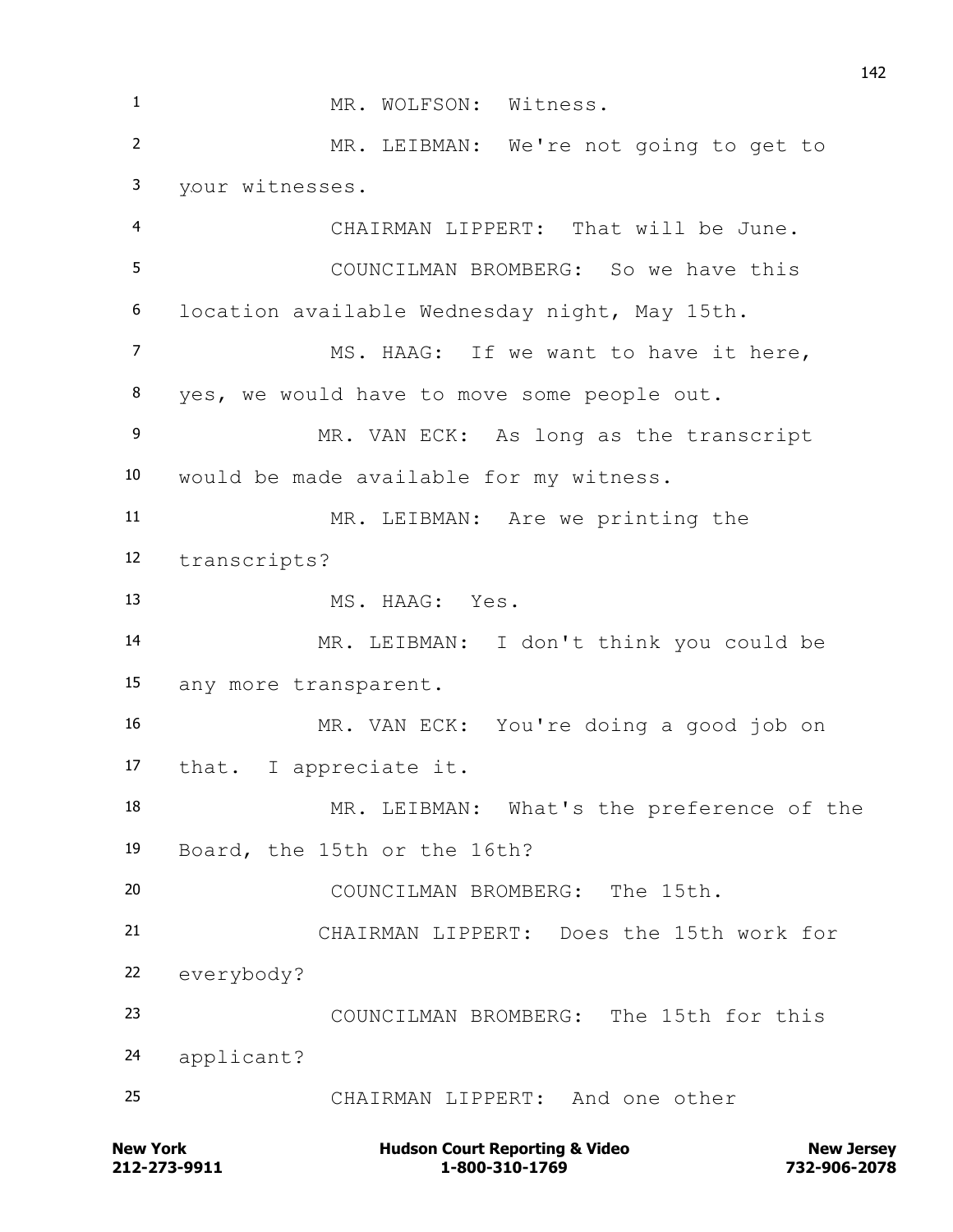1 MR. WOLFSON: Witness.

2 MR. LEIBMAN: We're not going to get to

3 your witnesses.

4 CHAIRMAN LIPPERT: That will be June.

5 COUNCILMAN BROMBERG: So we have this

6 location available Wednesday night, May 15th.

7 MS. HAAG: If we want to have it here,

8 yes, we would have to move some people out.

9 MR. VAN ECK: As long as the transcript

10 would be made available for my witness.

11 MR. LEIBMAN: Are we printing the

12 transcripts?

13 MS. HAAG: Yes.

14 MR. LEIBMAN: I don't think you could be

15 any more transparent.

16 MR. VAN ECK: You're doing a good job on

17 that. I appreciate it.

18 MR. LEIBMAN: What's the preference of the

19 Board, the 15th or the 16th?

20 COUNCILMAN BROMBERG: The 15th.

21 CHAIRMAN LIPPERT: Does the 15th work for

22 everybody?

23 COUNCILMAN BROMBERG: The 15th for this

24 applicant?

25 CHAIRMAN LIPPERT: And one other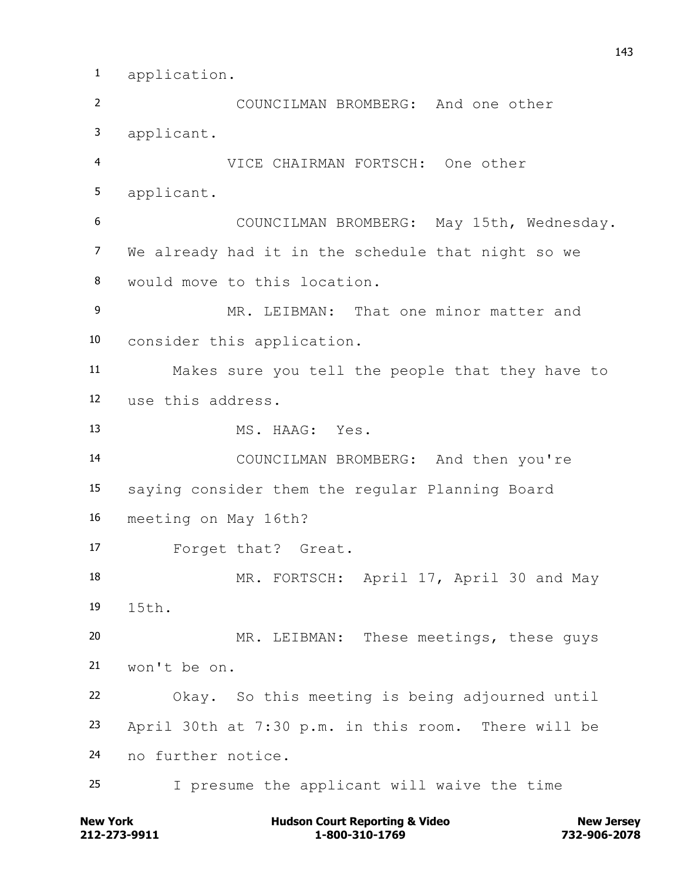1 application.

2 COUNCILMAN BROMBERG: And one other

3 applicant.

4 VICE CHAIRMAN FORTSCH: One other

5 applicant.

6 COUNCILMAN BROMBERG: May 15th, Wednesday.

7 We already had it in the schedule that night so we

8 would move to this location.

9 MR. LEIBMAN: That one minor matter and

10 consider this application.

11 Makes sure you tell the people that they have to

12 use this address.

13 MS. HAAG: Yes.

14 COUNCILMAN BROMBERG: And then you're

15 saying consider them the regular Planning Board

16 meeting on May 16th?

17 Forget that? Great.

18 MR. FORTSCH: April 17, April 30 and May

19 15th.

20 MR. LEIBMAN: These meetings, these guys

21 won't be on.

22 Okay. So this meeting is being adjourned until

23 April 30th at 7:30 p.m. in this room. There will be

24 no further notice.

25 I presume the applicant will waive the time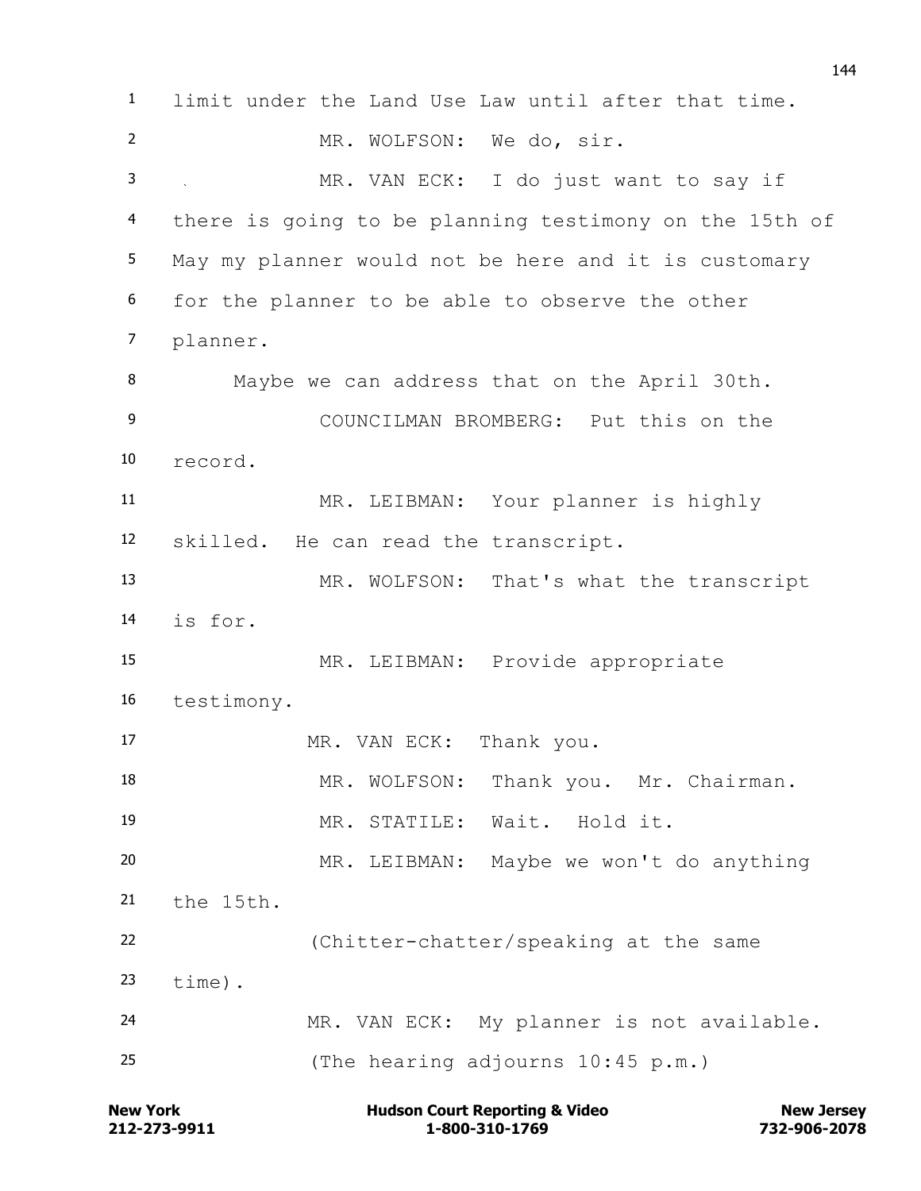1 limit under the Land Use Law until after that time.

2 MR. WOLFSON: We do, sir.

3 MR. VAN ECK: I do just want to say if

4 there is going to be planning testimony on the 15th of

5 May my planner would not be here and it is customary

6 for the planner to be able to observe the other

7 planner.

8 Maybe we can address that on the April 30th.

9 COUNCILMAN BROMBERG: Put this on the

10 record.

11 MR. LEIBMAN: Your planner is highly

12 skilled. He can read the transcript.

13 MR. WOLFSON: That's what the transcript

14 is for.

15 MR. LEIBMAN: Provide appropriate

16 testimony.

17 MR. VAN ECK: Thank you.

18 MR. WOLFSON: Thank you. Mr. Chairman.

19 MR. STATILE: Wait. Hold it.

20 MR. LEIBMAN: Maybe we won't do anything

21 the 15th.

22 (Chitter-chatter/speaking at the same

23 time).

24 MR. VAN ECK: My planner is not available.

25 (The hearing adjourns 10:45 p.m.)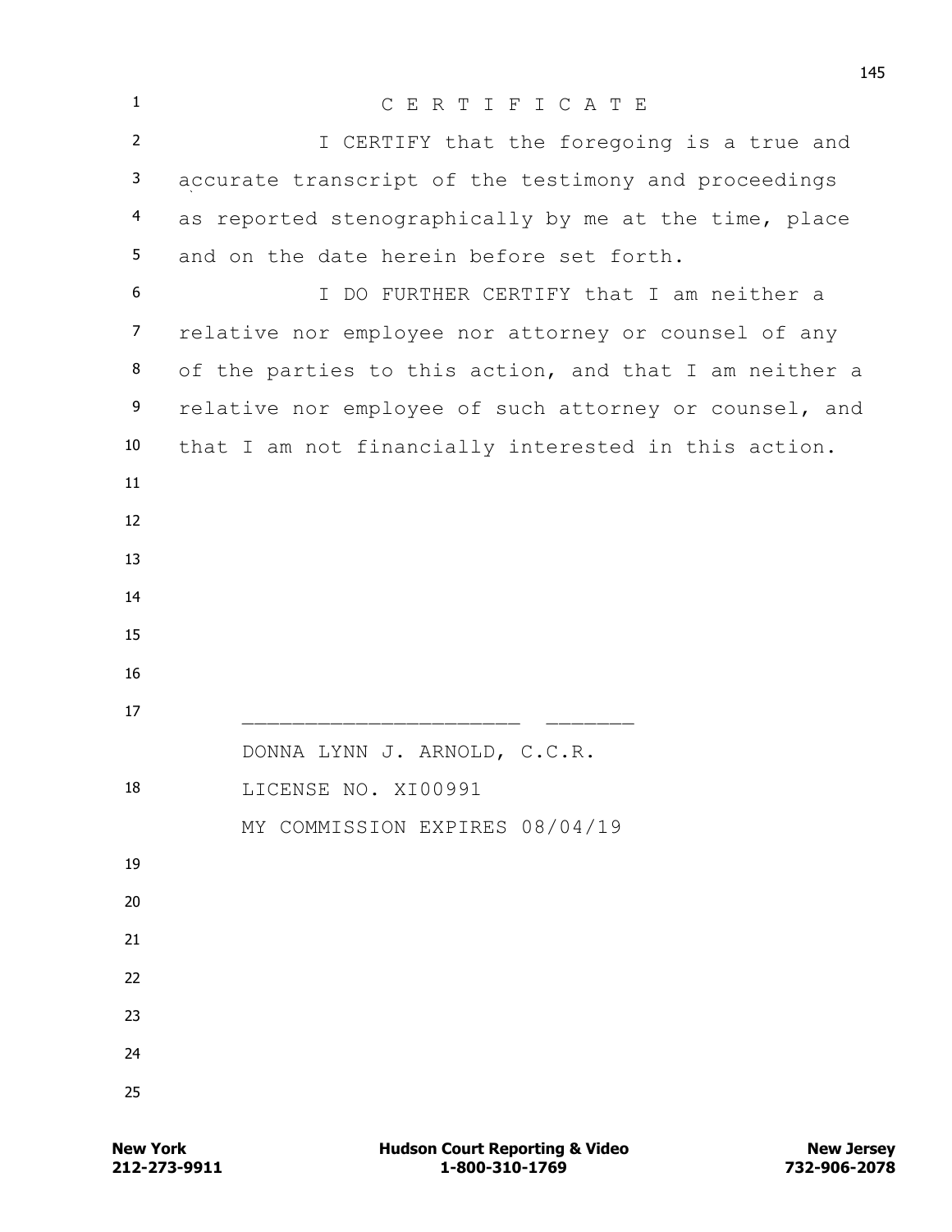# C E R T I F I C A T E

I CERTIFY that the foregoing is a true and accurate transcript of the testimony and proceedings as reported stenographically by me at the time, place and on the date herein before set forth.

I DO FURTHER CERTIFY that I am neither a relative nor employee nor attorney or counsel of any of the parties to this action, and that I am neither a relative nor employee of such attorney or counsel, and that I am not financially interested in this action.

_____________________ _______

DONNA LYNN J. ARNOLD, C.C.R.

LICENSE NO. XI00991

MY COMMISSION EXPIRES 08/04/19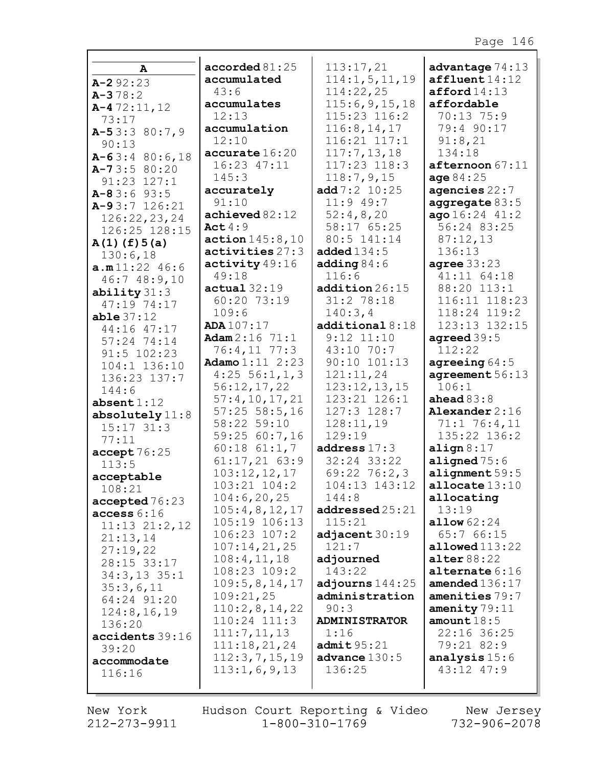**A**

**A-2** 92:23
**A-3** 78:2
**A-4** 72:11,12 73:17
**A-5** 3:3 80:7,9 90:13
**A-6** 3:4 80:6,18
**A-7** 3:5 80:20 91:23 127:1
**A-8** 3:6 93:5
**A-9** 3:7 126:21 126:22,23,24 126:25 128:15
**A(1)(f)5(a)** 130:6,18
**a.m** 11:22 46:6 46:7 48:9,10
**ability** 31:3 47:19 74:17
**able** 37:12 44:16 47:17 57:24 74:14 91:5 102:23 104:1 136:10 136:23 137:7 144:6
**absent** 1:12
**absolutely** 11:8 15:17 31:3 77:11
**accept** 76:25 113:5
**acceptable** 108:21
**accepted** 76:23
**access** 6:16 11:13 21:2,12 21:13,14 27:19,22 28:15 33:17 34:3,13 35:1 35:3,6,11 64:24 91:20 124:8,16,19 136:20
**accidents** 39:16 39:20
**accommodate** 116:16
**accorded** 81:25
**accumulated** 43:6
**accumulates** 12:13
**accumulation** 12:10
**accurate** 16:20 16:23 47:11 145:3
**accurately** 91:10
**achieved** 82:12
**Act** 4:9
**action** 145:8,10
**activities** 27:3
**activity** 49:16 49:18
**actual** 32:19 60:20 73:19 109:6
**ADA** 107:17
**Adam** 2:16 71:1 76:4,11 77:3
**Adamo** 1:11 2:23 4:25 56:1,1,3 56:12,17,22 57:4,10,17,21 57:25 58:5,16 58:22 59:10 59:25 60:7,16 60:18 61:1,7 61:17,21 63:9 103:12,12,17 103:21 104:2 104:6,20,25 105:4,8,12,17 105:19 106:13 106:23 107:2 107:14,21,25 108:4,11,18 108:23 109:2 109:5,8,14,17 109:21,25 110:2,8,14,22 110:24 111:3 111:7,11,13 111:18,21,24 112:3,7,15,19 113:1,6,9,13 113:17,21 114:1,5,11,19 114:22,25 115:6,9,15,18 115:23 116:2 116:8,14,17 116:21 117:1 117:7,13,18 117:23 118:3 118:7,9,15
**add** 7:2 10:25 11:9 49:7 52:4,8,20 58:17 65:25 80:5 141:14
**added** 134:5
**adding** 84:6 116:6
**addition** 26:15 31:2 78:18 140:3,4
**additional** 8:18 9:12 11:10 43:10 70:7 90:10 101:13 121:11,24 123:12,13,15 123:21 126:1 127:3 128:7 128:11,19 129:19
**address** 17:3 32:24 33:22 69:22 76:2,3 104:13 143:12 144:8
**addressed** 25:21 115:21
**adjacent** 30:19 121:7
**adjourned** 143:22
**adjourns** 144:25
**administration** 90:3
**ADMINISTRATOR** 1:16
**admit** 95:21
**advance** 130:5 136:25
**advantage** 74:13
**affluent** 14:12
**afford** 14:13
**affordable** 70:13 75:9 79:4 90:17 91:8,21 134:18
**afternoon** 67:11
**age** 84:25
**agencies** 22:7
**aggregate** 83:5
**ago** 16:24 41:2 56:24 83:25 87:12,13 136:13
**agree** 33:23 41:11 64:18 88:20 113:1 116:11 118:23 118:24 119:2 123:13 132:15
**agreed** 39:5 112:22
**agreeing** 64:5
**agreement** 56:13 106:1
**ahead** 83:8
**Alexander** 2:16 71:1 76:4,11 135:22 136:2
**align** 8:17
**aligned** 75:6
**alignment** 59:5
**allocate** 13:10
**allocating** 13:19
**allow** 62:24 65:7 66:15
**allowed** 113:22
**alter** 88:22
**alternate** 6:16
**amended** 136:17
**amenities** 79:7
**amenity** 79:11
**amount** 18:5 22:16 36:25 79:21 82:9
**analysis** 15:6 43:12 47:9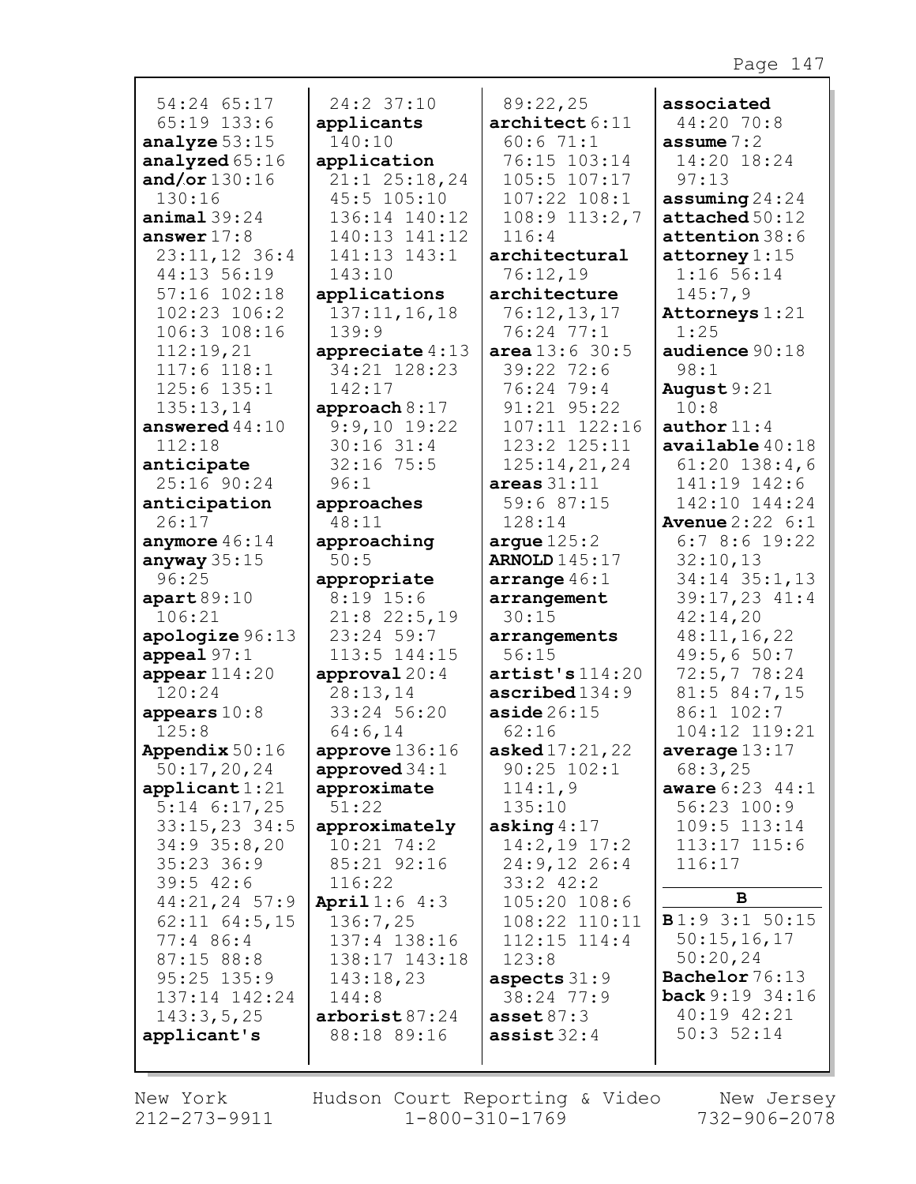54:24 65:17
65:19 133:6
**analyze** 53:15
**analyzed** 65:16
**and/or** 130:16
130:16
**animal** 39:24
**answer** 17:8
23:11,12 36:4
44:13 56:19
57:16 102:18
102:23 106:2
106:3 108:16
112:19,21
117:6 118:1
125:6 135:1
135:13,14
**answered** 44:10
112:18
**anticipate**
25:16 90:24
**anticipation**
26:17
**anymore** 46:14
**anyway** 35:15
96:25
**apart** 89:10
106:21
**apologize** 96:13
**appeal** 97:1
**appear** 114:20
120:24
**appears** 10:8
125:8
**Appendix** 50:16
50:17,20,24
**applicant** 1:21
5:14 6:17,25
33:15,23 34:5
34:9 35:8,20
35:23 36:9
39:5 42:6
44:21,24 57:9
62:11 64:5,15
77:4 86:4
87:15 88:8
95:25 135:9
137:14 142:24
143:3,5,25
**applicant's**
24:2 37:10
**applicants**
140:10
**application**
21:1 25:18,24
45:5 105:10
136:14 140:12
140:13 141:12
141:13 143:1
143:10
**applications**
137:11,16,18
139:9
**appreciate** 4:13
34:21 128:23
142:17
**approach** 8:17
9:9,10 19:22
30:16 31:4
32:16 75:5
96:1
**approaches**
48:11
**approaching**
50:5
**appropriate**
8:19 15:6
21:8 22:5,19
23:24 59:7
113:5 144:15
**approval** 20:4
28:13,14
33:24 56:20
64:6,14
**approve** 136:16
**approved** 34:1
**approximate**
51:22
**approximately**
10:21 74:2
85:21 92:16
116:22
**April** 1:6 4:3
136:7,25
137:4 138:16
138:17 143:18
143:18,23
144:8
**arborist** 87:24
88:18 89:16
89:22,25
**architect** 6:11
60:6 71:1
76:15 103:14
105:5 107:17
107:22 108:1
108:9 113:2,7
116:4
**architectural**
76:12,19
**architecture**
76:12,13,17
76:24 77:1
**area** 13:6 30:5
39:22 72:6
76:24 79:4
91:21 95:22
107:11 122:16
123:2 125:11
125:14,21,24
**areas** 31:11
59:6 87:15
128:14
**argue** 125:2
**ARNOLD** 145:17
**arrange** 46:1
**arrangement**
30:15
**arrangements**
56:15
**artist's** 114:20
**ascribed** 134:9
**aside** 26:15
62:16
**asked** 17:21,22
90:25 102:1
114:1,9
135:10
**asking** 4:17
14:2,19 17:2
24:9,12 26:4
33:2 42:2
105:20 108:6
108:22 110:11
112:15 114:4
123:8
**aspects** 31:9
38:24 77:9
**asset** 87:3
**assist** 32:4
**associated**
44:20 70:8
**assume** 7:2
14:20 18:24
97:13
**assuming** 24:24
**attached** 50:12
**attention** 38:6
**attorney** 1:15
1:16 56:14
145:7,9
**Attorneys** 1:21
1:25
**audience** 90:18
98:1
**August** 9:21
10:8
**author** 11:4
**available** 40:18
61:20 138:4,6
141:19 142:6
142:10 144:24
**Avenue** 2:22 6:1
6:7 8:6 19:22
32:10,13
34:14 35:1,13
39:17,23 41:4
42:14,20
48:11,16,22
49:5,6 50:7
72:5,7 78:24
81:5 84:7,15
86:1 102:7
104:12 119:21
**average** 13:17
68:3,25
**aware** 6:23 44:1
56:23 100:9
109:5 113:14
113:17 115:6
116:17

## B

**B** 1:9 3:1 50:15
50:15,16,17
50:20,24
**Bachelor** 76:13
**back** 9:19 34:16
40:19 42:21
50:3 52:14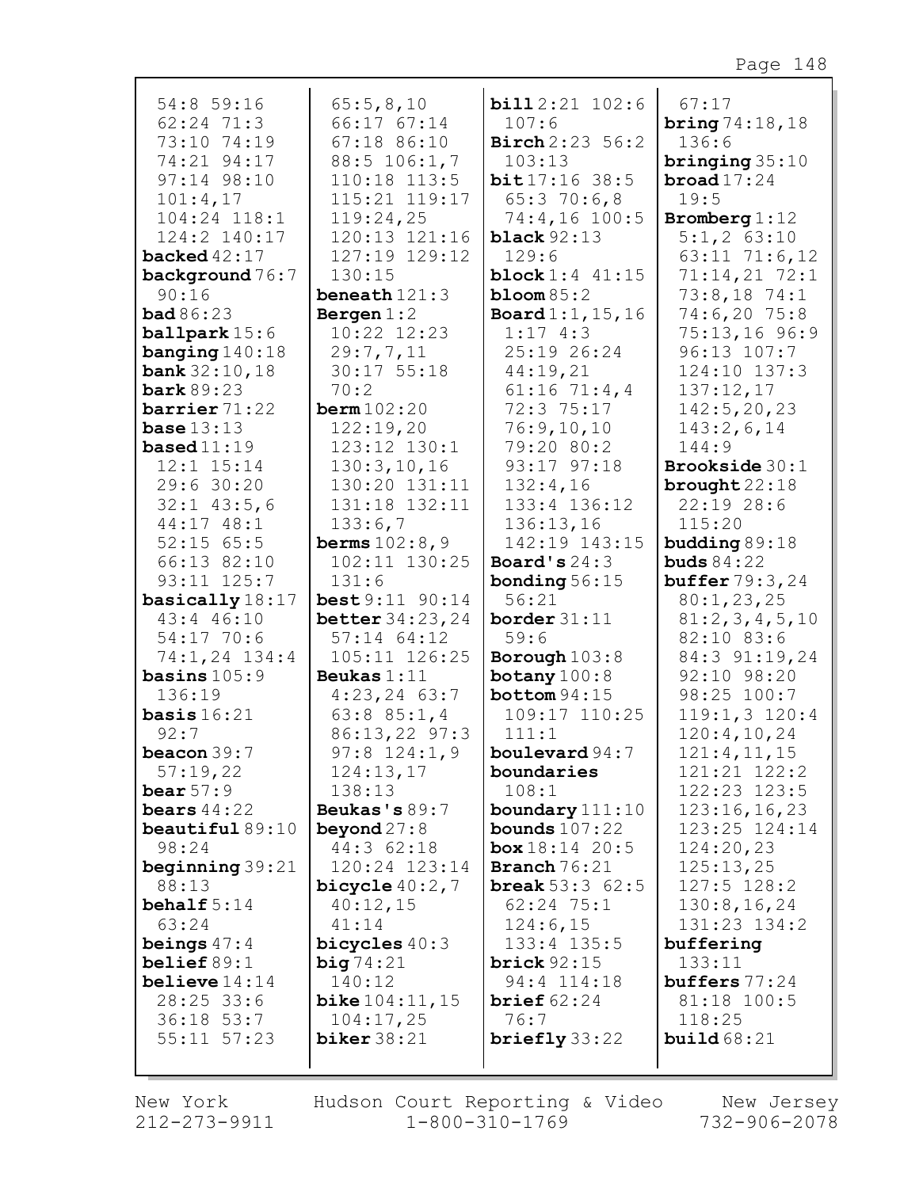54:8 59:16
62:24 71:3
73:10 74:19
74:21 94:17
97:14 98:10
101:4,17
104:24 118:1
124:2 140:17
**backed** 42:17
**background** 76:7
90:16
**bad** 86:23
**ballpark** 15:6
**banging** 140:18
**bank** 32:10,18
**bark** 89:23
**barrier** 71:22
**base** 13:13
**based** 11:19
12:1 15:14
29:6 30:20
32:1 43:5,6
44:17 48:1
52:15 65:5
66:13 82:10
93:11 125:7
**basically** 18:17
43:4 46:10
54:17 70:6
74:1,24 134:4
**basins** 105:9
136:19
**basis** 16:21
92:7
**beacon** 39:7
57:19,22
**bear** 57:9
**bears** 44:22
**beautiful** 89:10
98:24
**beginning** 39:21
88:13
**behalf** 5:14
63:24
**beings** 47:4
**belief** 89:1
**believe** 14:14
28:25 33:6
36:18 53:7
55:11 57:23

65:5,8,10
66:17 67:14
67:18 86:10
88:5 106:1,7
110:18 113:5
115:21 119:17
119:24,25
120:13 121:16
127:19 129:12
130:15
**beneath** 121:3
**Bergen** 1:2
10:22 12:23
29:7,7,11
30:17 55:18
70:2
**berm** 102:20
122:19,20
123:12 130:1
130:3,10,16
130:20 131:11
131:18 132:11
133:6,7
**berms** 102:8,9
102:11 130:25
131:6
**best** 9:11 90:14
**better** 34:23,24
57:14 64:12
105:11 126:25
**Beukas** 1:11
4:23,24 63:7
63:8 85:1,4
86:13,22 97:3
97:8 124:1,9
124:13,17
138:13
**Beukas's** 89:7
**beyond** 27:8
44:3 62:18
120:24 123:14
**bicycle** 40:2,7
40:12,15
41:14
**bicycles** 40:3
**big** 74:21
140:12
**bike** 104:11,15
104:17,25
**biker** 38:21

**bill** 2:21 102:6
107:6
**Birch** 2:23 56:2
103:13
**bit** 17:16 38:5
65:3 70:6,8
74:4,16 100:5
**black** 92:13
129:6
**block** 1:4 41:15
**bloom** 85:2
**Board** 1:1,15,16
1:17 4:3
25:19 26:24
44:19,21
61:16 71:4,4
72:3 75:17
76:9,10,10
79:20 80:2
93:17 97:18
132:4,16
133:4 136:12
136:13,16
142:19 143:15
**Board's** 24:3
**bonding** 56:15
56:21
**border** 31:11
59:6
**Borough** 103:8
**botany** 100:8
**bottom** 94:15
109:17 110:25
111:1
**boulevard** 94:7
**boundaries**
108:1
**boundary** 111:10
**bounds** 107:22
**box** 18:14 20:5
**Branch** 76:21
**break** 53:3 62:5
62:24 75:1
124:6,15
133:4 135:5
**brick** 92:15
94:4 114:18
**brief** 62:24
76:7
**briefly** 33:22

67:17
**bring** 74:18,18
136:6
**bringing** 35:10
**broad** 17:24
19:5
**Bromberg** 1:12
5:1,2 63:10
63:11 71:6,12
71:14,21 72:1
73:8,18 74:1
74:6,20 75:8
75:13,16 96:9
96:13 107:7
124:10 137:3
137:12,17
142:5,20,23
143:2,6,14
144:9
**Brookside** 30:1
**brought** 22:18
22:19 28:6
115:20
**budding** 89:18
**buds** 84:22
**buffer** 79:3,24
80:1,23,25
81:2,3,4,5,10
82:10 83:6
84:3 91:19,24
92:10 98:20
98:25 100:7
119:1,3 120:4
120:4,10,24
121:4,11,15
121:21 122:2
122:23 123:5
123:16,16,23
123:25 124:14
124:20,23
125:13,25
127:5 128:2
130:8,16,24
131:23 134:2
**buffering**
133:11
**buffers** 77:24
81:18 100:5
118:25
**build** 68:21

New York 212-273-9911 | Hudson Court Reporting & Video 1-800-310-1769 | New Jersey 732-906-2078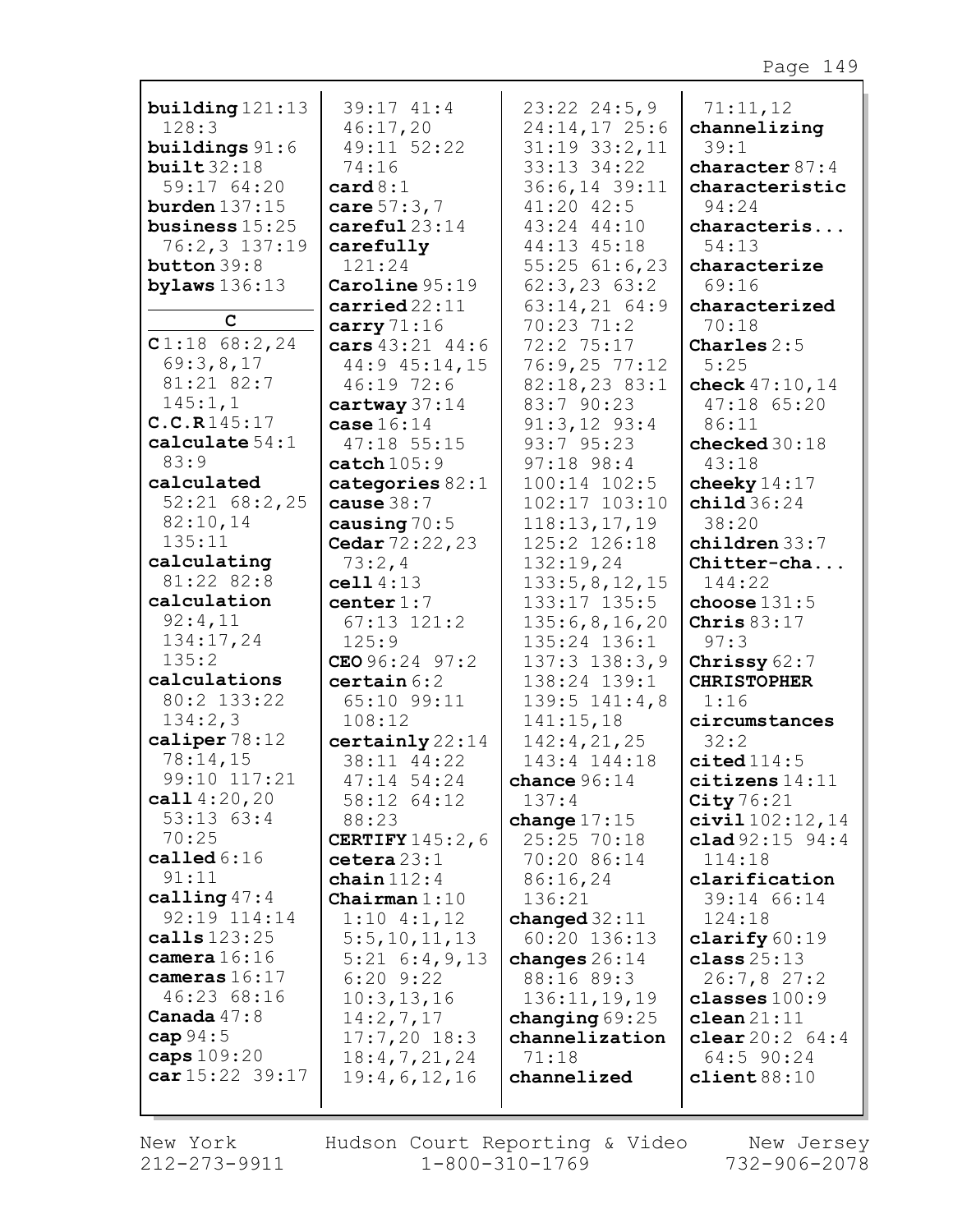**building** 121:13 128:3
**buildings** 91:6
**built** 32:18 59:17 64:20
**burden** 137:15
**business** 15:25 76:2,3 137:19
**button** 39:8
**bylaws** 136:13

**C**

**C** 1:18 68:2,24 69:3,8,17 81:21 82:7 145:1,1
**C.C.R** 145:17
**calculate** 54:1 83:9
**calculated** 52:21 68:2,25 82:10,14 135:11
**calculating** 81:22 82:8
**calculation** 92:4,11 134:17,24 135:2
**calculations** 80:2 133:22 134:2,3
**caliper** 78:12 78:14,15 99:10 117:21
**call** 4:20,20 53:13 63:4 70:25
**called** 6:16 91:11
**calling** 47:4 92:19 114:14
**calls** 123:25
**camera** 16:16
**cameras** 16:17 46:23 68:16
**Canada** 47:8
**cap** 94:5
**caps** 109:20
**car** 15:22 39:17 39:17 41:4 46:17,20 49:11 52:22 74:16
**card** 8:1
**care** 57:3,7
**careful** 23:14
**carefully** 121:24
**Caroline** 95:19
**carried** 22:11
**carry** 71:16
**cars** 43:21 44:6 44:9 45:14,15 46:19 72:6
**cartway** 37:14
**case** 16:14 47:18 55:15
**catch** 105:9
**categories** 82:1
**cause** 38:7
**causing** 70:5
**Cedar** 72:22,23 73:2,4
**cell** 4:13
**center** 1:7 67:13 121:2 125:9
**CEO** 96:24 97:2
**certain** 6:2 65:10 99:11 108:12
**certainly** 22:14 38:11 44:22 47:14 54:24 58:12 64:12 88:23
**CERTIFY** 145:2,6
**cetera** 23:1
**chain** 112:4
**Chairman** 1:10 1:10 4:1,12 5:5,10,11,13 5:21 6:4,9,13 6:20 9:22 10:3,13,16 14:2,7,17 17:7,20 18:3 18:4,7,21,24 19:4,6,12,16 23:22 24:5,9 24:14,17 25:6 31:19 33:2,11 33:13 34:22 36:6,14 39:11 41:20 42:5 43:24 44:10 44:13 45:18 55:25 61:6,23 62:3,23 63:2 63:14,21 64:9 70:23 71:2 72:2 75:17 76:9,25 77:12 82:18,23 83:1 83:7 90:23 91:3,12 93:4 93:7 95:23 97:18 98:4 100:14 102:5 102:17 103:10 118:13,17,19 125:2 126:18 132:19,24 133:5,8,12,15 133:17 135:5 135:6,8,16,20 135:24 136:1 137:3 138:3,9 138:24 139:1 139:5 141:4,8 141:15,18 142:4,21,25 143:4 144:18
**chance** 96:14 137:4
**change** 17:15 25:25 70:18 70:20 86:14 86:16,24 136:21
**changed** 32:11 60:20 136:13
**changes** 26:14 88:16 89:3 136:11,19,19
**changing** 69:25
**channelization** 71:18
**channelized** 71:11,12
**channelizing** 39:1
**character** 87:4
**characteristic** 94:24
**characteris...** 54:13
**characterize** 69:16
**characterized** 70:18
**Charles** 2:5 5:25
**check** 47:10,14 47:18 65:20 86:11
**checked** 30:18 43:18
**cheeky** 14:17
**child** 36:24 38:20
**children** 33:7
**Chitter-cha...** 144:22
**choose** 131:5
**Chris** 83:17 97:3
**Chrissy** 62:7
**CHRISTOPHER** 1:16
**circumstances** 32:2
**cited** 114:5
**citizens** 14:11
**City** 76:21
**civil** 102:12,14
**clad** 92:15 94:4 114:18
**clarification** 39:14 66:14 124:18
**clarify** 60:19
**class** 25:13 26:7,8 27:2
**classes** 100:9
**clean** 21:11
**clear** 20:2 64:4 64:5 90:24
**client** 88:10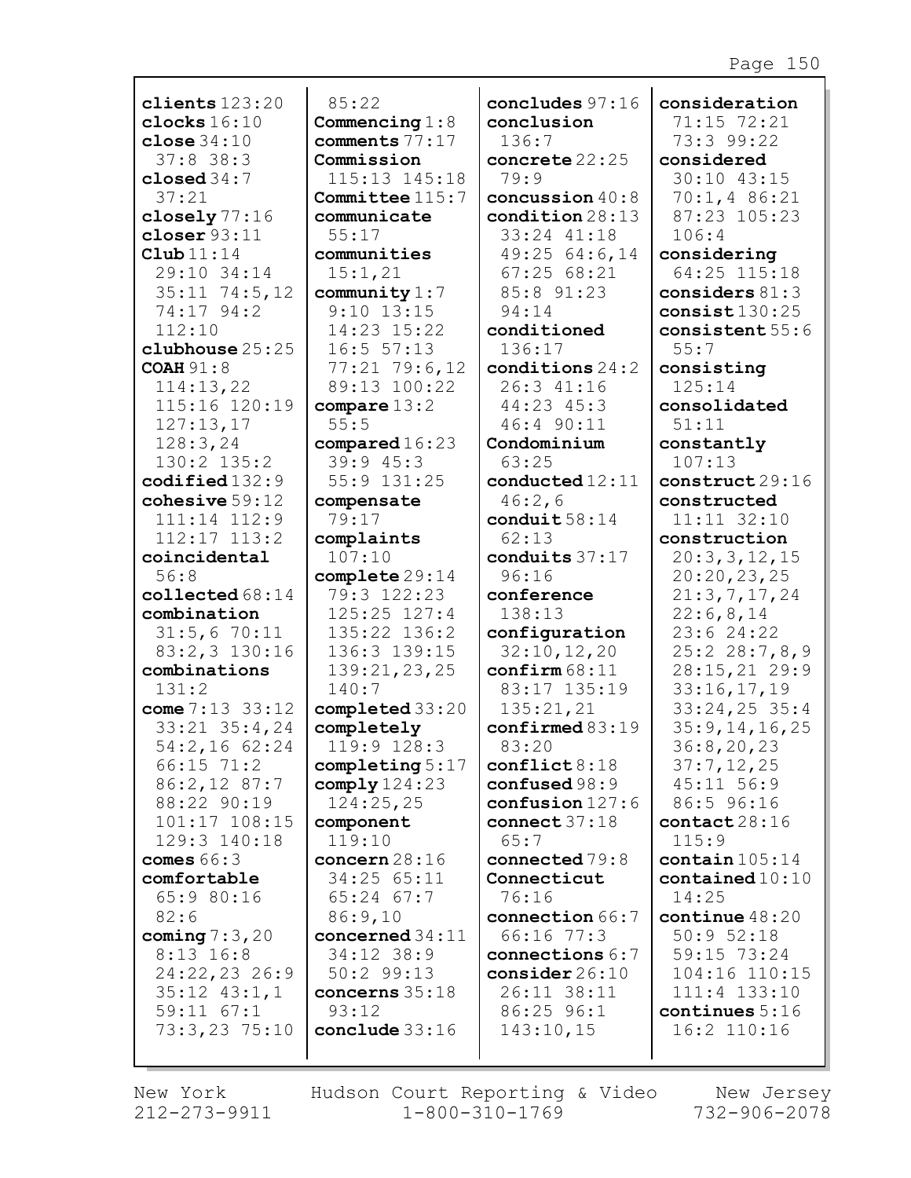**clients** 123:20
**clocks** 16:10
**close** 34:10 37:8 38:3
**closed** 34:7 37:21
**closely** 77:16
**closer** 93:11
**Club** 11:14 29:10 34:14 35:11 74:5,12 74:17 94:2 112:10
**clubhouse** 25:25
**COAH** 91:8 114:13,22 115:16 120:19 127:13,17 128:3,24 130:2 135:2
**codified** 132:9
**cohesive** 59:12 111:14 112:9 112:17 113:2
**coincidental** 56:8
**collected** 68:14
**combination** 31:5,6 70:11 83:2,3 130:16
**combinations** 131:2
**come** 7:13 33:12 33:21 35:4,24 54:2,16 62:24 66:15 71:2 86:2,12 87:7 88:22 90:19 101:17 108:15 129:3 140:18
**comes** 66:3
**comfortable** 65:9 80:16 82:6
**coming** 7:3,20 8:13 16:8 24:22,23 26:9 35:12 43:1,1 59:11 67:1 73:3,23 75:10 85:22
**Commencing** 1:8
**comments** 77:17
**Commission** 115:13 145:18
**Committee** 115:7
**communicate** 55:17
**communities** 15:1,21
**community** 1:7 9:10 13:15 14:23 15:22 16:5 57:13 77:21 79:6,12 89:13 100:22
**compare** 13:2 55:5
**compared** 16:23 39:9 45:3 55:9 131:25
**compensate** 79:17
**complaints** 107:10
**complete** 29:14 79:3 122:23 125:25 127:4 135:22 136:2 136:3 139:15 139:21,23,25 140:7
**completed** 33:20
**completely** 119:9 128:3
**completing** 5:17
**comply** 124:23 124:25,25
**component** 119:10
**concern** 28:16 34:25 65:11 65:24 67:7 86:9,10
**concerned** 34:11 34:12 38:9 50:2 99:13
**concerns** 35:18 93:12
**conclude** 33:16
**concludes** 97:16
**conclusion** 136:7
**concrete** 22:25 79:9
**concussion** 40:8
**condition** 28:13 33:24 41:18 49:25 64:6,14 67:25 68:21 85:8 91:23 94:14
**conditioned** 136:17
**conditions** 24:2 26:3 41:16 44:23 45:3 46:4 90:11
**Condominium** 63:25
**conducted** 12:11 46:2,6
**conduit** 58:14 62:13
**conduits** 37:17 96:16
**conference** 138:13
**configuration** 32:10,12,20
**confirm** 68:11 83:17 135:19 135:21,21
**confirmed** 83:19 83:20
**conflict** 8:18
**confused** 98:9
**confusion** 127:6
**connect** 37:18 65:7
**connected** 79:8
**Connecticut** 76:16
**connection** 66:7 66:16 77:3
**connections** 6:7
**consider** 26:10 26:11 38:11 86:25 96:1 143:10,15
**consideration** 71:15 72:21 73:3 99:22
**considered** 30:10 43:15 70:1,4 86:21 87:23 105:23 106:4
**considering** 64:25 115:18
**considers** 81:3
**consist** 130:25
**consistent** 55:6 55:7
**consisting** 125:14
**consolidated** 51:11
**constantly** 107:13
**construct** 29:16
**constructed** 11:11 32:10
**construction** 20:3,3,12,15 20:20,23,25 21:3,7,17,24 22:6,8,14 23:6 24:22 25:2 28:7,8,9 28:15,21 29:9 33:16,17,19 33:24,25 35:4 35:9,14,16,25 36:8,20,23 37:7,12,25 45:11 56:9 86:5 96:16
**contact** 28:16 115:9
**contain** 105:14
**contained** 10:10 14:25
**continue** 48:20 50:9 52:18 59:15 73:24 104:16 110:15 111:4 133:10
**continues** 5:16 16:2 110:16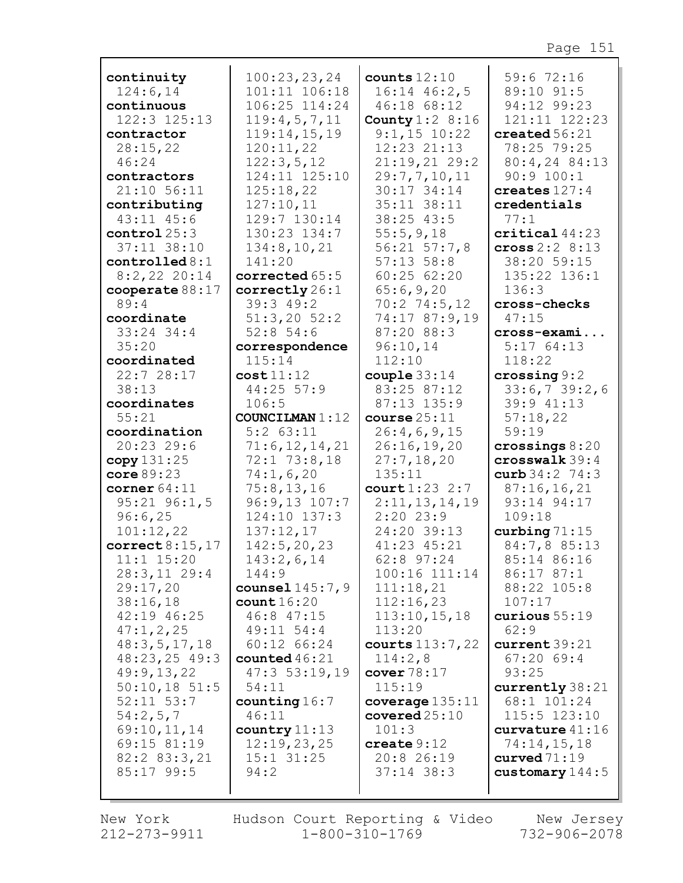**continuity** 124:6,14
**continuous** 122:3 125:13
**contractor** 28:15,22 46:24
**contractors** 21:10 56:11
**contributing** 43:11 45:6
**control** 25:3 37:11 38:10
**controlled** 8:1 8:2,22 20:14
**cooperate** 88:17 89:4
**coordinate** 33:24 34:4 35:20
**coordinated** 22:7 28:17 38:13
**coordinates** 55:21
**coordination** 20:23 29:6
**copy** 131:25
**core** 89:23
**corner** 64:11 95:21 96:1,5 96:6,25 101:12,22
**correct** 8:15,17 11:1 15:20 28:3,11 29:4 29:17,20 38:16,18 42:19 46:25 47:1,2,25 48:3,5,17,18 48:23,25 49:3 49:9,13,22 50:10,18 51:5 52:11 53:7 54:2,5,7 69:10,11,14 69:15 81:19 82:2 83:3,21 85:17 99:5 100:23,23,24 101:11 106:18 106:25 114:24 119:4,5,7,11 119:14,15,19 120:11,22 122:3,5,12 124:11 125:10 125:18,22 127:10,11 129:7 130:14 130:23 134:7 134:8,10,21 141:20
**corrected** 65:5
**correctly** 26:1 39:3 49:2 51:3,20 52:2 52:8 54:6
**correspondence** 115:14
**cost** 11:12 44:25 57:9 106:5
**COUNCILMAN** 1:12 5:2 63:11 71:6,12,14,21 72:1 73:8,18 74:1,6,20 75:8,13,16 96:9,13 107:7 124:10 137:3 137:12,17 142:5,20,23 143:2,6,14 144:9
**counsel** 145:7,9
**count** 16:20 46:8 47:15 49:11 54:4 60:12 66:24
**counted** 46:21 47:3 53:19,19 54:11
**counting** 16:7 46:11
**country** 11:13 12:19,23,25 15:1 31:25 94:2
**counts** 12:10 16:14 46:2,5 46:18 68:12
**County** 1:2 8:16 9:1,15 10:22 12:23 21:13 21:19,21 29:2 29:7,7,10,11 30:17 34:14 35:11 38:11 38:25 43:5 55:5,9,18 56:21 57:7,8 57:13 58:8 60:25 62:20 65:6,9,20 70:2 74:5,12 74:17 87:9,19 87:20 88:3 96:10,14 112:10
**couple** 33:14 83:25 87:12 87:13 135:9
**course** 25:11 26:4,6,9,15 26:16,19,20 27:7,18,20 135:11
**court** 1:23 2:7 2:11,13,14,19 2:20 23:9 24:20 39:13 41:23 45:21 62:8 97:24 100:16 111:14 111:18,21 112:16,23 113:10,15,18 113:20
**courts** 113:7,22 114:2,8
**cover** 78:17 115:19
**coverage** 135:11
**covered** 25:10 101:3
**create** 9:12 20:8 26:19 37:14 38:3 59:6 72:16 89:10 91:5 94:12 99:23 121:11 122:23
**created** 56:21 78:25 79:25 80:4,24 84:13 90:9 100:1
**creates** 127:4
**credentials** 77:1
**critical** 44:23
**cross** 2:2 8:13 38:20 59:15 135:22 136:1 136:3
**cross-checks** 47:15
**cross-exami...** 5:17 64:13 118:22
**crossing** 9:2 33:6,7 39:2,6 39:9 41:13 57:18,22 59:19
**crossings** 8:20
**crosswalk** 39:4
**curb** 34:2 74:3 87:16,16,21 93:14 94:17 109:18
**curbing** 71:15 84:7,8 85:13 85:14 86:16 86:17 87:1 88:22 105:8 107:17
**curious** 55:19 62:9
**current** 39:21 67:20 69:4 93:25
**currently** 38:21 68:1 101:24 115:5 123:10
**curvature** 41:16 74:14,15,18
**curved** 71:19
**customary** 144:5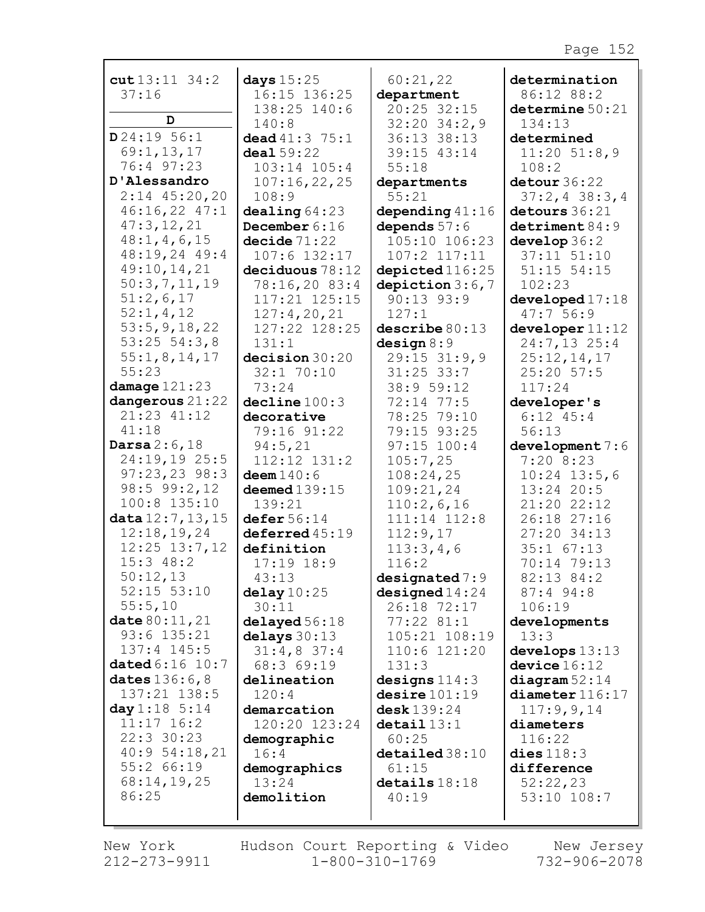**cut** 13:11 34:2 37:16

**D**

**D** 24:19 56:1 69:1,13,17 76:4 97:23
**D'Alessandro** 2:14 45:20,20 46:16,22 47:1 47:3,12,21 48:1,4,6,15 48:19,24 49:4 49:10,14,21 50:3,7,11,19 51:2,6,17 52:1,4,12 53:5,9,18,22 53:25 54:3,8 55:1,8,14,17 55:23
**damage** 121:23
**dangerous** 21:22 21:23 41:12 41:18
**Darsa** 2:6,18 24:19,19 25:5 97:23,23 98:3 98:5 99:2,12 100:8 135:10
**data** 12:7,13,15 12:18,19,24 12:25 13:7,12 15:3 48:2 50:12,13 52:15 53:10 55:5,10
**date** 80:11,21 93:6 135:21 137:4 145:5
**dated** 6:16 10:7
**dates** 136:6,8 137:21 138:5
**day** 1:18 5:14 11:17 16:2 22:3 30:23 40:9 54:18,21 55:2 66:19 68:14,19,25 86:25

**days** 15:25 16:15 136:25 138:25 140:6 140:8
**dead** 41:3 75:1
**deal** 59:22 103:14 105:4 107:16,22,25 108:9
**dealing** 64:23
**December** 6:16
**decide** 71:22 107:6 132:17
**deciduous** 78:12 78:16,20 83:4 117:21 125:15 127:4,20,21 127:22 128:25 131:1
**decision** 30:20 32:1 70:10 73:24
**decline** 100:3
**decorative** 79:16 91:22 94:5,21 112:12 131:2
**deem** 140:6
**deemed** 139:15 139:21
**defer** 56:14
**deferred** 45:19
**definition** 17:19 18:9 43:13
**delay** 10:25 30:11
**delayed** 56:18
**delays** 30:13 31:4,8 37:4 68:3 69:19
**delineation** 120:4
**demarcation** 120:20 123:24
**demographic** 16:4
**demographics** 13:24
**demolition** 60:21,22

**department** 20:25 32:15 32:20 34:2,9 36:13 38:13 39:15 43:14 55:18
**departments** 55:21
**depending** 41:16
**depends** 57:6 105:10 106:23 107:2 117:11
**depicted** 116:25
**depiction** 3:6,7 90:13 93:9 127:1
**describe** 80:13
**design** 8:9 29:15 31:9,9 31:25 33:7 38:9 59:12 72:14 77:5 78:25 79:10 79:15 93:25 97:15 100:4 105:7,25 108:24,25 109:21,24 110:2,6,16 111:14 112:8 112:9,17 113:3,4,6 116:2
**designated** 7:9
**designed** 14:24 26:18 72:17 77:22 81:1 105:21 108:19 110:6 121:20 131:3
**designs** 114:3
**desire** 101:19
**desk** 139:24
**detail** 13:1 60:25
**detailed** 38:10 61:15
**details** 18:18 40:19

**determination** 86:12 88:2
**determine** 50:21 134:13
**determined** 11:20 51:8,9 108:2
**detour** 36:22 37:2,4 38:3,4
**detours** 36:21
**detriment** 84:9
**develop** 36:2 37:11 51:10 51:15 54:15 102:23
**developed** 17:18 47:7 56:9
**developer** 11:12 24:7,13 25:4 25:12,14,17 25:20 57:5 117:24
**developer's** 6:12 45:4 56:13
**development** 7:6 7:20 8:23 10:24 13:5,6 13:24 20:5 21:20 22:12 26:18 27:16 27:20 34:13 35:1 67:13 70:14 79:13 82:13 84:2 87:4 94:8 106:19
**developments** 13:3
**develops** 13:13
**device** 16:12
**diagram** 52:14
**diameter** 116:17 117:9,9,14
**diameters** 116:22
**dies** 118:3
**difference** 52:22,23 53:10 108:7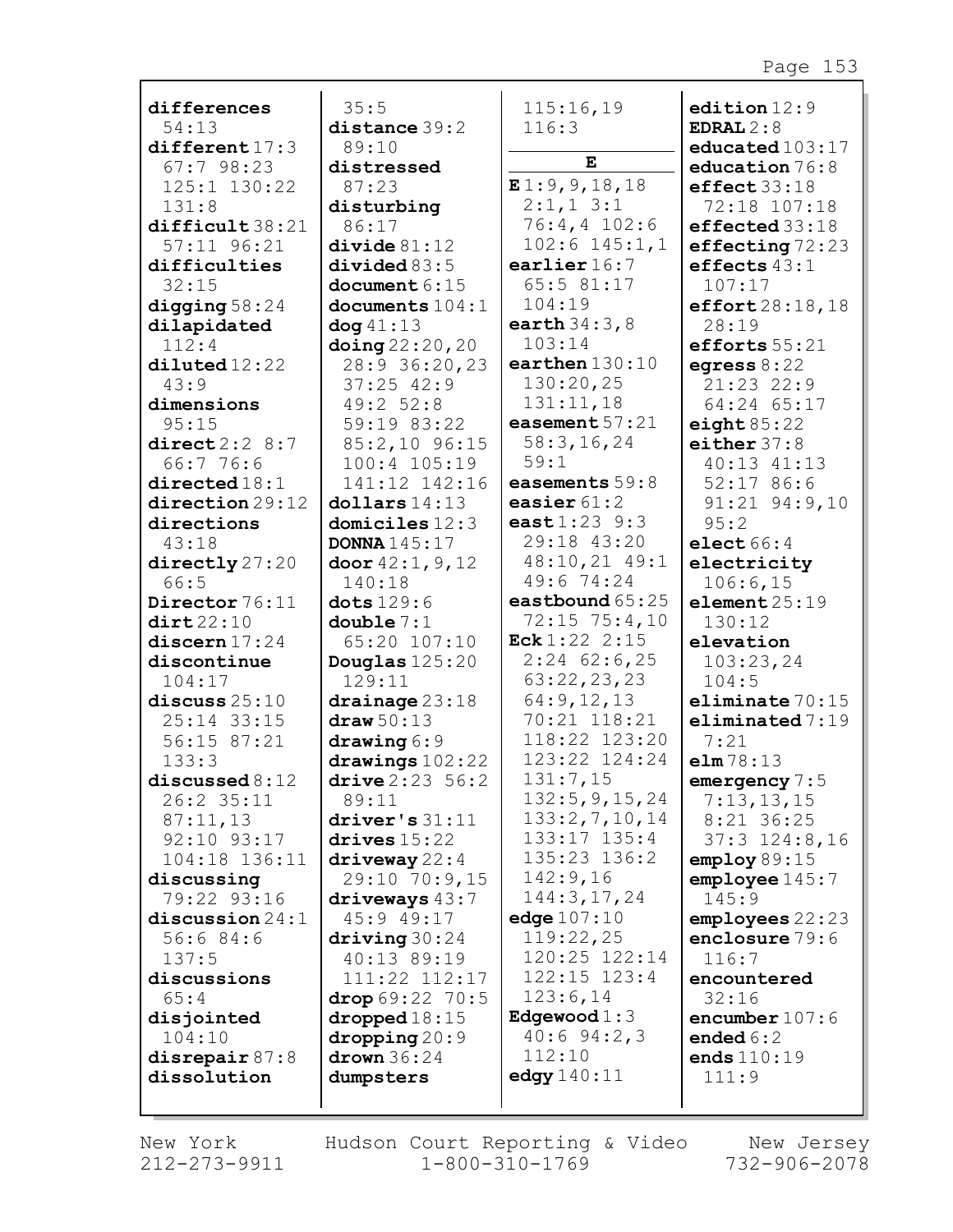**differences** 54:13
**different** 17:3 67:7 98:23 125:1 130:22 131:8
**difficult** 38:21 57:11 96:21
**difficulties** 32:15
**digging** 58:24
**dilapidated** 112:4
**diluted** 12:22 43:9
**dimensions** 95:15
**direct** 2:2 8:7 66:7 76:6
**directed** 18:1
**direction** 29:12
**directions** 43:18
**directly** 27:20 66:5
**Director** 76:11
**dirt** 22:10
**discern** 17:24
**discontinue** 104:17
**discuss** 25:10 25:14 33:15 56:15 87:21 133:3
**discussed** 8:12 26:2 35:11 87:11,13 92:10 93:17 104:18 136:11
**discussing** 79:22 93:16
**discussion** 24:1 56:6 84:6 137:5
**discussions** 65:4
**disjointed** 104:10
**disrepair** 87:8
**dissolution** 35:5
**distance** 39:2 89:10
**distressed** 87:23
**disturbing** 86:17
**divide** 81:12
**divided** 83:5
**document** 6:15
**documents** 104:1
**dog** 41:13
**doing** 22:20,20 28:9 36:20,23 37:25 42:9 49:2 52:8 59:19 83:22 85:2,10 96:15 100:4 105:19 141:12 142:16
**dollars** 14:13
**domiciles** 12:3
**DONNA** 145:17
**door** 42:1,9,12 140:18
**dots** 129:6
**double** 7:1 65:20 107:10
**Douglas** 125:20 129:11
**drainage** 23:18
**draw** 50:13
**drawing** 6:9
**drawings** 102:22
**drive** 2:23 56:2 89:11
**driver's** 31:11
**drives** 15:22
**driveway** 22:4 29:10 70:9,15
**driveways** 43:7 45:9 49:17
**driving** 30:24 40:13 89:19 111:22 112:17
**drop** 69:22 70:5
**dropped** 18:15
**dropping** 20:9
**drown** 36:24
**dumpsters** 115:16,19 116:3

**E**

**E** 1:9,9,18,18 2:1,1 3:1 76:4,4 102:6 102:6 145:1,1
**earlier** 16:7 65:5 81:17 104:19
**earth** 34:3,8 103:14
**earthen** 130:10 130:20,25 131:11,18
**easement** 57:21 58:3,16,24 59:1
**easements** 59:8
**easier** 61:2
**east** 1:23 9:3 29:18 43:20 48:10,21 49:1 49:6 74:24
**eastbound** 65:25 72:15 75:4,10
**Eck** 1:22 2:15 2:24 62:6,25 63:22,23,23 64:9,12,13 70:21 118:21 118:22 123:20 123:22 124:24 131:7,15 132:5,9,15,24 133:2,7,10,14 133:17 135:4 135:23 136:2 142:9,16 144:3,17,24
**edge** 107:10 119:22,25 120:25 122:14 122:15 123:4 123:6,14
**Edgewood** 1:3 40:6 94:2,3 112:10
**edgy** 140:11
**edition** 12:9
**EDRAL** 2:8
**educated** 103:17
**education** 76:8
**effect** 33:18 72:18 107:18
**effected** 33:18
**effecting** 72:23
**effects** 43:1 107:17
**effort** 28:18,18 28:19
**efforts** 55:21
**egress** 8:22 21:23 22:9 64:24 65:17
**eight** 85:22
**either** 37:8 40:13 41:13 52:17 86:6 91:21 94:9,10 95:2
**elect** 66:4
**electricity** 106:6,15
**element** 25:19 130:12
**elevation** 103:23,24 104:5
**eliminate** 70:15
**eliminated** 7:19 7:21
**elm** 78:13
**emergency** 7:5 7:13,13,15 8:21 36:25 37:3 124:8,16
**employ** 89:15
**employee** 145:7 145:9
**employees** 22:23
**enclosure** 79:6 116:7
**encountered** 32:16
**encumber** 107:6
**ended** 6:2
**ends** 110:19 111:9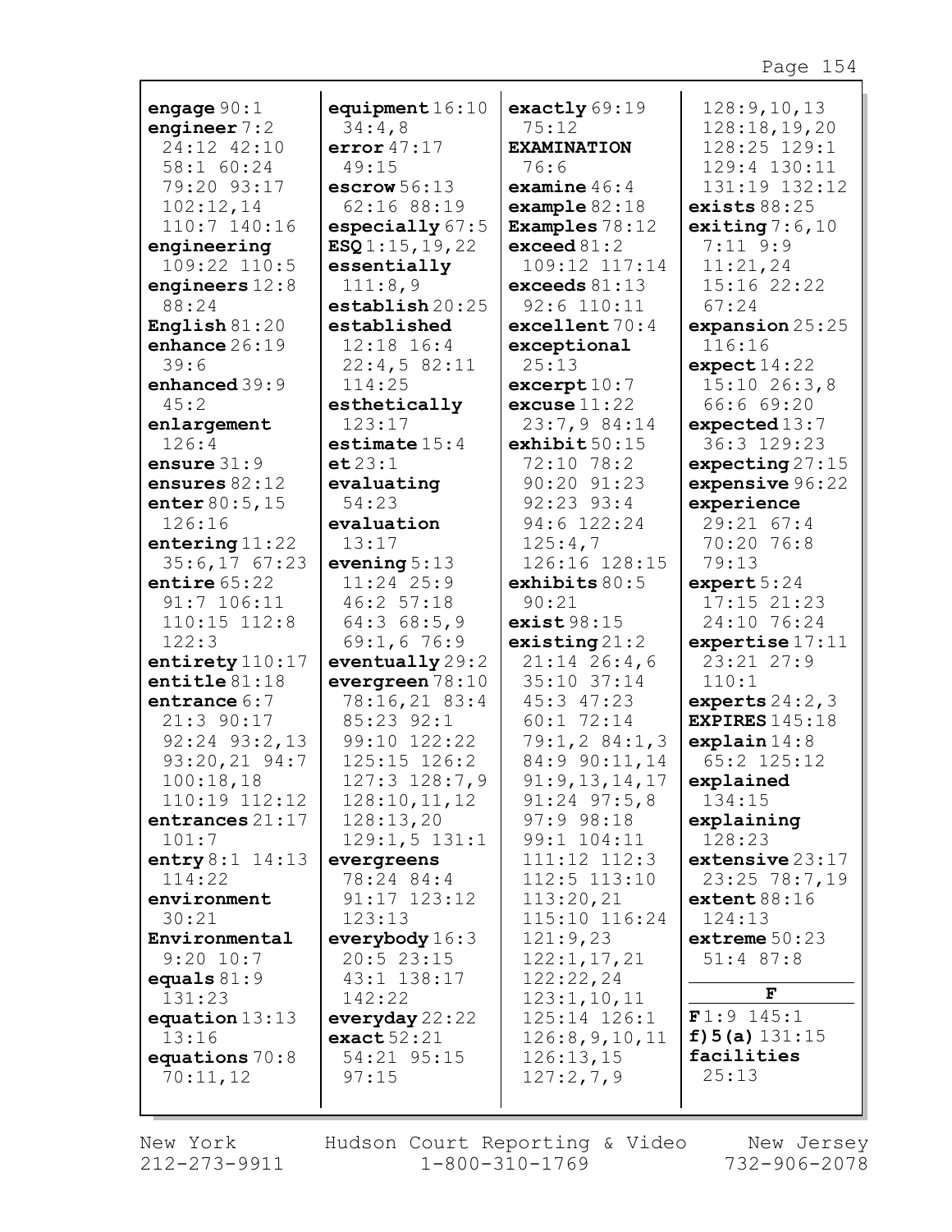**engage** 90:1
**engineer** 7:2 24:12 42:10 58:1 60:24 79:20 93:17 102:12,14 110:7 140:16
**engineering** 109:22 110:5
**engineers** 12:8 88:24
**English** 81:20
**enhance** 26:19 39:6
**enhanced** 39:9 45:2
**enlargement** 126:4
**ensure** 31:9
**ensures** 82:12
**enter** 80:5,15 126:16
**entering** 11:22 35:6,17 67:23
**entire** 65:22 91:7 106:11 110:15 112:8 122:3
**entirety** 110:17
**entitle** 81:18
**entrance** 6:7 21:3 90:17 92:24 93:2,13 93:20,21 94:7 100:18,18 110:19 112:12
**entrances** 21:17 101:7
**entry** 8:1 14:13 114:22
**environment** 30:21
**Environmental** 9:20 10:7
**equals** 81:9 131:23
**equation** 13:13 13:16
**equations** 70:8 70:11,12

**equipment** 16:10 34:4,8
**error** 47:17 49:15
**escrow** 56:13 62:16 88:19
**especially** 67:5
**ESQ** 1:15,19,22
**essentially** 111:8,9
**establish** 20:25
**established** 12:18 16:4 22:4,5 82:11 114:25
**esthetically** 123:17
**estimate** 15:4
**et** 23:1
**evaluating** 54:23
**evaluation** 13:17
**evening** 5:13 11:24 25:9 46:2 57:18 64:3 68:5,9 69:1,6 76:9
**eventually** 29:2
**evergreen** 78:10 78:16,21 83:4 85:23 92:1 99:10 122:22 125:15 126:2 127:3 128:7,9 128:10,11,12 128:13,20 129:1,5 131:1
**evergreens** 78:24 84:4 91:17 123:12 123:13
**everybody** 16:3 20:5 23:15 43:1 138:17 142:22
**everyday** 22:22
**exact** 52:21 54:21 95:15 97:15

**exactly** 69:19 75:12
**EXAMINATION** 76:6
**examine** 46:4
**example** 82:18
**Examples** 78:12
**exceed** 81:2 109:12 117:14
**exceeds** 81:13 92:6 110:11
**excellent** 70:4
**exceptional** 25:13
**excerpt** 10:7
**excuse** 11:22 23:7,9 84:14
**exhibit** 50:15 72:10 78:2 90:20 91:23 92:23 93:4 94:6 122:24 125:4,7 126:16 128:15
**exhibits** 80:5 90:21
**exist** 98:15
**existing** 21:2 21:14 26:4,6 35:10 37:14 45:3 47:23 60:1 72:14 79:1,2 84:1,3 84:9 90:11,14 91:9,13,14,17 91:24 97:5,8 97:9 98:18 99:1 104:11 111:12 112:3 112:5 113:10 113:20,21 115:10 116:24 121:9,23 122:1,17,21 122:22,24 123:1,10,11 125:14 126:1 126:8,9,10,11 126:13,15 127:2,7,9

128:9,10,13 128:18,19,20 128:25 129:1 129:4 130:11 131:19 132:12
**exists** 88:25
**exiting** 7:6,10 7:11 9:9 11:21,24 15:16 22:22 67:24
**expansion** 25:25 116:16
**expect** 14:22 15:10 26:3,8 66:6 69:20
**expected** 13:7 36:3 129:23
**expecting** 27:15
**expensive** 96:22
**experience** 29:21 67:4 70:20 76:8 79:13
**expert** 5:24 17:15 21:23 24:10 76:24
**expertise** 17:11 23:21 27:9 110:1
**experts** 24:2,3
**EXPIRES** 145:18
**explain** 14:8 65:2 125:12
**explained** 134:15
**explaining** 128:23
**extensive** 23:17 23:25 78:7,19
**extent** 88:16 124:13
**extreme** 50:23 51:4 87:8

**F**

**F** 1:9 145:1
**f)5(a)** 131:15
**facilities** 25:13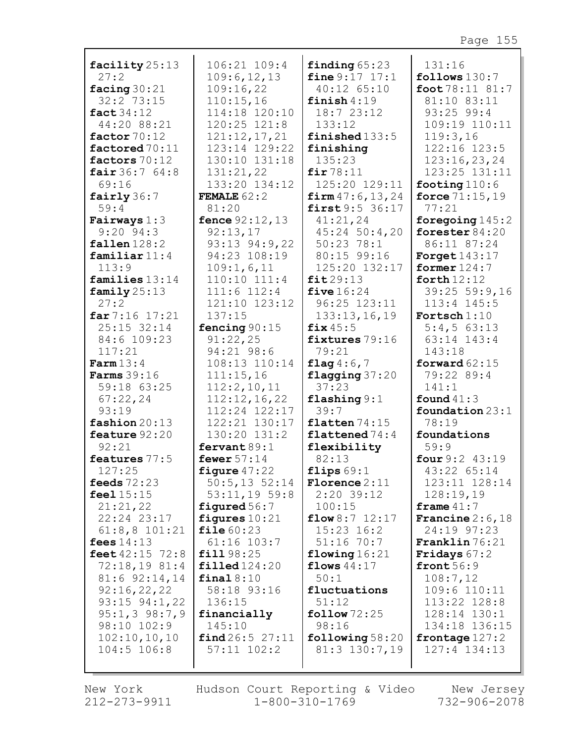**facility** 25:13 27:2
**facing** 30:21 32:2 73:15
**fact** 34:12 44:20 88:21
**factor** 70:12
**factored** 70:11
**factors** 70:12
**fair** 36:7 64:8 69:16
**fairly** 36:7 59:4
**Fairways** 1:3 9:20 94:3
**fallen** 128:2
**familiar** 11:4 113:9
**families** 13:14
**family** 25:13 27:2
**far** 7:16 17:21 25:15 32:14 84:6 109:23 117:21
**Farm** 13:4
**Farms** 39:16 59:18 63:25 67:22,24 93:19
**fashion** 20:13
**feature** 92:20 92:21
**features** 77:5 127:25
**feeds** 72:23
**feel** 15:15 21:21,22 22:24 23:17 61:8,8 101:21
**fees** 14:13
**feet** 42:15 72:8 72:18,19 81:4 81:6 92:14,14 92:16,22,22 93:15 94:1,22 95:1,3 98:7,9 98:10 102:9 102:10,10,10 104:5 106:8 106:21 109:4 109:6,12,13 109:16,22 110:15,16 114:18 120:10 120:25 121:8 121:12,17,21 123:14 129:22 130:10 131:18 131:21,22 133:20 134:12
**FEMALE** 62:2 81:20
**fence** 92:12,13 92:13,17 93:13 94:9,22 94:23 108:19 109:1,6,11 110:10 111:4 111:6 112:4 121:10 123:12 137:15
**fencing** 90:15 91:22,25 94:21 98:6 108:13 110:14 111:15,16 112:2,10,11 112:12,16,22 112:24 122:17 122:21 130:17 130:20 131:2
**fervant** 89:1
**fewer** 57:14
**figure** 47:22 50:5,13 52:14 53:11,19 59:8
**figured** 56:7
**figures** 10:21
**file** 60:23 61:16 103:7
**fill** 98:25
**filled** 124:20
**final** 8:10 58:18 93:16 136:15
**financially** 145:10
**find** 26:5 27:11 57:11 102:2
**finding** 65:23
**fine** 9:17 17:1 40:12 65:10
**finish** 4:19 18:7 23:12 133:12
**finished** 133:5
**finishing** 135:23
**fir** 78:11 125:20 129:11
**firm** 47:6,13,24
**first** 9:5 36:17 41:21,24 45:24 50:4,20 50:23 78:1 80:15 99:16 125:20 132:17
**fit** 29:13
**five** 16:24 96:25 123:11 133:13,16,19
**fix** 45:5
**fixtures** 79:16 79:21
**flag** 4:6,7
**flagging** 37:20 37:23
**flashing** 9:1 39:7
**flatten** 74:15
**flattened** 74:4
**flexibility** 82:13
**flips** 69:1
**Florence** 2:11 2:20 39:12 100:15
**flow** 8:7 12:17 15:23 16:2 51:16 70:7
**flowing** 16:21
**flows** 44:17 50:1
**fluctuations** 51:12
**follow** 72:25 98:16
**following** 58:20 81:3 130:7,19 131:16
**follows** 130:7
**foot** 78:11 81:7 81:10 83:11 93:25 99:4 109:19 110:11 119:3,16 122:16 123:5 123:16,23,24 123:25 131:11
**footing** 110:6
**force** 71:15,19 77:21
**foregoing** 145:2
**forester** 84:20 86:11 87:24
**Forget** 143:17
**former** 124:7
**forth** 12:12 39:25 59:9,16 113:4 145:5
**Fortsch** 1:10 5:4,5 63:13 63:14 143:4 143:18
**forward** 62:15 79:22 89:4 141:1
**found** 41:3
**foundation** 23:1 78:19
**foundations** 59:9
**four** 9:2 43:19 43:22 65:14 123:11 128:14 128:19,19
**frame** 41:7
**Francine** 2:6,18 24:19 97:23
**Franklin** 76:21
**Fridays** 67:2
**front** 56:9 108:7,12 109:6 110:11 113:22 128:8 128:14 130:1 134:18 136:15
**frontage** 127:2 127:4 134:13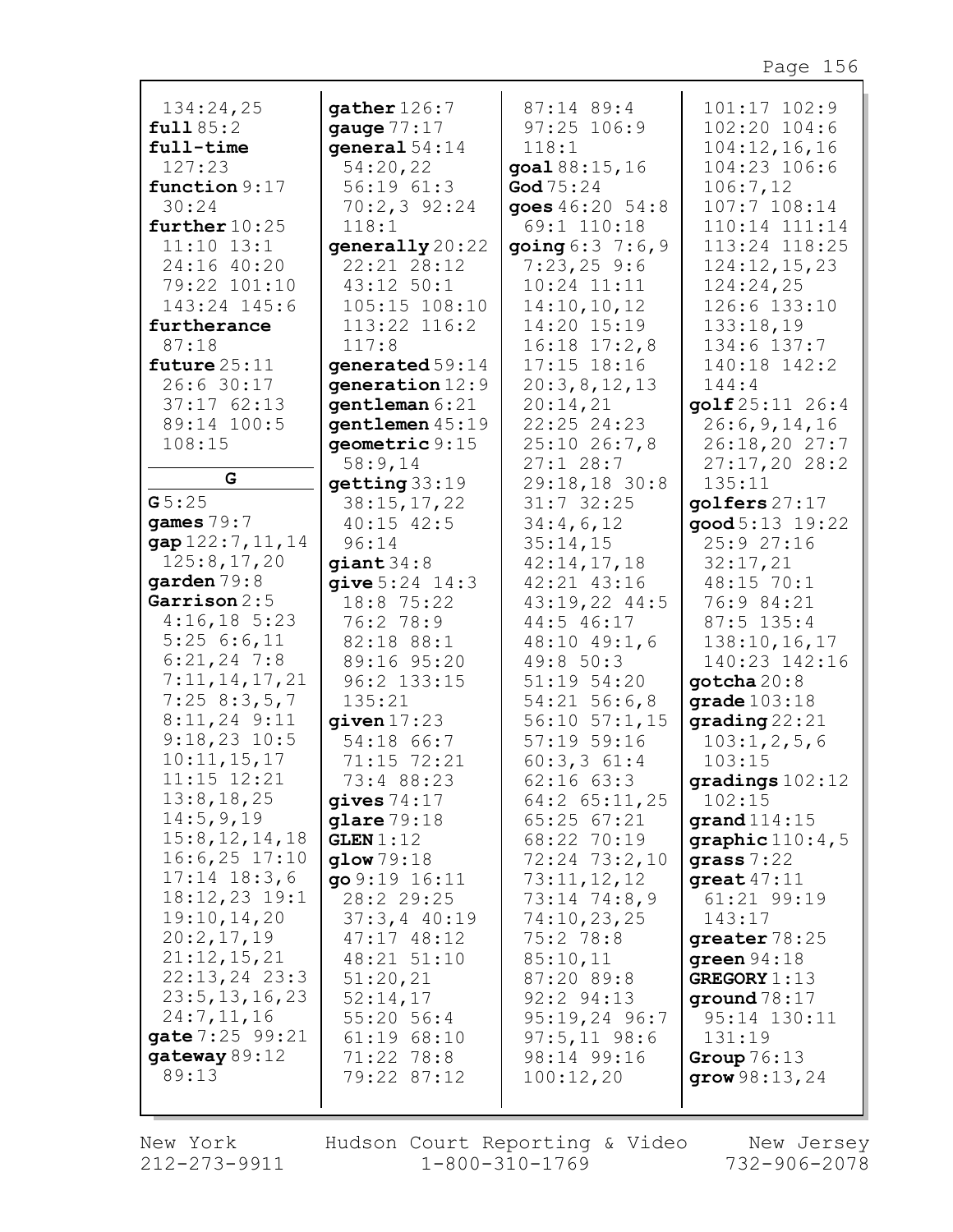134:24,25
**full** 85:2
**full-time** 127:23
**function** 9:17 30:24
**further** 10:25 11:10 13:1 24:16 40:20 79:22 101:10 143:24 145:6
**furtherance** 87:18
**future** 25:11 26:6 30:17 37:17 62:13 89:14 100:5 108:15

## G

**G** 5:25
**games** 79:7
**gap** 122:7,11,14 125:8,17,20
**garden** 79:8
**Garrison** 2:5 4:16,18 5:23 5:25 6:6,11 6:21,24 7:8 7:11,14,17,21 7:25 8:3,5,7 8:11,24 9:11 9:18,23 10:5 10:11,15,17 11:15 12:21 13:8,18,25 14:5,9,19 15:8,12,14,18 16:6,25 17:10 17:14 18:3,6 18:12,23 19:1 19:10,14,20 20:2,17,19 21:12,15,21 22:13,24 23:3 23:5,13,16,23 24:7,11,16
**gate** 7:25 99:21
**gateway** 89:12 89:13
**gather** 126:7
**gauge** 77:17
**general** 54:14 54:20,22 56:19 61:3 70:2,3 92:24 118:1
**generally** 20:22 22:21 28:12 43:12 50:1 105:15 108:10 113:22 116:2 117:8
**generated** 59:14
**generation** 12:9
**gentleman** 6:21
**gentlemen** 45:19
**geometric** 9:15 58:9,14
**getting** 33:19 38:15,17,22 40:15 42:5 96:14
**giant** 34:8
**give** 5:24 14:3 18:8 75:22 76:2 78:9 82:18 88:1 89:16 95:20 96:2 133:15 135:21
**given** 17:23 54:18 66:7 71:15 72:21 73:4 88:23
**gives** 74:17
**glare** 79:18
**GLEN** 1:12
**glow** 79:18
**go** 9:19 16:11 28:2 29:25 37:3,4 40:19 47:17 48:12 48:21 51:10 51:20,21 52:14,17 55:20 56:4 61:19 68:10 71:22 78:8 79:22 87:12 87:14 89:4 97:25 106:9 118:1
**goal** 88:15,16
**God** 75:24
**goes** 46:20 54:8 69:1 110:18
**going** 6:3 7:6,9 7:23,25 9:6 10:24 11:11 14:10,10,12 14:20 15:19 16:18 17:2,8 17:15 18:16 20:3,8,12,13 20:14,21 22:25 24:23 25:10 26:7,8 27:1 28:7 29:18,18 30:8 31:7 32:25 34:4,6,12 35:14,15 42:14,17,18 42:21 43:16 43:19,22 44:5 44:5 46:17 48:10 49:1,6 49:8 50:3 51:19 54:20 54:21 56:6,8 56:10 57:1,15 57:19 59:16 60:3,3 61:4 62:16 63:3 64:2 65:11,25 65:25 67:21 68:22 70:19 72:24 73:2,10 73:11,12,12 73:14 74:8,9 74:10,23,25 75:2 78:8 85:10,11 87:20 89:8 92:2 94:13 95:19,24 96:7 97:5,11 98:6 98:14 99:16 100:12,20 101:17 102:9 102:20 104:6 104:12,16,16 104:23 106:6 106:7,12 107:7 108:14 110:14 111:14 113:24 118:25 124:12,15,23 124:24,25 126:6 133:10 133:18,19 134:6 137:7 140:18 142:2 144:4
**golf** 25:11 26:4 26:6,9,14,16 26:18,20 27:7 27:17,20 28:2 135:11
**golfers** 27:17
**good** 5:13 19:22 25:9 27:16 32:17,21 48:15 70:1 76:9 84:21 87:5 135:4 138:10,16,17 140:23 142:16
**gotcha** 20:8
**grade** 103:18
**grading** 22:21 103:1,2,5,6 103:15
**gradings** 102:12 102:15
**grand** 114:15
**graphic** 110:4,5
**grass** 7:22
**great** 47:11 61:21 99:19 143:17
**greater** 78:25
**green** 94:18
**GREGORY** 1:13
**ground** 78:17 95:14 130:11 131:19
**Group** 76:13
**grow** 98:13,24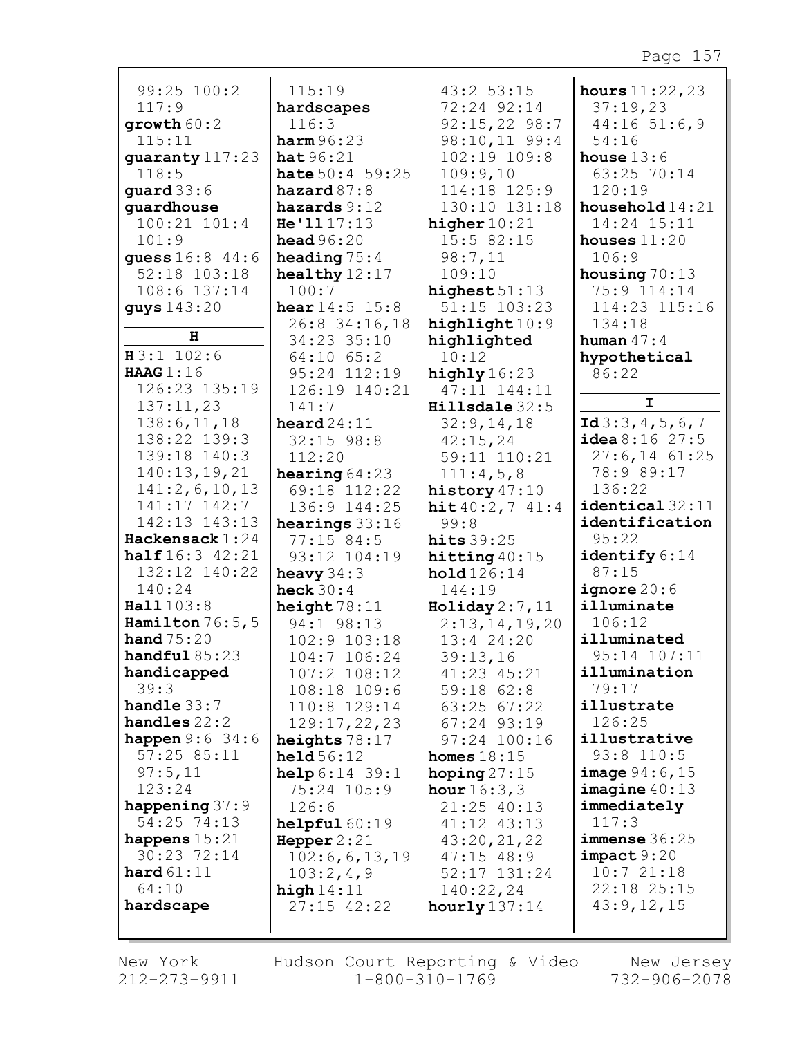99:25 100:2 117:9
**growth** 60:2 115:11
**guaranty** 117:23 118:5
**guard** 33:6
**guardhouse** 100:21 101:4 101:9
**guess** 16:8 44:6 52:18 103:18 108:6 137:14
**guys** 143:20

## H

**H** 3:1 102:6
**HAAG** 1:16 126:23 135:19 137:11,23 138:6,11,18 138:22 139:3 139:18 140:3 140:13,19,21 141:2,6,10,13 141:17 142:7 142:13 143:13
**Hackensack** 1:24
**half** 16:3 42:21 132:12 140:22 140:24
**Hall** 103:8
**Hamilton** 76:5,5
**hand** 75:20
**handful** 85:23
**handicapped** 39:3
**handle** 33:7
**handles** 22:2
**happen** 9:6 34:6 57:25 85:11 97:5,11 123:24
**happening** 37:9 54:25 74:13
**happens** 15:21 30:23 72:14
**hard** 61:11 64:10
**hardscape** 115:19
**hardscapes** 116:3
**harm** 96:23
**hat** 96:21
**hate** 50:4 59:25
**hazard** 87:8
**hazards** 9:12
**He'll** 17:13
**head** 96:20
**heading** 75:4
**healthy** 12:17 100:7
**hear** 14:5 15:8 26:8 34:16,18 34:23 35:10 64:10 65:2 95:24 112:19 126:19 140:21 141:7
**heard** 24:11 32:15 98:8 112:20
**hearing** 64:23 69:18 112:22 136:9 144:25
**hearings** 33:16 77:15 84:5 93:12 104:19
**heavy** 34:3
**heck** 30:4
**height** 78:11 94:1 98:13 102:9 103:18 104:7 106:24 107:2 108:12 108:18 109:6 110:8 129:14 129:17,22,23
**heights** 78:17
**held** 56:12
**help** 6:14 39:1 75:24 105:9 126:6
**helpful** 60:19
**Hepper** 2:21 102:6,6,13,19 103:2,4,9
**high** 14:11 27:15 42:22 43:2 53:15 72:24 92:14 92:15,22 98:7 98:10,11 99:4 102:19 109:8 109:9,10 114:18 125:9 130:10 131:18
**higher** 10:21 15:5 82:15 98:7,11 109:10
**highest** 51:13 51:15 103:23
**highlight** 10:9
**highlighted** 10:12
**highly** 16:23 47:11 144:11
**Hillsdale** 32:5 32:9,14,18 42:15,24 59:11 110:21 111:4,5,8
**history** 47:10
**hit** 40:2,7 41:4 99:8
**hits** 39:25
**hitting** 40:15
**hold** 126:14 144:19
**Holiday** 2:7,11 2:13,14,19,20 13:4 24:20 39:13,16 41:23 45:21 59:18 62:8 63:25 67:22 67:24 93:19 97:24 100:16
**homes** 18:15
**hoping** 27:15
**hour** 16:3,3 21:25 40:13 41:12 43:13 43:20,21,22 47:15 48:9 52:17 131:24 140:22,24
**hourly** 137:14
**hours** 11:22,23 37:19,23 44:16 51:6,9 54:16
**house** 13:6 63:25 70:14 120:19
**household** 14:21 14:24 15:11
**houses** 11:20 106:9
**housing** 70:13 75:9 114:14 114:23 115:16 134:18
**human** 47:4
**hypothetical** 86:22

## I

**Id** 3:3,4,5,6,7
**idea** 8:16 27:5 27:6,14 61:25 78:9 89:17 136:22
**identical** 32:11
**identification** 95:22
**identify** 6:14 87:15
**ignore** 20:6
**illuminate** 106:12
**illuminated** 95:14 107:11
**illumination** 79:17
**illustrate** 126:25
**illustrative** 93:8 110:5
**image** 94:6,15
**imagine** 40:13
**immediately** 117:3
**immense** 36:25
**impact** 9:20 10:7 21:18 22:18 25:15 43:9,12,15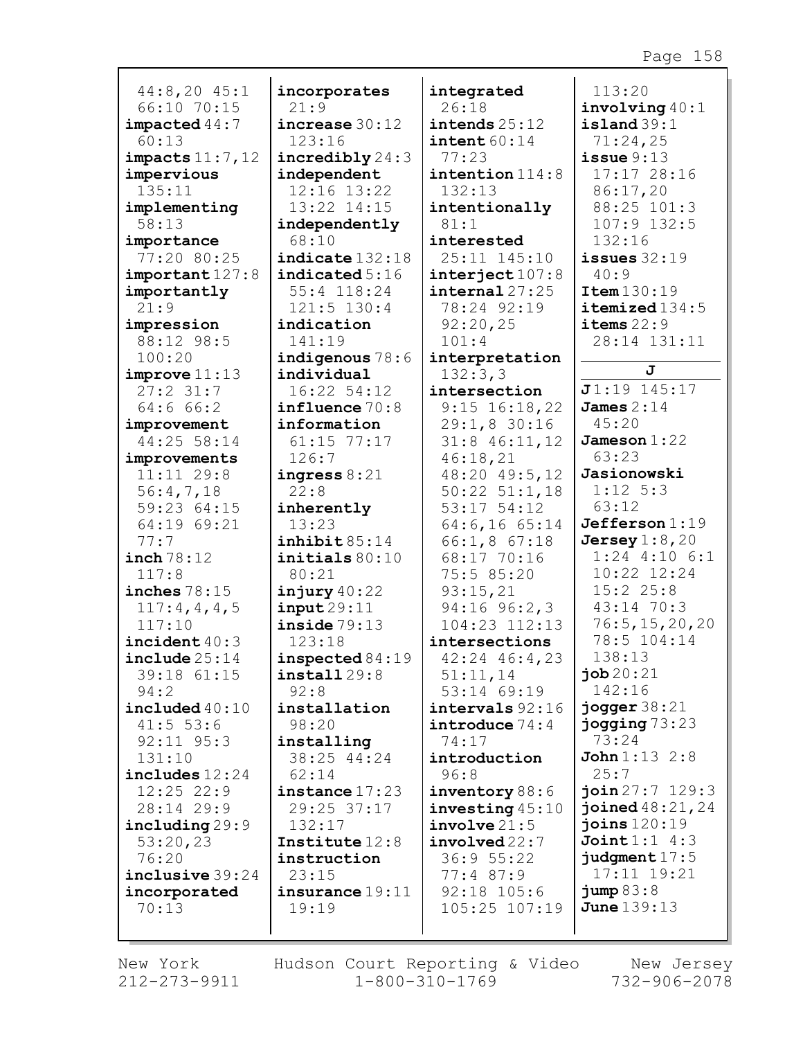44:8,20 45:1
66:10 70:15
**impacted** 44:7
60:13
**impacts** 11:7,12
**impervious**
135:11
**implementing**
58:13
**importance**
77:20 80:25
**important** 127:8
**importantly**
21:9
**impression**
88:12 98:5
100:20
**improve** 11:13
27:2 31:7
64:6 66:2
**improvement**
44:25 58:14
**improvements**
11:11 29:8
56:4,7,18
59:23 64:15
64:19 69:21
77:7
**inch** 78:12
117:8
**inches** 78:15
117:4,4,4,5
117:10
**incident** 40:3
**include** 25:14
39:18 61:15
94:2
**included** 40:10
41:5 53:6
92:11 95:3
131:10
**includes** 12:24
12:25 22:9
28:14 29:9
**including** 29:9
53:20,23
76:20
**inclusive** 39:24
**incorporated**
70:13

**incorporates**
21:9
**increase** 30:12
123:16
**incredibly** 24:3
**independent**
12:16 13:22
13:22 14:15
**independently**
68:10
**indicate** 132:18
**indicated** 5:16
55:4 118:24
121:5 130:4
**indication**
141:19
**indigenous** 78:6
**individual**
16:22 54:12
**influence** 70:8
**information**
61:15 77:17
126:7
**ingress** 8:21
22:8
**inherently**
13:23
**inhibit** 85:14
**initials** 80:10
80:21
**injury** 40:22
**input** 29:11
**inside** 79:13
123:18
**inspected** 84:19
**install** 29:8
92:8
**installation**
98:20
**installing**
38:25 44:24
62:14
**instance** 17:23
29:25 37:17
132:17
**Institute** 12:8
**instruction**
23:15
**insurance** 19:11
19:19

**integrated**
26:18
**intends** 25:12
**intent** 60:14
77:23
**intention** 114:8
132:13
**intentionally**
81:1
**interested**
25:11 145:10
**interject** 107:8
**internal** 27:25
78:24 92:19
92:20,25
101:4
**interpretation**
132:3,3
**intersection**
9:15 16:18,22
29:1,8 30:16
31:8 46:11,12
46:18,21
48:20 49:5,12
50:22 51:1,18
53:17 54:12
64:6,16 65:14
66:1,8 67:18
68:17 70:16
75:5 85:20
93:15,21
94:16 96:2,3
104:23 112:13
**intersections**
42:24 46:4,23
51:11,14
53:14 69:19
**intervals** 92:16
**introduce** 74:4
74:17
**introduction**
96:8
**inventory** 88:6
**investing** 45:10
**involve** 21:5
**involved** 22:7
36:9 55:22
77:4 87:9
92:18 105:6
105:25 107:19

113:20
**involving** 40:1
**island** 39:1
71:24,25
**issue** 9:13
17:17 28:16
86:17,20
88:25 101:3
107:9 132:5
132:16
**issues** 32:19
40:9
**Item** 130:19
**itemized** 134:5
**items** 22:9
28:14 131:11

**J**

**J** 1:19 145:17
**James** 2:14
45:20
**Jameson** 1:22
63:23
**Jasionowski**
1:12 5:3
63:12
**Jefferson** 1:19
**Jersey** 1:8,20
1:24 4:10 6:1
10:22 12:24
15:2 25:8
43:14 70:3
76:5,15,20,20
78:5 104:14
138:13
**job** 20:21
142:16
**jogger** 38:21
**jogging** 73:23
73:24
**John** 1:13 2:8
25:7
**join** 27:7 129:3
**joined** 48:21,24
**joins** 120:19
**Joint** 1:1 4:3
**judgment** 17:5
17:11 19:21
**jump** 83:8
**June** 139:13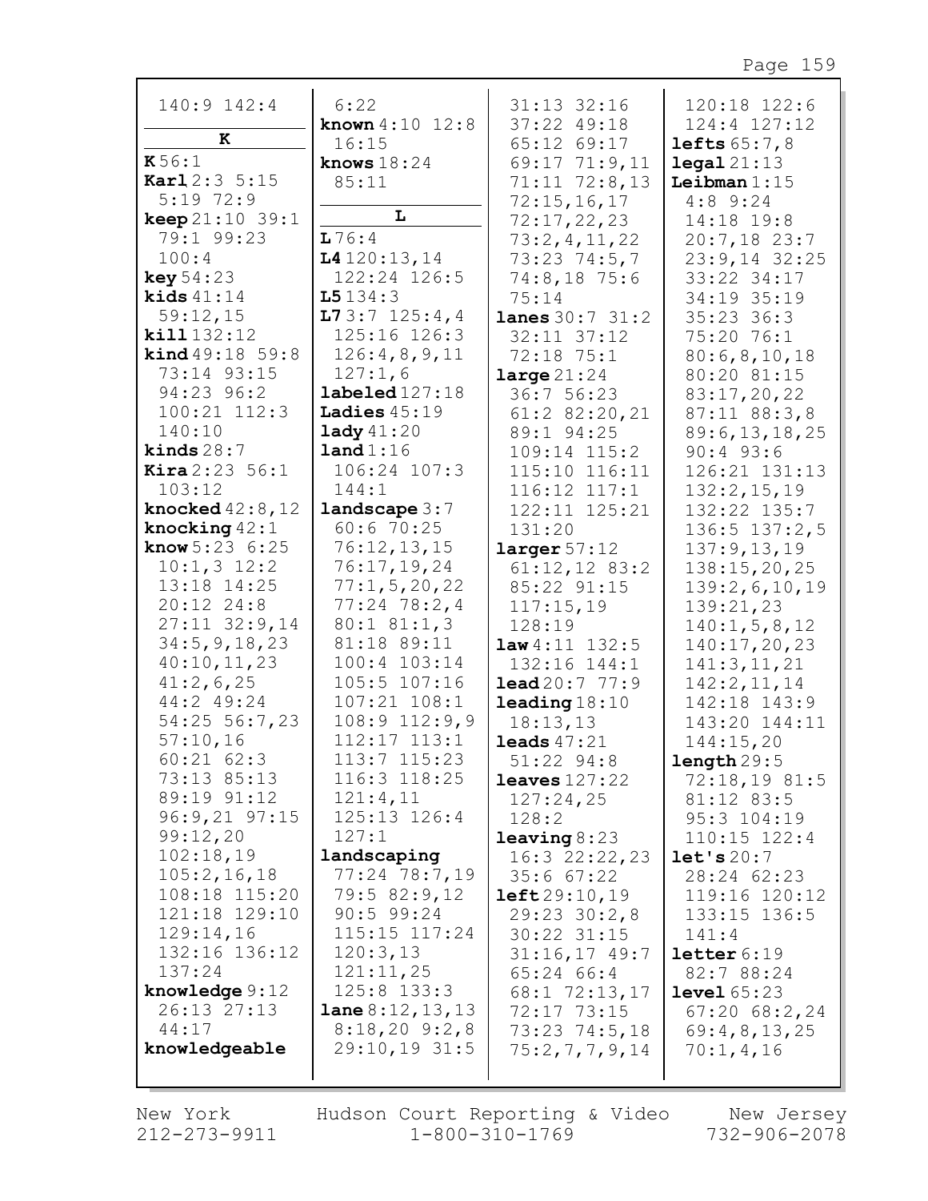140:9 142:4

**K**

**K** 56:1
**Karl** 2:3 5:15 5:19 72:9
**keep** 21:10 39:1 79:1 99:23 100:4
**key** 54:23
**kids** 41:14 59:12,15
**kill** 132:12
**kind** 49:18 59:8 73:14 93:15 94:23 96:2 100:21 112:3 140:10
**kinds** 28:7
**Kira** 2:23 56:1 103:12
**knocked** 42:8,12
**knocking** 42:1
**know** 5:23 6:25 10:1,3 12:2 13:18 14:25 20:12 24:8 27:11 32:9,14 34:5,9,18,23 40:10,11,23 41:2,6,25 44:2 49:24 54:25 56:7,23 57:10,16 60:21 62:3 73:13 85:13 89:19 91:12 96:9,21 97:15 99:12,20 102:18,19 105:2,16,18 108:18 115:20 121:18 129:10 129:14,16 132:16 136:12 137:24
**knowledge** 9:12 26:13 27:13 44:17
**knowledgeable** 6:22
**known** 4:10 12:8 16:15
**knows** 18:24 85:11

**L**

**L** 76:4
**L4** 120:13,14 122:24 126:5
**L5** 134:3
**L7** 3:7 125:4,4 125:16 126:3 126:4,8,9,11 127:1,6
**labeled** 127:18
**Ladies** 45:19
**lady** 41:20
**land** 1:16 106:24 107:3 144:1
**landscape** 3:7 60:6 70:25 76:12,13,15 76:17,19,24 77:1,5,20,22 77:24 78:2,4 80:1 81:1,3 81:18 89:11 100:4 103:14 105:5 107:16 107:21 108:1 108:9 112:9,9 112:17 113:1 113:7 115:23 116:3 118:25 121:4,11 125:13 126:4 127:1
**landscaping** 77:24 78:7,19 79:5 82:9,12 90:5 99:24 115:15 117:24 120:3,13 121:11,25 125:8 133:3
**lane** 8:12,13,13 8:18,20 9:2,8 29:10,19 31:5 31:13 32:16 37:22 49:18 65:12 69:17 69:17 71:9,11 71:11 72:8,13 72:15,16,17 72:17,22,23 73:2,4,11,22 73:23 74:5,7 74:8,18 75:6 75:14
**lanes** 30:7 31:2 32:11 37:12 72:18 75:1
**large** 21:24 36:7 56:23 61:2 82:20,21 89:1 94:25 109:14 115:2 115:10 116:11 116:12 117:1 122:11 125:21 131:20
**larger** 57:12 61:12,12 83:2 85:22 91:15 117:15,19 128:19
**law** 4:11 132:5 132:16 144:1
**lead** 20:7 77:9
**leading** 18:10 18:13,13
**leads** 47:21 51:22 94:8
**leaves** 127:22 127:24,25 128:2
**leaving** 8:23 16:3 22:22,23 35:6 67:22
**left** 29:10,19 29:23 30:2,8 30:22 31:15 31:16,17 49:7 65:24 66:4 68:1 72:13,17 72:17 73:15 73:23 74:5,18 75:2,7,7,9,14 120:18 122:6 124:4 127:12
**lefts** 65:7,8
**legal** 21:13
**Leibman** 1:15 4:8 9:24 14:18 19:8 20:7,18 23:7 23:9,14 32:25 33:22 34:17 34:19 35:19 35:23 36:3 75:20 76:1 80:6,8,10,18 80:20 81:15 83:17,20,22 87:11 88:3,8 89:6,13,18,25 90:4 93:6 126:21 131:13 132:2,15,19 132:22 135:7 136:5 137:2,5 137:9,13,19 138:15,20,25 139:2,6,10,19 139:21,23 140:1,5,8,12 140:17,20,23 141:3,11,21 142:2,11,14 142:18 143:9 143:20 144:11 144:15,20
**length** 29:5 72:18,19 81:5 81:12 83:5 95:3 104:19 110:15 122:4
**let's** 20:7 28:24 62:23 119:16 120:12 133:15 136:5 141:4
**letter** 6:19 82:7 88:24
**level** 65:23 67:20 68:2,24 69:4,8,13,25 70:1,4,16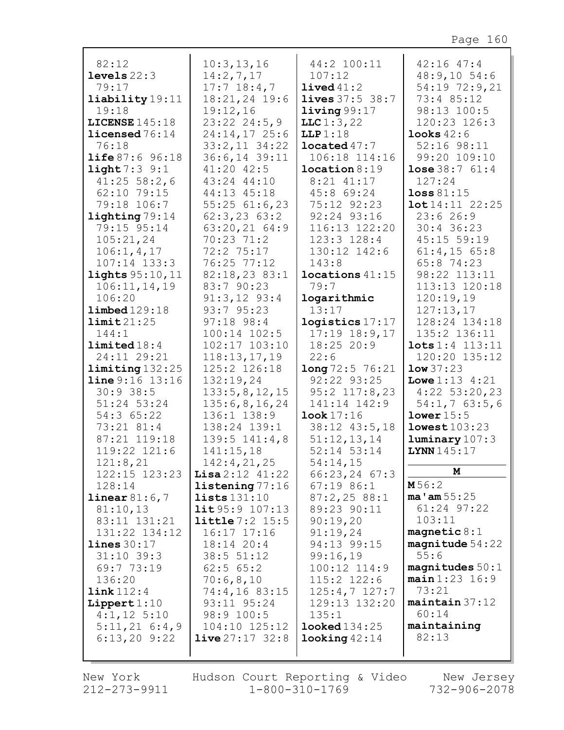82:12
**levels** 22:3 79:17
**liability** 19:11 19:18
**LICENSE** 145:18
**licensed** 76:14 76:18
**life** 87:6 96:18
**light** 7:3 9:1 41:25 58:2,6 62:10 79:15 79:18 106:7
**lighting** 79:14 79:15 95:14 105:21,24 106:1,4,17 107:14 133:3
**lights** 95:10,11 106:11,14,19 106:20
**limbed** 129:18
**limit** 21:25 144:1
**limited** 18:4 24:11 29:21
**limiting** 132:25
**line** 9:16 13:16 30:9 38:5 51:24 53:24 54:3 65:22 73:21 81:4 87:21 119:18 119:22 121:6 121:8,21 122:15 123:23 128:14
**linear** 81:6,7 81:10,13 83:11 131:21 131:22 134:12
**lines** 30:17 31:10 39:3 69:7 73:19 136:20
**link** 112:4
**Lippert** 1:10 4:1,12 5:10 5:11,21 6:4,9 6:13,20 9:22 10:3,13,16 14:2,7,17 17:7 18:4,7 18:21,24 19:6 19:12,16 23:22 24:5,9 24:14,17 25:6 33:2,11 34:22 36:6,14 39:11 41:20 42:5 43:24 44:10 44:13 45:18 55:25 61:6,23 62:3,23 63:2 63:20,21 64:9 70:23 71:2 72:2 75:17 76:25 77:12 82:18,23 83:1 83:7 90:23 91:3,12 93:4 93:7 95:23 97:18 98:4 100:14 102:5 102:17 103:10 118:13,17,19 125:2 126:18 132:19,24 133:5,8,12,15 135:6,8,16,24 136:1 138:9 138:24 139:1 139:5 141:4,8 141:15,18 142:4,21,25
**Lisa** 2:12 41:22
**listening** 77:16
**lists** 131:10
**lit** 95:9 107:13
**little** 7:2 15:5 16:17 17:16 18:14 20:4 38:5 51:12 62:5 65:2 70:6,8,10 74:4,16 83:15 93:11 95:24 98:9 100:5 104:10 125:12
**live** 27:17 32:8 44:2 100:11 107:12
**lived** 41:2
**lives** 37:5 38:7
**living** 99:17
**LLC** 1:3,22
**LLP** 1:18
**located** 47:7 106:18 114:16
**location** 8:19 8:21 41:17 45:8 69:24 75:12 92:23 92:24 93:16 116:13 122:20 123:3 128:4 130:12 142:6 143:8
**locations** 41:15 79:7
**logarithmic** 13:17
**logistics** 17:17 17:19 18:9,17 18:25 20:9 22:6
**long** 72:5 76:21 92:22 93:25 95:2 117:8,23 141:14 142:9
**look** 17:16 38:12 43:5,18 51:12,13,14 52:14 53:14 54:14,15 66:23,24 67:3 67:19 86:1 87:2,25 88:1 89:23 90:11 90:19,20 91:19,24 94:13 99:15 99:16,19 100:12 114:9 115:2 122:6 125:4,7 127:7 129:13 132:20 135:1
**looked** 134:25
**looking** 42:14 42:16 47:4 48:9,10 54:6 54:19 72:9,21 73:4 85:12 98:13 100:5 120:23 126:3
**looks** 42:6 52:16 98:11 99:20 109:10
**lose** 38:7 61:4 127:24
**loss** 81:15
**lot** 14:11 22:25 23:6 26:9 30:4 36:23 45:15 59:19 61:4,15 65:8 65:8 74:23 98:22 113:11 113:13 120:18 120:19,19 127:13,17 128:24 134:18 135:2 136:11
**lots** 1:4 113:11 120:20 135:12
**low** 37:23
**Lowe** 1:13 4:21 4:22 53:20,23 54:1,7 63:5,6
**lower** 15:5
**lowest** 103:23
**luminary** 107:3
**LYNN** 145:17

## M

**M** 56:2
**ma'am** 55:25 61:24 97:22 103:11
**magnetic** 8:1
**magnitude** 54:22 55:6
**magnitudes** 50:1
**main** 1:23 16:9 73:21
**maintain** 37:12 60:14
**maintaining** 82:13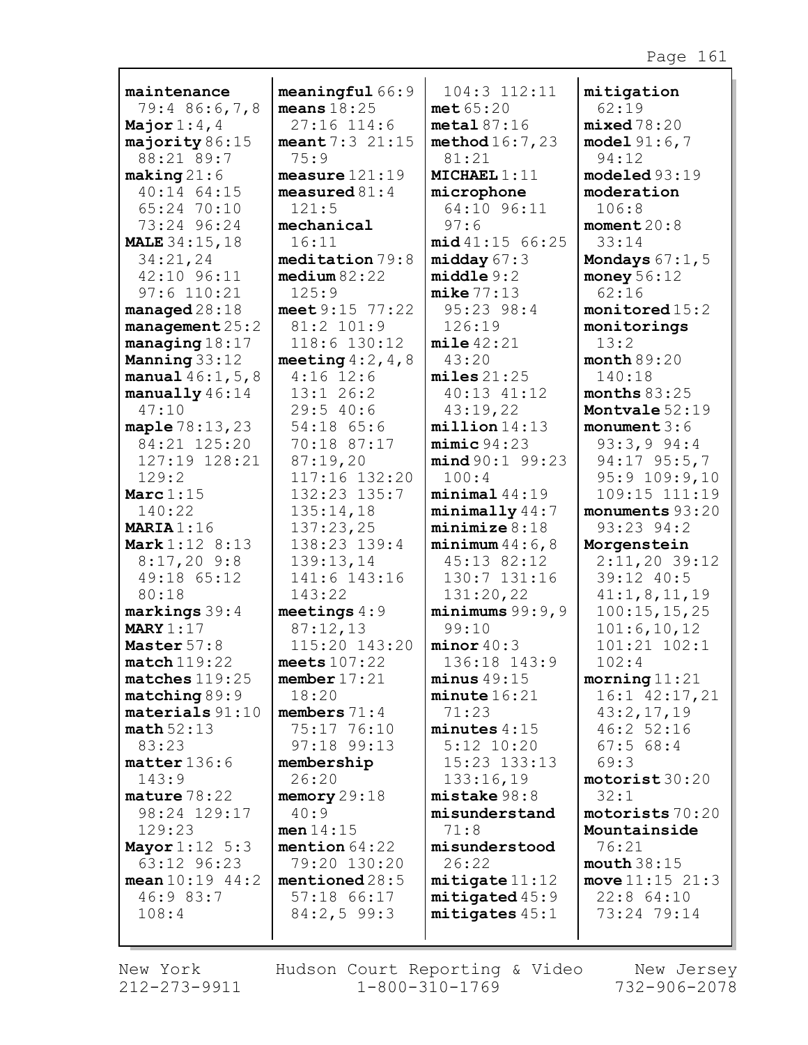**maintenance** 79:4 86:6,7,8
**Major** 1:4,4
**majority** 86:15 88:21 89:7
**making** 21:6 40:14 64:15 65:24 70:10 73:24 96:24
**MALE** 34:15,18 34:21,24 42:10 96:11 97:6 110:21
**managed** 28:18
**management** 25:2
**managing** 18:17
**Manning** 33:12
**manual** 46:1,5,8
**manually** 46:14 47:10
**maple** 78:13,23 84:21 125:20 127:19 128:21 129:2
**Marc** 1:15 140:22
**MARIA** 1:16
**Mark** 1:12 8:13 8:17,20 9:8 49:18 65:12 80:18
**markings** 39:4
**MARY** 1:17
**Master** 57:8
**match** 119:22
**matches** 119:25
**matching** 89:9
**materials** 91:10
**math** 52:13 83:23
**matter** 136:6 143:9
**mature** 78:22 98:24 129:17 129:23
**Mayor** 1:12 5:3 63:12 96:23
**mean** 10:19 44:2 46:9 83:7 108:4
**meaningful** 66:9
**means** 18:25 27:16 114:6
**meant** 7:3 21:15 75:9
**measure** 121:19
**measured** 81:4 121:5
**mechanical** 16:11
**meditation** 79:8
**medium** 82:22 125:9
**meet** 9:15 77:22 81:2 101:9 118:6 130:12
**meeting** 4:2,4,8 4:16 12:6 13:1 26:2 29:5 40:6 54:18 65:6 70:18 87:17 87:19,20 117:16 132:20 132:23 135:7 135:14,18 137:23,25 138:23 139:4 139:13,14 141:6 143:16 143:22
**meetings** 4:9 87:12,13 115:20 143:20
**meets** 107:22
**member** 17:21 18:20
**members** 71:4 75:17 76:10 97:18 99:13
**membership** 26:20
**memory** 29:18 40:9
**men** 14:15
**mention** 64:22 79:20 130:20
**mentioned** 28:5 57:18 66:17 84:2,5 99:3
104:3 112:11
**met** 65:20
**metal** 87:16
**method** 16:7,23 81:21
**MICHAEL** 1:11
**microphone** 64:10 96:11 97:6
**mid** 41:15 66:25
**midday** 67:3
**middle** 9:2
**mike** 77:13 95:23 98:4 126:19
**mile** 42:21 43:20
**miles** 21:25 40:13 41:12 43:19,22
**million** 14:13
**mimic** 94:23
**mind** 90:1 99:23 100:4
**minimal** 44:19
**minimally** 44:7
**minimize** 8:18
**minimum** 44:6,8 45:13 82:12 130:7 131:16 131:20,22
**minimums** 99:9,9 99:10
**minor** 40:3 136:18 143:9
**minus** 49:15
**minute** 16:21 71:23
**minutes** 4:15 5:12 10:20 15:23 133:13 133:16,19
**mistake** 98:8
**misunderstand** 71:8
**misunderstood** 26:22
**mitigate** 11:12
**mitigated** 45:9
**mitigates** 45:1
**mitigation** 62:19
**mixed** 78:20
**model** 91:6,7 94:12
**modeled** 93:19
**moderation** 106:8
**moment** 20:8 33:14
**Mondays** 67:1,5
**money** 56:12 62:16
**monitored** 15:2
**monitorings** 13:2
**month** 89:20 140:18
**months** 83:25
**Montvale** 52:19
**monument** 3:6 93:3,9 94:4 94:17 95:5,7 95:9 109:9,10 109:15 111:19
**monuments** 93:20 93:23 94:2
**Morgenstein** 2:11,20 39:12 39:12 40:5 41:1,8,11,19 100:15,15,25 101:6,10,12 101:21 102:1 102:4
**morning** 11:21 16:1 42:17,21 43:2,17,19 46:2 52:16 67:5 68:4 69:3
**motorist** 30:20 32:1
**motorists** 70:20
**Mountainside** 76:21
**mouth** 38:15
**move** 11:15 21:3 22:8 64:10 73:24 79:14

New York 212-273-9911 Hudson Court Reporting & Video 1-800-310-1769 New Jersey 732-906-2078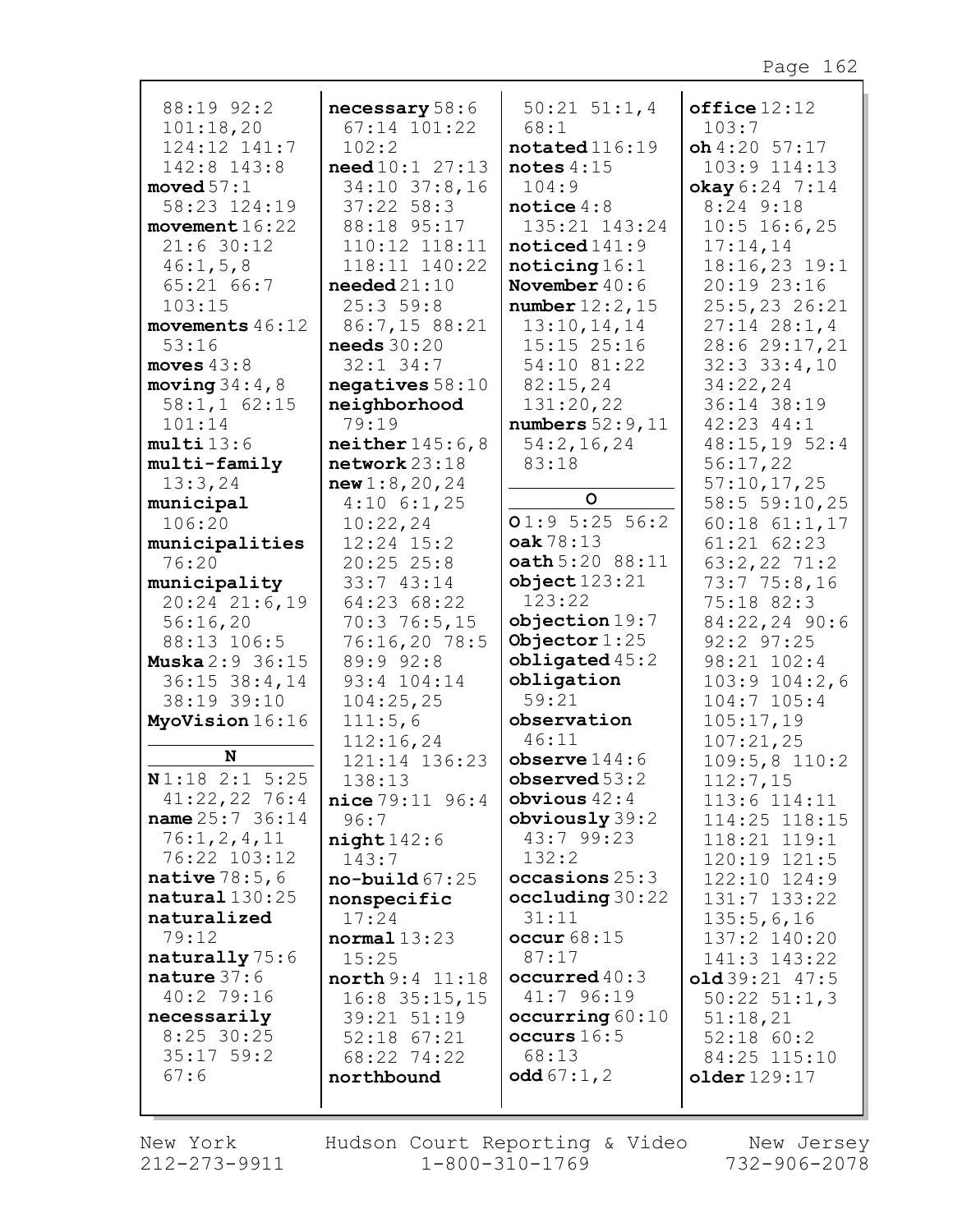88:19 92:2
101:18,20
124:12 141:7
142:8 143:8
**moved** 57:1
58:23 124:19
**movement** 16:22
21:6 30:12
46:1,5,8
65:21 66:7
103:15
**movements** 46:12
53:16
**moves** 43:8
**moving** 34:4,8
58:1,1 62:15
101:14
**multi** 13:6
**multi-family**
13:3,24
**municipal**
106:20
**municipalities**
76:20
**municipality**
20:24 21:6,19
56:16,20
88:13 106:5
**Muska** 2:9 36:15
36:15 38:4,14
38:19 39:10
**MyoVision** 16:16

**N**

**N** 1:18 2:1 5:25
41:22,22 76:4
**name** 25:7 36:14
76:1,2,4,11
76:22 103:12
**native** 78:5,6
**natural** 130:25
**naturalized**
79:12
**naturally** 75:6
**nature** 37:6
40:2 79:16
**necessarily**
8:25 30:25
35:17 59:2
67:6
**necessary** 58:6
67:14 101:22
102:2
**need** 10:1 27:13
34:10 37:8,16
37:22 58:3
88:18 95:17
110:12 118:11
118:11 140:22
**needed** 21:10
25:3 59:8
86:7,15 88:21
**needs** 30:20
32:1 34:7
**negatives** 58:10
**neighborhood**
79:19
**neither** 145:6,8
**network** 23:18
**new** 1:8,20,24
4:10 6:1,25
10:22,24
12:24 15:2
20:25 25:8
33:7 43:14
64:23 68:22
70:3 76:5,15
76:16,20 78:5
89:9 92:8
93:4 104:14
104:25,25
111:5,6
112:16,24
121:14 136:23
138:13
**nice** 79:11 96:4
96:7
**night** 142:6
143:7
**no-build** 67:25
**nonspecific**
17:24
**normal** 13:23
15:25
**north** 9:4 11:18
16:8 35:15,15
39:21 51:19
52:18 67:21
68:22 74:22
**northbound**
50:21 51:1,4
68:1
**notated** 116:19
**notes** 4:15
104:9
**notice** 4:8
135:21 143:24
**noticed** 141:9
**noticing** 16:1
**November** 40:6
**number** 12:2,15
13:10,14,14
15:15 25:16
54:10 81:22
82:15,24
131:20,22
**numbers** 52:9,11
54:2,16,24
83:18

**O**

**O** 1:9 5:25 56:2
**oak** 78:13
**oath** 5:20 88:11
**object** 123:21
123:22
**objection** 19:7
**Objector** 1:25
**obligated** 45:2
**obligation**
59:21
**observation**
46:11
**observe** 144:6
**observed** 53:2
**obvious** 42:4
**obviously** 39:2
43:7 99:23
132:2
**occasions** 25:3
**occluding** 30:22
31:11
**occur** 68:15
87:17
**occurred** 40:3
41:7 96:19
**occurring** 60:10
**occurs** 16:5
68:13
**odd** 67:1,2
**office** 12:12
103:7
**oh** 4:20 57:17
103:9 114:13
**okay** 6:24 7:14
8:24 9:18
10:5 16:6,25
17:14,14
18:16,23 19:1
20:19 23:16
25:5,23 26:21
27:14 28:1,4
28:6 29:17,21
32:3 33:4,10
34:22,24
36:14 38:19
42:23 44:1
48:15,19 52:4
56:17,22
57:10,17,25
58:5 59:10,25
60:18 61:1,17
61:21 62:23
63:2,22 71:2
73:7 75:8,16
75:18 82:3
84:22,24 90:6
92:2 97:25
98:21 102:4
103:9 104:2,6
104:7 105:4
105:17,19
107:21,25
109:5,8 110:2
112:7,15
113:6 114:11
114:25 118:15
118:21 119:1
120:19 121:5
122:10 124:9
131:7 133:22
135:5,6,16
137:2 140:20
141:3 143:22
**old** 39:21 47:5
50:22 51:1,3
51:18,21
52:18 60:2
84:25 115:10
**older** 129:17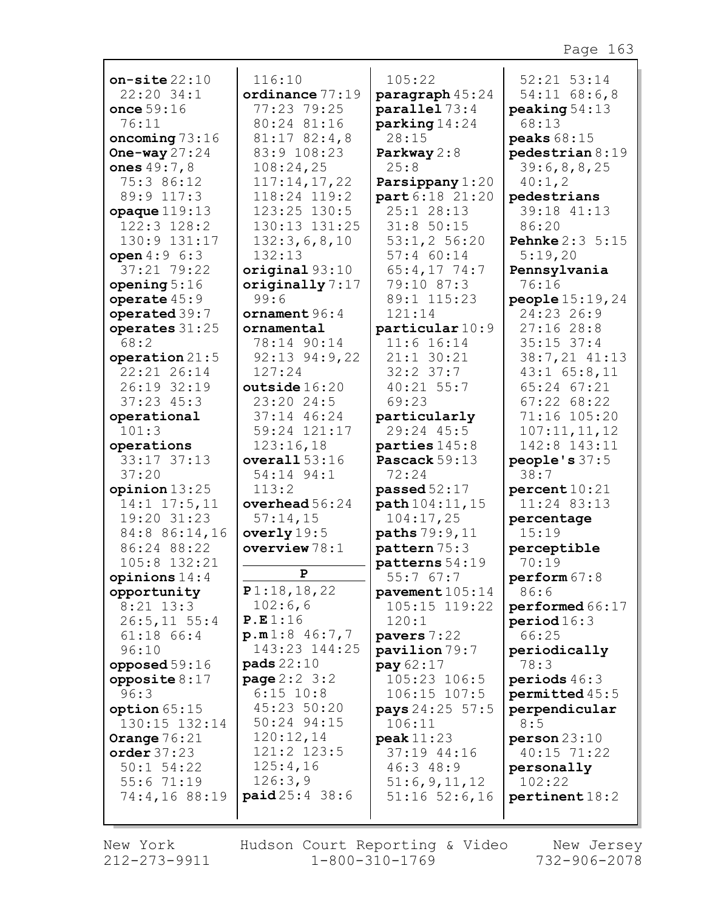**on-site** 22:10 22:20 34:1
**once** 59:16 76:11
**oncoming** 73:16
**One-way** 27:24
**ones** 49:7,8 75:3 86:12 89:9 117:3
**opaque** 119:13 122:3 128:2 130:9 131:17
**open** 4:9 6:3 37:21 79:22
**opening** 5:16
**operate** 45:9
**operated** 39:7
**operates** 31:25 68:2
**operation** 21:5 22:21 26:14 26:19 32:19 37:23 45:3
**operational** 101:3
**operations** 33:17 37:13 37:20
**opinion** 13:25 14:1 17:5,11 19:20 31:23 84:8 86:14,16 86:24 88:22 105:8 132:21
**opinions** 14:4
**opportunity** 8:21 13:3 26:5,11 55:4 61:18 66:4 96:10
**opposed** 59:16
**opposite** 8:17 96:3
**option** 65:15 130:15 132:14
**Orange** 76:21
**order** 37:23 50:1 54:22 55:6 71:19 74:4,16 88:19 116:10
**ordinance** 77:19 77:23 79:25 80:24 81:16 81:17 82:4,8 83:9 108:23 108:24,25 117:14,17,22 118:24 119:2 123:25 130:5 130:13 131:25 132:3,6,8,10 132:13
**original** 93:10
**originally** 7:17 99:6
**ornament** 96:4
**ornamental** 78:14 90:14 92:13 94:9,22 127:24
**outside** 16:20 23:20 24:5 37:14 46:24 59:24 121:17 123:16,18
**overall** 53:16 54:14 94:1 113:2
**overhead** 56:24 57:14,15
**overly** 19:5
**overview** 78:1

**P**

**P** 1:18,18,22 102:6,6
**P.E** 1:16
**p.m** 1:8 46:7,7 143:23 144:25
**pads** 22:10
**page** 2:2 3:2 6:15 10:8 45:23 50:20 50:24 94:15 120:12,14 121:2 123:5 125:4,16 126:3,9
**paid** 25:4 38:6 105:22
**paragraph** 45:24
**parallel** 73:4
**parking** 14:24 28:15
**Parkway** 2:8 25:8
**Parsippany** 1:20
**part** 6:18 21:20 25:1 28:13 31:8 50:15 53:1,2 56:20 57:4 60:14 65:4,17 74:7 79:10 87:3 89:1 115:23 121:14
**particular** 10:9 11:6 16:14 21:1 30:21 32:2 37:7 40:21 55:7 69:23
**particularly** 29:24 45:5
**parties** 145:8
**Pascack** 59:13 72:24
**passed** 52:17
**path** 104:11,15 104:17,25
**paths** 79:9,11
**pattern** 75:3
**patterns** 54:19 55:7 67:7
**pavement** 105:14 105:15 119:22 120:1
**pavers** 7:22
**pavilion** 79:7
**pay** 62:17 105:23 106:5 106:15 107:5
**pays** 24:25 57:5 106:11
**peak** 11:23 37:19 44:16 46:3 48:9 51:6,9,11,12 51:16 52:6,16 52:21 53:14 54:11 68:6,8
**peaking** 54:13 68:13
**peaks** 68:15
**pedestrian** 8:19 39:6,8,8,25 40:1,2
**pedestrians** 39:18 41:13 86:20
**Pehnke** 2:3 5:15 5:19,20
**Pennsylvania** 76:16
**people** 15:19,24 24:23 26:9 27:16 28:8 35:15 37:4 38:7,21 41:13 43:1 65:8,11 65:24 67:21 67:22 68:22 71:16 105:20 107:11,11,12 142:8 143:11
**people's** 37:5 38:7
**percent** 10:21 11:24 83:13
**percentage** 15:19
**perceptible** 70:19
**perform** 67:8 86:6
**performed** 66:17
**period** 16:3 66:25
**periodically** 78:3
**periods** 46:3
**permitted** 45:5
**perpendicular** 8:5
**person** 23:10 40:15 71:22
**personally** 102:22
**pertinent** 18:2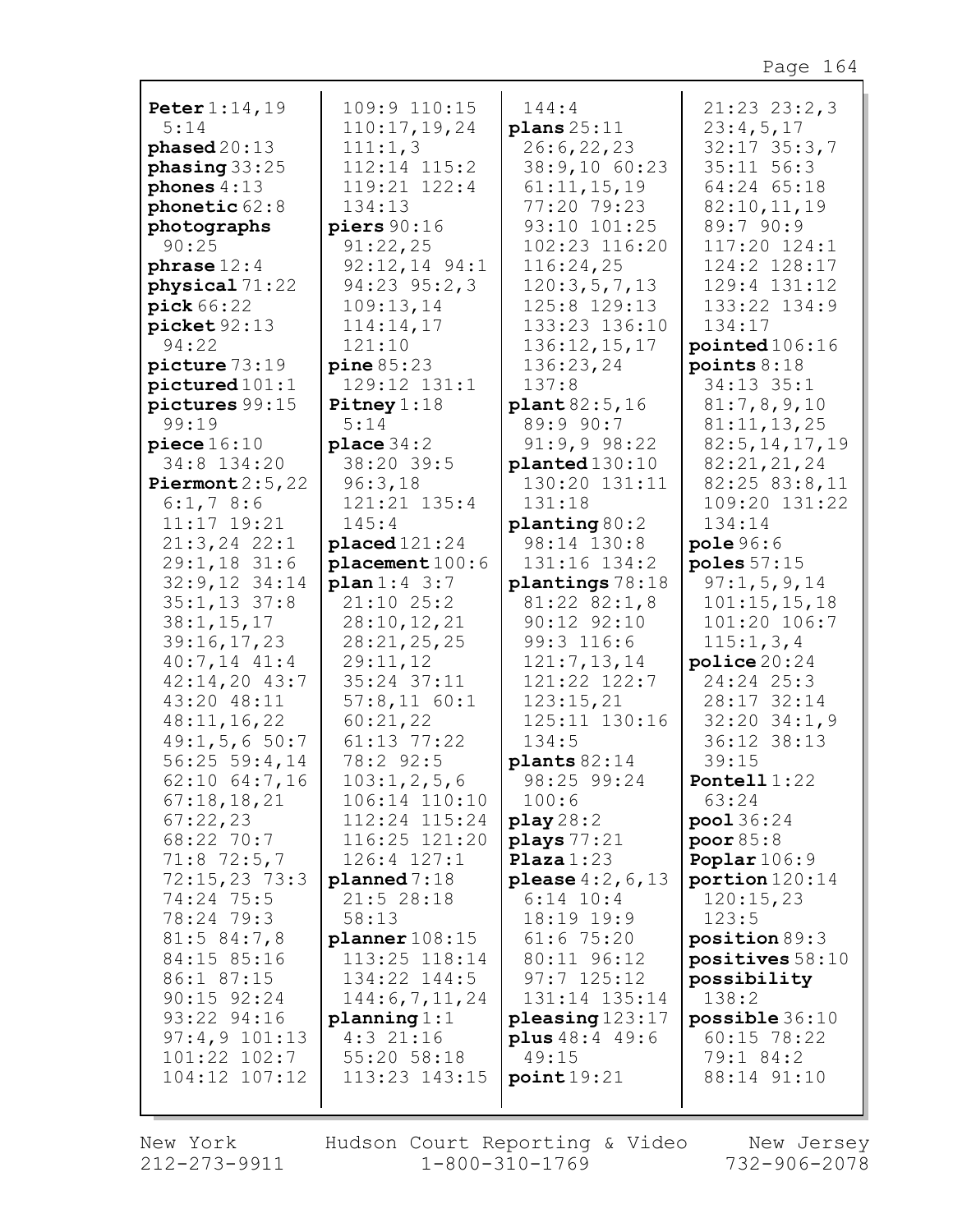**Peter** 1:14,19 5:14
**phased** 20:13
**phasing** 33:25
**phones** 4:13
**phonetic** 62:8
**photographs** 90:25
**phrase** 12:4
**physical** 71:22
**pick** 66:22
**picket** 92:13 94:22
**picture** 73:19
**pictured** 101:1
**pictures** 99:15 99:19
**piece** 16:10 34:8 134:20
**Piermont** 2:5,22 6:1,7 8:6 11:17 19:21 21:3,24 22:1 29:1,18 31:6 32:9,12 34:14 35:1,13 37:8 38:1,15,17 39:16,17,23 40:7,14 41:4 42:14,20 43:7 43:20 48:11 48:11,16,22 49:1,5,6 50:7 56:25 59:4,14 62:10 64:7,16 67:18,18,21 67:22,23 68:22 70:7 71:8 72:5,7 72:15,23 73:3 74:24 75:5 78:24 79:3 81:5 84:7,8 84:15 85:16 86:1 87:15 90:15 92:24 93:22 94:16 97:4,9 101:13 101:22 102:7 104:12 107:12 109:9 110:15 110:17,19,24 111:1,3 112:14 115:2 119:21 122:4 134:13
**piers** 90:16 91:22,25 92:12,14 94:1 94:23 95:2,3 109:13,14 114:14,17 121:10
**pine** 85:23 129:12 131:1
**Pitney** 1:18 5:14
**place** 34:2 38:20 39:5 96:3,18 121:21 135:4 145:4
**placed** 121:24
**placement** 100:6
**plan** 1:4 3:7 21:10 25:2 28:10,12,21 28:21,25,25 29:11,12 35:24 37:11 57:8,11 60:1 60:21,22 61:13 77:22 78:2 92:5 103:1,2,5,6 106:14 110:10 112:24 115:24 116:25 121:20 126:4 127:1
**planned** 7:18 21:5 28:18 58:13
**planner** 108:15 113:25 118:14 134:22 144:5 144:6,7,11,24
**planning** 1:1 4:3 21:16 55:20 58:18 113:23 143:15 144:4
**plans** 25:11 26:6,22,23 38:9,10 60:23 61:11,15,19 77:20 79:23 93:10 101:25 102:23 116:20 116:24,25 120:3,5,7,13 125:8 129:13 133:23 136:10 136:12,15,17 136:23,24 137:8
**plant** 82:5,16 89:9 90:7 91:9,9 98:22
**planted** 130:10 130:20 131:11 131:18
**planting** 80:2 98:14 130:8 131:16 134:2
**plantings** 78:18 81:22 82:1,8 90:12 92:10 99:3 116:6 121:7,13,14 121:22 122:7 123:15,21 125:11 130:16 134:5
**plants** 82:14 98:25 99:24 100:6
**play** 28:2
**plays** 77:21
**Plaza** 1:23
**please** 4:2,6,13 6:14 10:4 18:19 19:9 61:6 75:20 80:11 96:12 97:7 125:12 131:14 135:14
**pleasing** 123:17
**plus** 48:4 49:6 49:15
**point** 19:21 21:23 23:2,3 23:4,5,17 32:17 35:3,7 35:11 56:3 64:24 65:18 82:10,11,19 89:7 90:9 117:20 124:1 124:2 128:17 129:4 131:12 133:22 134:9 134:17
**pointed** 106:16
**points** 8:18 34:13 35:1 81:7,8,9,10 81:11,13,25 82:5,14,17,19 82:21,21,24 82:25 83:8,11 109:20 131:22 134:14
**pole** 96:6
**poles** 57:15 97:1,5,9,14 101:15,15,18 101:20 106:7 115:1,3,4
**police** 20:24 24:24 25:3 28:17 32:14 32:20 34:1,9 36:12 38:13 39:15
**Pontell** 1:22 63:24
**pool** 36:24
**poor** 85:8
**Poplar** 106:9
**portion** 120:14 120:15,23 123:5
**position** 89:3
**positives** 58:10
**possibility** 138:2
**possible** 36:10 60:15 78:22 79:1 84:2 88:14 91:10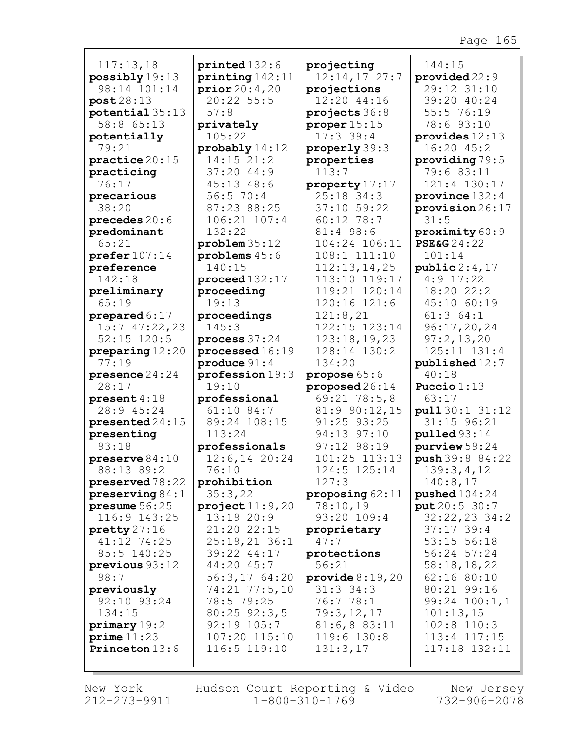117:13,18
**possibly** 19:13 98:14 101:14
**post** 28:13
**potential** 35:13 58:8 65:13
**potentially** 79:21
**practice** 20:15
**practicing** 76:17
**precarious** 38:20
**precedes** 20:6
**predominant** 65:21
**prefer** 107:14
**preference** 142:18
**preliminary** 65:19
**prepared** 6:17 15:7 47:22,23 52:15 120:5
**preparing** 12:20 77:19
**presence** 24:24 28:17
**present** 4:18 28:9 45:24
**presented** 24:15
**presenting** 93:18
**preserve** 84:10 88:13 89:2
**preserved** 78:22
**preserving** 84:1
**presume** 56:25 116:9 143:25
**pretty** 27:16 41:12 74:25 85:5 140:25
**previous** 93:12 98:7
**previously** 92:10 93:24 134:15
**primary** 19:2
**prime** 11:23
**Princeton** 13:6

**printed** 132:6
**printing** 142:11
**prior** 20:4,20 20:22 55:5 57:8
**privately** 105:22
**probably** 14:12 14:15 21:2 37:20 44:9 45:13 48:6 56:5 70:4 87:23 88:25 106:21 107:4 132:22
**problem** 35:12
**problems** 45:6 140:15
**proceed** 132:17
**proceeding** 19:13
**proceedings** 145:3
**process** 37:24
**processed** 16:19
**produce** 91:4
**profession** 19:3 19:10
**professional** 61:10 84:7 89:24 108:15 113:24
**professionals** 12:6,14 20:24 76:10
**prohibition** 35:3,22
**project** 11:9,20 13:19 20:9 21:20 22:15 25:19,21 36:1 39:22 44:17 44:20 45:7 56:3,17 64:20 74:21 77:5,10 78:5 79:25 80:25 92:3,5 92:19 105:7 107:20 115:10 116:5 119:10

**projecting** 12:14,17 27:7
**projections** 12:20 44:16
**projects** 36:8
**proper** 15:15 17:3 39:4
**properly** 39:3
**properties** 113:7
**property** 17:17 25:18 34:3 37:10 59:22 60:12 78:7 81:4 98:6 104:24 106:11 108:1 111:10 112:13,14,25 113:10 119:17 119:21 120:14 120:16 121:6 121:8,21 122:15 123:14 123:18,19,23 128:14 130:2 134:20
**propose** 65:6
**proposed** 26:14 69:21 78:5,8 81:9 90:12,15 91:25 93:25 94:13 97:10 97:12 98:19 101:25 113:13 124:5 125:14 127:3
**proposing** 62:11 78:10,19 93:20 109:4
**proprietary** 47:7
**protections** 56:21
**provide** 8:19,20 31:3 34:3 76:7 78:1 79:3,12,17 81:6,8 83:11 119:6 130:8 131:3,17

144:15
**provided** 22:9 29:12 31:10 39:20 40:24 55:5 76:19 78:6 93:10
**provides** 12:13 16:20 45:2
**providing** 79:5 79:6 83:11 121:4 130:17
**province** 132:4
**provision** 26:17 31:5
**proximity** 60:9
**PSE&G** 24:22 101:14
**public** 2:4,17 4:9 17:22 18:20 22:2 45:10 60:19 61:3 64:1 96:17,20,24 97:2,13,20 125:11 131:4
**published** 12:7 40:18
**Puccio** 1:13 63:17
**pull** 30:1 31:12 31:15 96:21
**pulled** 93:14
**purview** 59:24
**push** 39:8 84:22 139:3,4,12 140:8,17
**pushed** 104:24
**put** 20:5 30:7 32:22,23 34:2 37:17 39:4 53:15 56:18 56:24 57:24 58:18,18,22 62:16 80:10 80:21 99:16 99:24 100:1,1 101:13,15 102:8 110:3 113:4 117:15 117:18 132:11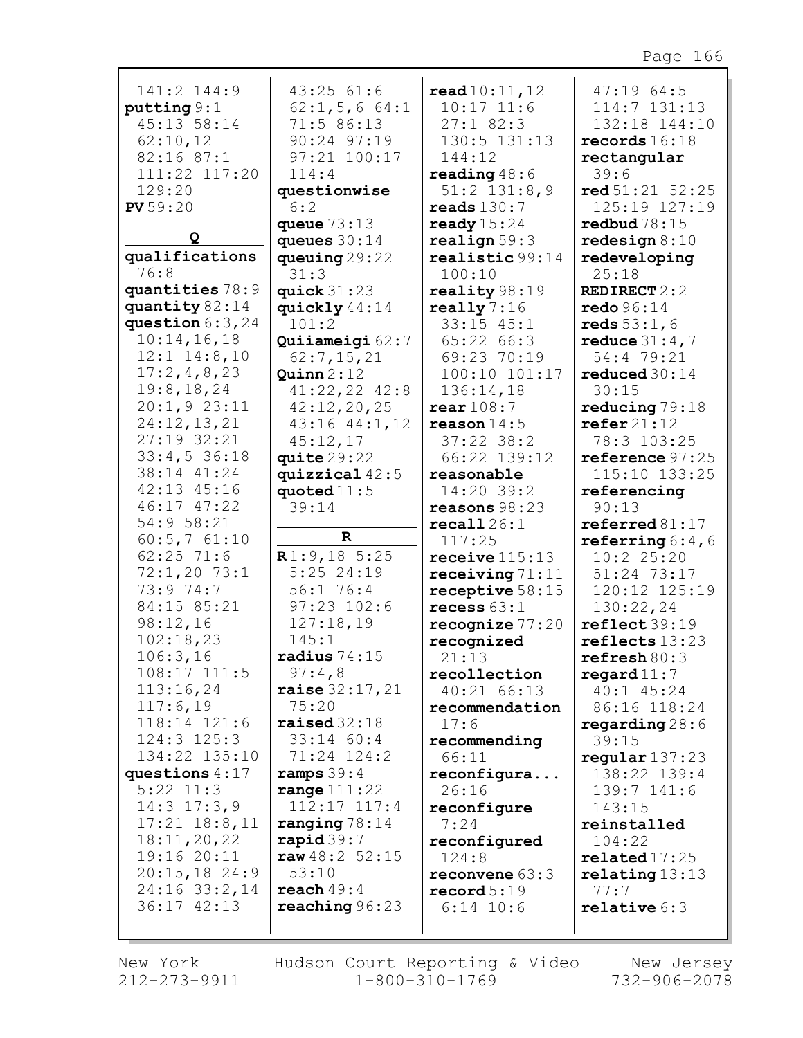141:2 144:9
**putting** 9:1 45:13 58:14 62:10,12 82:16 87:1 111:22 117:20 129:20
**PV** 59:20

**Q**

**qualifications** 76:8
**quantities** 78:9
**quantity** 82:14
**question** 6:3,24 10:14,16,18 12:1 14:8,10 17:2,4,8,23 19:8,18,24 20:1,9 23:11 24:12,13,21 27:19 32:21 33:4,5 36:18 38:14 41:24 42:13 45:16 46:17 47:22 54:9 58:21 60:5,7 61:10 62:25 71:6 72:1,20 73:1 73:9 74:7 84:15 85:21 98:12,16 102:18,23 106:3,16 108:17 111:5 113:16,24 117:6,19 118:14 121:6 124:3 125:3 134:22 135:10
**questions** 4:17 5:22 11:3 14:3 17:3,9 17:21 18:8,11 18:11,20,22 19:16 20:11 20:15,18 24:9 24:16 33:2,14 36:17 42:13 43:25 61:6 62:1,5,6 64:1 71:5 86:13 90:24 97:19 97:21 100:17 114:4
**questionwise** 6:2
**queue** 73:13
**queues** 30:14
**queuing** 29:22 31:3
**quick** 31:23
**quickly** 44:14 101:2
**Quiiameigi** 62:7 62:7,15,21
**Quinn** 2:12 41:22,22 42:8 42:12,20,25 43:16 44:1,12 45:12,17
**quite** 29:22
**quizzical** 42:5
**quoted** 11:5 39:14

**R**

**R** 1:9,18 5:25 5:25 24:19 56:1 76:4 97:23 102:6 127:18,19 145:1
**radius** 74:15 97:4,8
**raise** 32:17,21 75:20
**raised** 32:18 33:14 60:4 71:24 124:2
**ramps** 39:4
**range** 111:22 112:17 117:4
**ranging** 78:14
**rapid** 39:7
**raw** 48:2 52:15 53:10
**reach** 49:4
**reaching** 96:23
**read** 10:11,12 10:17 11:6 27:1 82:3 130:5 131:13 144:12
**reading** 48:6 51:2 131:8,9
**reads** 130:7
**ready** 15:24
**realign** 59:3
**realistic** 99:14 100:10
**reality** 98:19
**really** 7:16 33:15 45:1 65:22 66:3 69:23 70:19 100:10 101:17 136:14,18
**rear** 108:7
**reason** 14:5 37:22 38:2 66:22 139:12
**reasonable** 14:20 39:2
**reasons** 98:23
**recall** 26:1 117:25
**receive** 115:13
**receiving** 71:11
**receptive** 58:15
**recess** 63:1
**recognize** 77:20
**recognized** 21:13
**recollection** 40:21 66:13
**recommendation** 17:6
**recommending** 66:11
**reconfigura...** 26:16
**reconfigure** 7:24
**reconfigured** 124:8
**reconvene** 63:3
**record** 5:19 6:14 10:6 47:19 64:5 114:7 131:13 132:18 144:10
**records** 16:18
**rectangular** 39:6
**red** 51:21 52:25 125:19 127:19
**redbud** 78:15
**redesign** 8:10
**redeveloping** 25:18
**REDIRECT** 2:2
**redo** 96:14
**reds** 53:1,6
**reduce** 31:4,7 54:4 79:21
**reduced** 30:14 30:15
**reducing** 79:18
**refer** 21:12 78:3 103:25
**reference** 97:25 115:10 133:25
**referencing** 90:13
**referred** 81:17
**referring** 6:4,6 10:2 25:20 51:24 73:17 120:12 125:19 130:22,24
**reflect** 39:19
**reflects** 13:23
**refresh** 80:3
**regard** 11:7 40:1 45:24 86:16 118:24
**regarding** 28:6 39:15
**regular** 137:23 138:22 139:4 139:7 141:6 143:15
**reinstalled** 104:22
**related** 17:25
**relating** 13:13 77:7
**relative** 6:3

New York 212-273-9911 | Hudson Court Reporting & Video 1-800-310-1769 | New Jersey 732-906-2078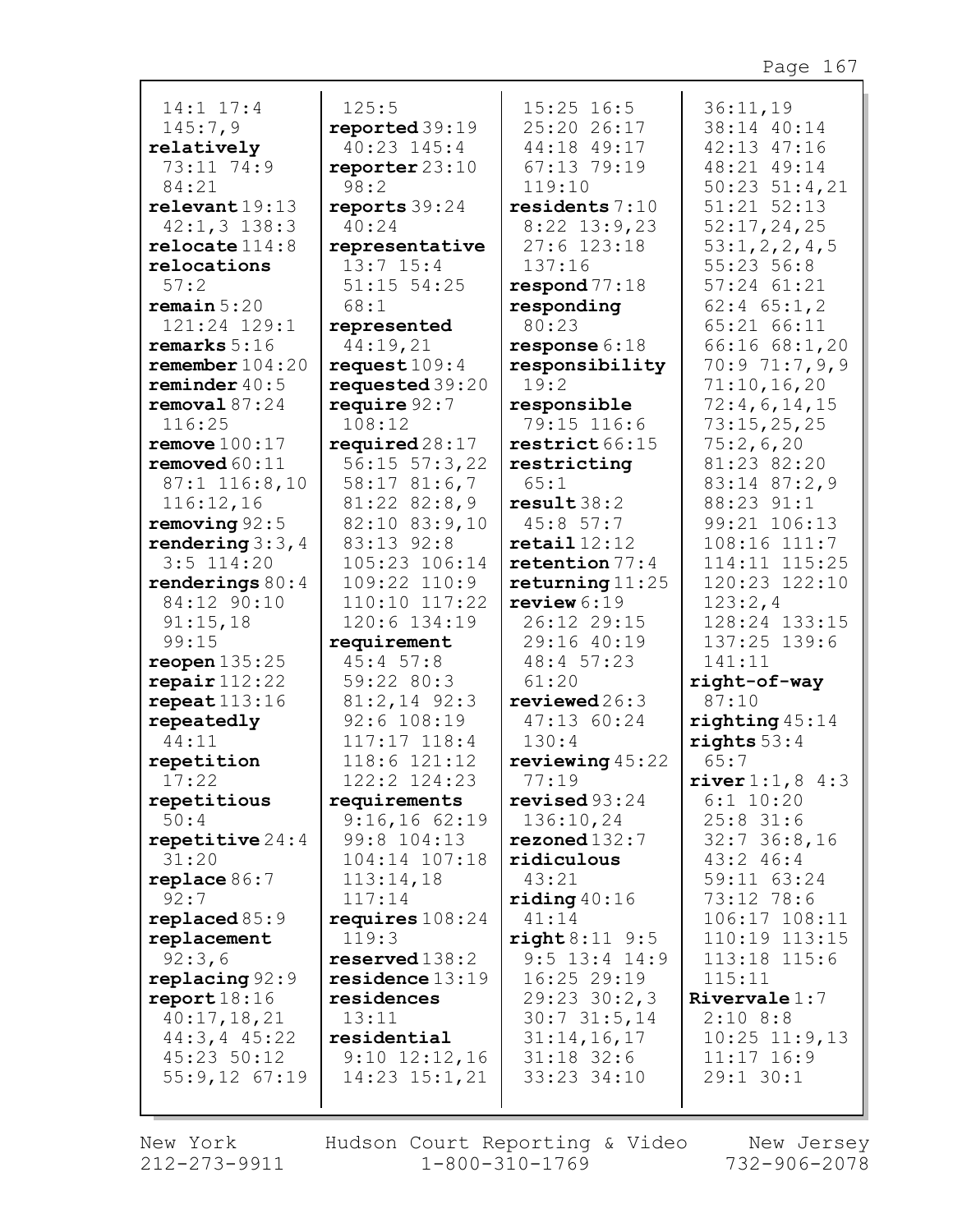14:1 17:4 145:7,9
**relatively** 73:11 74:9 84:21
**relevant** 19:13 42:1,3 138:3
**relocate** 114:8
**relocations** 57:2
**remain** 5:20 121:24 129:1
**remarks** 5:16
**remember** 104:20
**reminder** 40:5
**removal** 87:24 116:25
**remove** 100:17
**removed** 60:11 87:1 116:8,10 116:12,16
**removing** 92:5
**rendering** 3:3,4 3:5 114:20
**renderings** 80:4 84:12 90:10 91:15,18 99:15
**reopen** 135:25
**repair** 112:22
**repeat** 113:16
**repeatedly** 44:11
**repetition** 17:22
**repetitious** 50:4
**repetitive** 24:4 31:20
**replace** 86:7 92:7
**replaced** 85:9
**replacement** 92:3,6
**replacing** 92:9
**report** 18:16 40:17,18,21 44:3,4 45:22 45:23 50:12 55:9,12 67:19 125:5
**reported** 39:19 40:23 145:4
**reporter** 23:10 98:2
**reports** 39:24 40:24
**representative** 13:7 15:4 51:15 54:25 68:1
**represented** 44:19,21
**request** 109:4
**requested** 39:20
**require** 92:7 108:12
**required** 28:17 56:15 57:3,22 58:17 81:6,7 81:22 82:8,9 82:10 83:9,10 83:13 92:8 105:23 106:14 109:22 110:9 110:10 117:22 120:6 134:19
**requirement** 45:4 57:8 59:22 80:3 81:2,14 92:3 92:6 108:19 117:17 118:4 118:6 121:12 122:2 124:23
**requirements** 9:16,16 62:19 99:8 104:13 104:14 107:18 113:14,18 117:14
**requires** 108:24 119:3
**reserved** 138:2
**residence** 13:19
**residences** 13:11
**residential** 9:10 12:12,16 14:23 15:1,21 15:25 16:5 25:20 26:17 44:18 49:17 67:13 79:19 119:10
**residents** 7:10 8:22 13:9,23 27:6 123:18 137:16
**respond** 77:18
**responding** 80:23
**response** 6:18
**responsibility** 19:2
**responsible** 79:15 116:6
**restrict** 66:15
**restricting** 65:1
**result** 38:2 45:8 57:7
**retail** 12:12
**retention** 77:4
**returning** 11:25
**review** 6:19 26:12 29:15 29:16 40:19 48:4 57:23 61:20
**reviewed** 26:3 47:13 60:24 130:4
**reviewing** 45:22 77:19
**revised** 93:24 136:10,24
**rezoned** 132:7
**ridiculous** 43:21
**riding** 40:16 41:14
**right** 8:11 9:5 9:5 13:4 14:9 16:25 29:19 29:23 30:2,3 30:7 31:5,14 31:14,16,17 31:18 32:6 33:23 34:10 36:11,19 38:14 40:14 42:13 47:16 48:21 49:14 50:23 51:4,21 51:21 52:13 52:17,24,25 53:1,2,2,4,5 55:23 56:8 57:24 61:21 62:4 65:1,2 65:21 66:11 66:16 68:1,20 70:9 71:7,9,9 71:10,16,20 72:4,6,14,15 73:15,25,25 75:2,6,20 81:23 82:20 83:14 87:2,9 88:23 91:1 99:21 106:13 108:16 111:7 114:11 115:25 120:23 122:10 123:2,4 128:24 133:15 137:25 139:6 141:11
**right-of-way** 87:10
**righting** 45:14
**rights** 53:4 65:7
**river** 1:1,8 4:3 6:1 10:20 25:8 31:6 32:7 36:8,16 43:2 46:4 59:11 63:24 73:12 78:6 106:17 108:11 110:19 113:15 113:18 115:6 115:11
**Rivervale** 1:7 2:10 8:8 10:25 11:9,13 11:17 16:9 29:1 30:1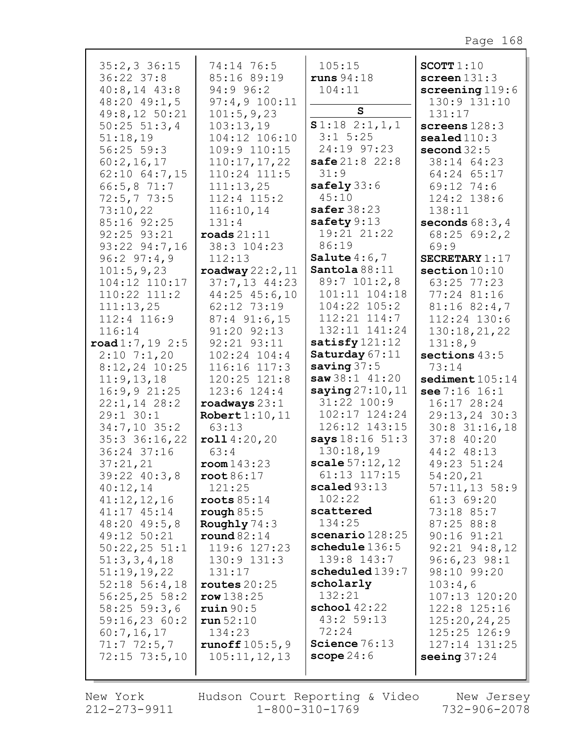35:2,3 36:15
36:22 37:8
40:8,14 43:8
48:20 49:1,5
49:8,12 50:21
50:25 51:3,4
51:18,19
56:25 59:3
60:2,16,17
62:10 64:7,15
66:5,8 71:7
72:5,7 73:5
73:10,22
85:16 92:25
92:25 93:21
93:22 94:7,16
96:2 97:4,9
101:5,9,23
104:12 110:17
110:22 111:2
111:13,25
112:4 116:9
116:14

**road** 1:7,19 2:5
2:10 7:1,20
8:12,24 10:25
11:9,13,18
16:9,9 21:25
22:1,14 28:2
29:1 30:1
34:7,10 35:2
35:3 36:16,22
36:24 37:16
37:21,21
39:22 40:3,8
40:12,14
41:12,12,16
41:17 45:14
48:20 49:5,8
49:12 50:21
50:22,25 51:1
51:3,3,4,18
51:19,19,22
52:18 56:4,18
56:25,25 58:2
58:25 59:3,6
59:16,23 60:2
60:7,16,17
71:7 72:5,7
72:15 73:5,10
74:14 76:5
85:16 89:19
94:9 96:2
97:4,9 100:11
101:5,9,23
103:13,19
104:12 106:10
109:9 110:15
110:17,17,22
110:24 111:5
111:13,25
112:4 115:2
116:10,14
131:4

**roads** 21:11
38:3 104:23
112:13

**roadway** 22:2,11
37:7,13 44:23
44:25 45:6,10
62:12 73:19
87:4 91:6,15
91:20 92:13
92:21 93:11
102:24 104:4
116:16 117:3
120:25 121:8
123:6 124:4

**roadways** 23:1

**Robert** 1:10,11
63:13

**roll** 4:20,20
63:4

**room** 143:23

**root** 86:17
121:25

**roots** 85:14

**rough** 85:5

**Roughly** 74:3

**round** 82:14
119:6 127:23
130:9 131:3
131:17

**routes** 20:25

**row** 138:25

**ruin** 90:5

**run** 52:10
134:23

**runoff** 105:5,9
105:11,12,13
105:15

**runs** 94:18
104:11

## S

**S** 1:18 2:1,1,1
3:1 5:25
24:19 97:23

**safe** 21:8 22:8
31:9

**safely** 33:6
45:10

**safer** 38:23

**safety** 9:13
19:21 21:22
86:19

**Salute** 4:6,7

**Santola** 88:11
89:7 101:2,8
101:11 104:18
104:22 105:2
112:21 114:7
132:11 141:24

**satisfy** 121:12

**Saturday** 67:11

**saving** 37:5

**saw** 38:1 41:20

**saying** 27:10,11
31:22 100:9
102:17 124:24
126:12 143:15

**says** 18:16 51:3
130:18,19

**scale** 57:12,12
61:13 117:15

**scaled** 93:13
102:22

**scattered**
134:25

**scenario** 128:25

**schedule** 136:5
139:8 143:7

**scheduled** 139:7

**scholarly**
132:21

**school** 42:22
43:2 59:13
72:24

**Science** 76:13

**scope** 24:6

**SCOTT** 1:10

**screen** 131:3

**screening** 119:6
130:9 131:10
131:17

**screens** 128:3

**sealed** 110:3

**second** 32:5
38:14 64:23
64:24 65:17
69:12 74:6
124:2 138:6
138:11

**seconds** 68:3,4
68:25 69:2,2
69:9

**SECRETARY** 1:17

**section** 10:10
63:25 77:23
77:24 81:16
81:16 82:4,7
112:24 130:6
130:18,21,22
131:8,9

**sections** 43:5
73:14

**sediment** 105:14

**see** 7:16 16:1
16:17 28:24
29:13,24 30:3
30:8 31:16,18
37:8 40:20
44:2 48:13
49:23 51:24
54:20,21
57:11,13 58:9
61:3 69:20
73:18 85:7
87:25 88:8
90:16 91:21
92:21 94:8,12
96:6,23 98:1
98:10 99:20
103:4,6
107:13 120:20
122:8 125:16
125:20,24,25
125:25 126:9
127:14 131:25

**seeing** 37:24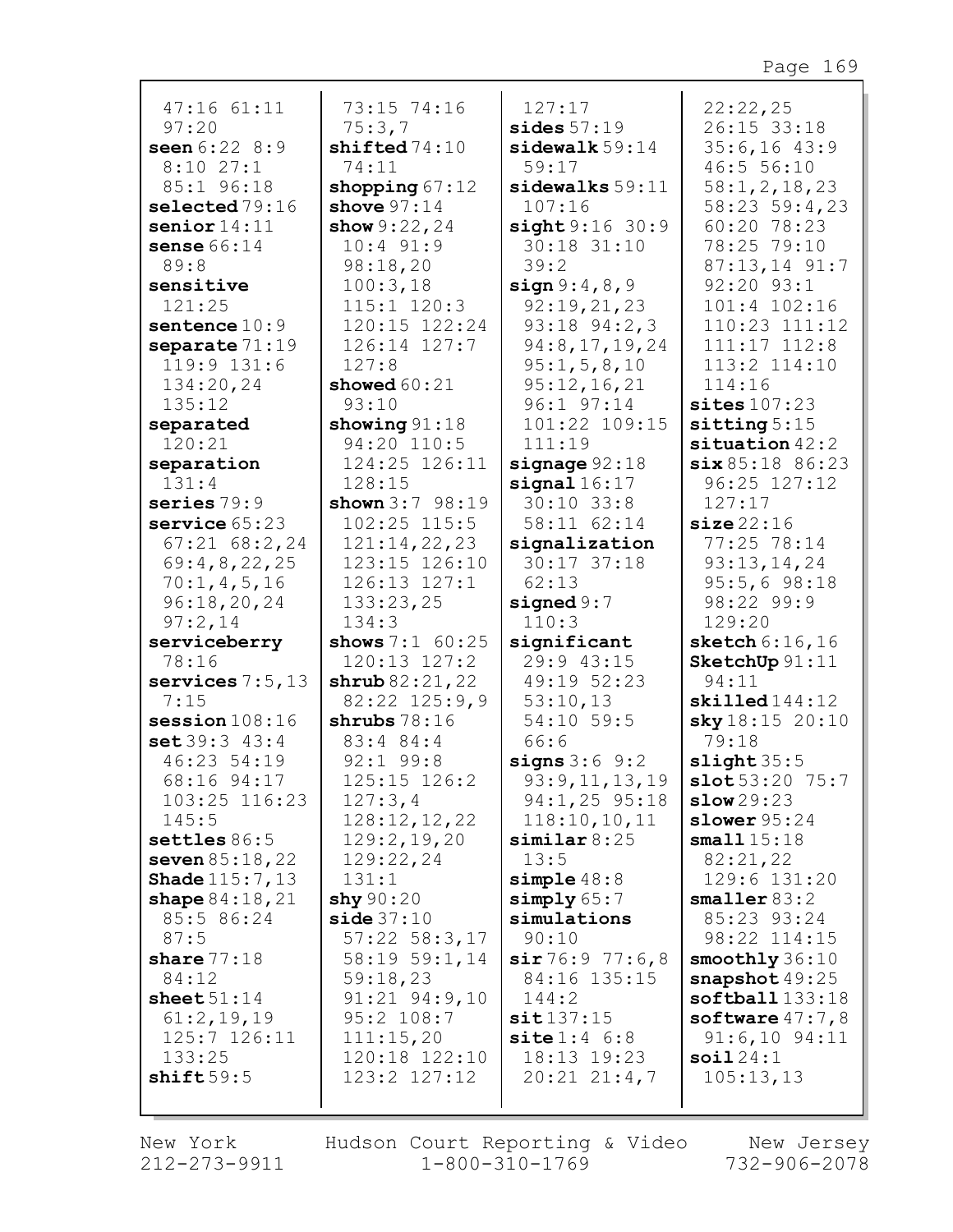47:16 61:11
97:20
**seen** 6:22 8:9
8:10 27:1
85:1 96:18
**selected** 79:16
**senior** 14:11
**sense** 66:14
89:8
**sensitive**
121:25
**sentence** 10:9
**separate** 71:19
119:9 131:6
134:20,24
135:12
**separated**
120:21
**separation**
131:4
**series** 79:9
**service** 65:23
67:21 68:2,24
69:4,8,22,25
70:1,4,5,16
96:18,20,24
97:2,14
**serviceberry**
78:16
**services** 7:5,13
7:15
**session** 108:16
**set** 39:3 43:4
46:23 54:19
68:16 94:17
103:25 116:23
145:5
**settles** 86:5
**seven** 85:18,22
**Shade** 115:7,13
**shape** 84:18,21
85:5 86:24
87:5
**share** 77:18
84:12
**sheet** 51:14
61:2,19,19
125:7 126:11
133:25
**shift** 59:5

73:15 74:16
75:3,7
**shifted** 74:10
74:11
**shopping** 67:12
**shove** 97:14
**show** 9:22,24
10:4 91:9
98:18,20
100:3,18
115:1 120:3
120:15 122:24
126:14 127:7
127:8
**showed** 60:21
93:10
**showing** 91:18
94:20 110:5
124:25 126:11
128:15
**shown** 3:7 98:19
102:25 115:5
121:14,22,23
123:15 126:10
126:13 127:1
133:23,25
134:3
**shows** 7:1 60:25
120:13 127:2
**shrub** 82:21,22
82:22 125:9,9
**shrubs** 78:16
83:4 84:4
92:1 99:8
125:15 126:2
127:3,4
128:12,12,22
129:2,19,20
129:22,24
131:1
**shy** 90:20
**side** 37:10
57:22 58:3,17
58:19 59:1,14
59:18,23
91:21 94:9,10
95:2 108:7
111:15,20
120:18 122:10
123:2 127:12

127:17
**sides** 57:19
**sidewalk** 59:14
59:17
**sidewalks** 59:11
107:16
**sight** 9:16 30:9
30:18 31:10
39:2
**sign** 9:4,8,9
92:19,21,23
93:18 94:2,3
94:8,17,19,24
95:1,5,8,10
95:12,16,21
96:1 97:14
101:22 109:15
111:19
**signage** 92:18
**signal** 16:17
30:10 33:8
58:11 62:14
**signalization**
30:17 37:18
62:13
**signed** 9:7
110:3
**significant**
29:9 43:15
49:19 52:23
53:10,13
54:10 59:5
66:6
**signs** 3:6 9:2
93:9,11,13,19
94:1,25 95:18
118:10,10,11
**similar** 8:25
13:5
**simple** 48:8
**simply** 65:7
**simulations**
90:10
**sir** 76:9 77:6,8
84:16 135:15
144:2
**sit** 137:15
**site** 1:4 6:8
18:13 19:23
20:21 21:4,7

22:22,25
26:15 33:18
35:6,16 43:9
46:5 56:10
58:1,2,18,23
58:23 59:4,23
60:20 78:23
78:25 79:10
87:13,14 91:7
92:20 93:1
101:4 102:16
110:23 111:12
111:17 112:8
113:2 114:10
114:16
**sites** 107:23
**sitting** 5:15
**situation** 42:2
**six** 85:18 86:23
96:25 127:12
127:17
**size** 22:16
77:25 78:14
93:13,14,24
95:5,6 98:18
98:22 99:9
129:20
**sketch** 6:16,16
**SketchUp** 91:11
94:11
**skilled** 144:12
**sky** 18:15 20:10
79:18
**slight** 35:5
**slot** 53:20 75:7
**slow** 29:23
**slower** 95:24
**small** 15:18
82:21,22
129:6 131:20
**smaller** 83:2
85:23 93:24
98:22 114:15
**smoothly** 36:10
**snapshot** 49:25
**softball** 133:18
**software** 47:7,8
91:6,10 94:11
**soil** 24:1
105:13,13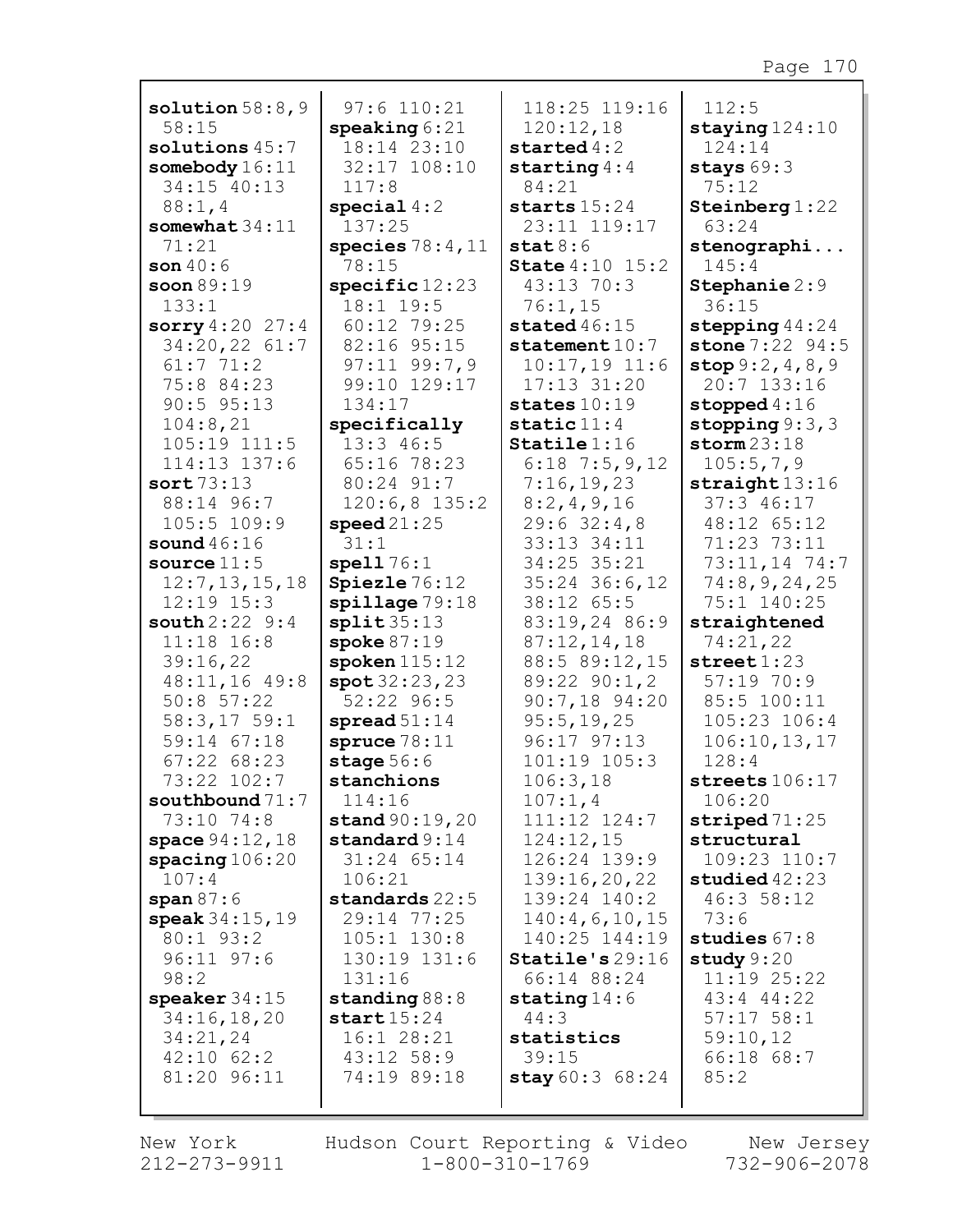**solution** 58:8,9 58:15
**solutions** 45:7
**somebody** 16:11 34:15 40:13 88:1,4
**somewhat** 34:11 71:21
**son** 40:6
**soon** 89:19 133:1
**sorry** 4:20 27:4 34:20,22 61:7 61:7 71:2 75:8 84:23 90:5 95:13 104:8,21 105:19 111:5 114:13 137:6
**sort** 73:13 88:14 96:7 105:5 109:9
**sound** 46:16
**source** 11:5 12:7,13,15,18 12:19 15:3
**south** 2:22 9:4 11:18 16:8 39:16,22 48:11,16 49:8 50:8 57:22 58:3,17 59:1 59:14 67:18 67:22 68:23 73:22 102:7
**southbound** 71:7 73:10 74:8
**space** 94:12,18
**spacing** 106:20 107:4
**span** 87:6
**speak** 34:15,19 80:1 93:2 96:11 97:6 98:2
**speaker** 34:15 34:16,18,20 34:21,24 42:10 62:2 81:20 96:11 97:6 110:21
**speaking** 6:21 18:14 23:10 32:17 108:10 117:8
**special** 4:2 137:25
**species** 78:4,11 78:15
**specific** 12:23 18:1 19:5 60:12 79:25 82:16 95:15 97:11 99:7,9 99:10 129:17 134:17
**specifically** 13:3 46:5 65:16 78:23 80:24 91:7 120:6,8 135:2
**speed** 21:25 31:1
**spell** 76:1
**Spiezle** 76:12
**spillage** 79:18
**split** 35:13
**spoke** 87:19
**spoken** 115:12
**spot** 32:23,23 52:22 96:5
**spread** 51:14
**spruce** 78:11
**stage** 56:6
**stanchions** 114:16
**stand** 90:19,20
**standard** 9:14 31:24 65:14 106:21
**standards** 22:5 29:14 77:25 105:1 130:8 130:19 131:6 131:16
**standing** 88:8
**start** 15:24 16:1 28:21 43:12 58:9 74:19 89:18 118:25 119:16 120:12,18
**started** 4:2
**starting** 4:4 84:21
**starts** 15:24 23:11 119:17
**stat** 8:6
**State** 4:10 15:2 43:13 70:3 76:1,15
**stated** 46:15
**statement** 10:7 10:17,19 11:6 17:13 31:20
**states** 10:19
**static** 11:4
**Statile** 1:16 6:18 7:5,9,12 7:16,19,23 8:2,4,9,16 29:6 32:4,8 33:13 34:11 34:25 35:21 35:24 36:6,12 38:12 65:5 83:19,24 86:9 87:12,14,18 88:5 89:12,15 89:22 90:1,2 90:7,18 94:20 95:5,19,25 96:17 97:13 101:19 105:3 106:3,18 107:1,4 111:12 124:7 124:12,15 126:24 139:9 139:16,20,22 139:24 140:2 140:4,6,10,15 140:25 144:19
**Statile's** 29:16 66:14 88:24
**stating** 14:6 44:3
**statistics** 39:15
**stay** 60:3 68:24 112:5
**staying** 124:10 124:14
**stays** 69:3 75:12
**Steinberg** 1:22 63:24
**stenographi...** 145:4
**Stephanie** 2:9 36:15
**stepping** 44:24
**stone** 7:22 94:5
**stop** 9:2,4,8,9 20:7 133:16
**stopped** 4:16
**stopping** 9:3,3
**storm** 23:18 105:5,7,9
**straight** 13:16 37:3 46:17 48:12 65:12 71:23 73:11 73:11,14 74:7 74:8,9,24,25 75:1 140:25
**straightened** 74:21,22
**street** 1:23 57:19 70:9 85:5 100:11 105:23 106:4 106:10,13,17 128:4
**streets** 106:17 106:20
**striped** 71:25
**structural** 109:23 110:7
**studied** 42:23 46:3 58:12 73:6
**studies** 67:8
**study** 9:20 11:19 25:22 43:4 44:22 57:17 58:1 59:10,12 66:18 68:7 85:2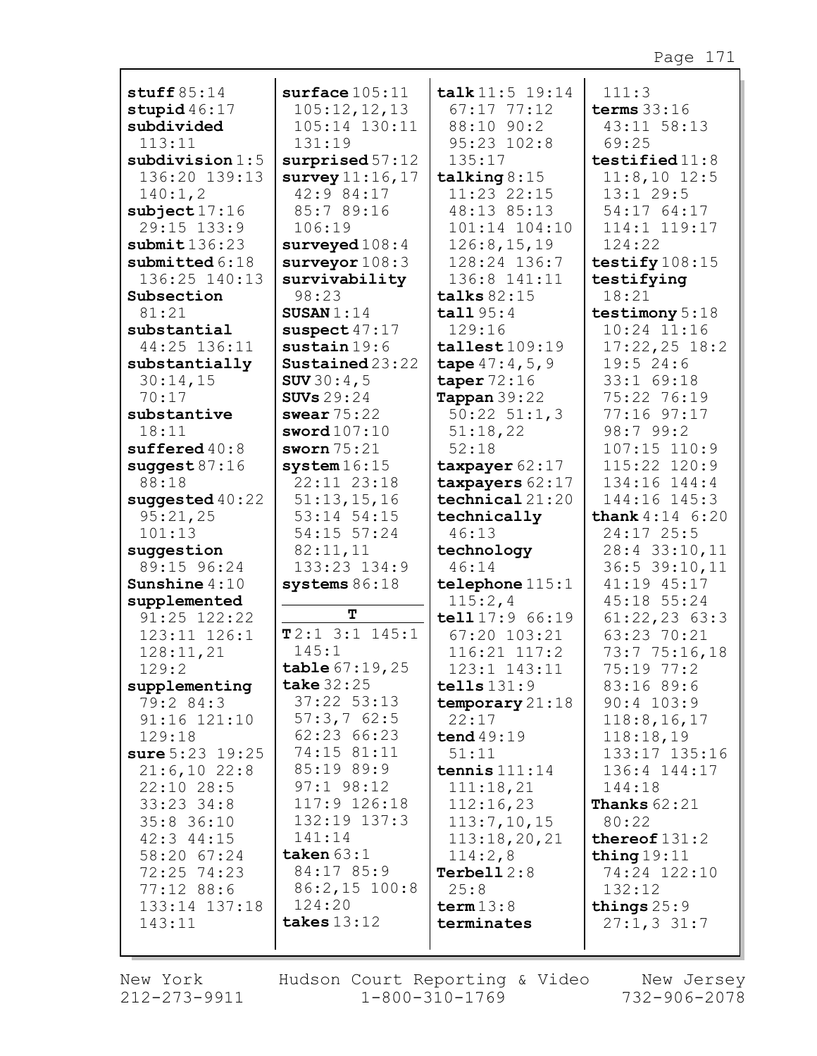**stuff** 85:14
**stupid** 46:17
**subdivided** 113:11
**subdivision** 1:5 136:20 139:13 140:1,2
**subject** 17:16 29:15 133:9
**submit** 136:23
**submitted** 6:18 136:25 140:13
**Subsection** 81:21
**substantial** 44:25 136:11
**substantially** 30:14,15 70:17
**substantive** 18:11
**suffered** 40:8
**suggest** 87:16 88:18
**suggested** 40:22 95:21,25 101:13
**suggestion** 89:15 96:24
**Sunshine** 4:10
**supplemented** 91:25 122:22 123:11 126:1 128:11,21 129:2
**supplementing** 79:2 84:3 91:16 121:10 129:18
**sure** 5:23 19:25 21:6,10 22:8 22:10 28:5 33:23 34:8 35:8 36:10 42:3 44:15 58:20 67:24 72:25 74:23 77:12 88:6 133:14 137:18 143:11

**surface** 105:11 105:12,12,13 105:14 130:11 131:19
**surprised** 57:12
**survey** 11:16,17 42:9 84:17 85:7 89:16 106:19
**surveyed** 108:4
**surveyor** 108:3
**survivability** 98:23
**SUSAN** 1:14
**suspect** 47:17
**sustain** 19:6
**Sustained** 23:22
**SUV** 30:4,5
**SUVs** 29:24
**swear** 75:22
**sword** 107:10
**sworn** 75:21
**system** 16:15 22:11 23:18 51:13,15,16 53:14 54:15 54:15 57:24 82:11,11 133:23 134:9
**systems** 86:18

**T**

**T** 2:1 3:1 145:1 145:1
**table** 67:19,25
**take** 32:25 37:22 53:13 57:3,7 62:5 62:23 66:23 74:15 81:11 85:19 89:9 97:1 98:12 117:9 126:18 132:19 137:3 141:14
**taken** 63:1 84:17 85:9 86:2,15 100:8 124:20
**takes** 13:12

**talk** 11:5 19:14 67:17 77:12 88:10 90:2 95:23 102:8 135:17
**talking** 8:15 11:23 22:15 48:13 85:13 101:14 104:10 126:8,15,19 128:24 136:7 136:8 141:11
**talks** 82:15
**tall** 95:4 129:16
**tallest** 109:19
**tape** 47:4,5,9
**taper** 72:16
**Tappan** 39:22 50:22 51:1,3 51:18,22 52:18
**taxpayer** 62:17
**taxpayers** 62:17
**technical** 21:20
**technically** 46:13
**technology** 46:14
**telephone** 115:1 115:2,4
**tell** 17:9 66:19 67:20 103:21 116:21 117:2 123:1 143:11
**tells** 131:9
**temporary** 21:18 22:17
**tend** 49:19 51:11
**tennis** 111:14 111:18,21 112:16,23 113:7,10,15 113:18,20,21 114:2,8
**Terbell** 2:8 25:8
**term** 13:8
**terminates** 111:3
**terms** 33:16 43:11 58:13 69:25
**testified** 11:8 11:8,10 12:5 13:1 29:5 54:17 64:17 114:1 119:17 124:22
**testify** 108:15
**testifying** 18:21
**testimony** 5:18 10:24 11:16 17:22,25 18:2 19:5 24:6 33:1 69:18 75:22 76:19 77:16 97:17 98:7 99:2 107:15 110:9 115:22 120:9 134:16 144:4 144:16 145:3
**thank** 4:14 6:20 24:17 25:5 28:4 33:10,11 36:5 39:10,11 41:19 45:17 45:18 55:24 61:22,23 63:3 63:23 70:21 73:7 75:16,18 75:19 77:2 83:16 89:6 90:4 103:9 118:8,16,17 118:18,19 133:17 135:16 136:4 144:17 144:18
**Thanks** 62:21 80:22
**thereof** 131:2
**thing** 19:11 74:24 122:10 132:12
**things** 25:9 27:1,3 31:7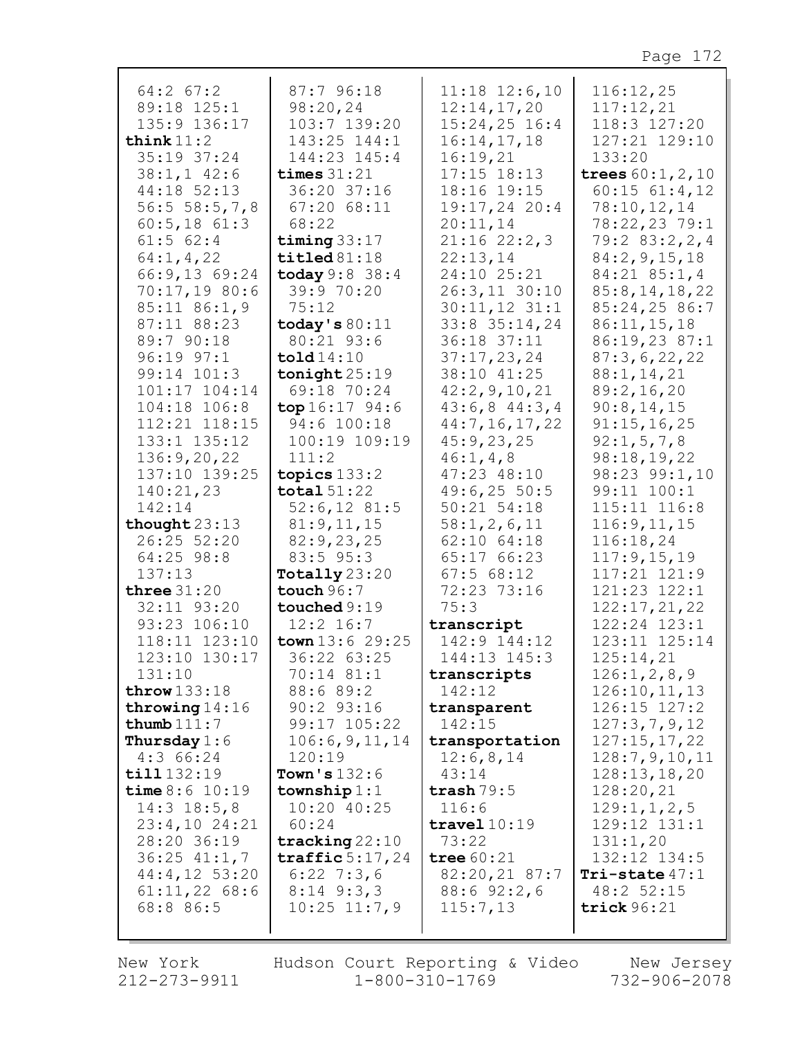64:2 67:2
89:18 125:1
135:9 136:17
**think** 11:2
35:19 37:24
38:1,1 42:6
44:18 52:13
56:5 58:5,7,8
60:5,18 61:3
61:5 62:4
64:1,4,22
66:9,13 69:24
70:17,19 80:6
85:11 86:1,9
87:11 88:23
89:7 90:18
96:19 97:1
99:14 101:3
101:17 104:14
104:18 106:8
112:21 118:15
133:1 135:12
136:9,20,22
137:10 139:25
140:21,23
142:14
**thought** 23:13
26:25 52:20
64:25 98:8
137:13
**three** 31:20
32:11 93:20
93:23 106:10
118:11 123:10
123:10 130:17
131:10
**throw** 133:18
**throwing** 14:16
**thumb** 111:7
**Thursday** 1:6
4:3 66:24
**till** 132:19
**time** 8:6 10:19
14:3 18:5,8
23:4,10 24:21
28:20 36:19
36:25 41:1,7
44:4,12 53:20
61:11,22 68:6
68:8 86:5

87:7 96:18
98:20,24
103:7 139:20
143:25 144:1
144:23 145:4
**times** 31:21
36:20 37:16
67:20 68:11
68:22
**timing** 33:17
**titled** 81:18
**today** 9:8 38:4
39:9 70:20
75:12
**today's** 80:11
80:21 93:6
**told** 14:10
**tonight** 25:19
69:18 70:24
**top** 16:17 94:6
94:6 100:18
100:19 109:19
111:2
**topics** 133:2
**total** 51:22
52:6,12 81:5
81:9,11,15
82:9,23,25
83:5 95:3
**Totally** 23:20
**touch** 96:7
**touched** 9:19
12:2 16:7
**town** 13:6 29:25
36:22 63:25
70:14 81:1
88:6 89:2
90:2 93:16
99:17 105:22
106:6,9,11,14
120:19
**Town's** 132:6
**township** 1:1
10:20 40:25
60:24
**tracking** 22:10
**traffic** 5:17,24
6:22 7:3,6
8:14 9:3,3
10:25 11:7,9

11:18 12:6,10
12:14,17,20
15:24,25 16:4
16:14,17,18
16:19,21
17:15 18:13
18:16 19:15
19:17,24 20:4
20:11,14
21:16 22:2,3
22:13,14
24:10 25:21
26:3,11 30:10
30:11,12 31:1
33:8 35:14,24
36:18 37:11
37:17,23,24
38:10 41:25
42:2,9,10,21
43:6,8 44:3,4
44:7,16,17,22
45:9,23,25
46:1,4,8
47:23 48:10
49:6,25 50:5
50:21 54:18
58:1,2,6,11
62:10 64:18
65:17 66:23
67:5 68:12
72:23 73:16
75:3
**transcript**
142:9 144:12
144:13 145:3
**transcripts**
142:12
**transparent**
142:15
**transportation**
12:6,8,14
43:14
**trash** 79:5
116:6
**travel** 10:19
73:22
**tree** 60:21
82:20,21 87:7
88:6 92:2,6
115:7,13

116:12,25
117:12,21
118:3 127:20
127:21 129:10
133:20
**trees** 60:1,2,10
60:15 61:4,12
78:10,12,14
78:22,23 79:1
79:2 83:2,2,4
84:2,9,15,18
84:21 85:1,4
85:8,14,18,22
85:24,25 86:7
86:11,15,18
86:19,23 87:1
87:3,6,22,22
88:1,14,21
89:2,16,20
90:8,14,15
91:15,16,25
92:1,5,7,8
98:18,19,22
98:23 99:1,10
99:11 100:1
115:11 116:8
116:9,11,15
116:18,24
117:9,15,19
117:21 121:9
121:23 122:1
122:17,21,22
122:24 123:1
123:11 125:14
125:14,21
126:1,2,8,9
126:10,11,13
126:15 127:2
127:3,7,9,12
127:15,17,22
128:7,9,10,11
128:13,18,20
128:20,21
129:1,1,2,5
129:12 131:1
131:1,20
132:12 134:5
**Tri-state** 47:1
48:2 52:15
**trick** 96:21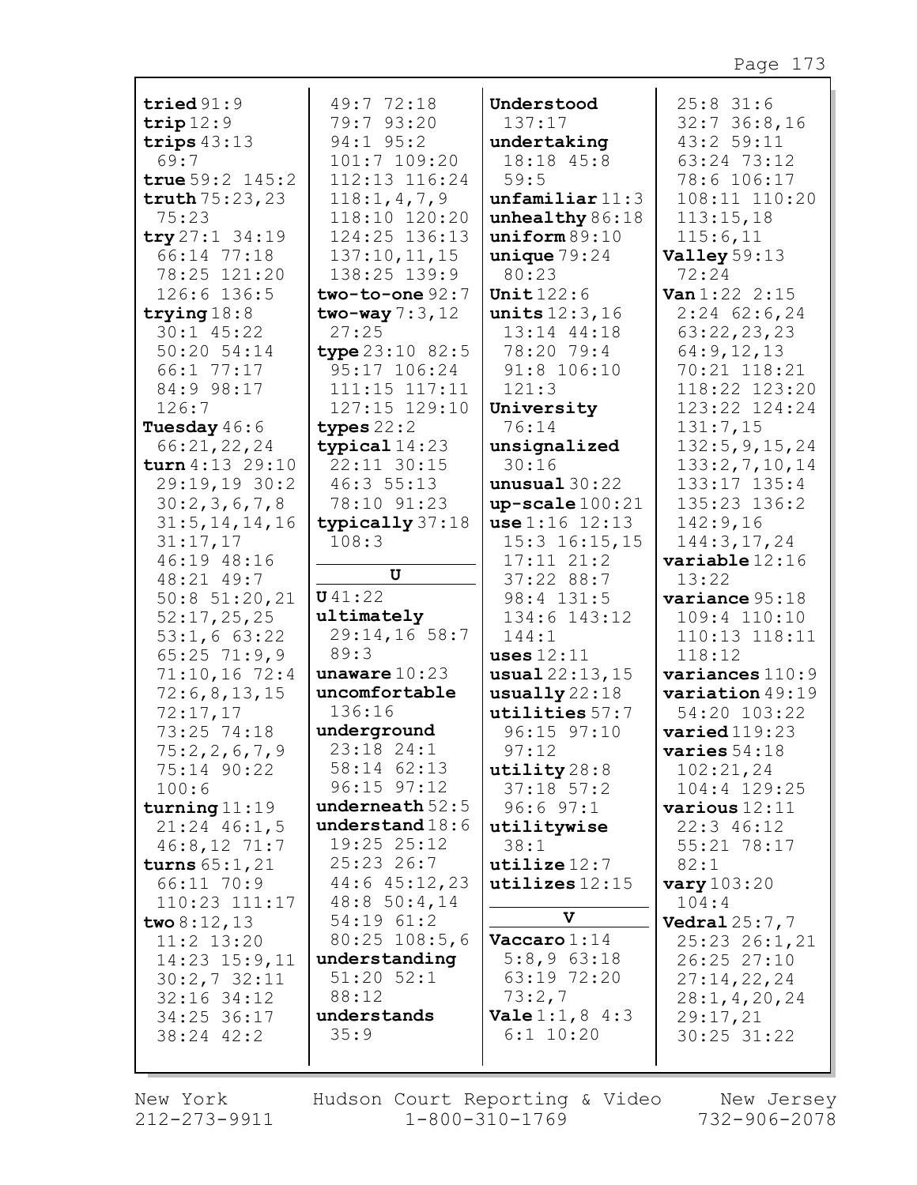**tried** 91:9
**trip** 12:9
**trips** 43:13 69:7
**true** 59:2 145:2
**truth** 75:23,23 75:23
**try** 27:1 34:19 66:14 77:18 78:25 121:20 126:6 136:5
**trying** 18:8 30:1 45:22 50:20 54:14 66:1 77:17 84:9 98:17 126:7
**Tuesday** 46:6 66:21,22,24
**turn** 4:13 29:10 29:19,19 30:2 30:2,3,6,7,8 31:5,14,14,16 31:17,17 46:19 48:16 48:21 49:7 50:8 51:20,21 52:17,25,25 53:1,6 63:22 65:25 71:9,9 71:10,16 72:4 72:6,8,13,15 72:17,17 73:25 74:18 75:2,2,6,7,9 75:14 90:22 100:6
**turning** 11:19 21:24 46:1,5 46:8,12 71:7
**turns** 65:1,21 66:11 70:9 110:23 111:17
**two** 8:12,13 11:2 13:20 14:23 15:9,11 30:2,7 32:11 32:16 34:12 34:25 36:17 38:24 42:2 49:7 72:18 79:7 93:20 94:1 95:2 101:7 109:20 112:13 116:24 118:1,4,7,9 118:10 120:20 124:25 136:13 137:10,11,15 138:25 139:9
**two-to-one** 92:7
**two-way** 7:3,12 27:25
**type** 23:10 82:5 95:17 106:24 111:15 117:11 127:15 129:10
**types** 22:2
**typical** 14:23 22:11 30:15 46:3 55:13 78:10 91:23
**typically** 37:18 108:3

**U**

**U** 41:22
**ultimately** 29:14,16 58:7 89:3
**unaware** 10:23
**uncomfortable** 136:16
**underground** 23:18 24:1 58:14 62:13 96:15 97:12
**underneath** 52:5
**understand** 18:6 19:25 25:12 25:23 26:7 44:6 45:12,23 48:8 50:4,14 54:19 61:2 80:25 108:5,6
**understanding** 51:20 52:1 88:12
**understands** 35:9
**Understood** 137:17
**undertaking** 18:18 45:8 59:5
**unfamiliar** 11:3
**unhealthy** 86:18
**uniform** 89:10
**unique** 79:24 80:23
**Unit** 122:6
**units** 12:3,16 13:14 44:18 78:20 79:4 91:8 106:10 121:3
**University** 76:14
**unsignalized** 30:16
**unusual** 30:22
**up-scale** 100:21
**use** 1:16 12:13 15:3 16:15,15 17:11 21:2 37:22 88:7 98:4 131:5 134:6 143:12 144:1
**uses** 12:11
**usual** 22:13,15
**usually** 22:18
**utilities** 57:7 96:15 97:10 97:12
**utility** 28:8 37:18 57:2 96:6 97:1
**utilitywise** 38:1
**utilize** 12:7
**utilizes** 12:15

**V**

**Vaccaro** 1:14 5:8,9 63:18 63:19 72:20 73:2,7
**Vale** 1:1,8 4:3 6:1 10:20 25:8 31:6 32:7 36:8,16 43:2 59:11 63:24 73:12 78:6 106:17 108:11 110:20 113:15,18 115:6,11
**Valley** 59:13 72:24
**Van** 1:22 2:15 2:24 62:6,24 63:22,23,23 64:9,12,13 70:21 118:21 118:22 123:20 123:22 124:24 131:7,15 132:5,9,15,24 133:2,7,10,14 133:17 135:4 135:23 136:2 142:9,16 144:3,17,24
**variable** 12:16 13:22
**variance** 95:18 109:4 110:10 110:13 118:11 118:12
**variances** 110:9
**variation** 49:19 54:20 103:22
**varied** 119:23
**varies** 54:18 102:21,24 104:4 129:25
**various** 12:11 22:3 46:12 55:21 78:17 82:1
**vary** 103:20 104:4
**Vedral** 25:7,7 25:23 26:1,21 26:25 27:10 27:14,22,24 28:1,4,20,24 29:17,21 30:25 31:22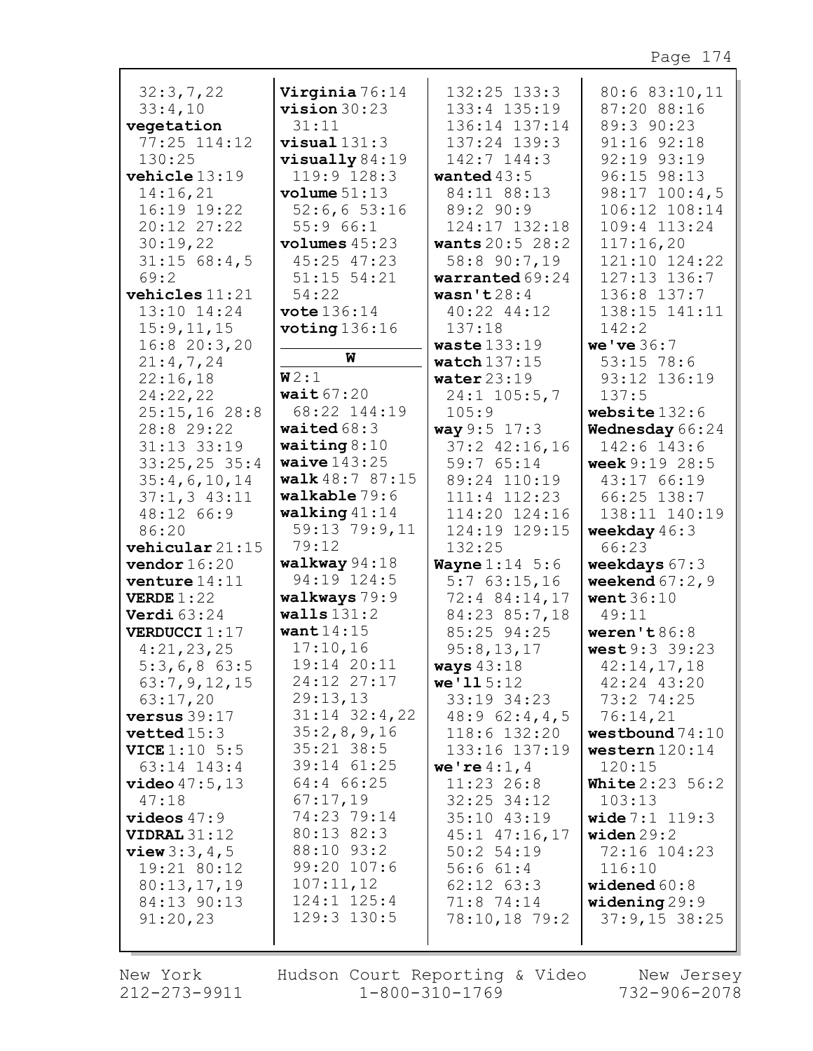32:3,7,22
33:4,10
**vegetation**
77:25 114:12
130:25
**vehicle** 13:19
14:16,21
16:19 19:22
20:12 27:22
30:19,22
31:15 68:4,5
69:2
**vehicles** 11:21
13:10 14:24
15:9,11,15
16:8 20:3,20
21:4,7,24
22:16,18
24:22,22
25:15,16 28:8
28:8 29:22
31:13 33:19
33:25,25 35:4
35:4,6,10,14
37:1,3 43:11
48:12 66:9
86:20
**vehicular** 21:15
**vendor** 16:20
**venture** 14:11
**VERDE** 1:22
**Verdi** 63:24
**VERDUCCI** 1:17
4:21,23,25
5:3,6,8 63:5
63:7,9,12,15
63:17,20
**versus** 39:17
**vetted** 15:3
**VICE** 1:10 5:5
63:14 143:4
**video** 47:5,13
47:18
**videos** 47:9
**VIDRAL** 31:12
**view** 3:3,4,5
19:21 80:12
80:13,17,19
84:13 90:13
91:20,23

**Virginia** 76:14
**vision** 30:23
31:11
**visual** 131:3
**visually** 84:19
119:9 128:3
**volume** 51:13
52:6,6 53:16
55:9 66:1
**volumes** 45:23
45:25 47:23
51:15 54:21
54:22
**vote** 136:14
**voting** 136:16

## W

**W** 2:1
**wait** 67:20
68:22 144:19
**waited** 68:3
**waiting** 8:10
**waive** 143:25
**walk** 48:7 87:15
**walkable** 79:6
**walking** 41:14
59:13 79:9,11
79:12
**walkway** 94:18
94:19 124:5
**walkways** 79:9
**walls** 131:2
**want** 14:15
17:10,16
19:14 20:11
24:12 27:17
29:13,13
31:14 32:4,22
35:2,8,9,16
35:21 38:5
39:14 61:25
64:4 66:25
67:17,19
74:23 79:14
80:13 82:3
88:10 93:2
99:20 107:6
107:11,12
124:1 125:4
129:3 130:5

132:25 133:3
133:4 135:19
136:14 137:14
137:24 139:3
142:7 144:3
**wanted** 43:5
84:11 88:13
89:2 90:9
124:17 132:18
**wants** 20:5 28:2
58:8 90:7,19
**warranted** 69:24
**wasn't** 28:4
40:22 44:12
137:18
**waste** 133:19
**watch** 137:15
**water** 23:19
24:1 105:5,7
105:9
**way** 9:5 17:3
37:2 42:16,16
59:7 65:14
89:24 110:19
111:4 112:23
114:20 124:16
124:19 129:15
132:25
**Wayne** 1:14 5:6
5:7 63:15,16
72:4 84:14,17
84:23 85:7,18
85:25 94:25
95:8,13,17
**ways** 43:18
**we'll** 5:12
33:19 34:23
48:9 62:4,4,5
118:6 132:20
133:16 137:19
**we're** 4:1,4
11:23 26:8
32:25 34:12
35:10 43:19
45:1 47:16,17
50:2 54:19
56:6 61:4
62:12 63:3
71:8 74:14
78:10,18 79:2

80:6 83:10,11
87:20 88:16
89:3 90:23
91:16 92:18
92:19 93:19
96:15 98:13
98:17 100:4,5
106:12 108:14
109:4 113:24
117:16,20
121:10 124:22
127:13 136:7
136:8 137:7
138:15 141:11
142:2
**we've** 36:7
53:15 78:6
93:12 136:19
137:5
**website** 132:6
**Wednesday** 66:24
142:6 143:6
**week** 9:19 28:5
43:17 66:19
66:25 138:7
138:11 140:19
**weekday** 46:3
66:23
**weekdays** 67:3
**weekend** 67:2,9
**went** 36:10
49:11
**weren't** 86:8
**west** 9:3 39:23
42:14,17,18
42:24 43:20
73:2 74:25
76:14,21
**westbound** 74:10
**western** 120:14
120:15
**White** 2:23 56:2
103:13
**wide** 7:1 119:3
**widen** 29:2
72:16 104:23
116:10
**widened** 60:8
**widening** 29:9
37:9,15 38:25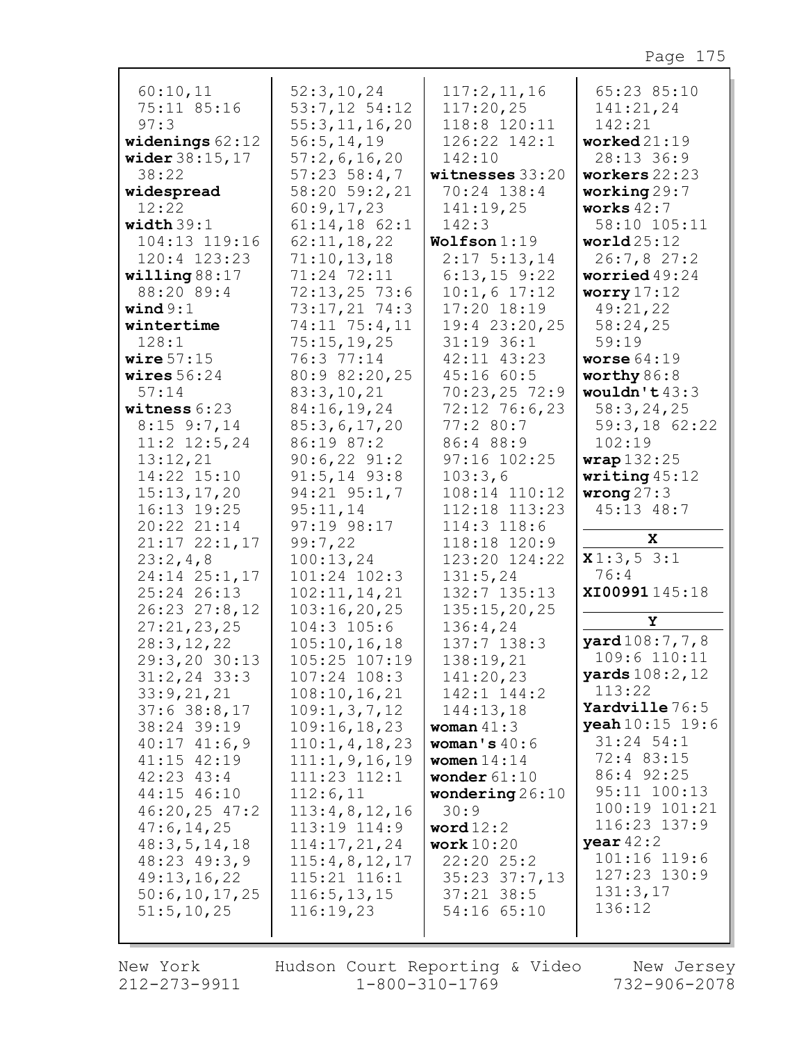60:10,11
75:11 85:16
97:3
**widenings** 62:12
**wider** 38:15,17
38:22
**widespread**
12:22
**width** 39:1
104:13 119:16
120:4 123:23
**willing** 88:17
88:20 89:4
**wind** 9:1
**wintertime**
128:1
**wire** 57:15
**wires** 56:24
57:14
**witness** 6:23
8:15 9:7,14
11:2 12:5,24
13:12,21
14:22 15:10
15:13,17,20
16:13 19:25
20:22 21:14
21:17 22:1,17
23:2,4,8
24:14 25:1,17
25:24 26:13
26:23 27:8,12
27:21,23,25
28:3,12,22
29:3,20 30:13
31:2,24 33:3
33:9,21,21
37:6 38:8,17
38:24 39:19
40:17 41:6,9
41:15 42:19
42:23 43:4
44:15 46:10
46:20,25 47:2
47:6,14,25
48:3,5,14,18
48:23 49:3,9
49:13,16,22
50:6,10,17,25
51:5,10,25
52:3,10,24
53:7,12 54:12
55:3,11,16,20
56:5,14,19
57:2,6,16,20
57:23 58:4,7
58:20 59:2,21
60:9,17,23
61:14,18 62:1
62:11,18,22
71:10,13,18
71:24 72:11
72:13,25 73:6
73:17,21 74:3
74:11 75:4,11
75:15,19,25
76:3 77:14
80:9 82:20,25
83:3,10,21
84:16,19,24
85:3,6,17,20
86:19 87:2
90:6,22 91:2
91:5,14 93:8
94:21 95:1,7
95:11,14
97:19 98:17
99:7,22
100:13,24
101:24 102:3
102:11,14,21
103:16,20,25
104:3 105:6
105:10,16,18
105:25 107:19
107:24 108:3
108:10,16,21
109:1,3,7,12
109:16,18,23
110:1,4,18,23
111:1,9,16,19
111:23 112:1
112:6,11
113:4,8,12,16
113:19 114:9
114:17,21,24
115:4,8,12,17
115:21 116:1
116:5,13,15
116:19,23
117:2,11,16
117:20,25
118:8 120:11
126:22 142:1
142:10
**witnesses** 33:20
70:24 138:4
141:19,25
142:3
**Wolfson** 1:19
2:17 5:13,14
6:13,15 9:22
10:1,6 17:12
17:20 18:19
19:4 23:20,25
31:19 36:1
42:11 43:23
45:16 60:5
70:23,25 72:9
72:12 76:6,23
77:2 80:7
86:4 88:9
97:16 102:25
103:3,6
108:14 110:12
112:18 113:23
114:3 118:6
118:18 120:9
123:20 124:22
131:5,24
132:7 135:13
135:15,20,25
136:4,24
137:7 138:3
138:19,21
141:20,23
142:1 144:2
144:13,18
**woman** 41:3
**woman's** 40:6
**women** 14:14
**wonder** 61:10
**wondering** 26:10
30:9
**word** 12:2
**work** 10:20
22:20 25:2
35:23 37:7,13
37:21 38:5
54:16 65:10
65:23 85:10
141:21,24
142:21
**worked** 21:19
28:13 36:9
**workers** 22:23
**working** 29:7
**works** 42:7
58:10 105:11
**world** 25:12
26:7,8 27:2
**worried** 49:24
**worry** 17:12
49:21,22
58:24,25
59:19
**worse** 64:19
**worthy** 86:8
**wouldn't** 43:3
58:3,24,25
59:3,18 62:22
102:19
**wrap** 132:25
**writing** 45:12
**wrong** 27:3
45:13 48:7

**X**

**X** 1:3,5 3:1
76:4
**XI00991** 145:18

**Y**

**yard** 108:7,7,8
109:6 110:11
**yards** 108:2,12
113:22
**Yardville** 76:5
**yeah** 10:15 19:6
31:24 54:1
72:4 83:15
86:4 92:25
95:11 100:13
100:19 101:21
116:23 137:9
**year** 42:2
101:16 119:6
127:23 130:9
131:3,17
136:12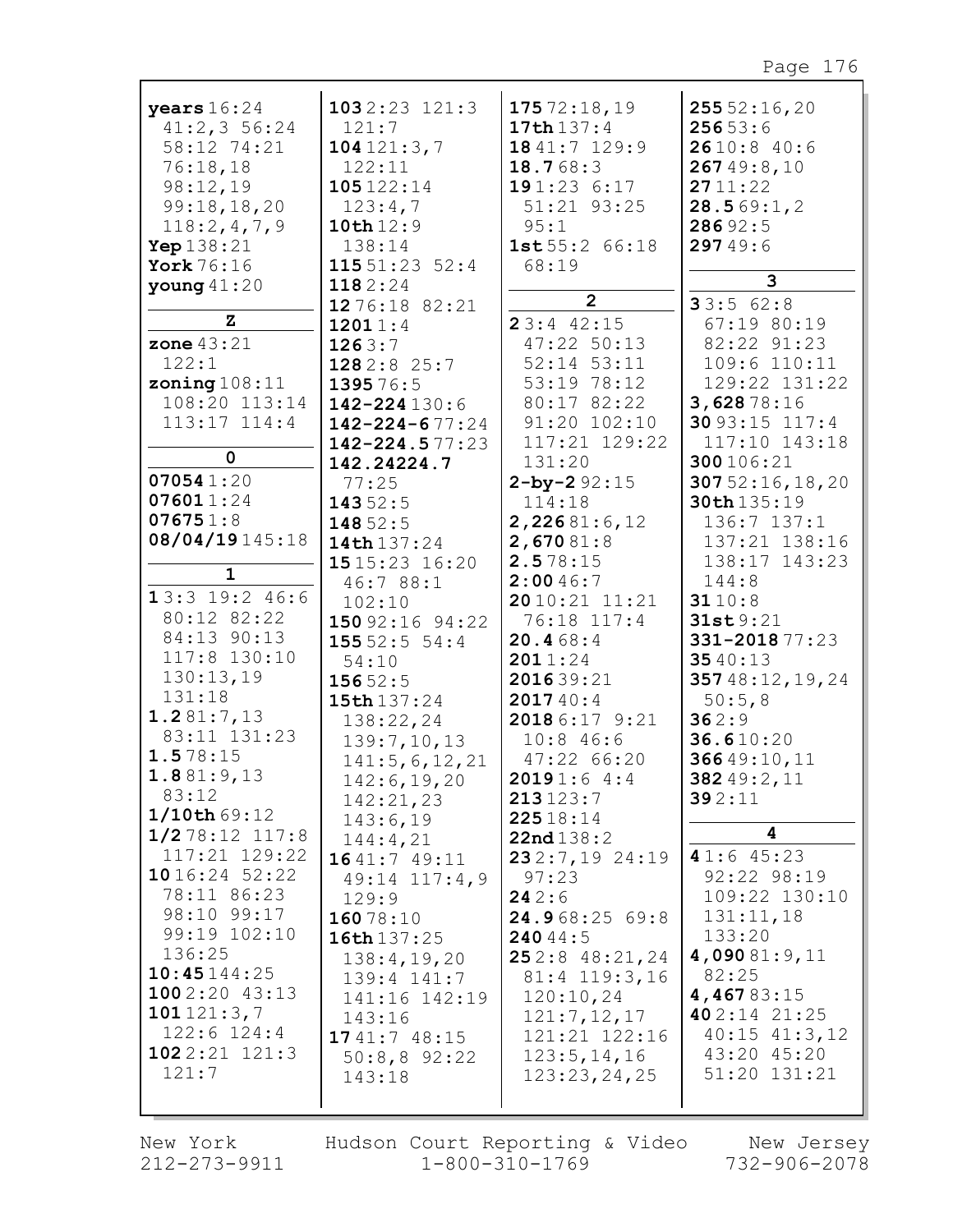**years** 16:24 41:2,3 56:24 58:12 74:21 76:18,18 98:12,19 99:18,18,20 118:2,4,7,9
**Yep** 138:21
**York** 76:16
**young** 41:20

**Z**

**zone** 43:21 122:1
**zoning** 108:11 108:20 113:14 113:17 114:4

**0**

**07054** 1:20
**07601** 1:24
**07675** 1:8
**08/04/19** 145:18

**1**

**1** 3:3 19:2 46:6 80:12 82:22 84:13 90:13 117:8 130:10 130:13,19 131:18
**1.2** 81:7,13 83:11 131:23
**1.5** 78:15
**1.8** 81:9,13 83:12
**1/10th** 69:12
**1/2** 78:12 117:8 117:21 129:22
**10** 16:24 52:22 78:11 86:23 98:10 99:17 99:19 102:10 136:25
**10:45** 144:25
**100** 2:20 43:13
**101** 121:3,7 122:6 124:4
**102** 2:21 121:3 121:7
**103** 2:23 121:3 121:7
**104** 121:3,7 122:11
**105** 122:14 123:4,7
**10th** 12:9 138:14
**115** 51:23 52:4
**118** 2:24
**12** 76:18 82:21
**1201** 1:4
**126** 3:7
**128** 2:8 25:7
**1395** 76:5
**142-224** 130:6
**142-224-6** 77:24
**142-224.5** 77:23
**142.24224.7** 77:25
**143** 52:5
**148** 52:5
**14th** 137:24
**15** 15:23 16:20 46:7 88:1 102:10
**150** 92:16 94:22
**155** 52:5 54:4 54:10
**156** 52:5
**15th** 137:24 138:22,24 139:7,10,13 141:5,6,12,21 142:6,19,20 142:21,23 143:6,19 144:4,21
**16** 41:7 49:11 49:14 117:4,9 129:9
**160** 78:10
**16th** 137:25 138:4,19,20 139:4 141:7 141:16 142:19 143:16
**17** 41:7 48:15 50:8,8 92:22 143:18
**175** 72:18,19
**17th** 137:4
**18** 41:7 129:9
**18.7** 68:3
**19** 1:23 6:17 51:21 93:25 95:1
**1st** 55:2 66:18 68:19

**2**

**2** 3:4 42:15 47:22 50:13 52:14 53:11 53:19 78:12 80:17 82:22 91:20 102:10 117:21 129:22 131:20
**2-by-2** 92:15 114:18
**2,226** 81:6,12
**2,670** 81:8
**2.5** 78:15
**2:00** 46:7
**20** 10:21 11:21 76:18 117:4
**20.4** 68:4
**201** 1:24
**2016** 39:21
**2017** 40:4
**2018** 6:17 9:21 10:8 46:6 47:22 66:20
**2019** 1:6 4:4
**213** 123:7
**225** 18:14
**22nd** 138:2
**23** 2:7,19 24:19 97:23
**24** 2:6
**24.9** 68:25 69:8
**240** 44:5
**25** 2:8 48:21,24 81:4 119:3,16 120:10,24 121:7,12,17 121:21 122:16 123:5,14,16 123:23,24,25
**255** 52:16,20
**256** 53:6
**26** 10:8 40:6
**267** 49:8,10
**27** 11:22
**28.5** 69:1,2
**286** 92:5
**297** 49:6

**3**

**3** 3:5 62:8 67:19 80:19 82:22 91:23 109:6 110:11 129:22 131:22
**3,628** 78:16
**30** 93:15 117:4 117:10 143:18
**300** 106:21
**307** 52:16,18,20
**30th** 135:19 136:7 137:1 137:21 138:16 138:17 143:23 144:8
**31** 10:8
**31st** 9:21
**331-2018** 77:23
**35** 40:13
**357** 48:12,19,24 50:5,8
**36** 2:9
**36.6** 10:20
**366** 49:10,11
**382** 49:2,11
**39** 2:11

**4**

**4** 1:6 45:23 92:22 98:19 109:22 130:10 131:11,18 133:20
**4,090** 81:9,11 82:25
**4,467** 83:15
**40** 2:14 21:25 40:15 41:3,12 43:20 45:20 51:20 131:21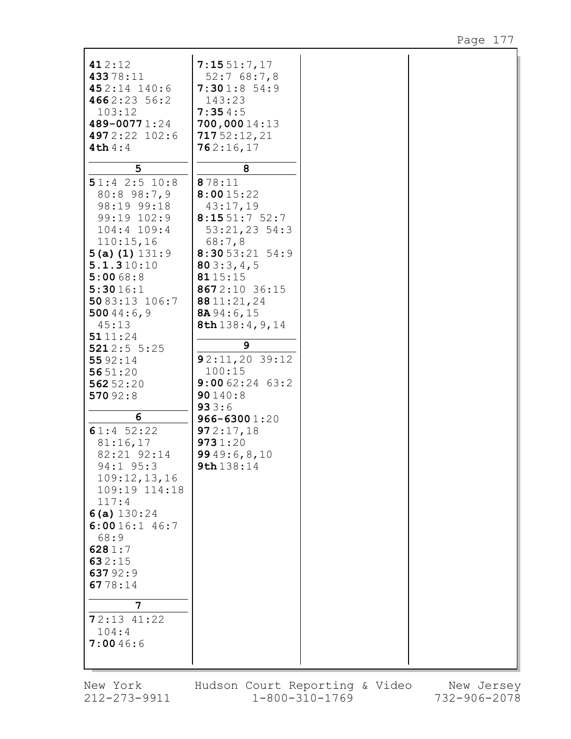**41** 2:12
**433** 78:11
**45** 2:14 140:6
**466** 2:23 56:2 103:12
**489-0077** 1:24
**497** 2:22 102:6
**4th** 4:4

### 5

**5** 1:4 2:5 10:8 80:8 98:7,9 98:19 99:18 99:19 102:9 104:4 109:4 110:15,16
**5(a)(1)** 131:9
**5.1.3** 10:10
**5:00** 68:8
**5:30** 16:1
**50** 83:13 106:7
**500** 44:6,9 45:13
**51** 11:24
**521** 2:5 5:25
**55** 92:14
**56** 51:20
**562** 52:20
**570** 92:8

### 6

**6** 1:4 52:22 81:16,17 82:21 92:14 94:1 95:3 109:12,13,16 109:19 114:18 117:4
**6(a)** 130:24
**6:00** 16:1 46:7 68:9
**628** 1:7
**63** 2:15
**637** 92:9
**67** 78:14

### 7

**7** 2:13 41:22 104:4
**7:00** 46:6
**7:15** 51:7,17 52:7 68:7,8
**7:30** 1:8 54:9 143:23
**7:35** 4:5
**700,000** 14:13
**717** 52:12,21
**76** 2:16,17

### 8

**8** 78:11
**8:00** 15:22 43:17,19
**8:15** 51:7 52:7 53:21,23 54:3 68:7,8
**8:30** 53:21 54:9
**80** 3:3,4,5
**81** 15:15
**867** 2:10 36:15
**88** 11:21,24
**8A** 94:6,15
**8th** 138:4,9,14

### 9

**9** 2:11,20 39:12 100:15
**9:00** 62:24 63:2
**90** 140:8
**93** 3:6
**966-6300** 1:20
**97** 2:17,18
**973** 1:20
**99** 49:6,8,10
**9th** 138:14